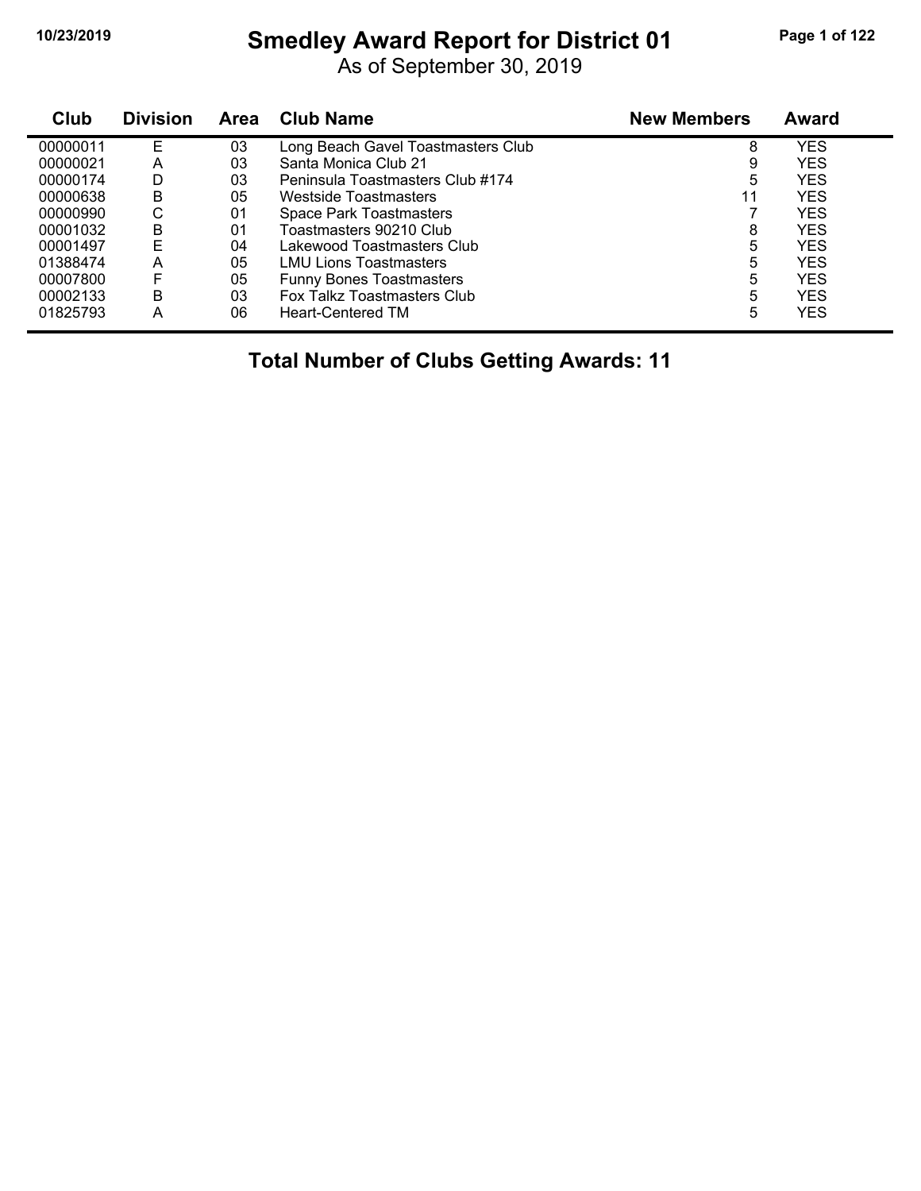# Smedley Award Report for District 01

As of September 30, 2019

| Club | Division | Area | Club Name | New Members | Award |
|---|---|---|---|---|---|
| 00000011 | E | 03 | Long Beach Gavel Toastmasters Club | 8 | YES |
| 00000021 | A | 03 | Santa Monica Club 21 | 9 | YES |
| 00000174 | D | 03 | Peninsula Toastmasters Club #174 | 5 | YES |
| 00000638 | B | 05 | Westside Toastmasters | 11 | YES |
| 00000990 | C | 01 | Space Park Toastmasters | 7 | YES |
| 00001032 | B | 01 | Toastmasters 90210 Club | 8 | YES |
| 00001497 | E | 04 | Lakewood Toastmasters Club | 5 | YES |
| 01388474 | A | 05 | LMU Lions Toastmasters | 5 | YES |
| 00007800 | F | 05 | Funny Bones Toastmasters | 5 | YES |
| 00002133 | B | 03 | Fox Talkz Toastmasters Club | 5 | YES |
| 01825793 | A | 06 | Heart-Centered TM | 5 | YES |

**Total Number of Clubs Getting Awards: 11**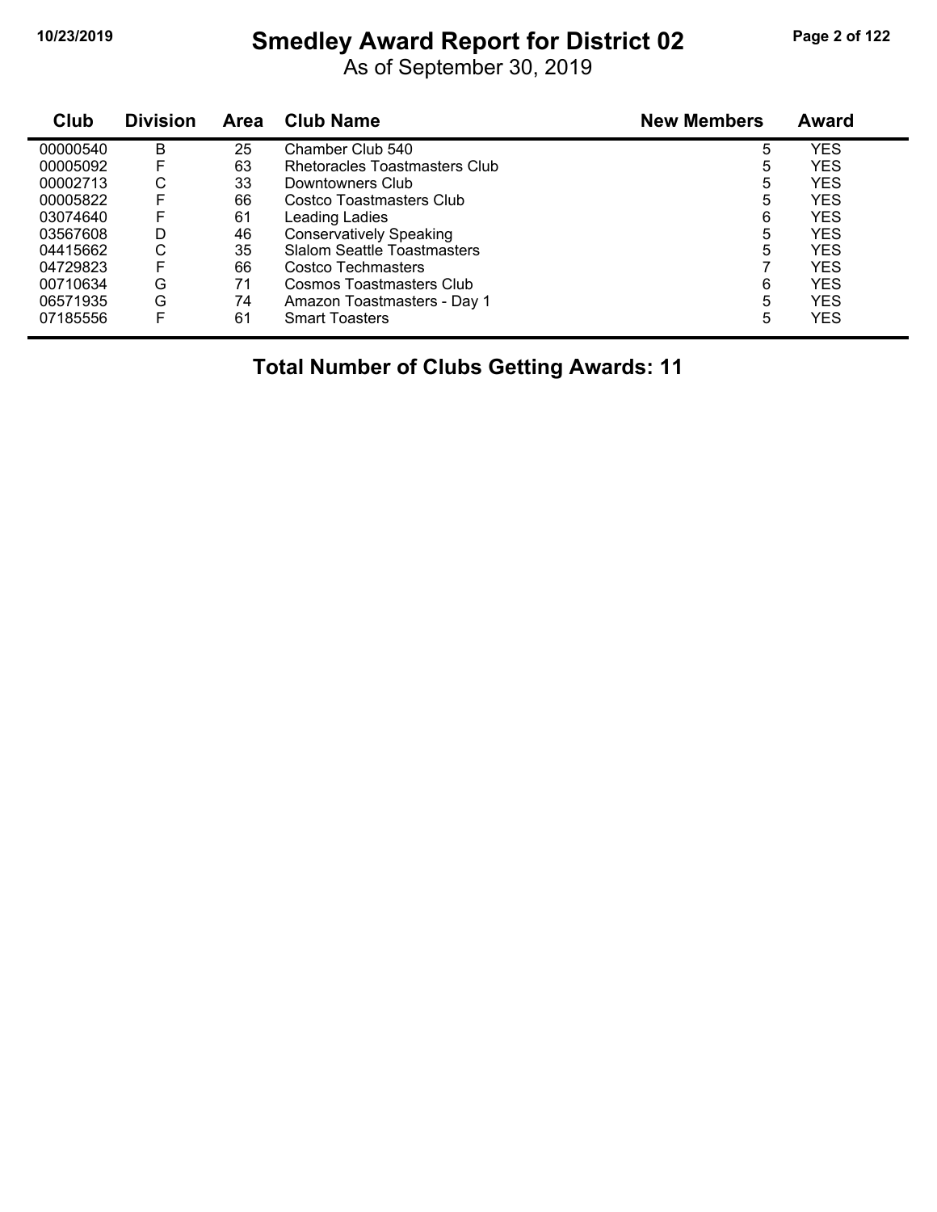# Smedley Award Report for District 02

As of September 30, 2019

| Club | Division | Area | Club Name | New Members | Award |
|---|---|---|---|---|---|
| 00000540 | B | 25 | Chamber Club 540 | 5 | YES |
| 00005092 | F | 63 | Rhetoracles Toastmasters Club | 5 | YES |
| 00002713 | C | 33 | Downtowners Club | 5 | YES |
| 00005822 | F | 66 | Costco Toastmasters Club | 5 | YES |
| 03074640 | F | 61 | Leading Ladies | 6 | YES |
| 03567608 | D | 46 | Conservatively Speaking | 5 | YES |
| 04415662 | C | 35 | Slalom Seattle Toastmasters | 5 | YES |
| 04729823 | F | 66 | Costco Techmasters | 7 | YES |
| 00710634 | G | 71 | Cosmos Toastmasters Club | 6 | YES |
| 06571935 | G | 74 | Amazon Toastmasters - Day 1 | 5 | YES |
| 07185556 | F | 61 | Smart Toasters | 5 | YES |

**Total Number of Clubs Getting Awards: 11**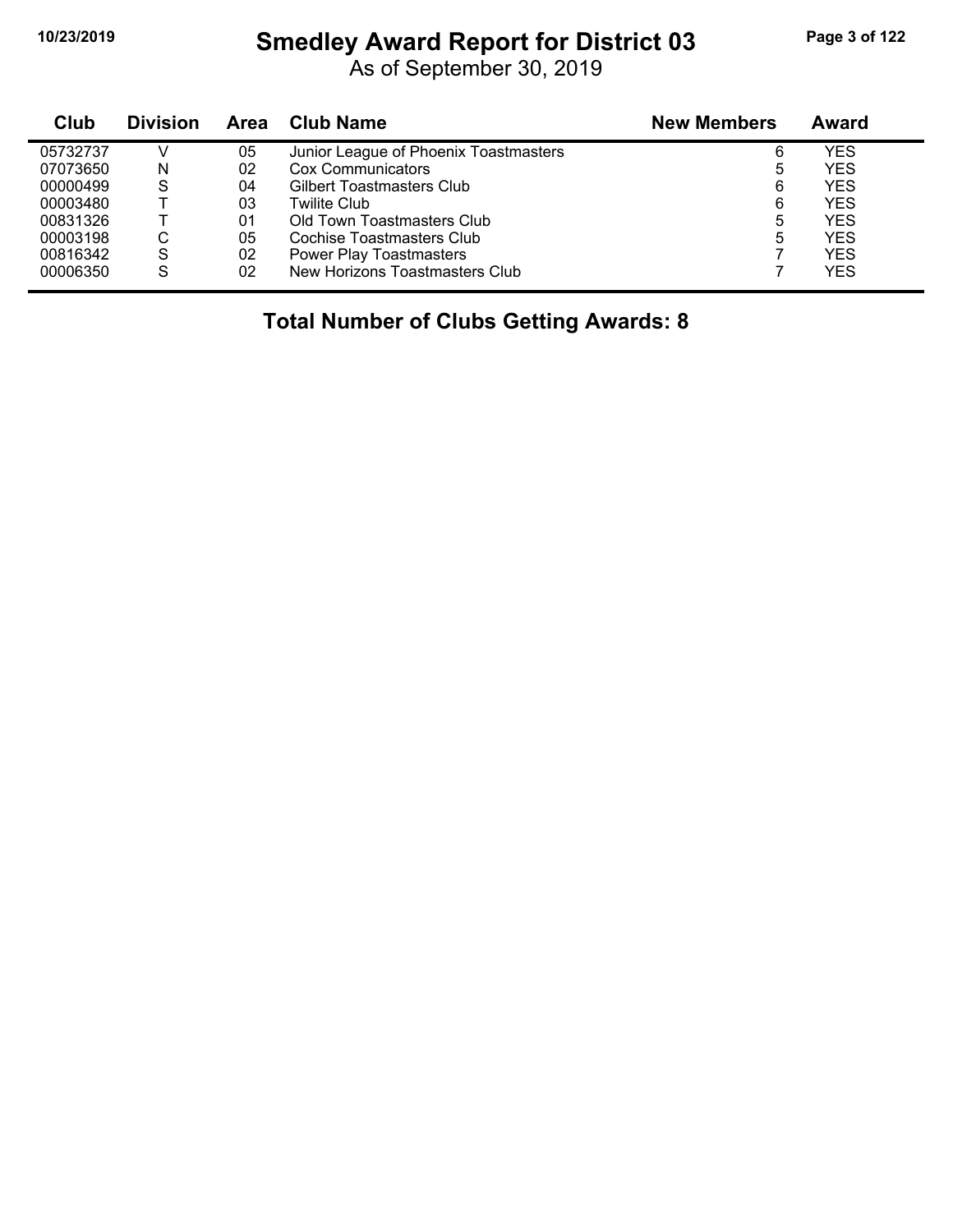# Smedley Award Report for District 03

As of September 30, 2019

| Club | Division | Area | Club Name | New Members | Award |
|---|---|---|---|---|---|
| 05732737 | V | 05 | Junior League of Phoenix Toastmasters | 6 | YES |
| 07073650 | N | 02 | Cox Communicators | 5 | YES |
| 00000499 | S | 04 | Gilbert Toastmasters Club | 6 | YES |
| 00003480 | T | 03 | Twilite Club | 6 | YES |
| 00831326 | T | 01 | Old Town Toastmasters Club | 5 | YES |
| 00003198 | C | 05 | Cochise Toastmasters Club | 5 | YES |
| 00816342 | S | 02 | Power Play Toastmasters | 7 | YES |
| 00006350 | S | 02 | New Horizons Toastmasters Club | 7 | YES |

## Total Number of Clubs Getting Awards: 8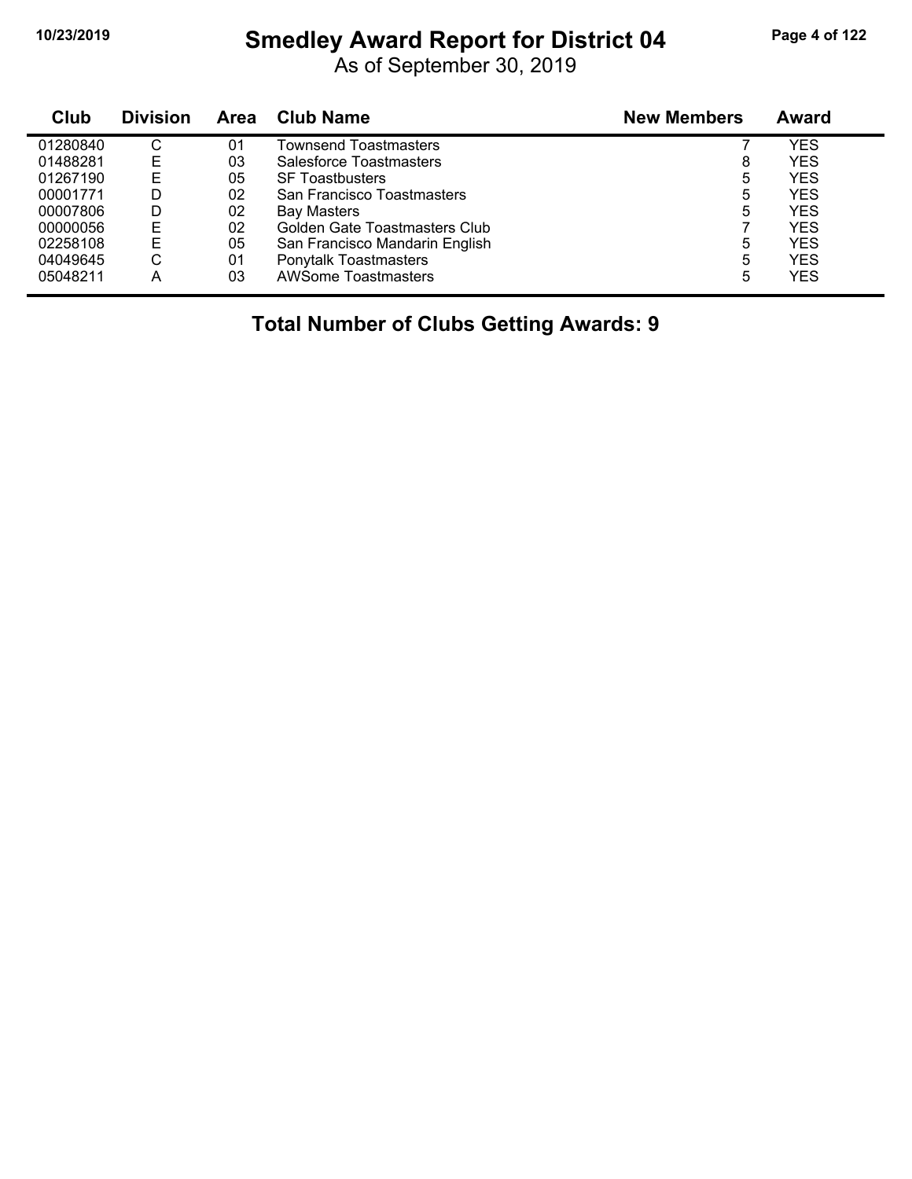# Smedley Award Report for District 04

As of September 30, 2019

| Club | Division | Area | Club Name | New Members | Award |
|---|---|---|---|---|---|
| 01280840 | C | 01 | Townsend Toastmasters | 7 | YES |
| 01488281 | E | 03 | Salesforce Toastmasters | 8 | YES |
| 01267190 | E | 05 | SF Toastbusters | 5 | YES |
| 00001771 | D | 02 | San Francisco Toastmasters | 5 | YES |
| 00007806 | D | 02 | Bay Masters | 5 | YES |
| 00000056 | E | 02 | Golden Gate Toastmasters Club | 7 | YES |
| 02258108 | E | 05 | San Francisco Mandarin English | 5 | YES |
| 04049645 | C | 01 | Ponytalk Toastmasters | 5 | YES |
| 05048211 | A | 03 | AWSome Toastmasters | 5 | YES |

**Total Number of Clubs Getting Awards: 9**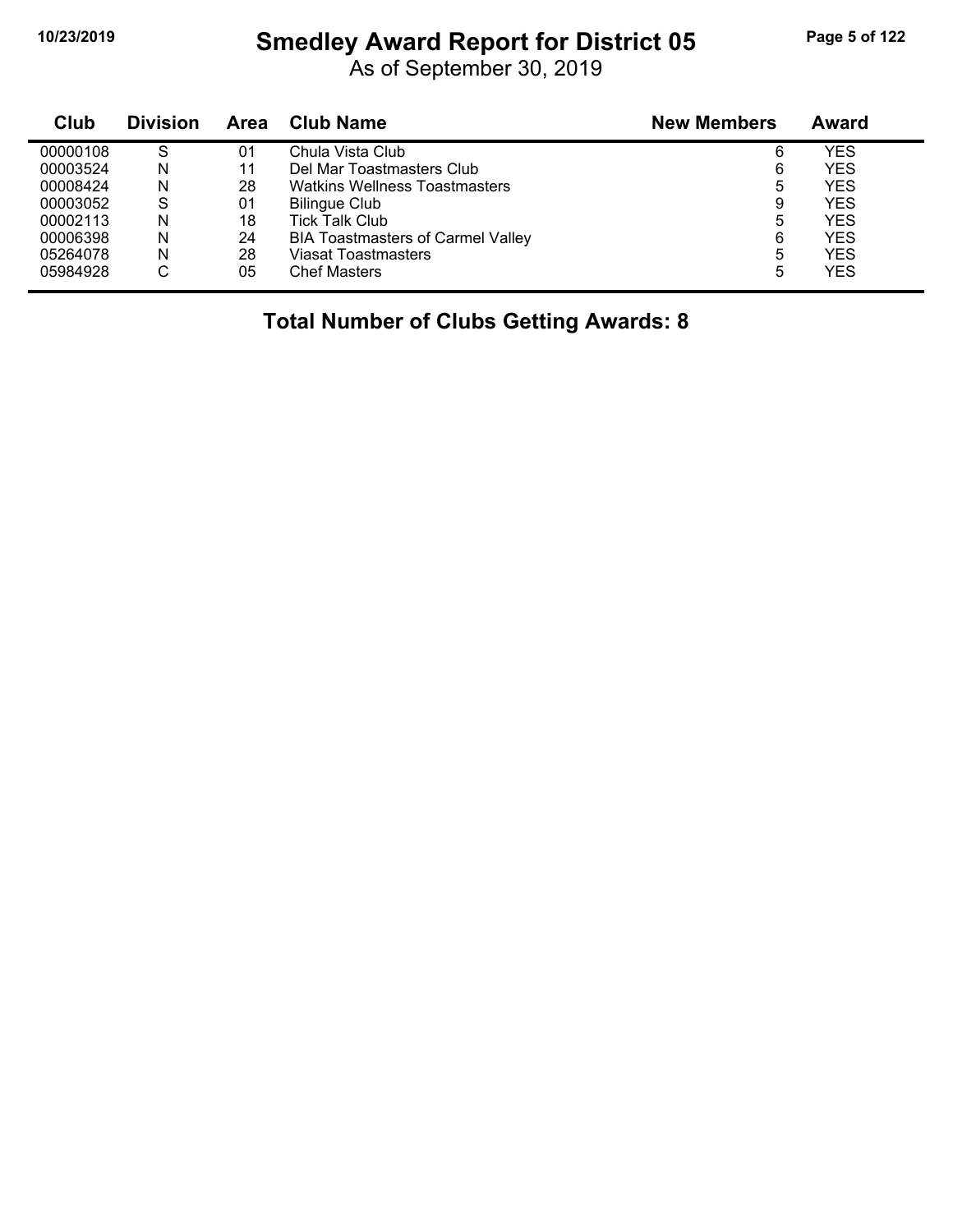# Smedley Award Report for District 05

As of September 30, 2019

| Club | Division | Area | Club Name | New Members | Award |
|---|---|---|---|---|---|
| 00000108 | S | 01 | Chula Vista Club | 6 | YES |
| 00003524 | N | 11 | Del Mar Toastmasters Club | 6 | YES |
| 00008424 | N | 28 | Watkins Wellness Toastmasters | 5 | YES |
| 00003052 | S | 01 | Bilingue Club | 9 | YES |
| 00002113 | N | 18 | Tick Talk Club | 5 | YES |
| 00006398 | N | 24 | BIA Toastmasters of Carmel Valley | 6 | YES |
| 05264078 | N | 28 | Viasat Toastmasters | 5 | YES |
| 05984928 | C | 05 | Chef Masters | 5 | YES |

**Total Number of Clubs Getting Awards: 8**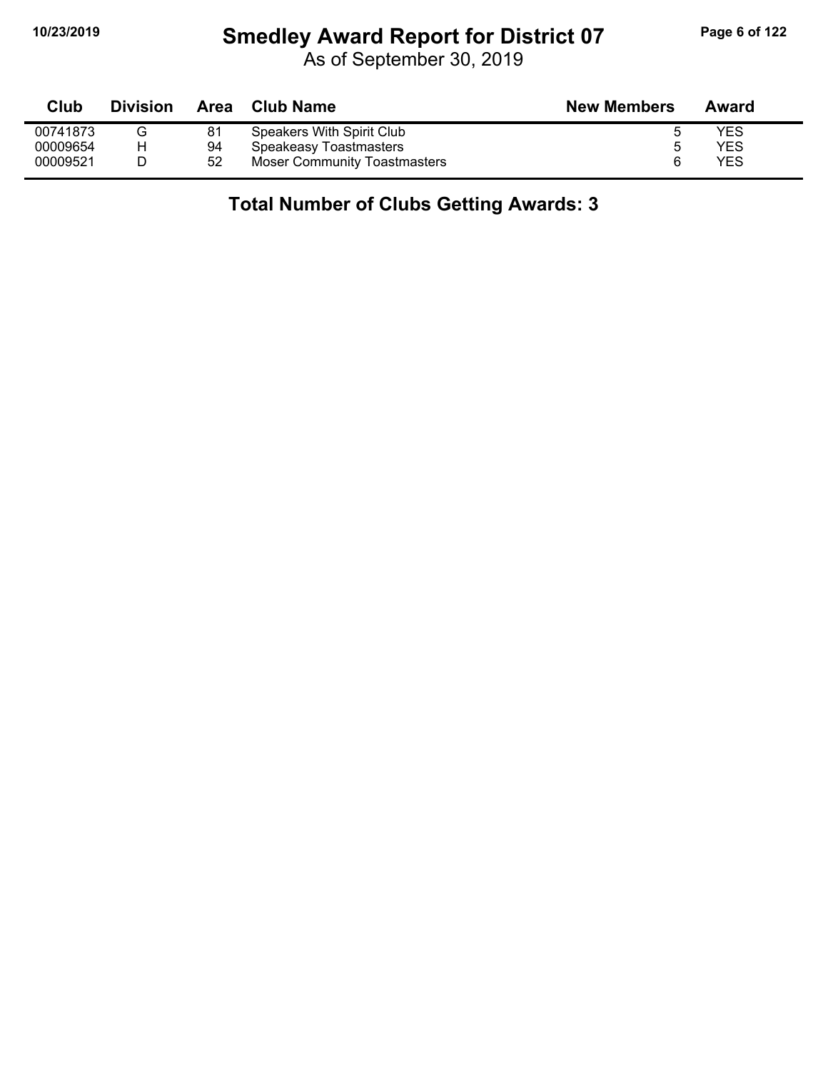# Smedley Award Report for District 07

As of September 30, 2019

| Club | Division | Area | Club Name | New Members | Award |
|---|---|---|---|---|---|
| 00741873 | G | 81 | Speakers With Spirit Club | 5 | YES |
| 00009654 | H | 94 | Speakeasy Toastmasters | 5 | YES |
| 00009521 | D | 52 | Moser Community Toastmasters | 6 | YES |

**Total Number of Clubs Getting Awards: 3**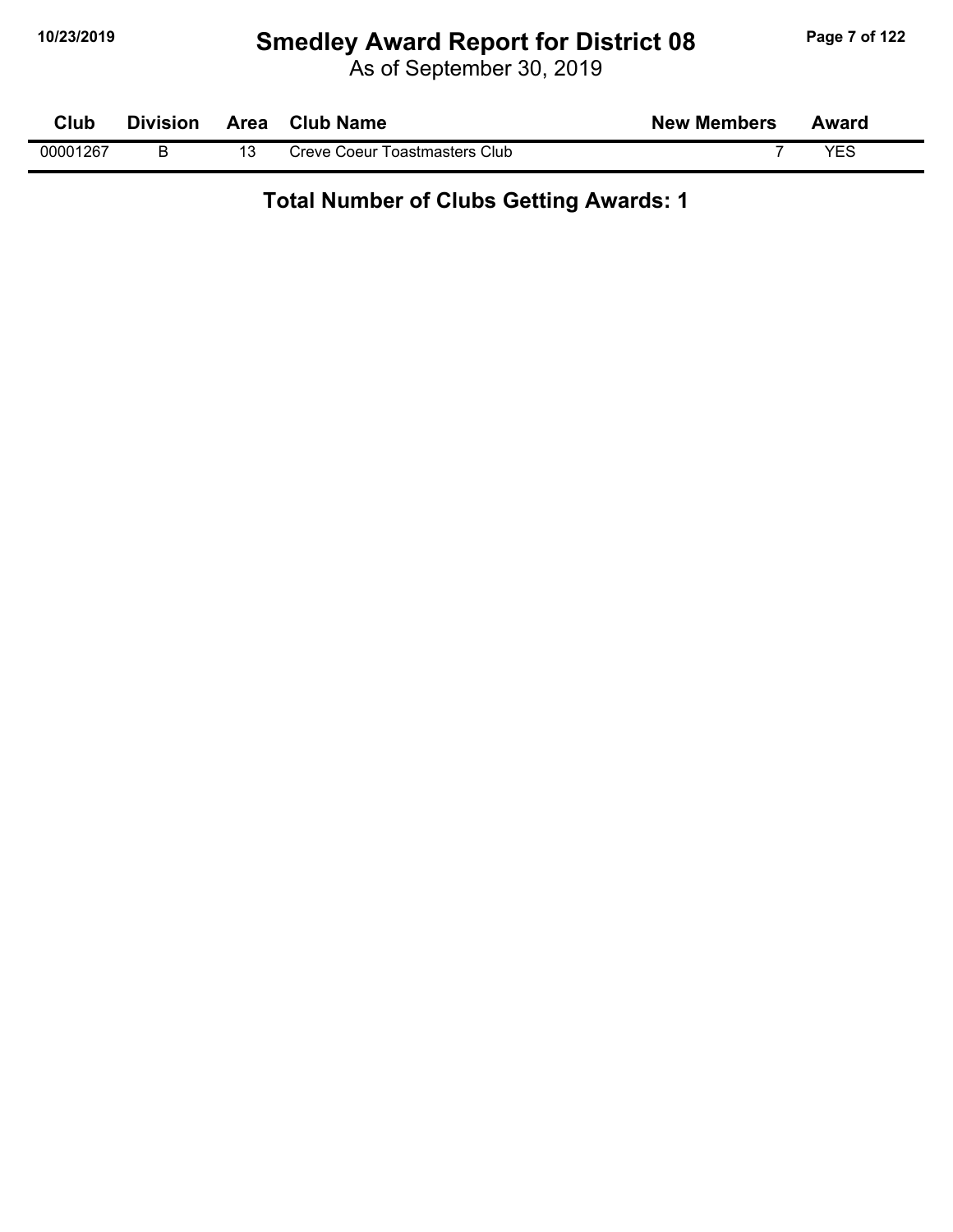# Smedley Award Report for District 08

As of September 30, 2019

| Club | Division | Area | Club Name | New Members | Award |
|---|---|---|---|---|---|
| 00001267 | B | 13 | Creve Coeur Toastmasters Club | 7 | YES |

**Total Number of Clubs Getting Awards: 1**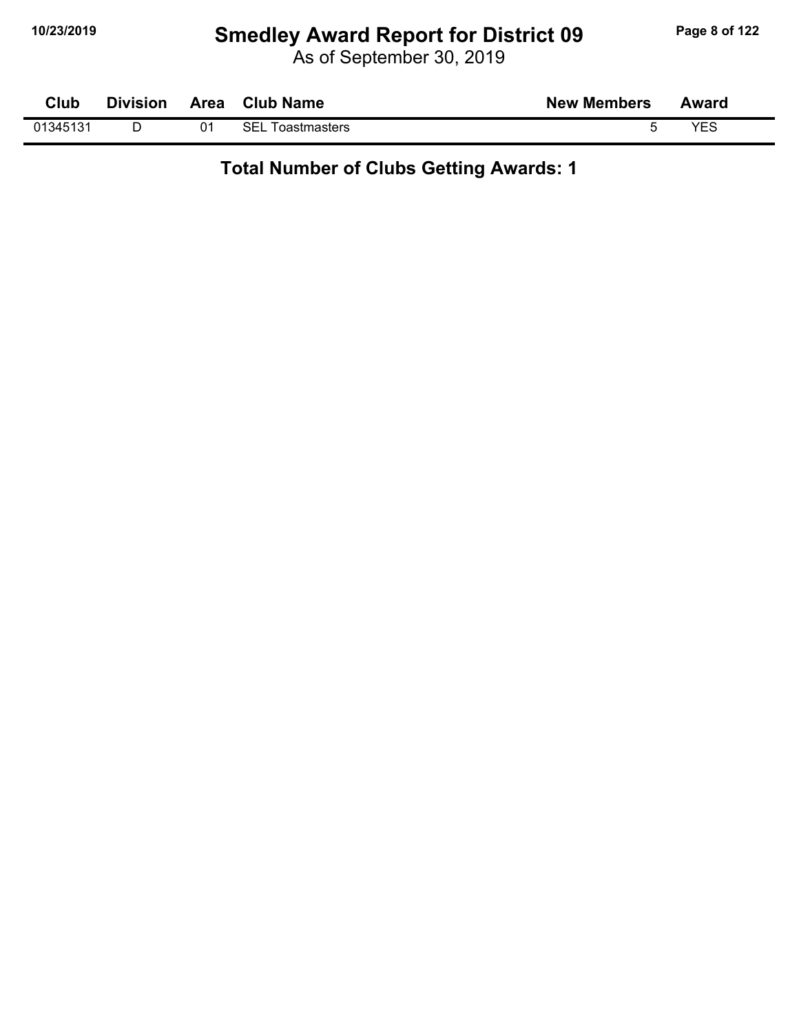# Smedley Award Report for District 09

As of September 30, 2019

| Club | Division | Area | Club Name | New Members | Award |
|---|---|---|---|---|---|
| 01345131 | D | 01 | SEL Toastmasters | 5 | YES |

**Total Number of Clubs Getting Awards: 1**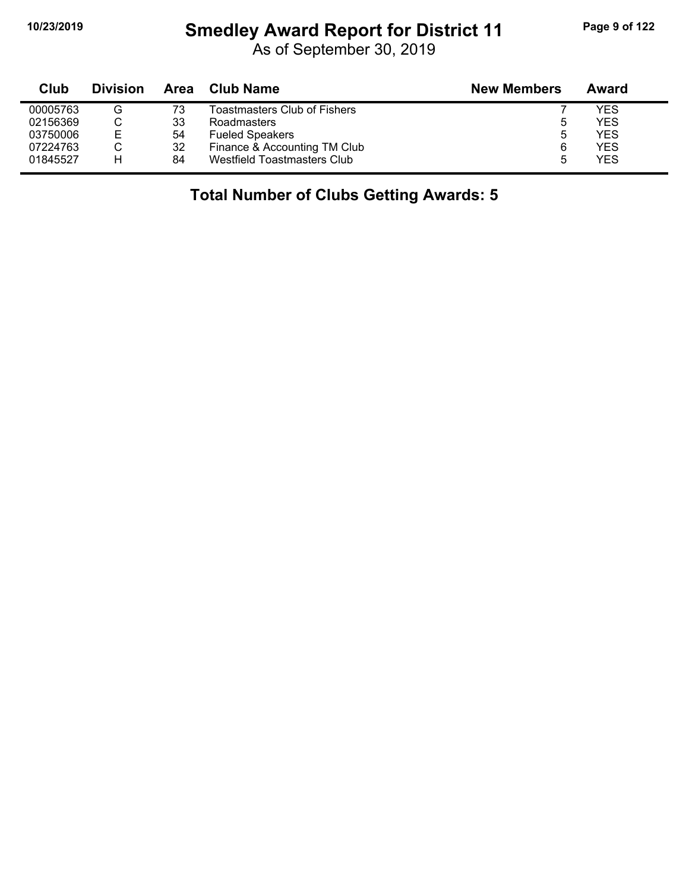# Smedley Award Report for District 11

As of September 30, 2019

| Club | Division | Area | Club Name | New Members | Award |
|---|---|---|---|---|---|
| 00005763 | G | 73 | Toastmasters Club of Fishers | 7 | YES |
| 02156369 | C | 33 | Roadmasters | 5 | YES |
| 03750006 | E | 54 | Fueled Speakers | 5 | YES |
| 07224763 | C | 32 | Finance & Accounting TM Club | 6 | YES |
| 01845527 | H | 84 | Westfield Toastmasters Club | 5 | YES |

**Total Number of Clubs Getting Awards: 5**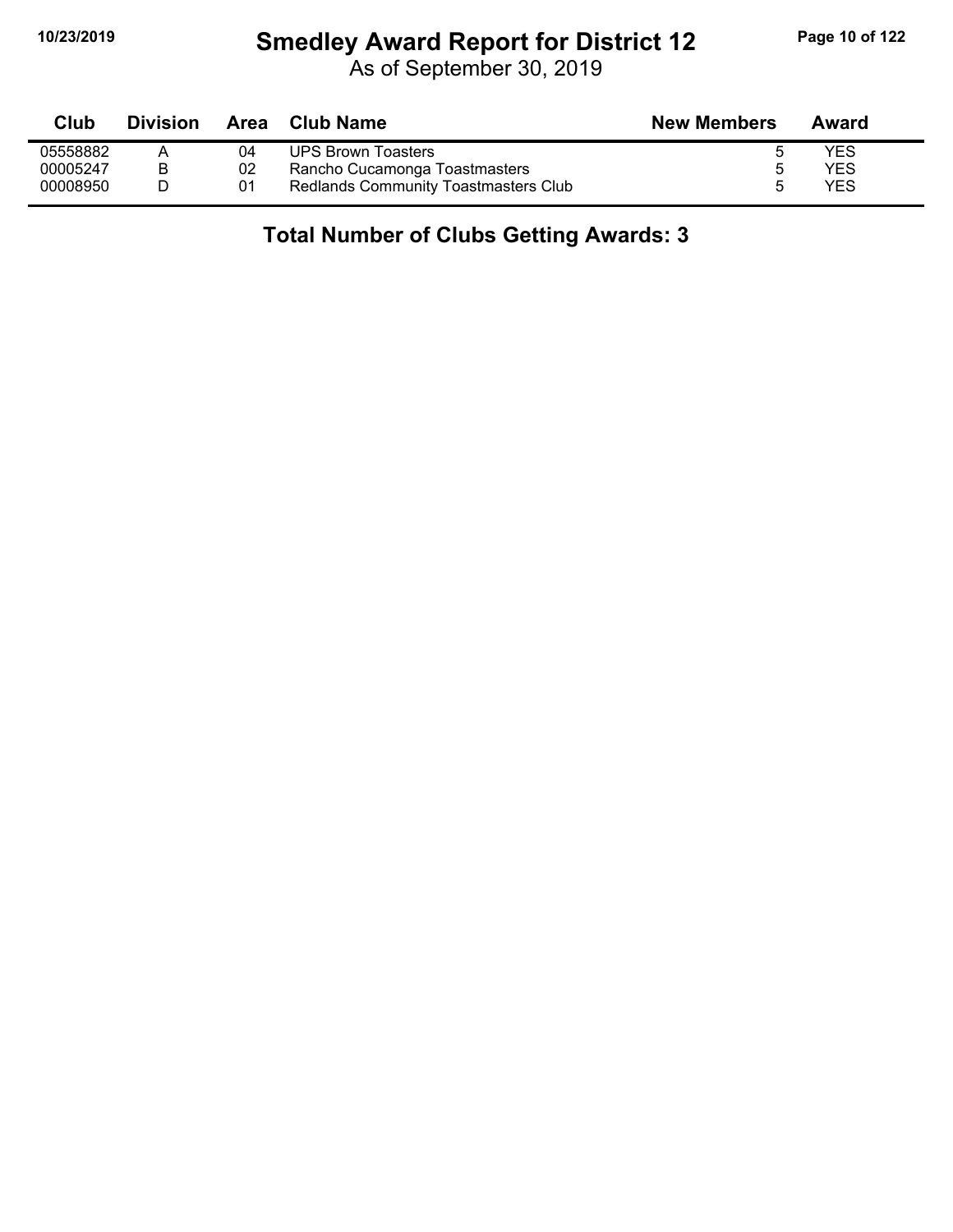# Smedley Award Report for District 12

As of September 30, 2019

| Club | Division | Area | Club Name | New Members | Award |
|---|---|---|---|---|---|
| 05558882 | A | 04 | UPS Brown Toasters | 5 | YES |
| 00005247 | B | 02 | Rancho Cucamonga Toastmasters | 5 | YES |
| 00008950 | D | 01 | Redlands Community Toastmasters Club | 5 | YES |

**Total Number of Clubs Getting Awards: 3**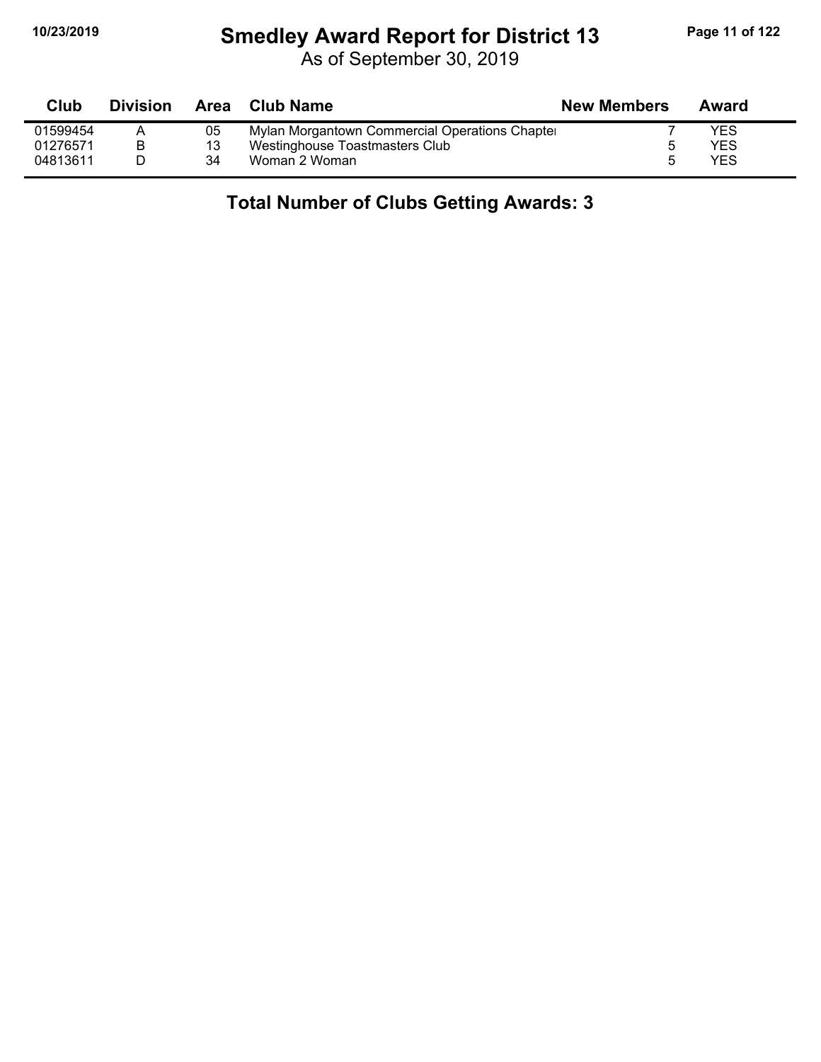# Smedley Award Report for District 13

As of September 30, 2019

| Club | Division | Area | Club Name | New Members | Award |
|---|---|---|---|---|---|
| 01599454 | A | 05 | Mylan Morgantown Commercial Operations Chapter | 7 | YES |
| 01276571 | B | 13 | Westinghouse Toastmasters Club | 5 | YES |
| 04813611 | D | 34 | Woman 2 Woman | 5 | YES |

**Total Number of Clubs Getting Awards: 3**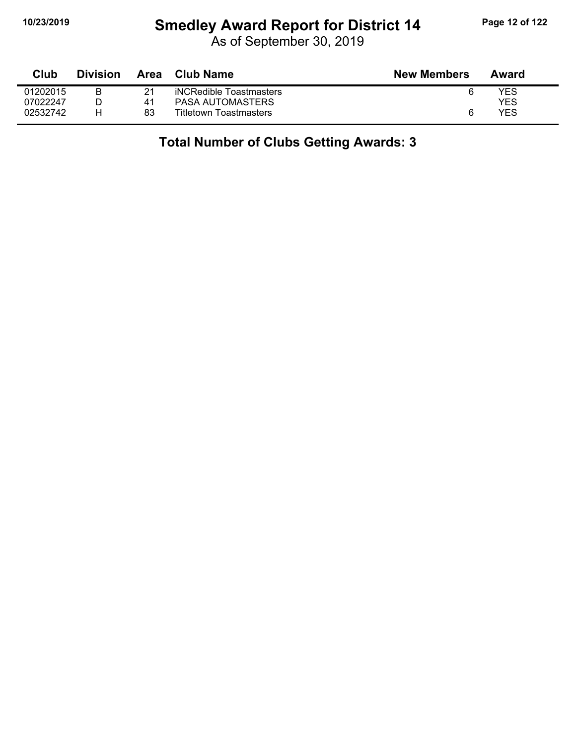# Smedley Award Report for District 14

As of September 30, 2019

| Club | Division | Area | Club Name | New Members | Award |
|---|---|---|---|---|---|
| 01202015 | B | 21 | iNCRedible Toastmasters | 6 | YES |
| 07022247 | D | 41 | PASA AUTOMASTERS | | YES |
| 02532742 | H | 83 | Titletown Toastmasters | 6 | YES |

## Total Number of Clubs Getting Awards: 3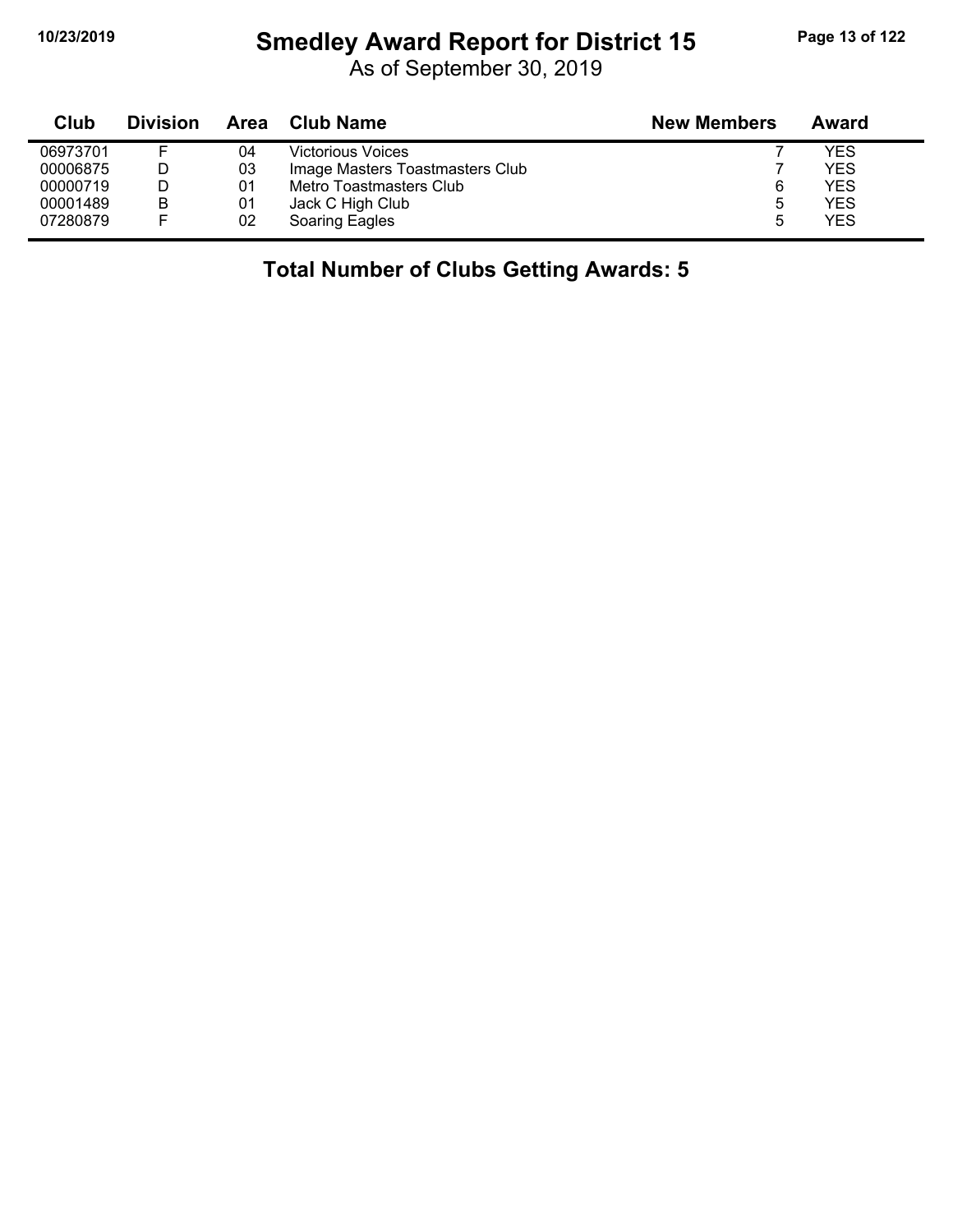# Smedley Award Report for District 15

As of September 30, 2019

| Club | Division | Area | Club Name | New Members | Award |
|---|---|---|---|---|---|
| 06973701 | F | 04 | Victorious Voices | 7 | YES |
| 00006875 | D | 03 | Image Masters Toastmasters Club | 7 | YES |
| 00000719 | D | 01 | Metro Toastmasters Club | 6 | YES |
| 00001489 | B | 01 | Jack C High Club | 5 | YES |
| 07280879 | F | 02 | Soaring Eagles | 5 | YES |

**Total Number of Clubs Getting Awards: 5**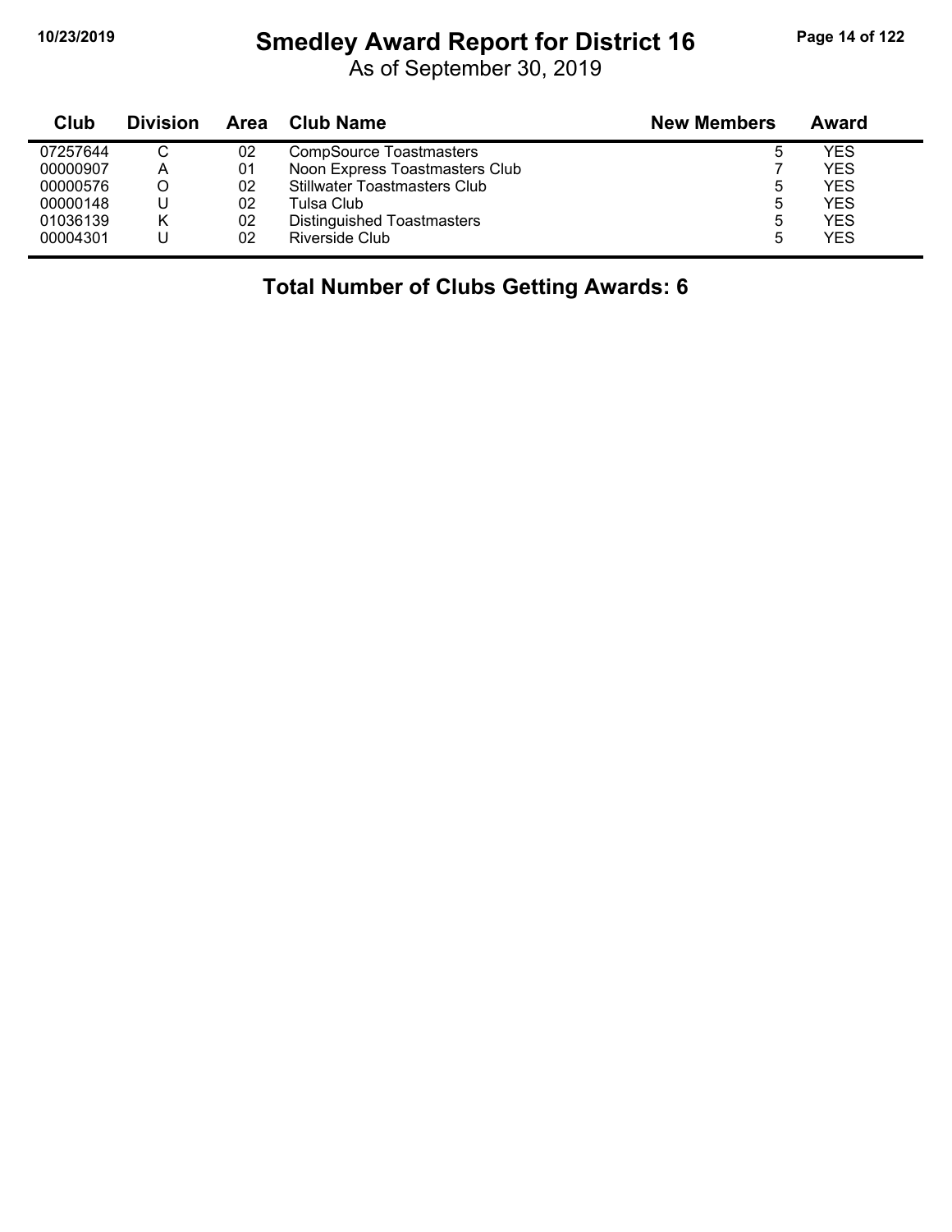# Smedley Award Report for District 16

As of September 30, 2019

| Club | Division | Area | Club Name | New Members | Award |
|---|---|---|---|---|---|
| 07257644 | C | 02 | CompSource Toastmasters | 5 | YES |
| 00000907 | A | 01 | Noon Express Toastmasters Club | 7 | YES |
| 00000576 | O | 02 | Stillwater Toastmasters Club | 5 | YES |
| 00000148 | U | 02 | Tulsa Club | 5 | YES |
| 01036139 | K | 02 | Distinguished Toastmasters | 5 | YES |
| 00004301 | U | 02 | Riverside Club | 5 | YES |

**Total Number of Clubs Getting Awards: 6**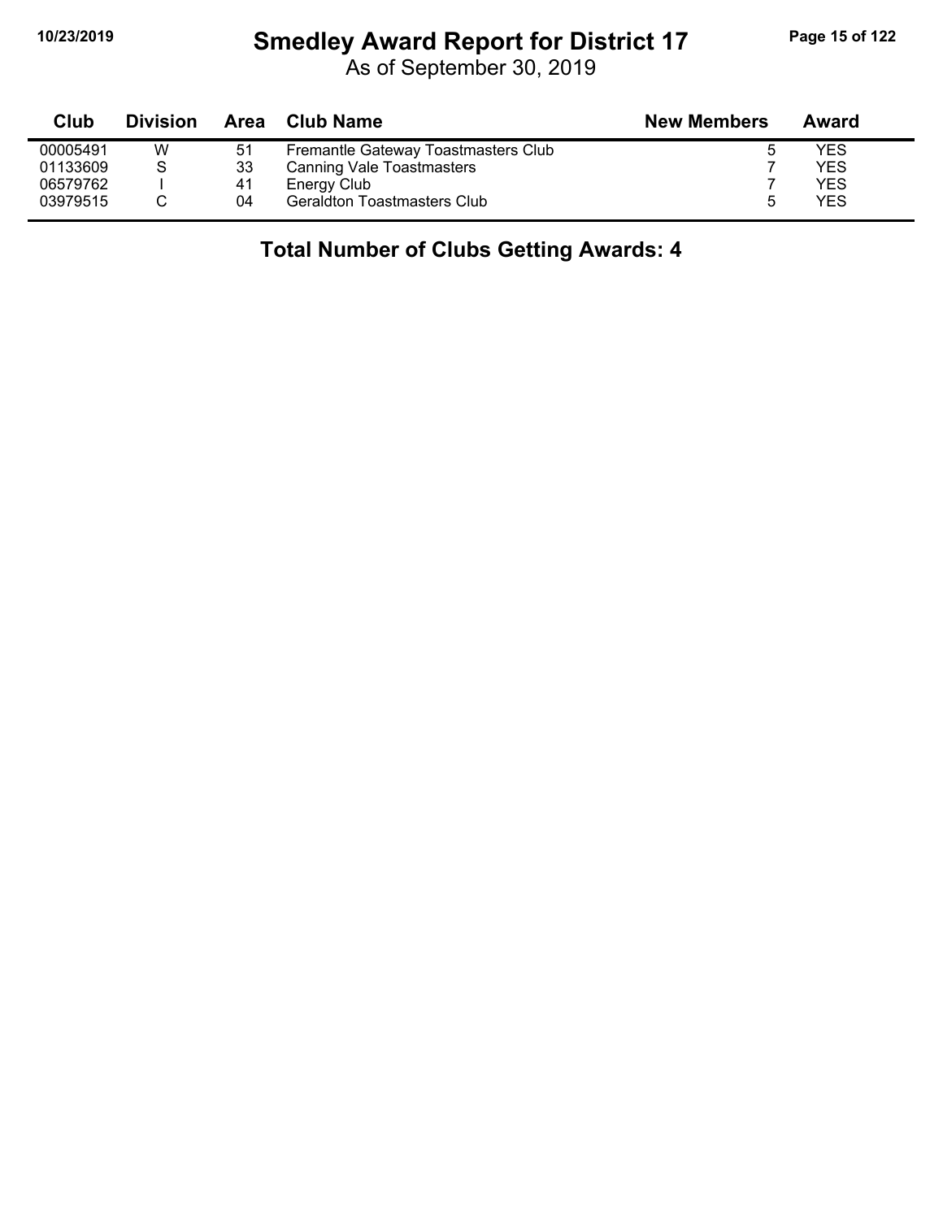# Smedley Award Report for District 17

As of September 30, 2019

| Club | Division | Area | Club Name | New Members | Award |
|---|---|---|---|---|---|
| 00005491 | W | 51 | Fremantle Gateway Toastmasters Club | 5 | YES |
| 01133609 | S | 33 | Canning Vale Toastmasters | 7 | YES |
| 06579762 | I | 41 | Energy Club | 7 | YES |
| 03979515 | C | 04 | Geraldton Toastmasters Club | 5 | YES |

**Total Number of Clubs Getting Awards: 4**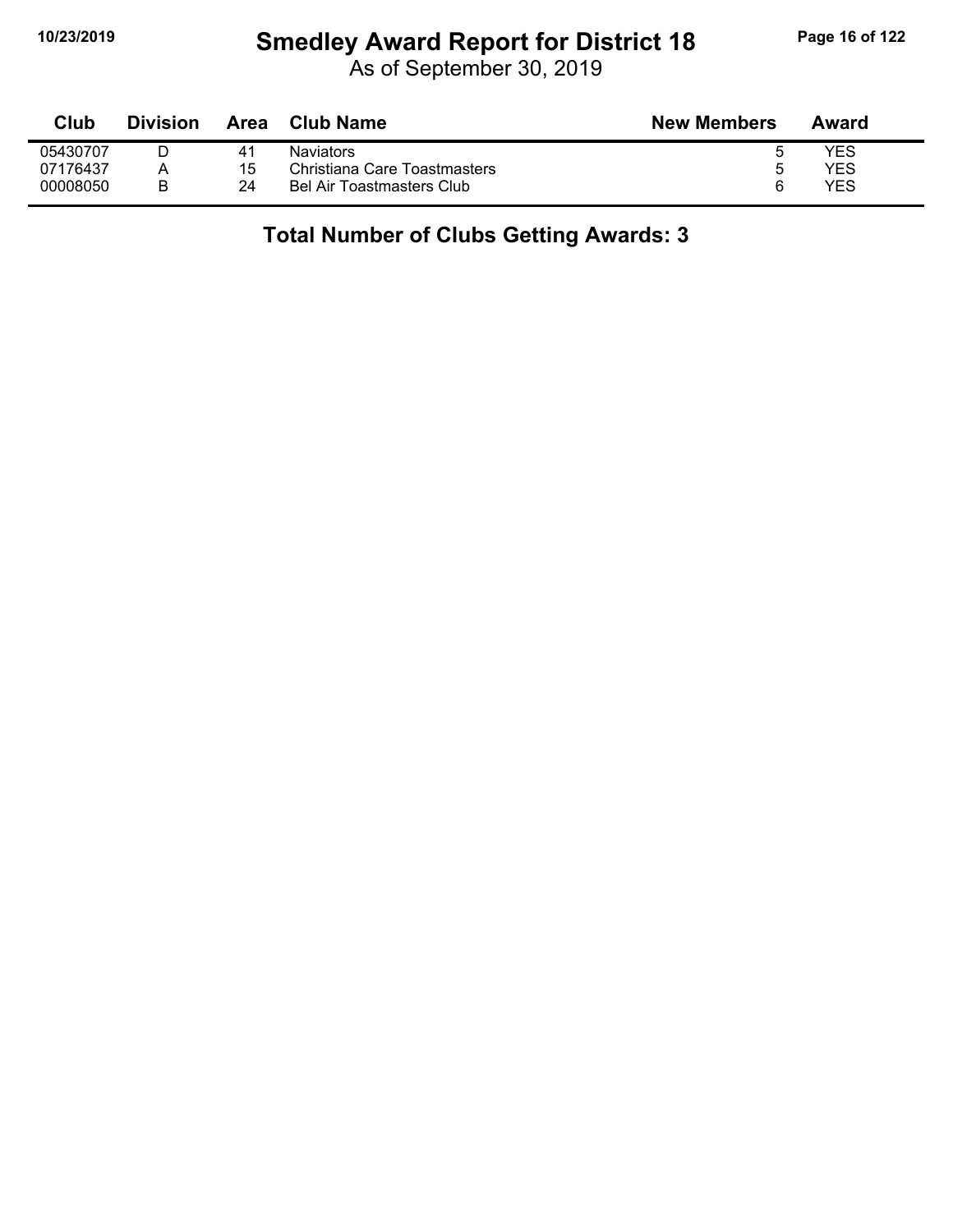# Smedley Award Report for District 18

As of September 30, 2019

| Club | Division | Area | Club Name | New Members | Award |
|---|---|---|---|---|---|
| 05430707 | D | 41 | Naviators | 5 | YES |
| 07176437 | A | 15 | Christiana Care Toastmasters | 5 | YES |
| 00008050 | B | 24 | Bel Air Toastmasters Club | 6 | YES |

## Total Number of Clubs Getting Awards: 3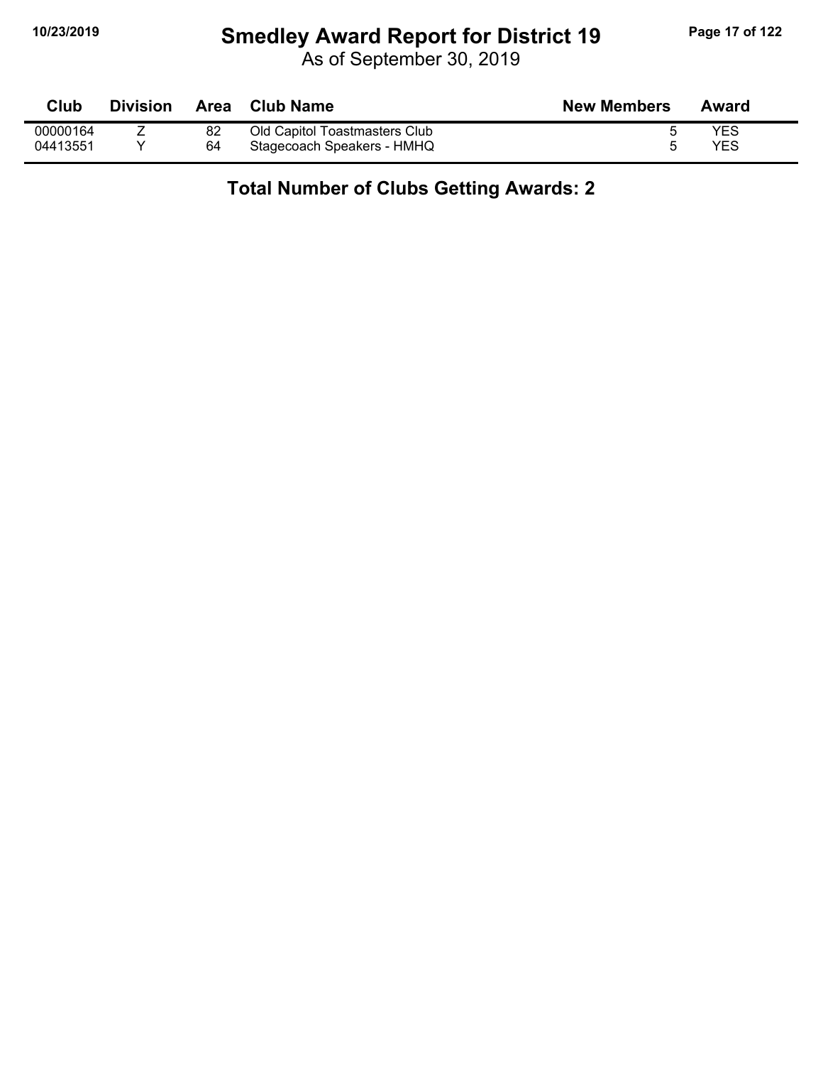# Smedley Award Report for District 19

As of September 30, 2019

| Club | Division | Area | Club Name | New Members | Award |
| --- | --- | --- | --- | --- | --- |
| 00000164 | Z | 82 | Old Capitol Toastmasters Club | 5 | YES |
| 04413551 | Y | 64 | Stagecoach Speakers - HMHQ | 5 | YES |

**Total Number of Clubs Getting Awards: 2**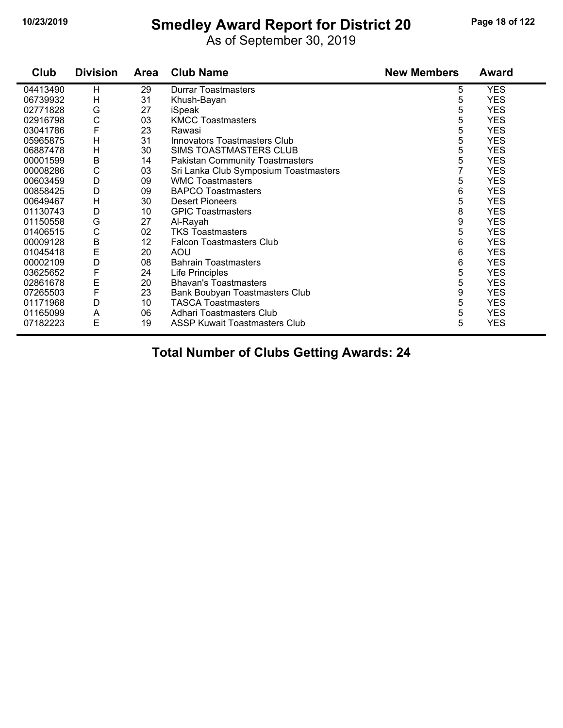# Smedley Award Report for District 20

As of September 30, 2019

| Club | Division | Area | Club Name | New Members | Award |
|---|---|---|---|---|---|
| 04413490 | H | 29 | Durrar Toastmasters | 5 | YES |
| 06739932 | H | 31 | Khush-Bayan | 5 | YES |
| 02771828 | G | 27 | iSpeak | 5 | YES |
| 02916798 | C | 03 | KMCC Toastmasters | 5 | YES |
| 03041786 | F | 23 | Rawasi | 5 | YES |
| 05965875 | H | 31 | Innovators Toastmasters Club | 5 | YES |
| 06887478 | H | 30 | SIMS TOASTMASTERS CLUB | 5 | YES |
| 00001599 | B | 14 | Pakistan Community Toastmasters | 5 | YES |
| 00008286 | C | 03 | Sri Lanka Club Symposium Toastmasters | 7 | YES |
| 00603459 | D | 09 | WMC Toastmasters | 5 | YES |
| 00858425 | D | 09 | BAPCO Toastmasters | 6 | YES |
| 00649467 | H | 30 | Desert Pioneers | 5 | YES |
| 01130743 | D | 10 | GPIC Toastmasters | 8 | YES |
| 01150558 | G | 27 | Al-Rayah | 9 | YES |
| 01406515 | C | 02 | TKS Toastmasters | 5 | YES |
| 00009128 | B | 12 | Falcon Toastmasters Club | 6 | YES |
| 01045418 | E | 20 | AOU | 6 | YES |
| 00002109 | D | 08 | Bahrain Toastmasters | 6 | YES |
| 03625652 | F | 24 | Life Principles | 5 | YES |
| 02861678 | E | 20 | Bhavan's Toastmasters | 5 | YES |
| 07265503 | F | 23 | Bank Boubyan Toastmasters Club | 9 | YES |
| 01171968 | D | 10 | TASCA Toastmasters | 5 | YES |
| 01165099 | A | 06 | Adhari Toastmasters Club | 5 | YES |
| 07182223 | E | 19 | ASSP Kuwait Toastmasters Club | 5 | YES |

## Total Number of Clubs Getting Awards: 24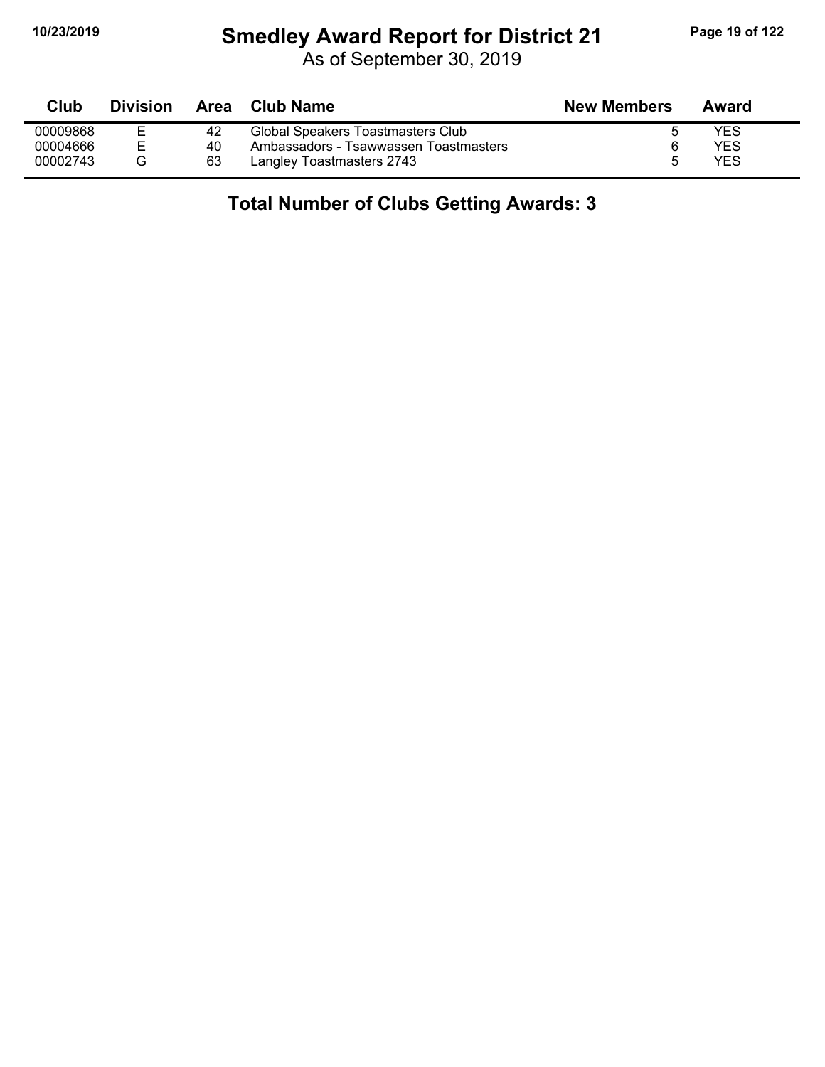# Smedley Award Report for District 21

As of September 30, 2019

| Club | Division | Area | Club Name | New Members | Award |
|---|---|---|---|---|---|
| 00009868 | E | 42 | Global Speakers Toastmasters Club | 5 | YES |
| 00004666 | E | 40 | Ambassadors - Tsawwassen Toastmasters | 6 | YES |
| 00002743 | G | 63 | Langley Toastmasters 2743 | 5 | YES |

**Total Number of Clubs Getting Awards: 3**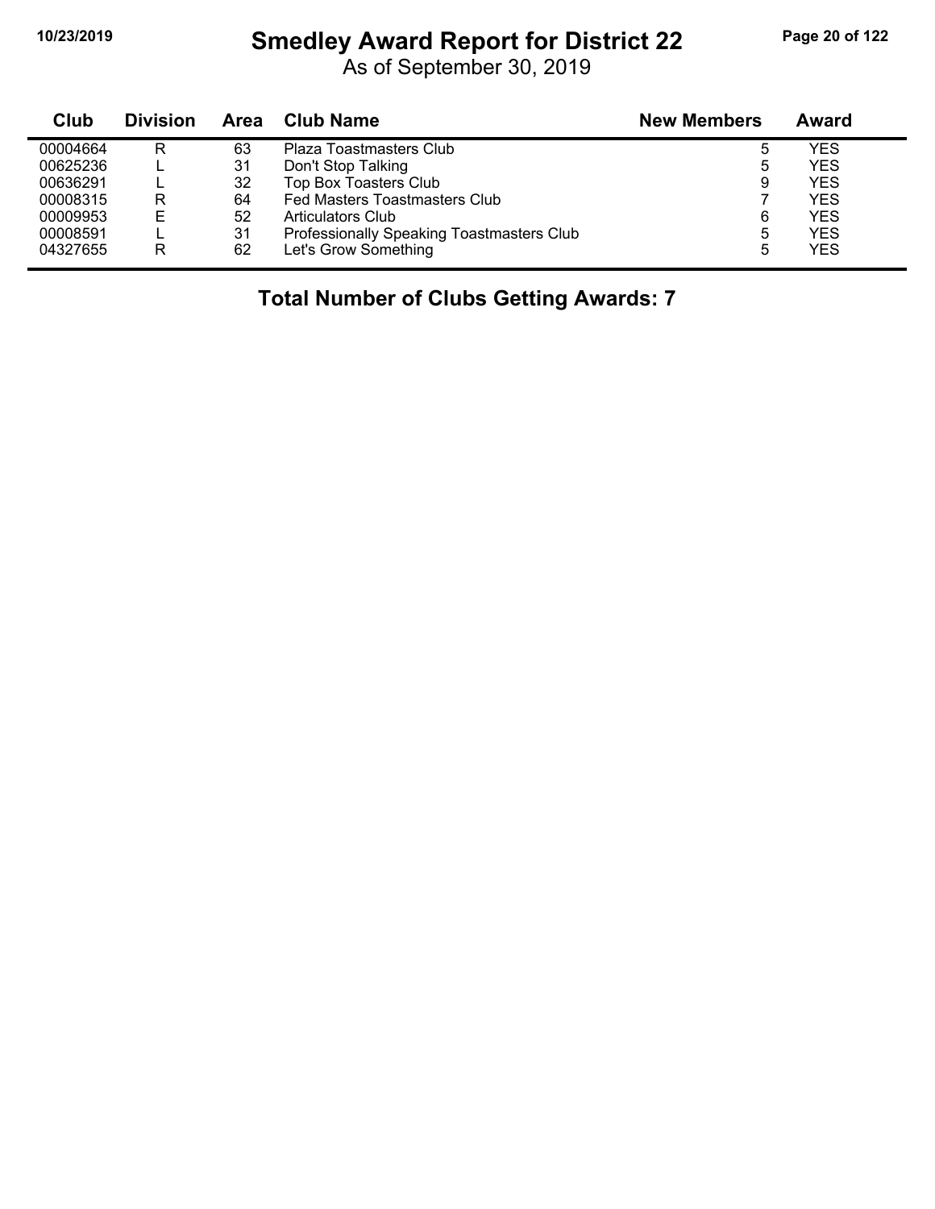# Smedley Award Report for District 22

As of September 30, 2019

| Club | Division | Area | Club Name | New Members | Award |
|---|---|---|---|---|---|
| 00004664 | R | 63 | Plaza Toastmasters Club | 5 | YES |
| 00625236 | L | 31 | Don't Stop Talking | 5 | YES |
| 00636291 | L | 32 | Top Box Toasters Club | 9 | YES |
| 00008315 | R | 64 | Fed Masters Toastmasters Club | 7 | YES |
| 00009953 | E | 52 | Articulators Club | 6 | YES |
| 00008591 | L | 31 | Professionally Speaking Toastmasters Club | 5 | YES |
| 04327655 | R | 62 | Let's Grow Something | 5 | YES |

**Total Number of Clubs Getting Awards: 7**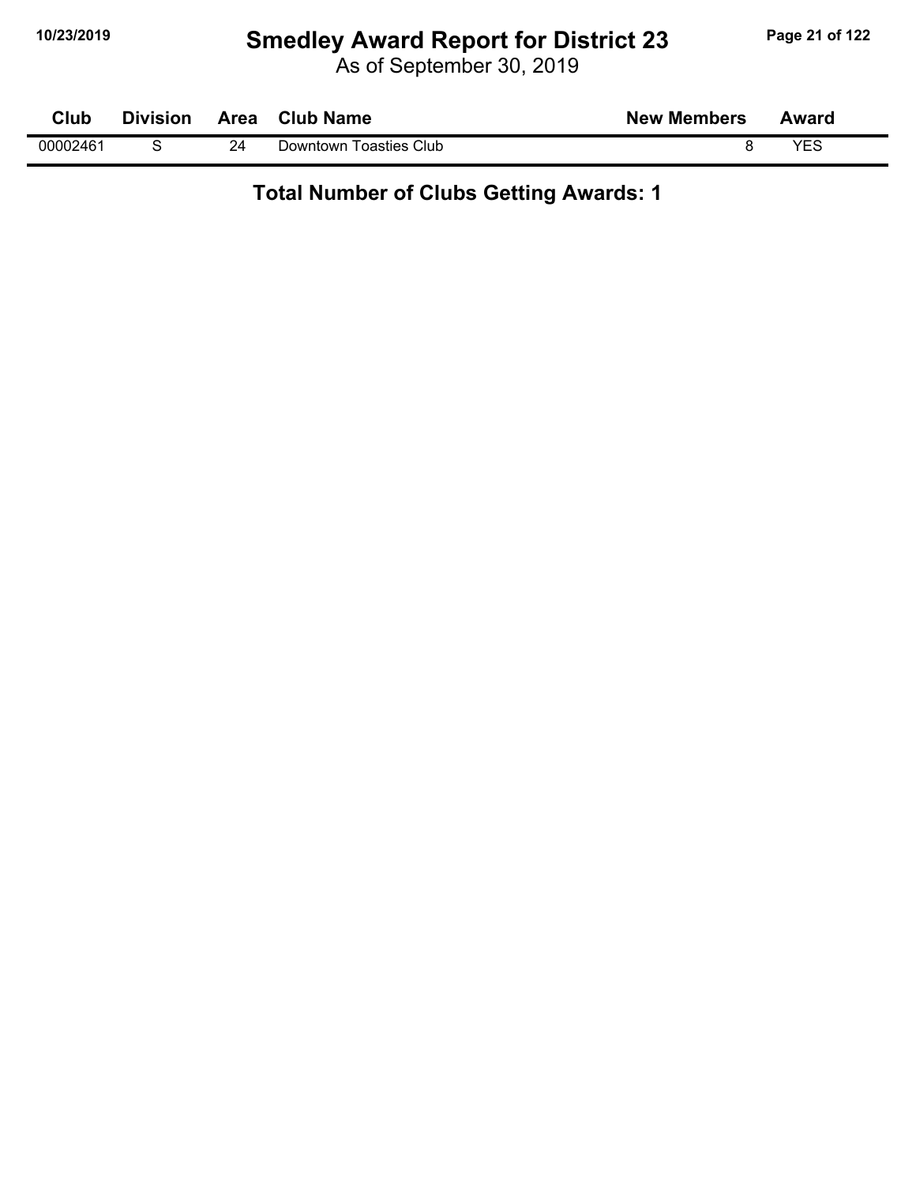# Smedley Award Report for District 23

As of September 30, 2019

| Club | Division | Area | Club Name | New Members | Award |
|---|---|---|---|---|---|
| 00002461 | S | 24 | Downtown Toasties Club | 8 | YES |

**Total Number of Clubs Getting Awards: 1**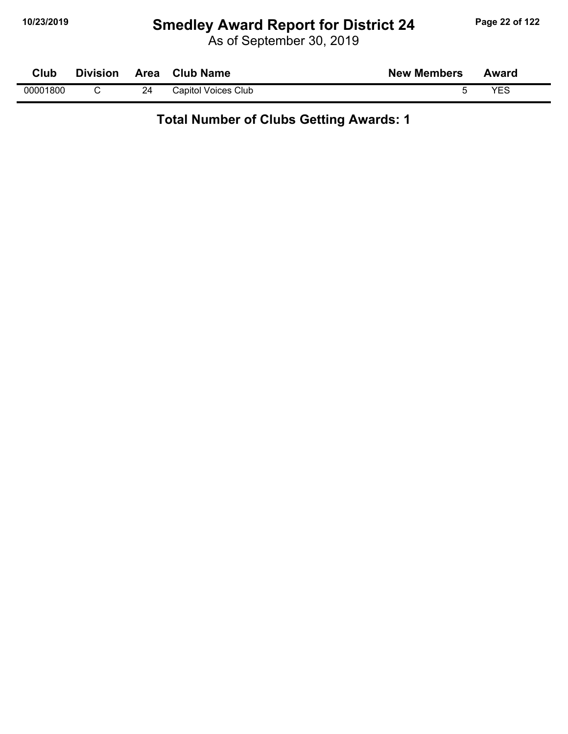# Smedley Award Report for District 24

As of September 30, 2019

| Club | Division | Area | Club Name | New Members | Award |
|---|---|---|---|---|---|
| 00001800 | C | 24 | Capitol Voices Club | 5 | YES |

**Total Number of Clubs Getting Awards: 1**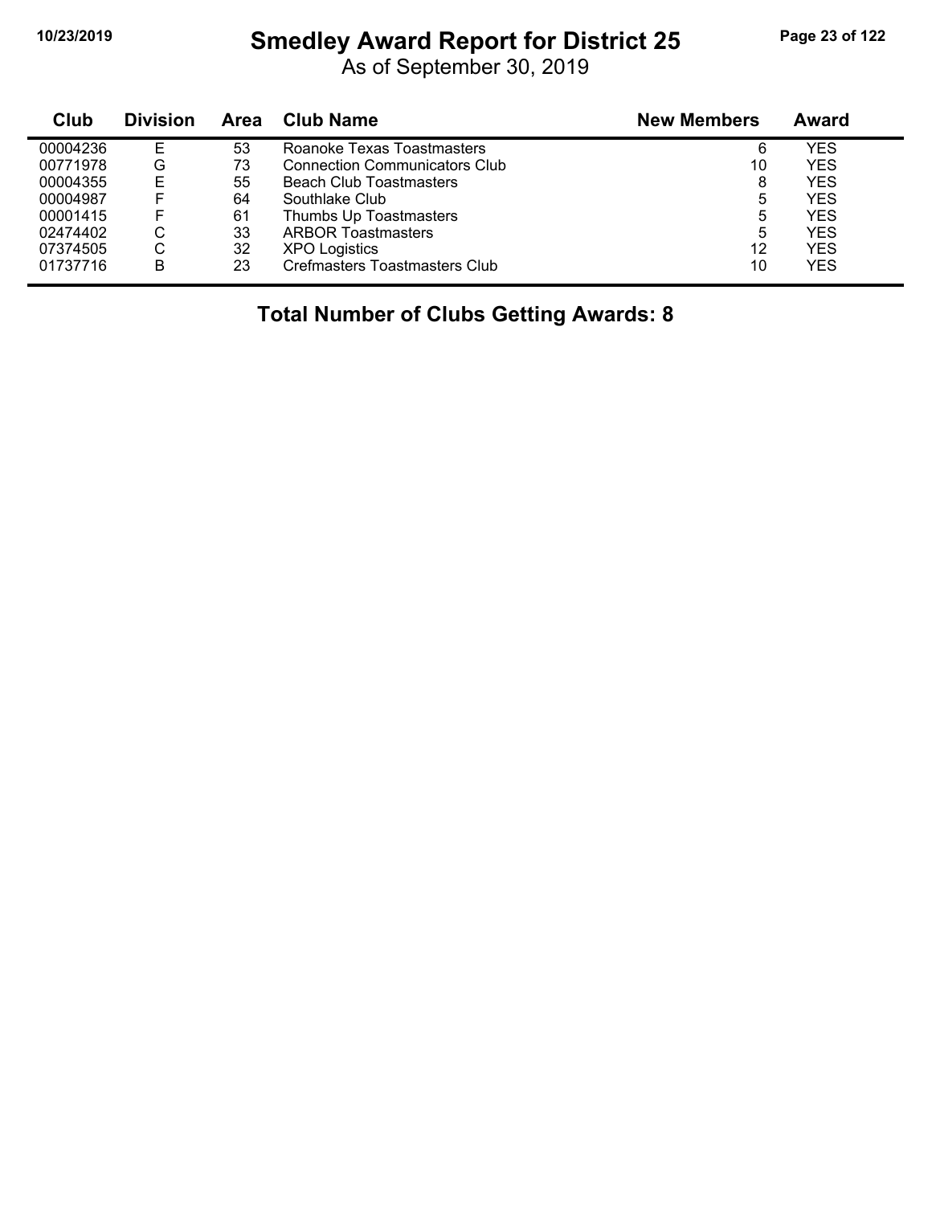# Smedley Award Report for District 25

As of September 30, 2019

| Club | Division | Area | Club Name | New Members | Award |
|---|---|---|---|---|---|
| 00004236 | E | 53 | Roanoke Texas Toastmasters | 6 | YES |
| 00771978 | G | 73 | Connection Communicators Club | 10 | YES |
| 00004355 | E | 55 | Beach Club Toastmasters | 8 | YES |
| 00004987 | F | 64 | Southlake Club | 5 | YES |
| 00001415 | F | 61 | Thumbs Up Toastmasters | 5 | YES |
| 02474402 | C | 33 | ARBOR Toastmasters | 5 | YES |
| 07374505 | C | 32 | XPO Logistics | 12 | YES |
| 01737716 | B | 23 | Crefmasters Toastmasters Club | 10 | YES |

**Total Number of Clubs Getting Awards: 8**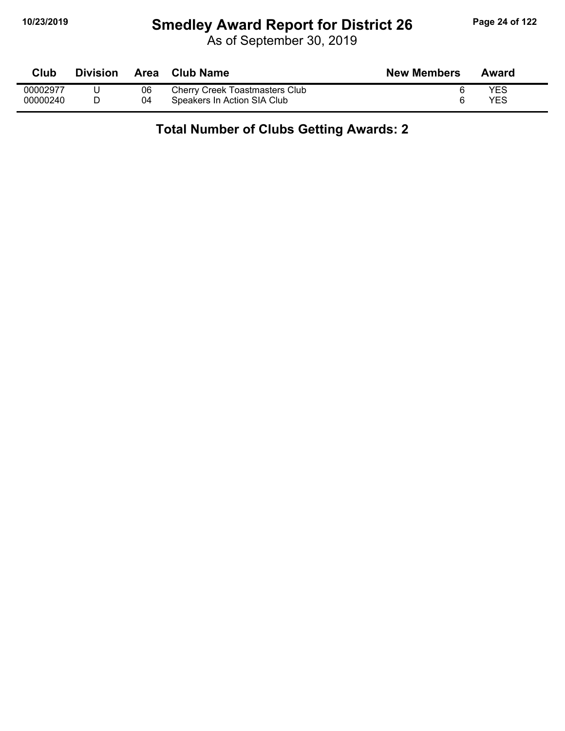# Smedley Award Report for District 26

As of September 30, 2019

| Club | Division | Area | Club Name | New Members | Award |
|---|---|---|---|---|---|
| 00002977 | U | 06 | Cherry Creek Toastmasters Club | 6 | YES |
| 00000240 | D | 04 | Speakers In Action SIA Club | 6 | YES |

**Total Number of Clubs Getting Awards: 2**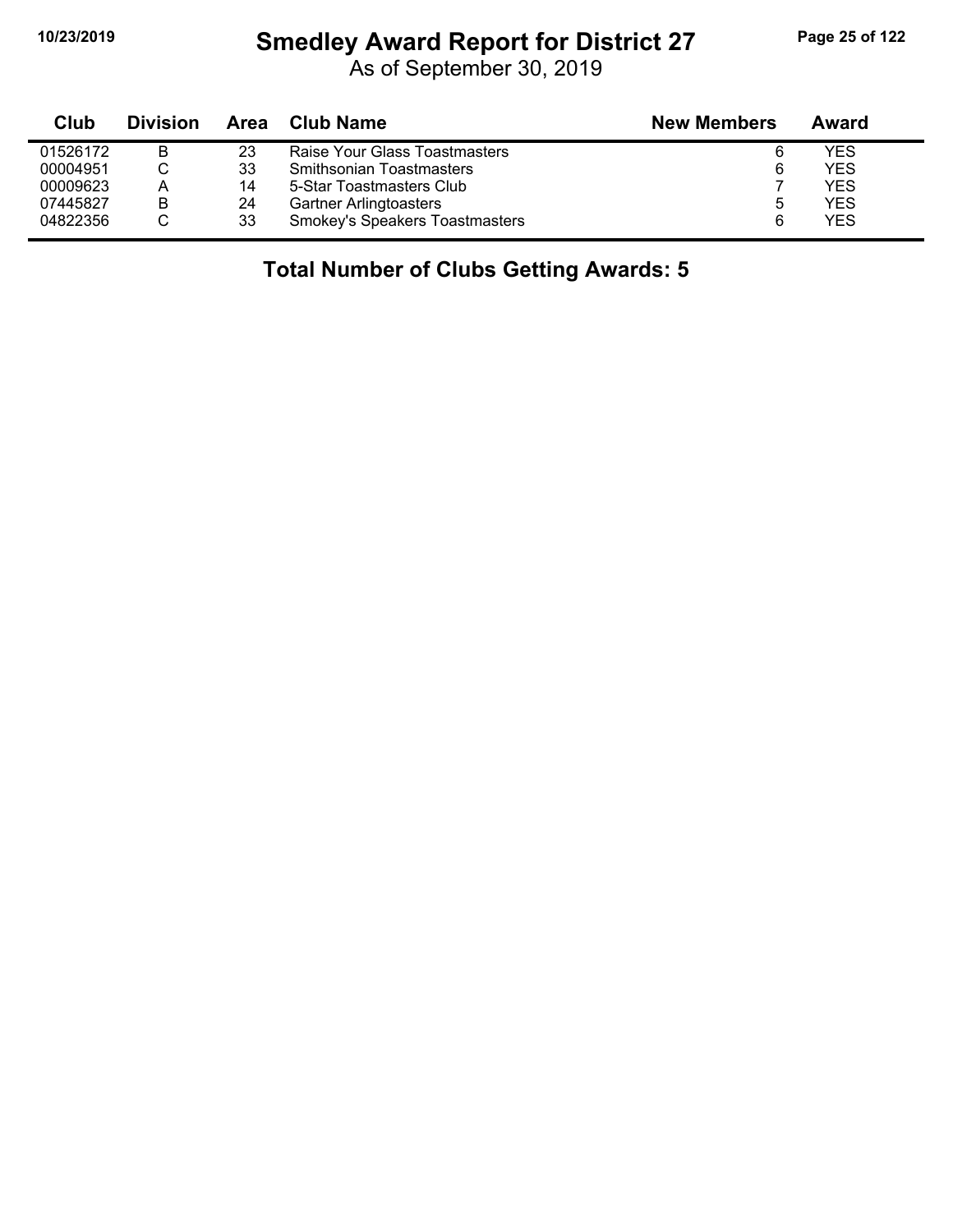# Smedley Award Report for District 27

As of September 30, 2019

| Club | Division | Area | Club Name | New Members | Award |
|---|---|---|---|---|---|
| 01526172 | B | 23 | Raise Your Glass Toastmasters | 6 | YES |
| 00004951 | C | 33 | Smithsonian Toastmasters | 6 | YES |
| 00009623 | A | 14 | 5-Star Toastmasters Club | 7 | YES |
| 07445827 | B | 24 | Gartner Arlingtoasters | 5 | YES |
| 04822356 | C | 33 | Smokey's Speakers Toastmasters | 6 | YES |

**Total Number of Clubs Getting Awards: 5**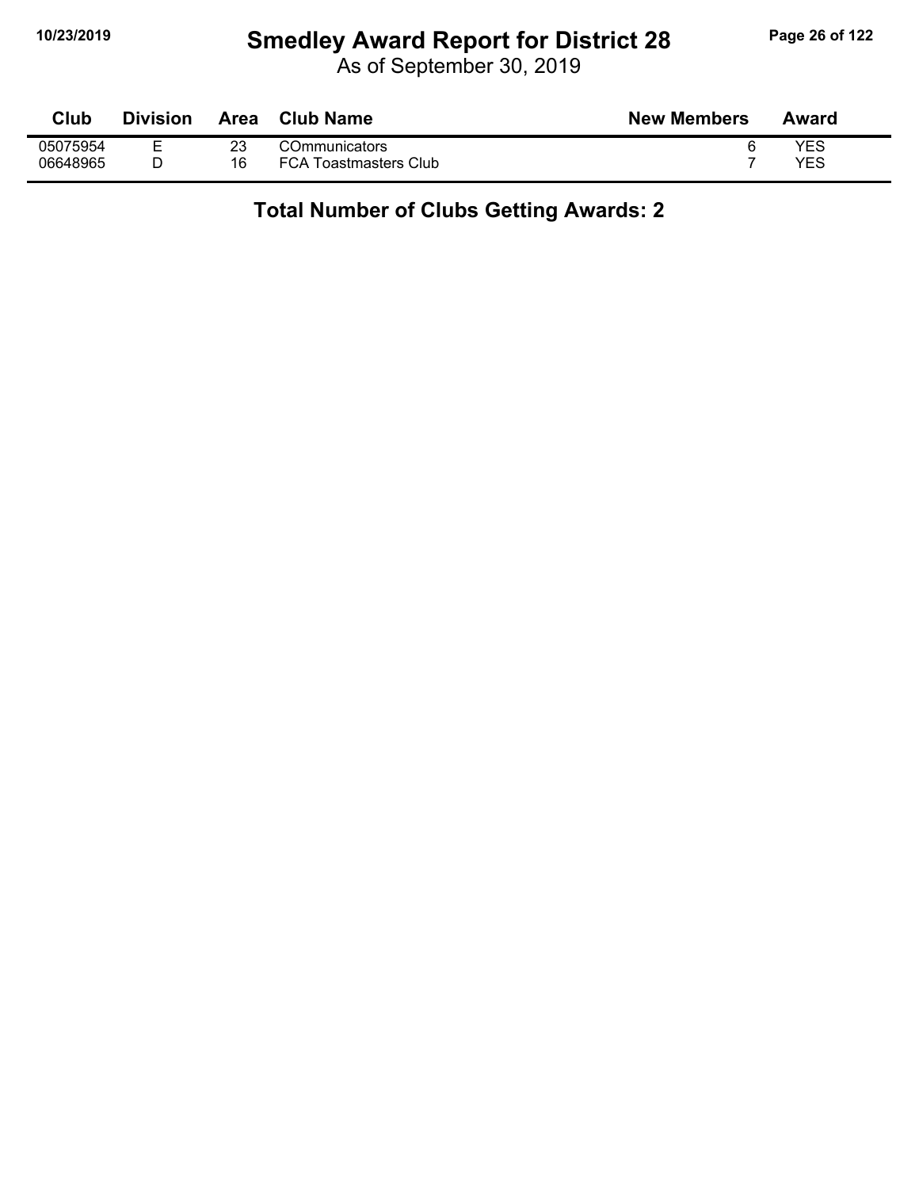# Smedley Award Report for District 28

As of September 30, 2019

| Club | Division | Area | Club Name | New Members | Award |
| --- | --- | --- | --- | --- | --- |
| 05075954 | E | 23 | COmmunicators | 6 | YES |
| 06648965 | D | 16 | FCA Toastmasters Club | 7 | YES |

**Total Number of Clubs Getting Awards: 2**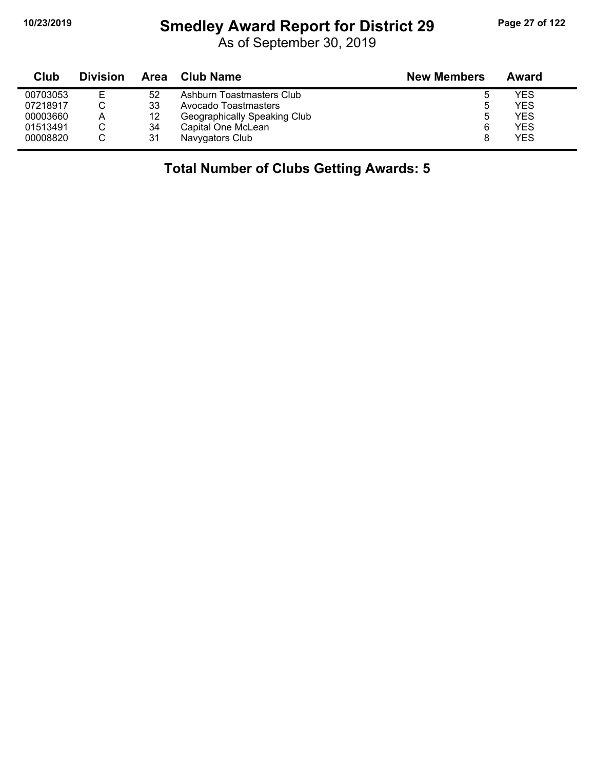# Smedley Award Report for District 29

As of September 30, 2019

| Club | Division | Area | Club Name | New Members | Award |
|---|---|---|---|---|---|
| 00703053 | E | 52 | Ashburn Toastmasters Club | 5 | YES |
| 07218917 | C | 33 | Avocado Toastmasters | 5 | YES |
| 00003660 | A | 12 | Geographically Speaking Club | 5 | YES |
| 01513491 | C | 34 | Capital One McLean | 6 | YES |
| 00008820 | C | 31 | Navygators Club | 8 | YES |

**Total Number of Clubs Getting Awards: 5**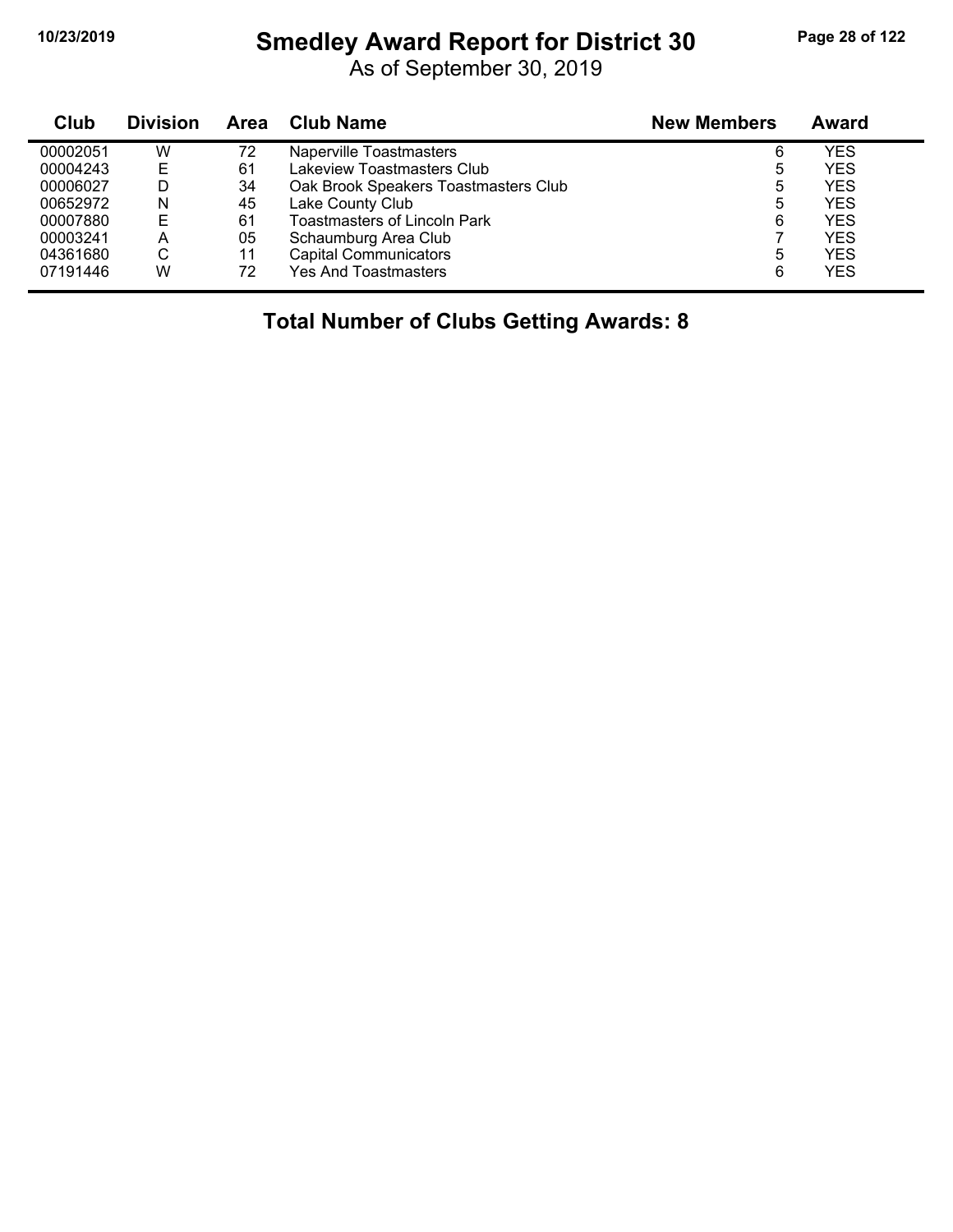# Smedley Award Report for District 30

As of September 30, 2019

| Club | Division | Area | Club Name | New Members | Award |
|---|---|---|---|---|---|
| 00002051 | W | 72 | Naperville Toastmasters | 6 | YES |
| 00004243 | E | 61 | Lakeview Toastmasters Club | 5 | YES |
| 00006027 | D | 34 | Oak Brook Speakers Toastmasters Club | 5 | YES |
| 00652972 | N | 45 | Lake County Club | 5 | YES |
| 00007880 | E | 61 | Toastmasters of Lincoln Park | 6 | YES |
| 00003241 | A | 05 | Schaumburg Area Club | 7 | YES |
| 04361680 | C | 11 | Capital Communicators | 5 | YES |
| 07191446 | W | 72 | Yes And Toastmasters | 6 | YES |

**Total Number of Clubs Getting Awards: 8**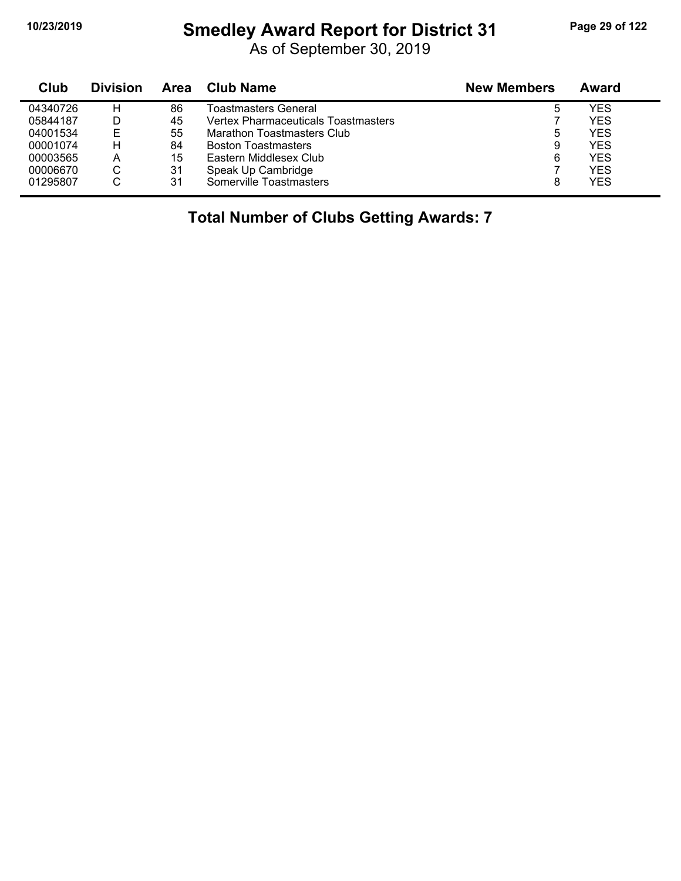# Smedley Award Report for District 31

As of September 30, 2019

| Club | Division | Area | Club Name | New Members | Award |
|---|---|---|---|---|---|
| 04340726 | H | 86 | Toastmasters General | 5 | YES |
| 05844187 | D | 45 | Vertex Pharmaceuticals Toastmasters | 7 | YES |
| 04001534 | E | 55 | Marathon Toastmasters Club | 5 | YES |
| 00001074 | H | 84 | Boston Toastmasters | 9 | YES |
| 00003565 | A | 15 | Eastern Middlesex Club | 6 | YES |
| 00006670 | C | 31 | Speak Up Cambridge | 7 | YES |
| 01295807 | C | 31 | Somerville Toastmasters | 8 | YES |

**Total Number of Clubs Getting Awards: 7**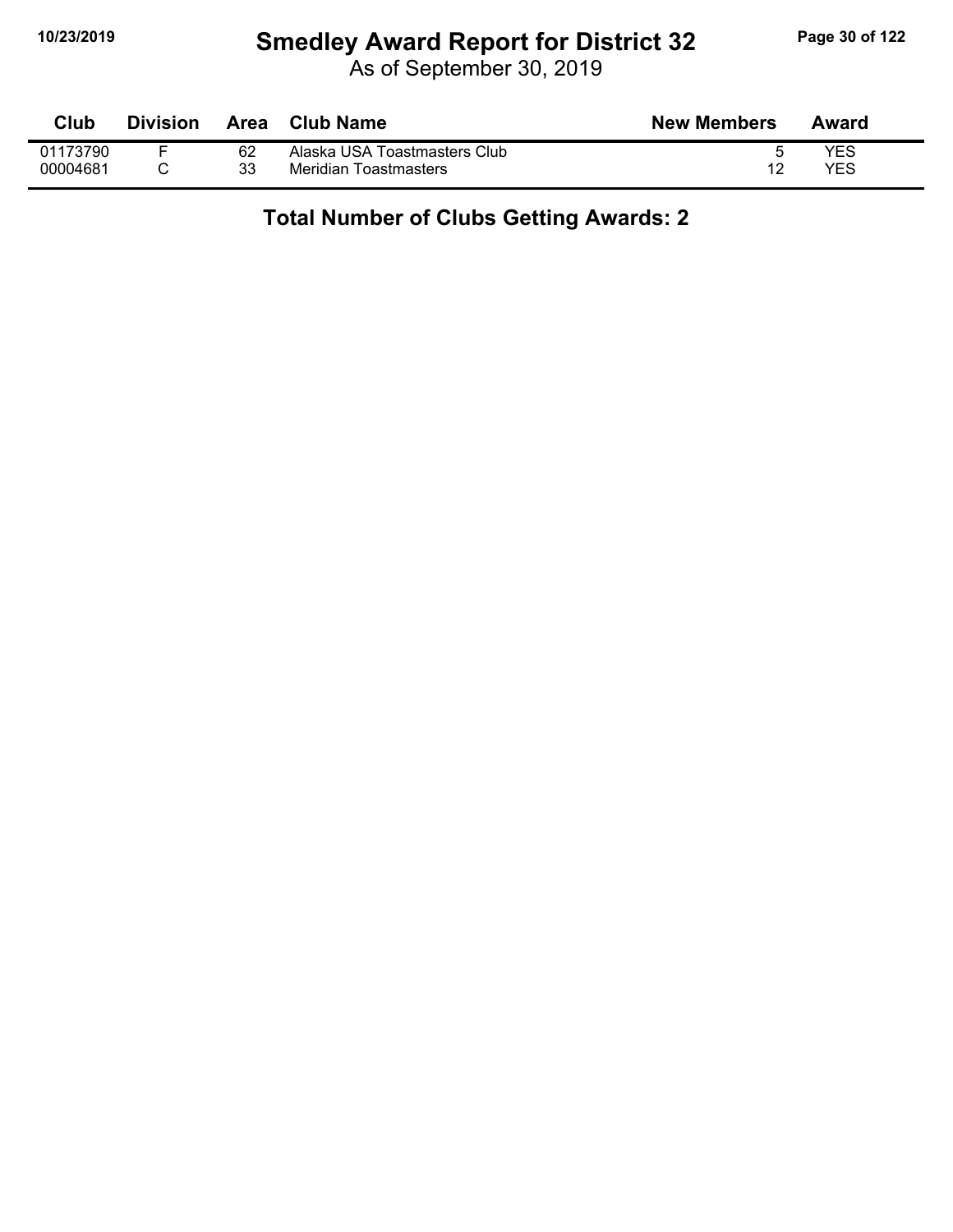# Smedley Award Report for District 32

As of September 30, 2019

| Club | Division | Area | Club Name | New Members | Award |
|---|---|---|---|---|---|
| 01173790 | F | 62 | Alaska USA Toastmasters Club | 5 | YES |
| 00004681 | C | 33 | Meridian Toastmasters | 12 | YES |

**Total Number of Clubs Getting Awards: 2**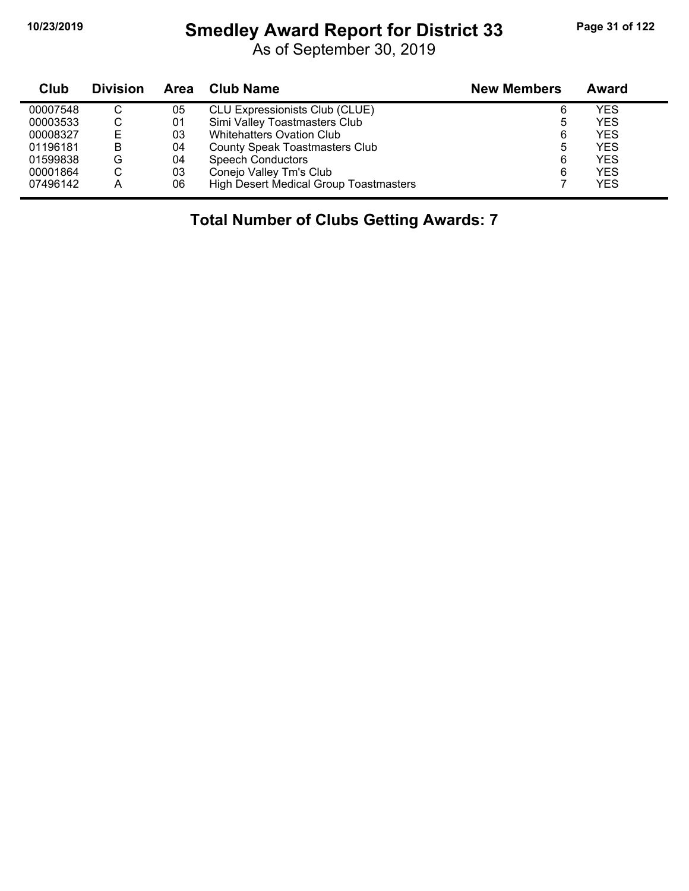# Smedley Award Report for District 33

As of September 30, 2019

| Club | Division | Area | Club Name | New Members | Award |
|---|---|---|---|---|---|
| 00007548 | C | 05 | CLU Expressionists Club (CLUE) | 6 | YES |
| 00003533 | C | 01 | Simi Valley Toastmasters Club | 5 | YES |
| 00008327 | E | 03 | Whitehatters Ovation Club | 6 | YES |
| 01196181 | B | 04 | County Speak Toastmasters Club | 5 | YES |
| 01599838 | G | 04 | Speech Conductors | 6 | YES |
| 00001864 | C | 03 | Conejo Valley Tm's Club | 6 | YES |
| 07496142 | A | 06 | High Desert Medical Group Toastmasters | 7 | YES |

## Total Number of Clubs Getting Awards: 7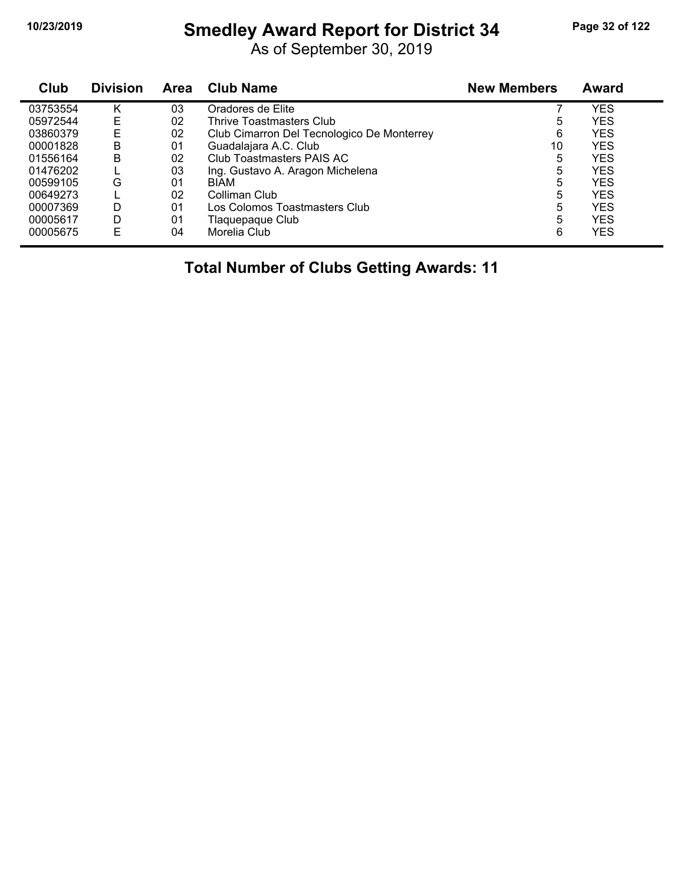# Smedley Award Report for District 34

As of September 30, 2019

| Club | Division | Area | Club Name | New Members | Award |
|---|---|---|---|---|---|
| 03753554 | K | 03 | Oradores de Elite | 7 | YES |
| 05972544 | E | 02 | Thrive Toastmasters Club | 5 | YES |
| 03860379 | E | 02 | Club Cimarron Del Tecnologico De Monterrey | 6 | YES |
| 00001828 | B | 01 | Guadalajara A.C. Club | 10 | YES |
| 01556164 | B | 02 | Club Toastmasters PAIS AC | 5 | YES |
| 01476202 | L | 03 | Ing. Gustavo A. Aragon Michelena | 5 | YES |
| 00599105 | G | 01 | BIAM | 5 | YES |
| 00649273 | L | 02 | Colliman Club | 5 | YES |
| 00007369 | D | 01 | Los Colomos Toastmasters Club | 5 | YES |
| 00005617 | D | 01 | Tlaquepaque Club | 5 | YES |
| 00005675 | E | 04 | Morelia Club | 6 | YES |

**Total Number of Clubs Getting Awards: 11**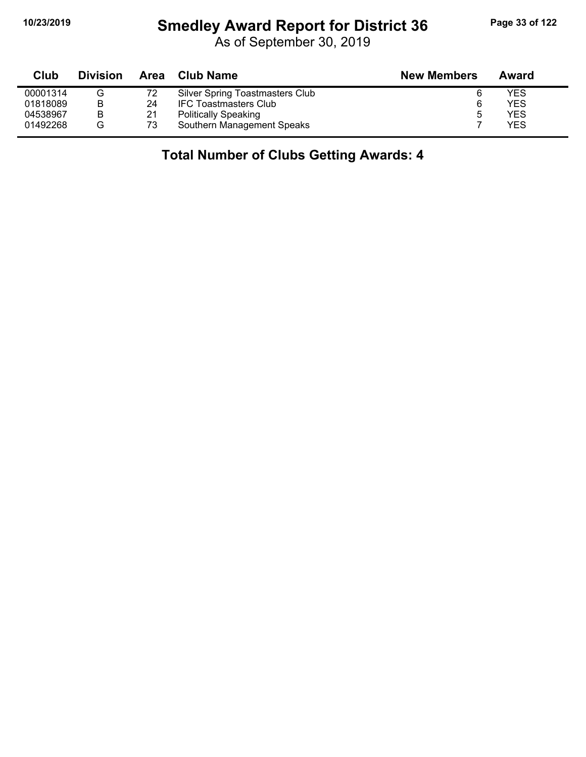# Smedley Award Report for District 36

As of September 30, 2019

| Club | Division | Area | Club Name | New Members | Award |
|---|---|---|---|---|---|
| 00001314 | G | 72 | Silver Spring Toastmasters Club | 6 | YES |
| 01818089 | B | 24 | IFC Toastmasters Club | 6 | YES |
| 04538967 | B | 21 | Politically Speaking | 5 | YES |
| 01492268 | G | 73 | Southern Management Speaks | 7 | YES |

**Total Number of Clubs Getting Awards: 4**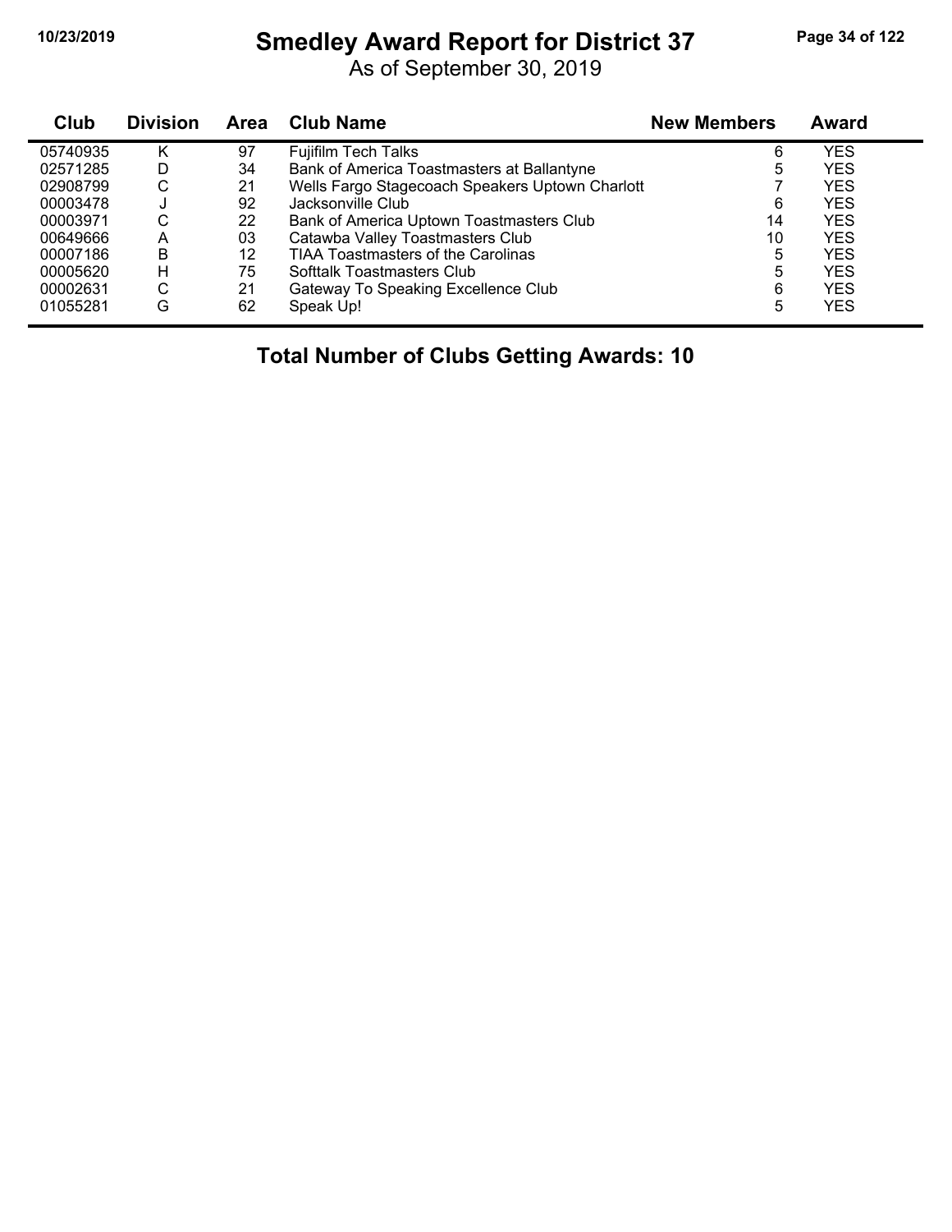# Smedley Award Report for District 37

As of September 30, 2019

| Club | Division | Area | Club Name | New Members | Award |
|---|---|---|---|---|---|
| 05740935 | K | 97 | Fujifilm Tech Talks | 6 | YES |
| 02571285 | D | 34 | Bank of America Toastmasters at Ballantyne | 5 | YES |
| 02908799 | C | 21 | Wells Fargo Stagecoach Speakers Uptown Charlott | 7 | YES |
| 00003478 | J | 92 | Jacksonville Club | 6 | YES |
| 00003971 | C | 22 | Bank of America Uptown Toastmasters Club | 14 | YES |
| 00649666 | A | 03 | Catawba Valley Toastmasters Club | 10 | YES |
| 00007186 | B | 12 | TIAA Toastmasters of the Carolinas | 5 | YES |
| 00005620 | H | 75 | Softtalk Toastmasters Club | 5 | YES |
| 00002631 | C | 21 | Gateway To Speaking Excellence Club | 6 | YES |
| 01055281 | G | 62 | Speak Up! | 5 | YES |

**Total Number of Clubs Getting Awards: 10**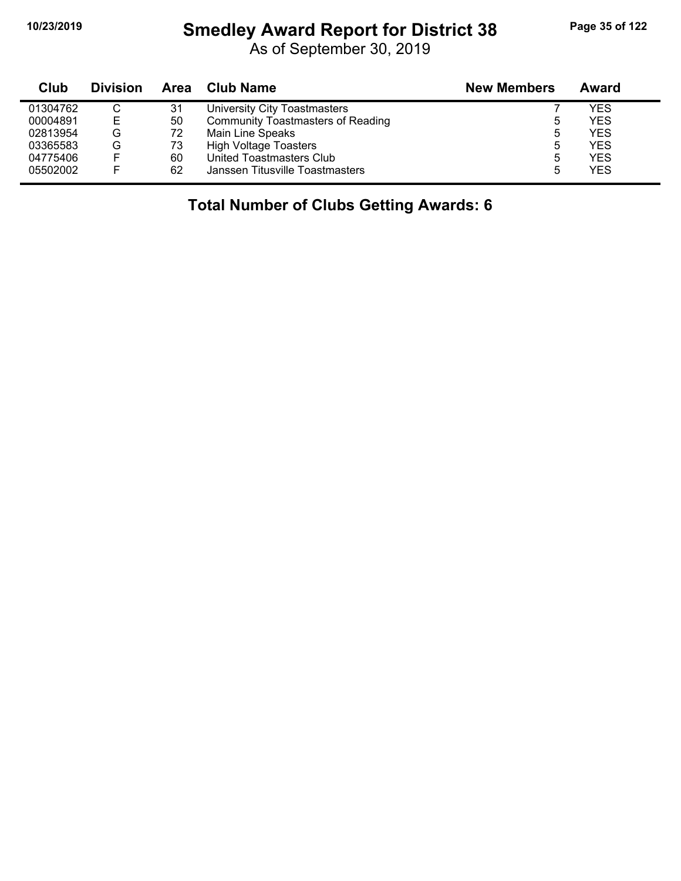# Smedley Award Report for District 38

As of September 30, 2019

| Club | Division | Area | Club Name | New Members | Award |
|---|---|---|---|---|---|
| 01304762 | C | 31 | University City Toastmasters | 7 | YES |
| 00004891 | E | 50 | Community Toastmasters of Reading | 5 | YES |
| 02813954 | G | 72 | Main Line Speaks | 5 | YES |
| 03365583 | G | 73 | High Voltage Toasters | 5 | YES |
| 04775406 | F | 60 | United Toastmasters Club | 5 | YES |
| 05502002 | F | 62 | Janssen Titusville Toastmasters | 5 | YES |

**Total Number of Clubs Getting Awards: 6**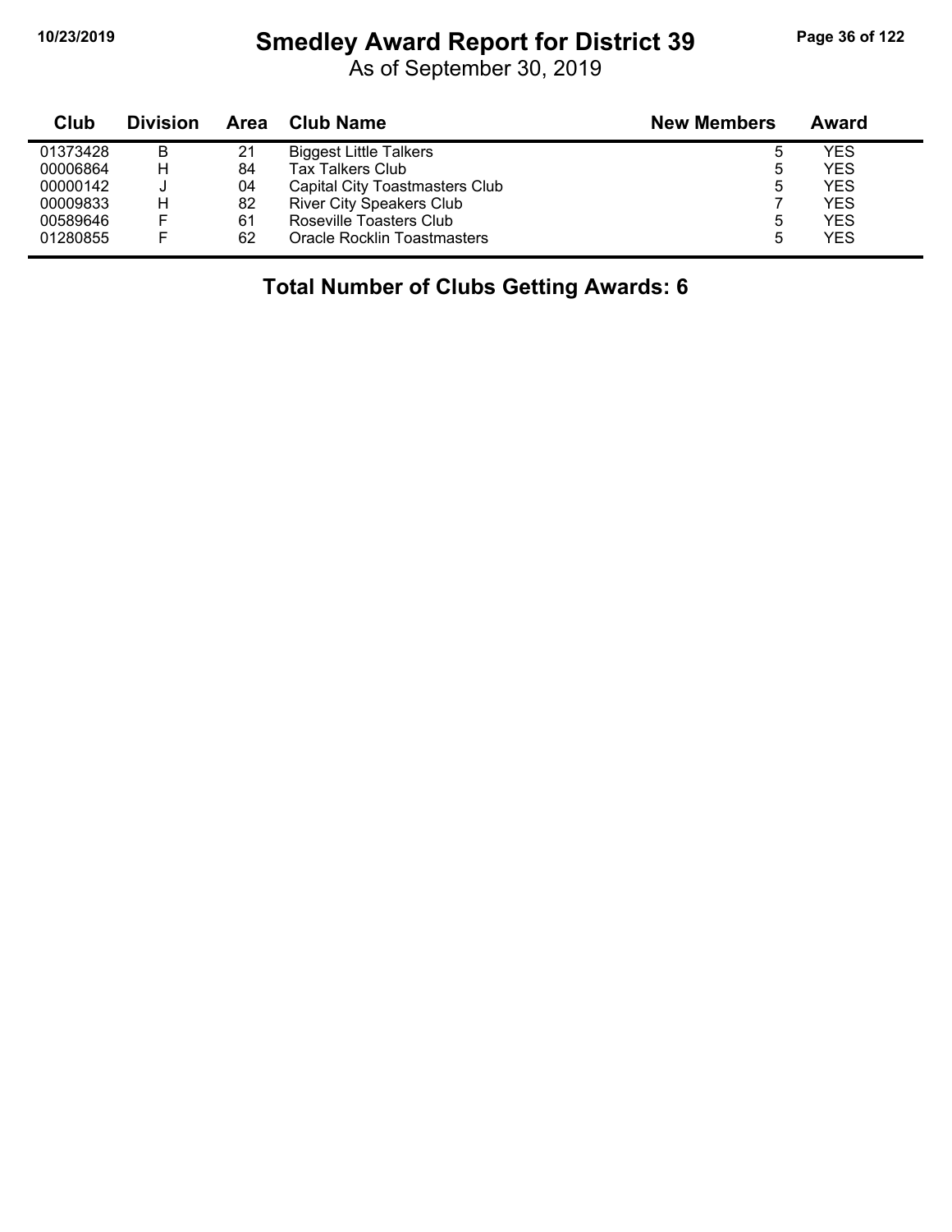# Smedley Award Report for District 39

As of September 30, 2019

| Club | Division | Area | Club Name | New Members | Award |
|---|---|---|---|---|---|
| 01373428 | B | 21 | Biggest Little Talkers | 5 | YES |
| 00006864 | H | 84 | Tax Talkers Club | 5 | YES |
| 00000142 | J | 04 | Capital City Toastmasters Club | 5 | YES |
| 00009833 | H | 82 | River City Speakers Club | 7 | YES |
| 00589646 | F | 61 | Roseville Toasters Club | 5 | YES |
| 01280855 | F | 62 | Oracle Rocklin Toastmasters | 5 | YES |

**Total Number of Clubs Getting Awards: 6**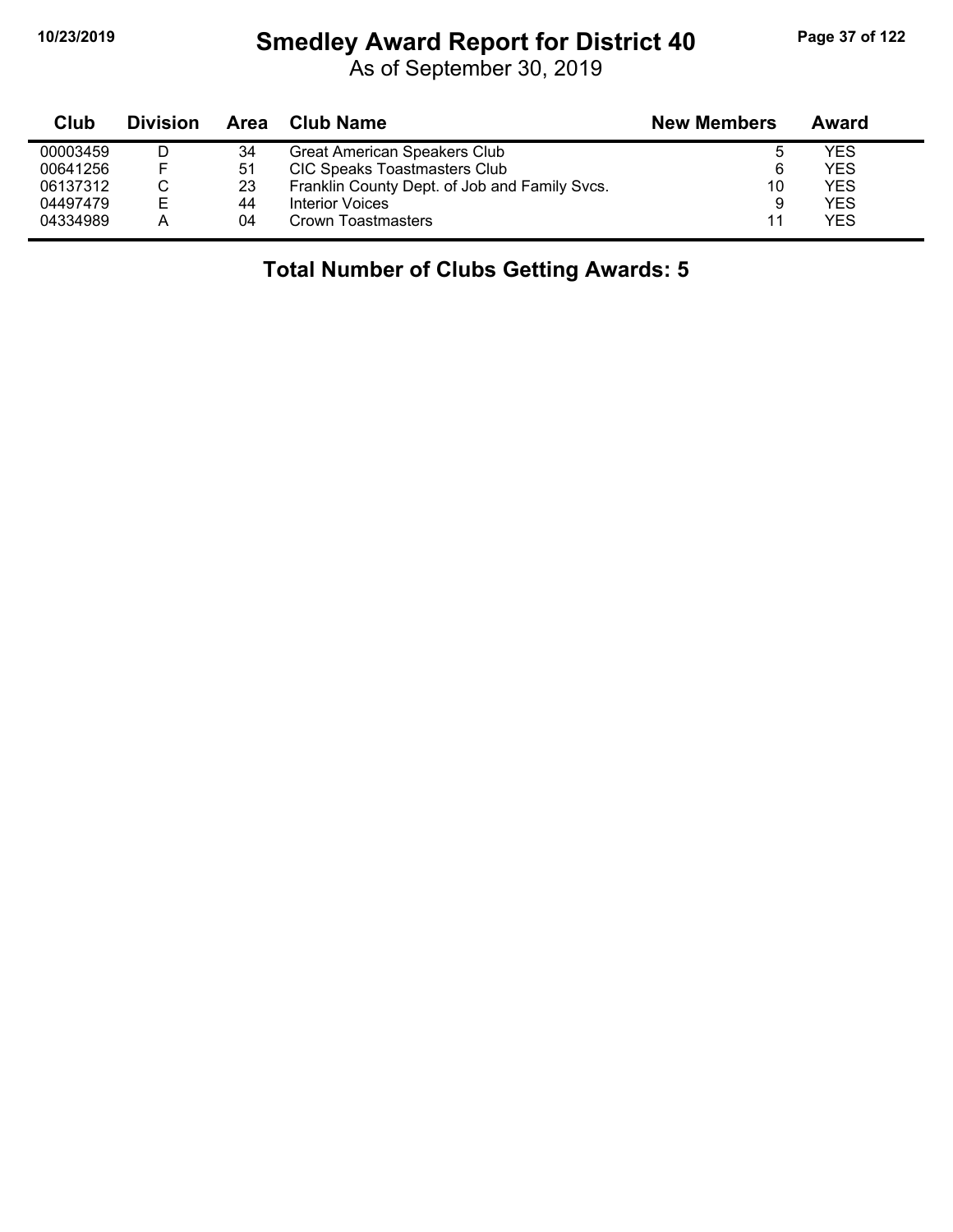# Smedley Award Report for District 40

As of September 30, 2019

| Club | Division | Area | Club Name | New Members | Award |
|---|---|---|---|---|---|
| 00003459 | D | 34 | Great American Speakers Club | 5 | YES |
| 00641256 | F | 51 | CIC Speaks Toastmasters Club | 6 | YES |
| 06137312 | C | 23 | Franklin County Dept. of Job and Family Svcs. | 10 | YES |
| 04497479 | E | 44 | Interior Voices | 9 | YES |
| 04334989 | A | 04 | Crown Toastmasters | 11 | YES |

**Total Number of Clubs Getting Awards: 5**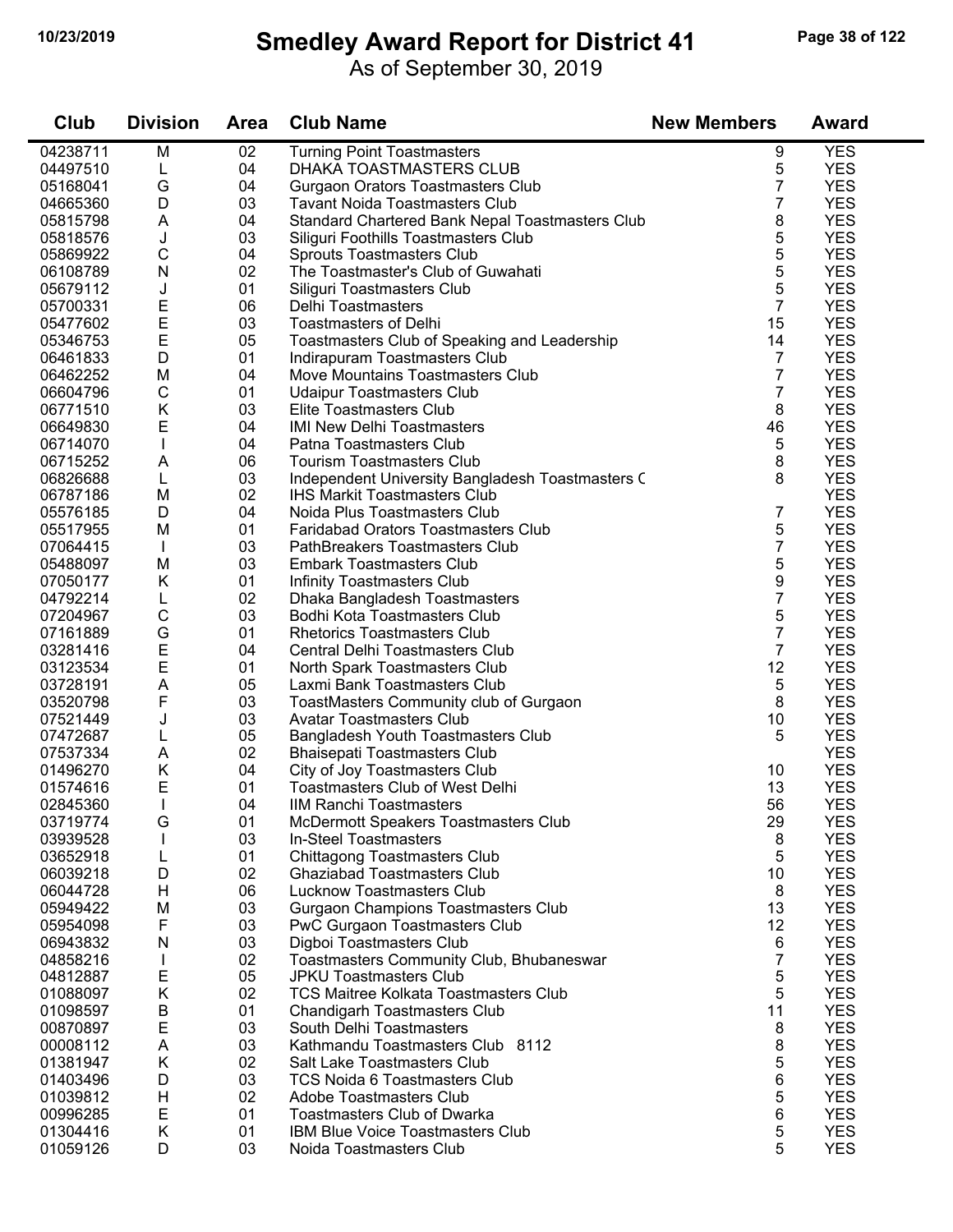# Smedley Award Report for District 41

As of September 30, 2019

| Club | Division | Area | Club Name | New Members | Award |
|---|---|---|---|---|---|
| 04238711 | M | 02 | Turning Point Toastmasters | 9 | YES |
| 04497510 | L | 04 | DHAKA TOASTMASTERS CLUB | 5 | YES |
| 05168041 | G | 04 | Gurgaon Orators Toastmasters Club | 7 | YES |
| 04665360 | D | 03 | Tavant Noida Toastmasters Club | 7 | YES |
| 05815798 | A | 04 | Standard Chartered Bank Nepal Toastmasters Club | 8 | YES |
| 05818576 | J | 03 | Siliguri Foothills Toastmasters Club | 5 | YES |
| 05869922 | C | 04 | Sprouts Toastmasters Club | 5 | YES |
| 06108789 | N | 02 | The Toastmaster's Club of Guwahati | 5 | YES |
| 05679112 | J | 01 | Siliguri Toastmasters Club | 5 | YES |
| 05700331 | E | 06 | Delhi Toastmasters | 7 | YES |
| 05477602 | E | 03 | Toastmasters of Delhi | 15 | YES |
| 05346753 | E | 05 | Toastmasters Club of Speaking and Leadership | 14 | YES |
| 06461833 | D | 01 | Indirapuram Toastmasters Club | 7 | YES |
| 06462252 | M | 04 | Move Mountains Toastmasters Club | 7 | YES |
| 06604796 | C | 01 | Udaipur Toastmasters Club | 7 | YES |
| 06771510 | K | 03 | Elite Toastmasters Club | 8 | YES |
| 06649830 | E | 04 | IMI New Delhi Toastmasters | 46 | YES |
| 06714070 | I | 04 | Patna Toastmasters Club | 5 | YES |
| 06715252 | A | 06 | Tourism Toastmasters Club | 8 | YES |
| 06826688 | L | 03 | Independent University Bangladesh Toastmasters C | 8 | YES |
| 06787186 | M | 02 | IHS Markit Toastmasters Club | | YES |
| 05576185 | D | 04 | Noida Plus Toastmasters Club | 7 | YES |
| 05517955 | M | 01 | Faridabad Orators Toastmasters Club | 5 | YES |
| 07064415 | I | 03 | PathBreakers Toastmasters Club | 7 | YES |
| 05488097 | M | 03 | Embark Toastmasters Club | 5 | YES |
| 07050177 | K | 01 | Infinity Toastmasters Club | 9 | YES |
| 04792214 | L | 02 | Dhaka Bangladesh Toastmasters | 7 | YES |
| 07204967 | C | 03 | Bodhi Kota Toastmasters Club | 5 | YES |
| 07161889 | G | 01 | Rhetorics Toastmasters Club | 7 | YES |
| 03281416 | E | 04 | Central Delhi Toastmasters Club | 7 | YES |
| 03123534 | E | 01 | North Spark Toastmasters Club | 12 | YES |
| 03728191 | A | 05 | Laxmi Bank Toastmasters Club | 5 | YES |
| 03520798 | F | 03 | ToastMasters Community club of Gurgaon | 8 | YES |
| 07521449 | J | 03 | Avatar Toastmasters Club | 10 | YES |
| 07472687 | L | 05 | Bangladesh Youth Toastmasters Club | 5 | YES |
| 07537334 | A | 02 | Bhaisepati Toastmasters Club | | YES |
| 01496270 | K | 04 | City of Joy Toastmasters Club | 10 | YES |
| 01574616 | E | 01 | Toastmasters Club of West Delhi | 13 | YES |
| 02845360 | I | 04 | IIM Ranchi Toastmasters | 56 | YES |
| 03719774 | G | 01 | McDermott Speakers Toastmasters Club | 29 | YES |
| 03939528 | I | 03 | In-Steel Toastmasters | 8 | YES |
| 03652918 | L | 01 | Chittagong Toastmasters Club | 5 | YES |
| 06039218 | D | 02 | Ghaziabad Toastmasters Club | 10 | YES |
| 06044728 | H | 06 | Lucknow Toastmasters Club | 8 | YES |
| 05949422 | M | 03 | Gurgaon Champions Toastmasters Club | 13 | YES |
| 05954098 | F | 03 | PwC Gurgaon Toastmasters Club | 12 | YES |
| 06943832 | N | 03 | Digboi Toastmasters Club | 6 | YES |
| 04858216 | I | 02 | Toastmasters Community Club, Bhubaneswar | 7 | YES |
| 04812887 | E | 05 | JPKU Toastmasters Club | 5 | YES |
| 01088097 | K | 02 | TCS Maitree Kolkata Toastmasters Club | 5 | YES |
| 01098597 | B | 01 | Chandigarh Toastmasters Club | 11 | YES |
| 00870897 | E | 03 | South Delhi Toastmasters | 8 | YES |
| 00008112 | A | 03 | Kathmandu Toastmasters Club 8112 | 8 | YES |
| 01381947 | K | 02 | Salt Lake Toastmasters Club | 5 | YES |
| 01403496 | D | 03 | TCS Noida 6 Toastmasters Club | 6 | YES |
| 01039812 | H | 02 | Adobe Toastmasters Club | 5 | YES |
| 00996285 | E | 01 | Toastmasters Club of Dwarka | 6 | YES |
| 01304416 | K | 01 | IBM Blue Voice Toastmasters Club | 5 | YES |
| 01059126 | D | 03 | Noida Toastmasters Club | 5 | YES |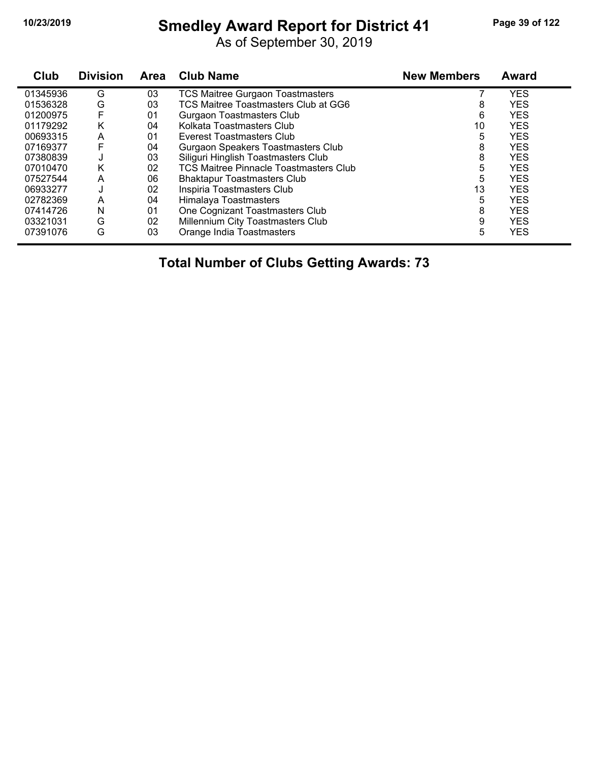# Smedley Award Report for District 41

As of September 30, 2019

| Club | Division | Area | Club Name | New Members | Award |
|---|---|---|---|---|---|
| 01345936 | G | 03 | TCS Maitree Gurgaon Toastmasters | 7 | YES |
| 01536328 | G | 03 | TCS Maitree Toastmasters Club at GG6 | 8 | YES |
| 01200975 | F | 01 | Gurgaon Toastmasters Club | 6 | YES |
| 01179292 | K | 04 | Kolkata Toastmasters Club | 10 | YES |
| 00693315 | A | 01 | Everest Toastmasters Club | 5 | YES |
| 07169377 | F | 04 | Gurgaon Speakers Toastmasters Club | 8 | YES |
| 07380839 | J | 03 | Siliguri Hinglish Toastmasters Club | 8 | YES |
| 07010470 | K | 02 | TCS Maitree Pinnacle Toastmasters Club | 5 | YES |
| 07527544 | A | 06 | Bhaktapur Toastmasters Club | 5 | YES |
| 06933277 | J | 02 | Inspiria Toastmasters Club | 13 | YES |
| 02782369 | A | 04 | Himalaya Toastmasters | 5 | YES |
| 07414726 | N | 01 | One Cognizant Toastmasters Club | 8 | YES |
| 03321031 | G | 02 | Millennium City Toastmasters Club | 9 | YES |
| 07391076 | G | 03 | Orange India Toastmasters | 5 | YES |

## Total Number of Clubs Getting Awards: 73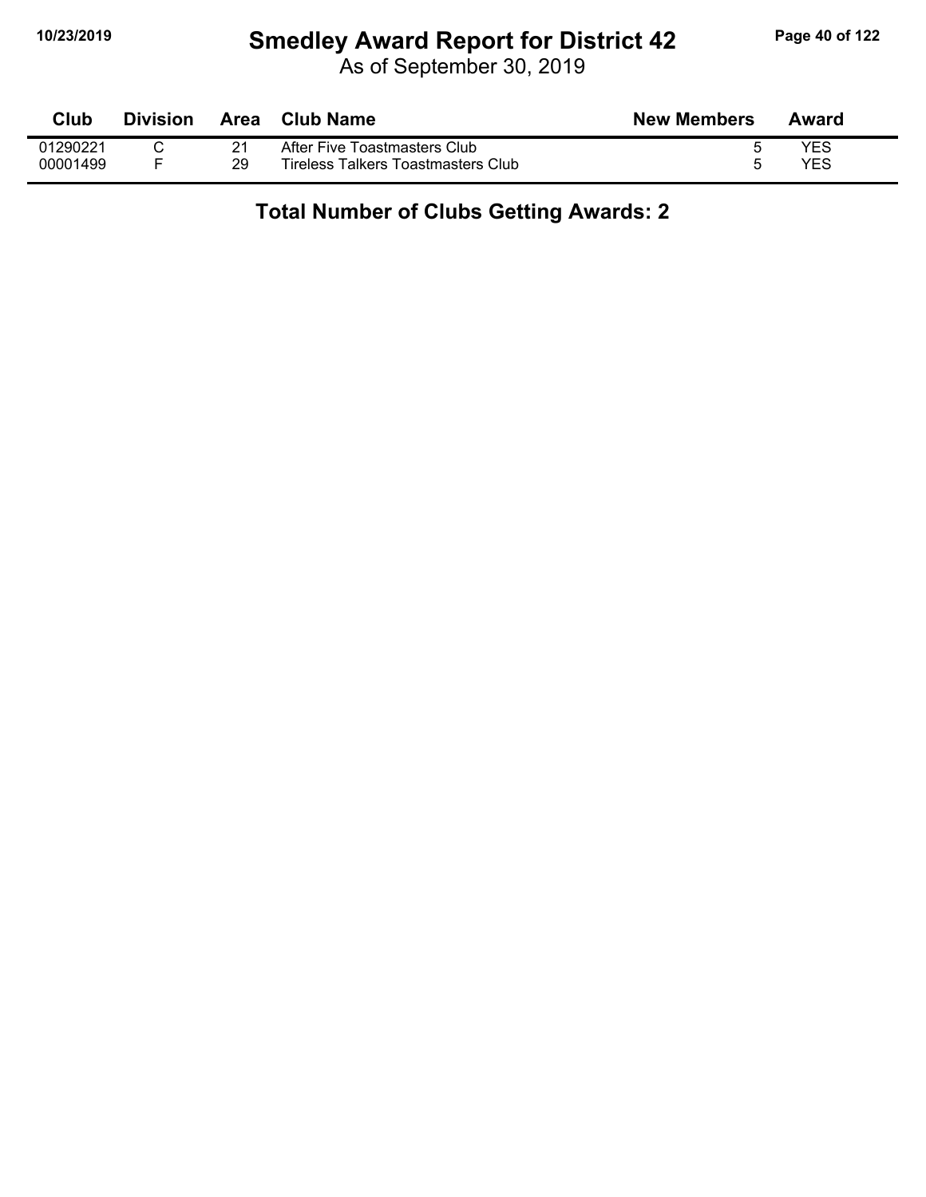# Smedley Award Report for District 42

As of September 30, 2019

| Club | Division | Area | Club Name | New Members | Award |
|---|---|---|---|---|---|
| 01290221 | C | 21 | After Five Toastmasters Club | 5 | YES |
| 00001499 | F | 29 | Tireless Talkers Toastmasters Club | 5 | YES |

## Total Number of Clubs Getting Awards: 2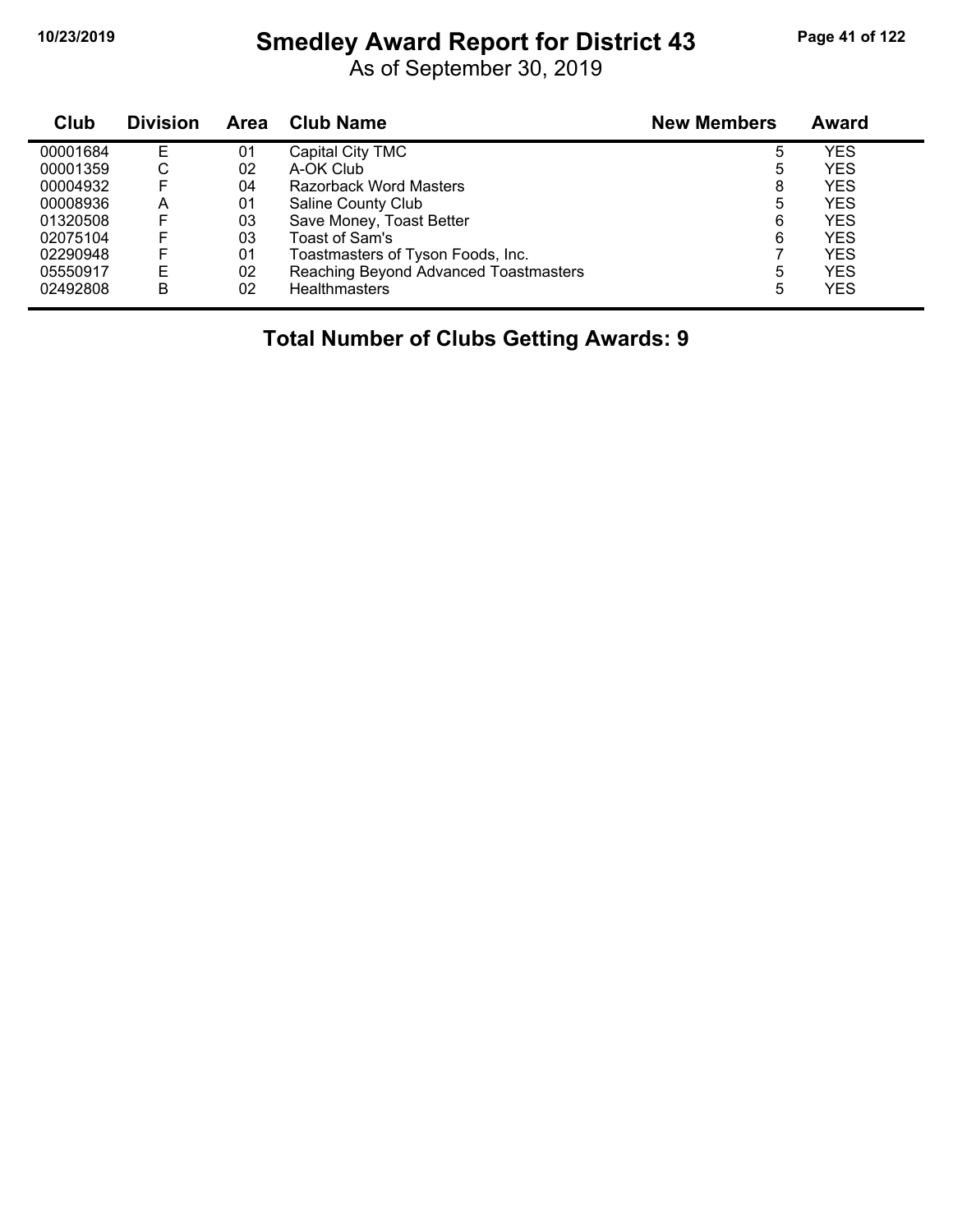# Smedley Award Report for District 43

As of September 30, 2019

| Club | Division | Area | Club Name | New Members | Award |
|---|---|---|---|---|---|
| 00001684 | E | 01 | Capital City TMC | 5 | YES |
| 00001359 | C | 02 | A-OK Club | 5 | YES |
| 00004932 | F | 04 | Razorback Word Masters | 8 | YES |
| 00008936 | A | 01 | Saline County Club | 5 | YES |
| 01320508 | F | 03 | Save Money, Toast Better | 6 | YES |
| 02075104 | F | 03 | Toast of Sam's | 6 | YES |
| 02290948 | F | 01 | Toastmasters of Tyson Foods, Inc. | 7 | YES |
| 05550917 | E | 02 | Reaching Beyond Advanced Toastmasters | 5 | YES |
| 02492808 | B | 02 | Healthmasters | 5 | YES |

**Total Number of Clubs Getting Awards: 9**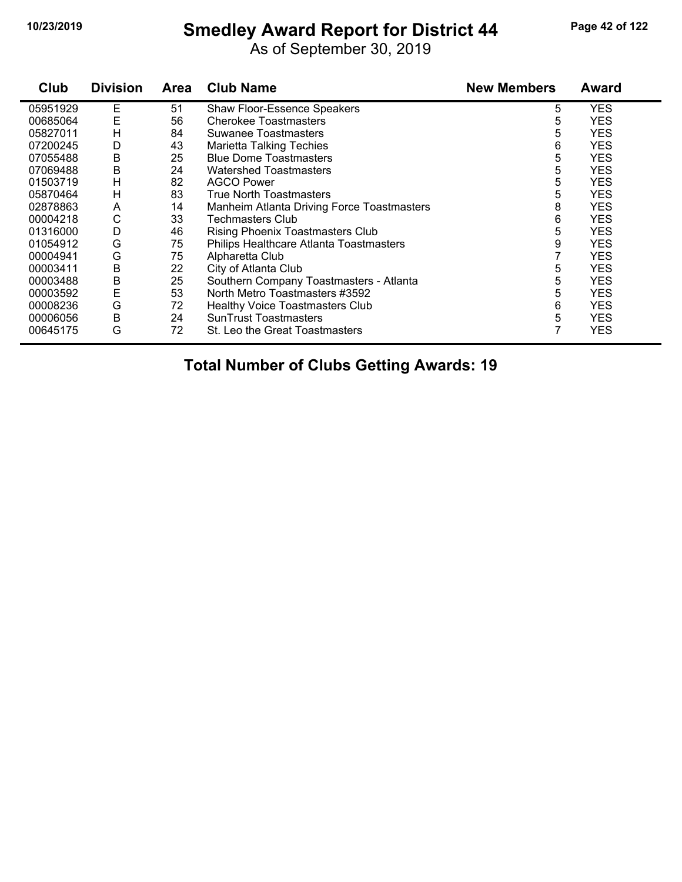# Smedley Award Report for District 44

As of September 30, 2019

| Club | Division | Area | Club Name | New Members | Award |
|---|---|---|---|---|---|
| 05951929 | E | 51 | Shaw Floor-Essence Speakers | 5 | YES |
| 00685064 | E | 56 | Cherokee Toastmasters | 5 | YES |
| 05827011 | H | 84 | Suwanee Toastmasters | 5 | YES |
| 07200245 | D | 43 | Marietta Talking Techies | 6 | YES |
| 07055488 | B | 25 | Blue Dome Toastmasters | 5 | YES |
| 07069488 | B | 24 | Watershed Toastmasters | 5 | YES |
| 01503719 | H | 82 | AGCO Power | 5 | YES |
| 05870464 | H | 83 | True North Toastmasters | 5 | YES |
| 02878863 | A | 14 | Manheim Atlanta Driving Force Toastmasters | 8 | YES |
| 00004218 | C | 33 | Techmasters Club | 6 | YES |
| 01316000 | D | 46 | Rising Phoenix Toastmasters Club | 5 | YES |
| 01054912 | G | 75 | Philips Healthcare Atlanta Toastmasters | 9 | YES |
| 00004941 | G | 75 | Alpharetta Club | 7 | YES |
| 00003411 | B | 22 | City of Atlanta Club | 5 | YES |
| 00003488 | B | 25 | Southern Company Toastmasters - Atlanta | 5 | YES |
| 00003592 | E | 53 | North Metro Toastmasters #3592 | 5 | YES |
| 00008236 | G | 72 | Healthy Voice Toastmasters Club | 6 | YES |
| 00006056 | B | 24 | SunTrust Toastmasters | 5 | YES |
| 00645175 | G | 72 | St. Leo the Great Toastmasters | 7 | YES |

**Total Number of Clubs Getting Awards: 19**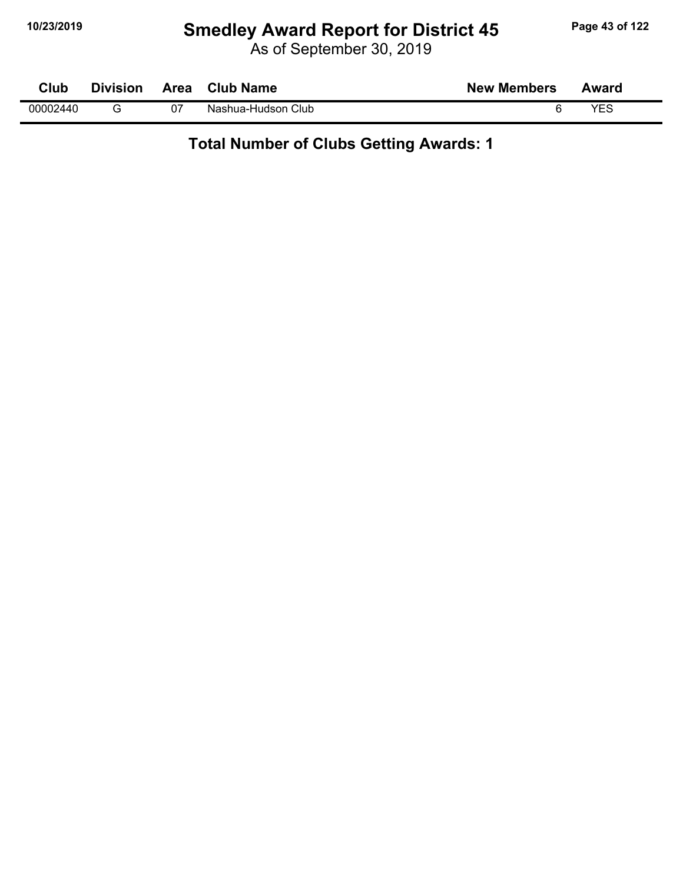# Smedley Award Report for District 45

As of September 30, 2019

| Club | Division | Area | Club Name | New Members | Award |
|---|---|---|---|---|---|
| 00002440 | G | 07 | Nashua-Hudson Club | 6 | YES |

**Total Number of Clubs Getting Awards: 1**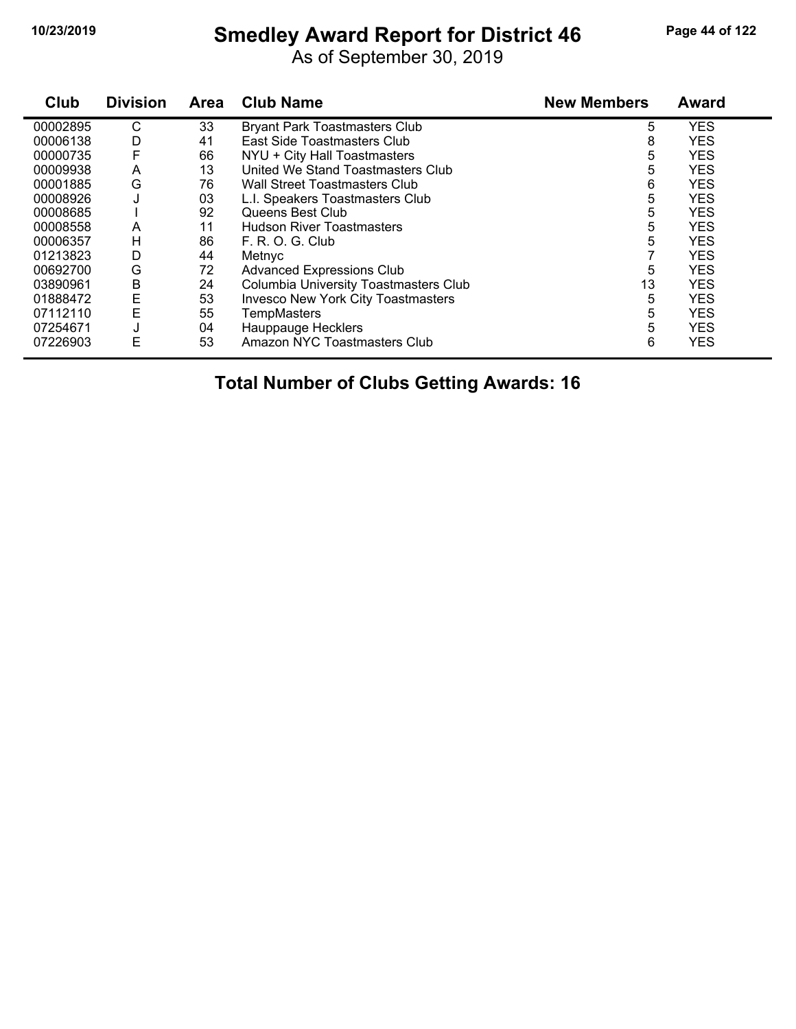# Smedley Award Report for District 46

As of September 30, 2019

| Club | Division | Area | Club Name | New Members | Award |
|---|---|---|---|---|---|
| 00002895 | C | 33 | Bryant Park Toastmasters Club | 5 | YES |
| 00006138 | D | 41 | East Side Toastmasters Club | 8 | YES |
| 00000735 | F | 66 | NYU + City Hall Toastmasters | 5 | YES |
| 00009938 | A | 13 | United We Stand Toastmasters Club | 5 | YES |
| 00001885 | G | 76 | Wall Street Toastmasters Club | 6 | YES |
| 00008926 | J | 03 | L.I. Speakers Toastmasters Club | 5 | YES |
| 00008685 | I | 92 | Queens Best Club | 5 | YES |
| 00008558 | A | 11 | Hudson River Toastmasters | 5 | YES |
| 00006357 | H | 86 | F. R. O. G. Club | 5 | YES |
| 01213823 | D | 44 | Metnyc | 7 | YES |
| 00692700 | G | 72 | Advanced Expressions Club | 5 | YES |
| 03890961 | B | 24 | Columbia University Toastmasters Club | 13 | YES |
| 01888472 | E | 53 | Invesco New York City Toastmasters | 5 | YES |
| 07112110 | E | 55 | TempMasters | 5 | YES |
| 07254671 | J | 04 | Hauppauge Hecklers | 5 | YES |
| 07226903 | E | 53 | Amazon NYC Toastmasters Club | 6 | YES |

**Total Number of Clubs Getting Awards: 16**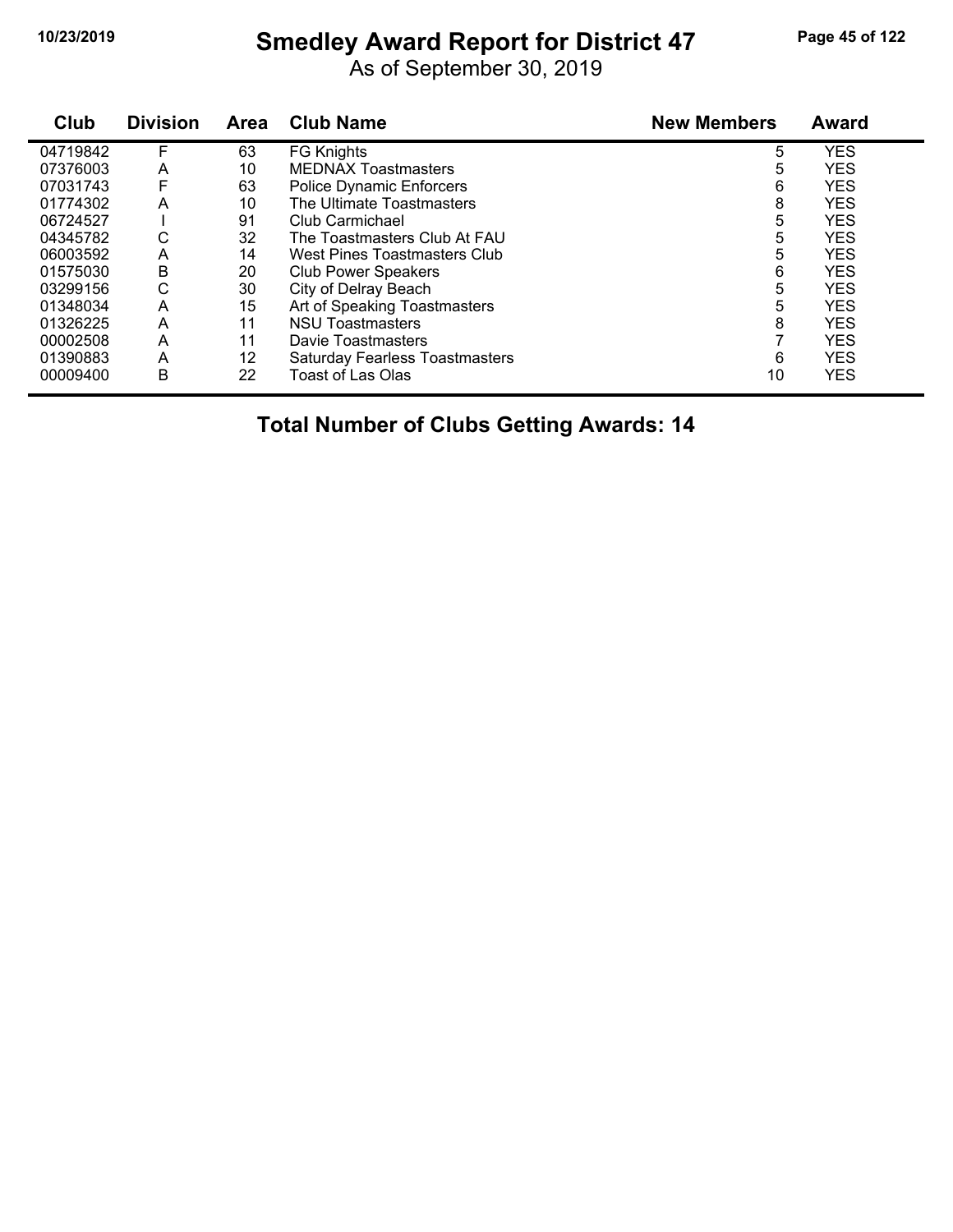# Smedley Award Report for District 47

As of September 30, 2019

| Club | Division | Area | Club Name | New Members | Award |
|---|---|---|---|---|---|
| 04719842 | F | 63 | FG Knights | 5 | YES |
| 07376003 | A | 10 | MEDNAX Toastmasters | 5 | YES |
| 07031743 | F | 63 | Police Dynamic Enforcers | 6 | YES |
| 01774302 | A | 10 | The Ultimate Toastmasters | 8 | YES |
| 06724527 | I | 91 | Club Carmichael | 5 | YES |
| 04345782 | C | 32 | The Toastmasters Club At FAU | 5 | YES |
| 06003592 | A | 14 | West Pines Toastmasters Club | 5 | YES |
| 01575030 | B | 20 | Club Power Speakers | 6 | YES |
| 03299156 | C | 30 | City of Delray Beach | 5 | YES |
| 01348034 | A | 15 | Art of Speaking Toastmasters | 5 | YES |
| 01326225 | A | 11 | NSU Toastmasters | 8 | YES |
| 00002508 | A | 11 | Davie Toastmasters | 7 | YES |
| 01390883 | A | 12 | Saturday Fearless Toastmasters | 6 | YES |
| 00009400 | B | 22 | Toast of Las Olas | 10 | YES |

**Total Number of Clubs Getting Awards: 14**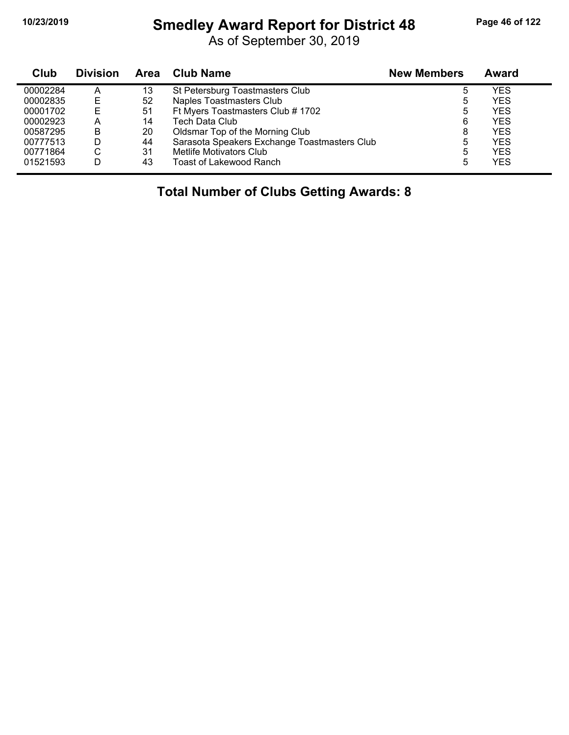# Smedley Award Report for District 48

As of September 30, 2019

| Club | Division | Area | Club Name | New Members | Award |
|---|---|---|---|---|---|
| 00002284 | A | 13 | St Petersburg Toastmasters Club | 5 | YES |
| 00002835 | E | 52 | Naples Toastmasters Club | 5 | YES |
| 00001702 | E | 51 | Ft Myers Toastmasters Club # 1702 | 5 | YES |
| 00002923 | A | 14 | Tech Data Club | 6 | YES |
| 00587295 | B | 20 | Oldsmar Top of the Morning Club | 8 | YES |
| 00777513 | D | 44 | Sarasota Speakers Exchange Toastmasters Club | 5 | YES |
| 00771864 | C | 31 | Metlife Motivators Club | 5 | YES |
| 01521593 | D | 43 | Toast of Lakewood Ranch | 5 | YES |

**Total Number of Clubs Getting Awards: 8**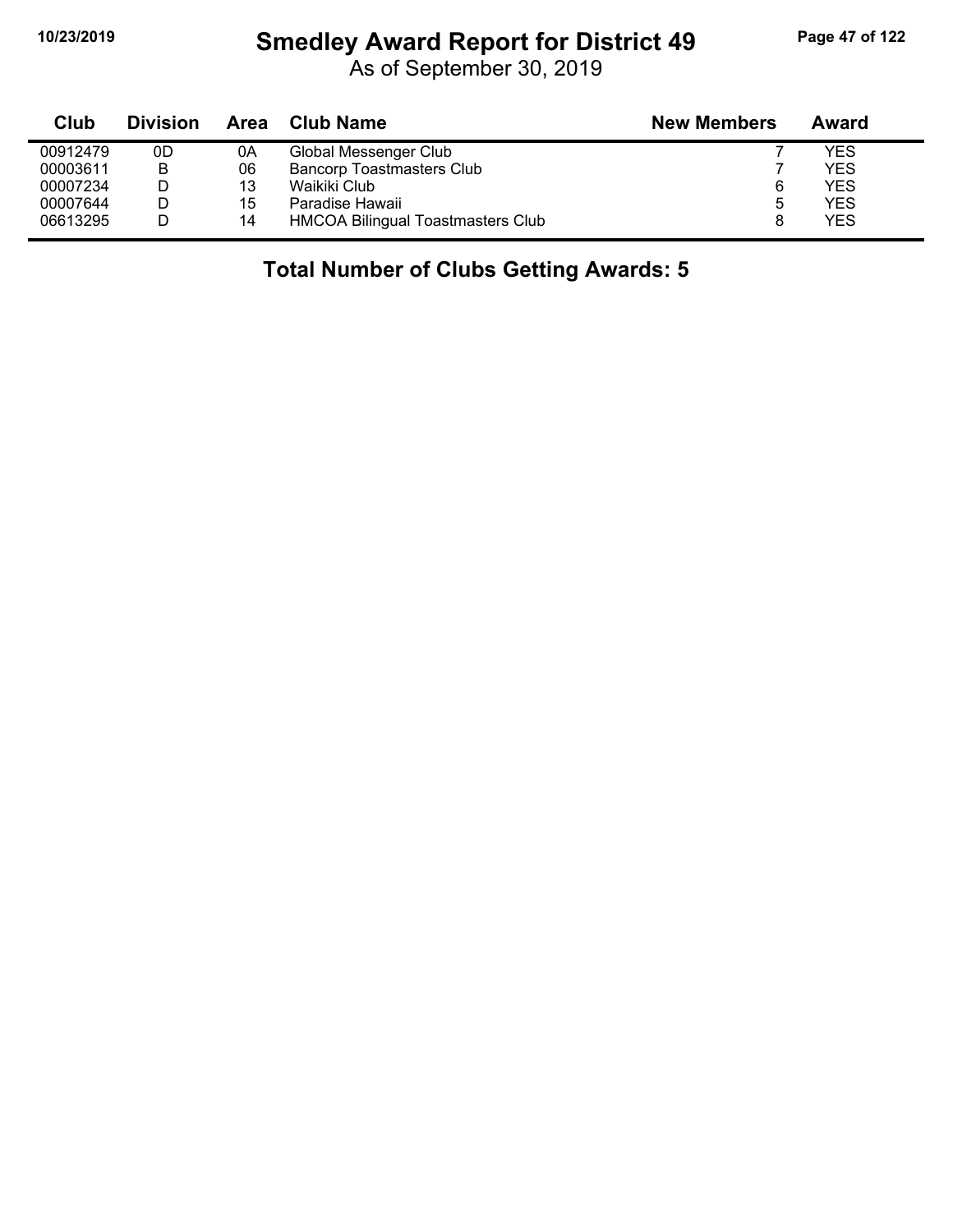# Smedley Award Report for District 49

As of September 30, 2019

| Club | Division | Area | Club Name | New Members | Award |
|---|---|---|---|---|---|
| 00912479 | 0D | 0A | Global Messenger Club | 7 | YES |
| 00003611 | B | 06 | Bancorp Toastmasters Club | 7 | YES |
| 00007234 | D | 13 | Waikiki Club | 6 | YES |
| 00007644 | D | 15 | Paradise Hawaii | 5 | YES |
| 06613295 | D | 14 | HMCOA Bilingual Toastmasters Club | 8 | YES |

**Total Number of Clubs Getting Awards: 5**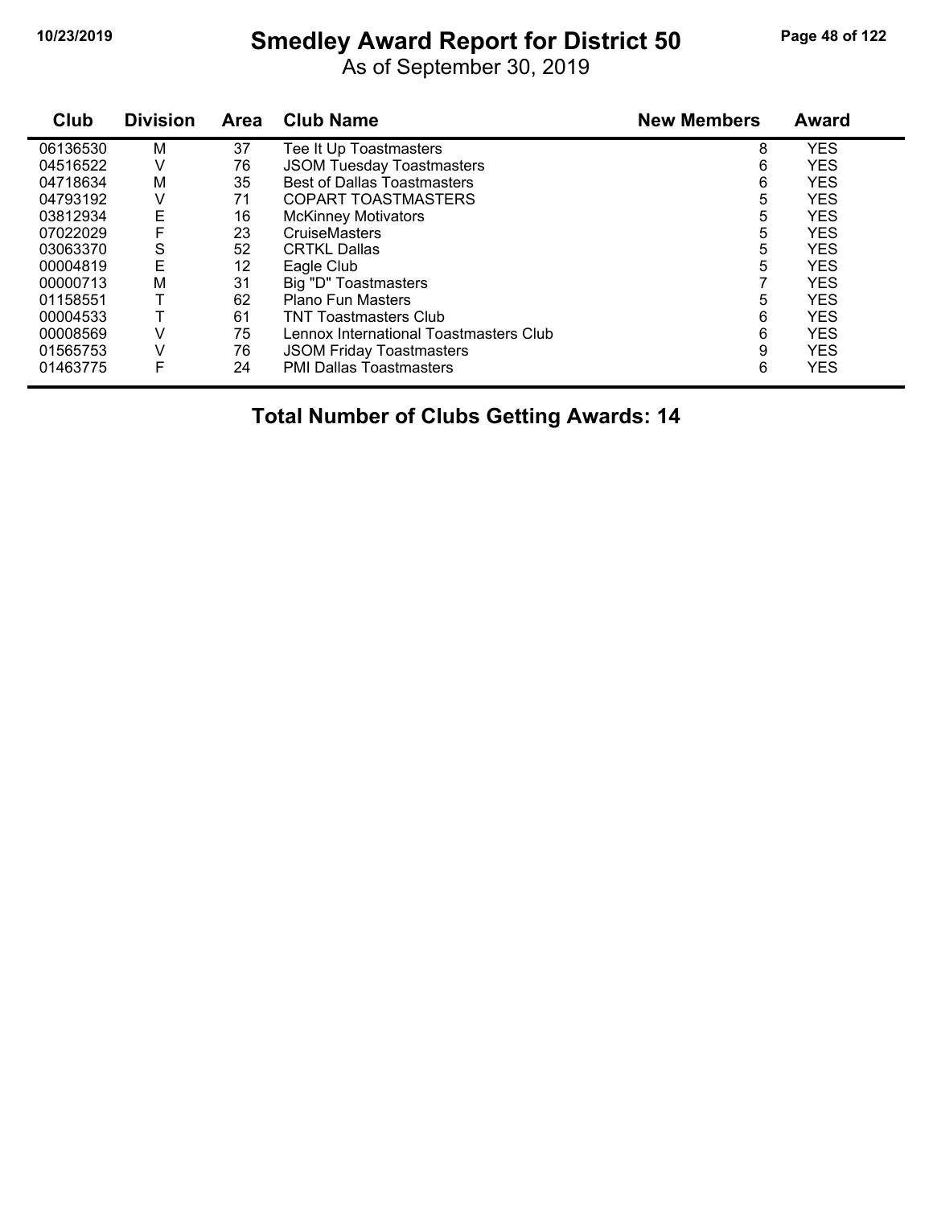# Smedley Award Report for District 50

As of September 30, 2019

| Club | Division | Area | Club Name | New Members | Award |
|---|---|---|---|---|---|
| 06136530 | M | 37 | Tee It Up Toastmasters | 8 | YES |
| 04516522 | V | 76 | JSOM Tuesday Toastmasters | 6 | YES |
| 04718634 | M | 35 | Best of Dallas Toastmasters | 6 | YES |
| 04793192 | V | 71 | COPART TOASTMASTERS | 5 | YES |
| 03812934 | E | 16 | McKinney Motivators | 5 | YES |
| 07022029 | F | 23 | CruiseMasters | 5 | YES |
| 03063370 | S | 52 | CRTKL Dallas | 5 | YES |
| 00004819 | E | 12 | Eagle Club | 5 | YES |
| 00000713 | M | 31 | Big "D" Toastmasters | 7 | YES |
| 01158551 | T | 62 | Plano Fun Masters | 5 | YES |
| 00004533 | T | 61 | TNT Toastmasters Club | 6 | YES |
| 00008569 | V | 75 | Lennox International Toastmasters Club | 6 | YES |
| 01565753 | V | 76 | JSOM Friday Toastmasters | 9 | YES |
| 01463775 | F | 24 | PMI Dallas Toastmasters | 6 | YES |

**Total Number of Clubs Getting Awards: 14**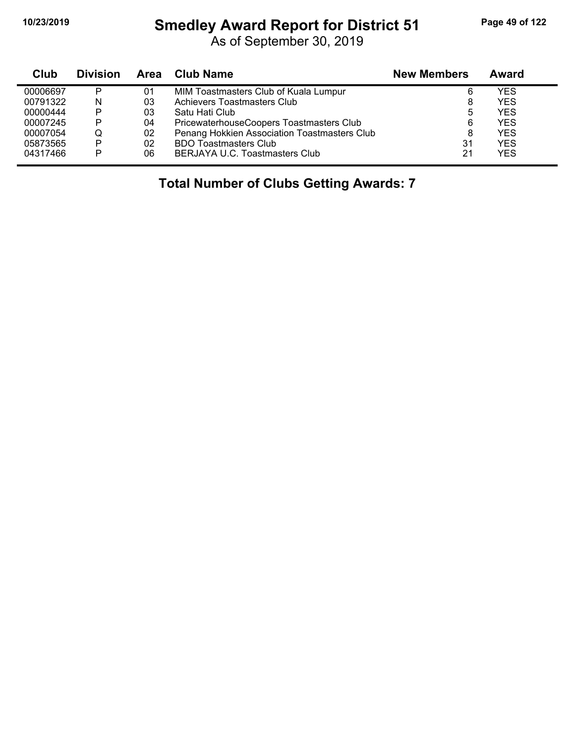# Smedley Award Report for District 51

As of September 30, 2019

| Club | Division | Area | Club Name | New Members | Award |
|---|---|---|---|---|---|
| 00006697 | P | 01 | MIM Toastmasters Club of Kuala Lumpur | 6 | YES |
| 00791322 | N | 03 | Achievers Toastmasters Club | 8 | YES |
| 00000444 | P | 03 | Satu Hati Club | 5 | YES |
| 00007245 | P | 04 | PricewaterhouseCoopers Toastmasters Club | 6 | YES |
| 00007054 | Q | 02 | Penang Hokkien Association Toastmasters Club | 8 | YES |
| 05873565 | P | 02 | BDO Toastmasters Club | 31 | YES |
| 04317466 | P | 06 | BERJAYA U.C. Toastmasters Club | 21 | YES |

**Total Number of Clubs Getting Awards: 7**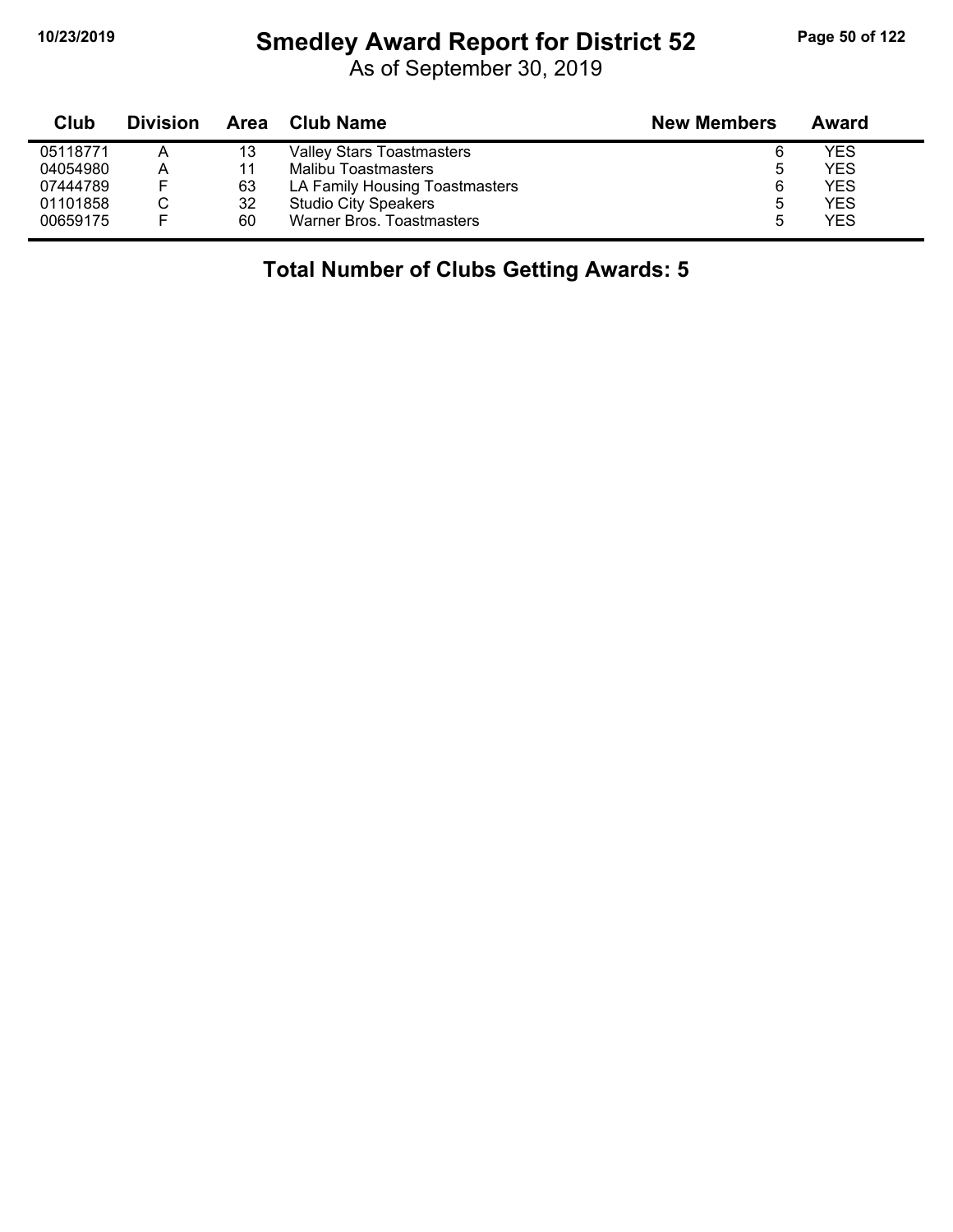# Smedley Award Report for District 52

As of September 30, 2019

| Club | Division | Area | Club Name | New Members | Award |
|---|---|---|---|---|---|
| 05118771 | A | 13 | Valley Stars Toastmasters | 6 | YES |
| 04054980 | A | 11 | Malibu Toastmasters | 5 | YES |
| 07444789 | F | 63 | LA Family Housing Toastmasters | 6 | YES |
| 01101858 | C | 32 | Studio City Speakers | 5 | YES |
| 00659175 | F | 60 | Warner Bros. Toastmasters | 5 | YES |

**Total Number of Clubs Getting Awards: 5**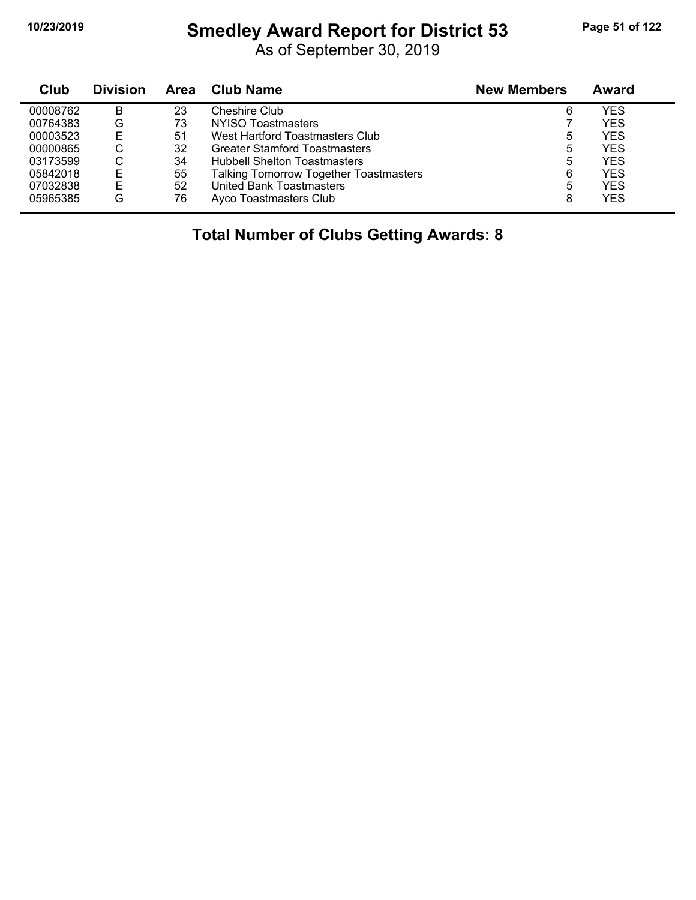# Smedley Award Report for District 53

As of September 30, 2019

| Club | Division | Area | Club Name | New Members | Award |
|---|---|---|---|---|---|
| 00008762 | B | 23 | Cheshire Club | 6 | YES |
| 00764383 | G | 73 | NYISO Toastmasters | 7 | YES |
| 00003523 | E | 51 | West Hartford Toastmasters Club | 5 | YES |
| 00000865 | C | 32 | Greater Stamford Toastmasters | 5 | YES |
| 03173599 | C | 34 | Hubbell Shelton Toastmasters | 5 | YES |
| 05842018 | E | 55 | Talking Tomorrow Together Toastmasters | 6 | YES |
| 07032838 | E | 52 | United Bank Toastmasters | 5 | YES |
| 05965385 | G | 76 | Ayco Toastmasters Club | 8 | YES |

## Total Number of Clubs Getting Awards: 8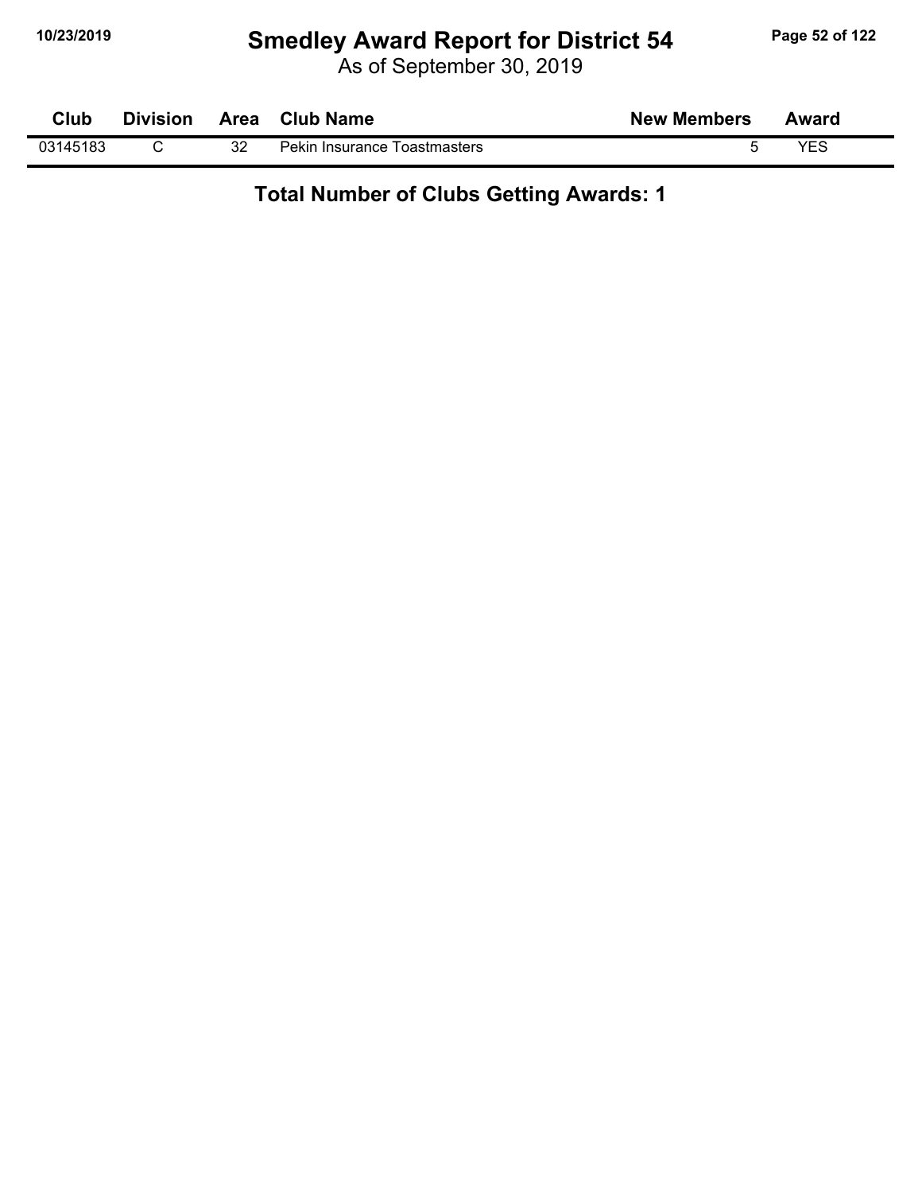# Smedley Award Report for District 54

As of September 30, 2019

| Club | Division | Area | Club Name | New Members | Award |
|---|---|---|---|---|---|
| 03145183 | C | 32 | Pekin Insurance Toastmasters | 5 | YES |

**Total Number of Clubs Getting Awards: 1**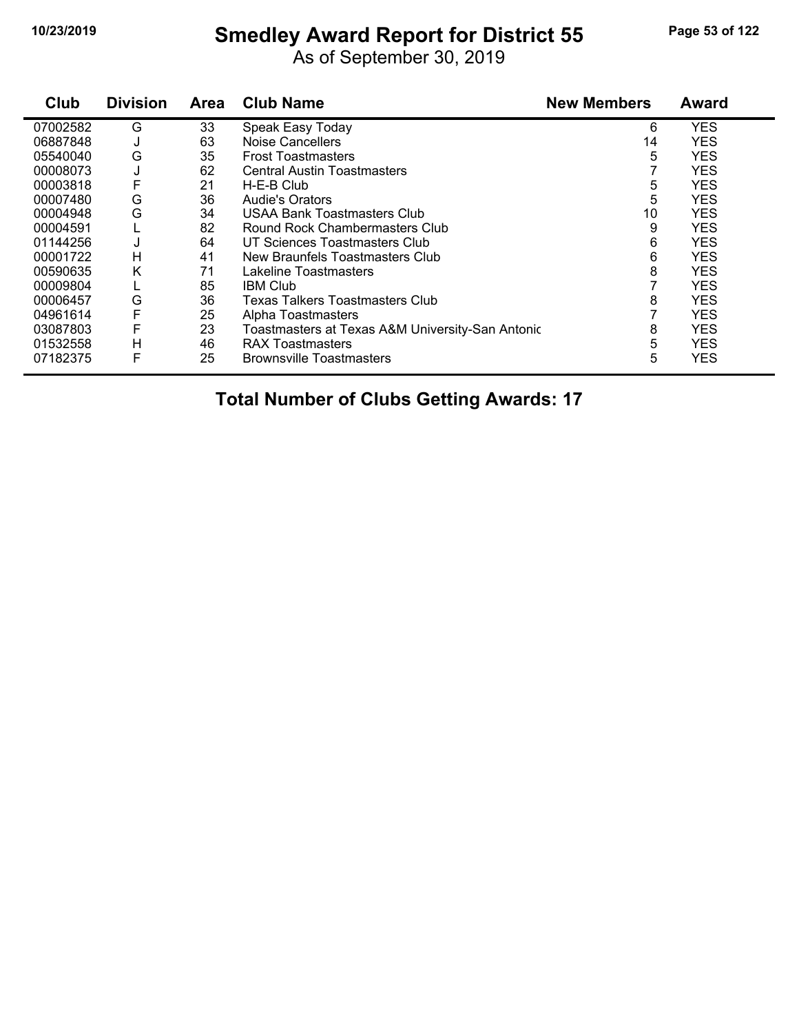# Smedley Award Report for District 55

As of September 30, 2019

| Club | Division | Area | Club Name | New Members | Award |
|---|---|---|---|---|---|
| 07002582 | G | 33 | Speak Easy Today | 6 | YES |
| 06887848 | J | 63 | Noise Cancellers | 14 | YES |
| 05540040 | G | 35 | Frost Toastmasters | 5 | YES |
| 00008073 | J | 62 | Central Austin Toastmasters | 7 | YES |
| 00003818 | F | 21 | H-E-B Club | 5 | YES |
| 00007480 | G | 36 | Audie's Orators | 5 | YES |
| 00004948 | G | 34 | USAA Bank Toastmasters Club | 10 | YES |
| 00004591 | L | 82 | Round Rock Chambermasters Club | 9 | YES |
| 01144256 | J | 64 | UT Sciences Toastmasters Club | 6 | YES |
| 00001722 | H | 41 | New Braunfels Toastmasters Club | 6 | YES |
| 00590635 | K | 71 | Lakeline Toastmasters | 8 | YES |
| 00009804 | L | 85 | IBM Club | 7 | YES |
| 00006457 | G | 36 | Texas Talkers Toastmasters Club | 8 | YES |
| 04961614 | F | 25 | Alpha Toastmasters | 7 | YES |
| 03087803 | F | 23 | Toastmasters at Texas A&M University-San Antonic | 8 | YES |
| 01532558 | H | 46 | RAX Toastmasters | 5 | YES |
| 07182375 | F | 25 | Brownsville Toastmasters | 5 | YES |

**Total Number of Clubs Getting Awards: 17**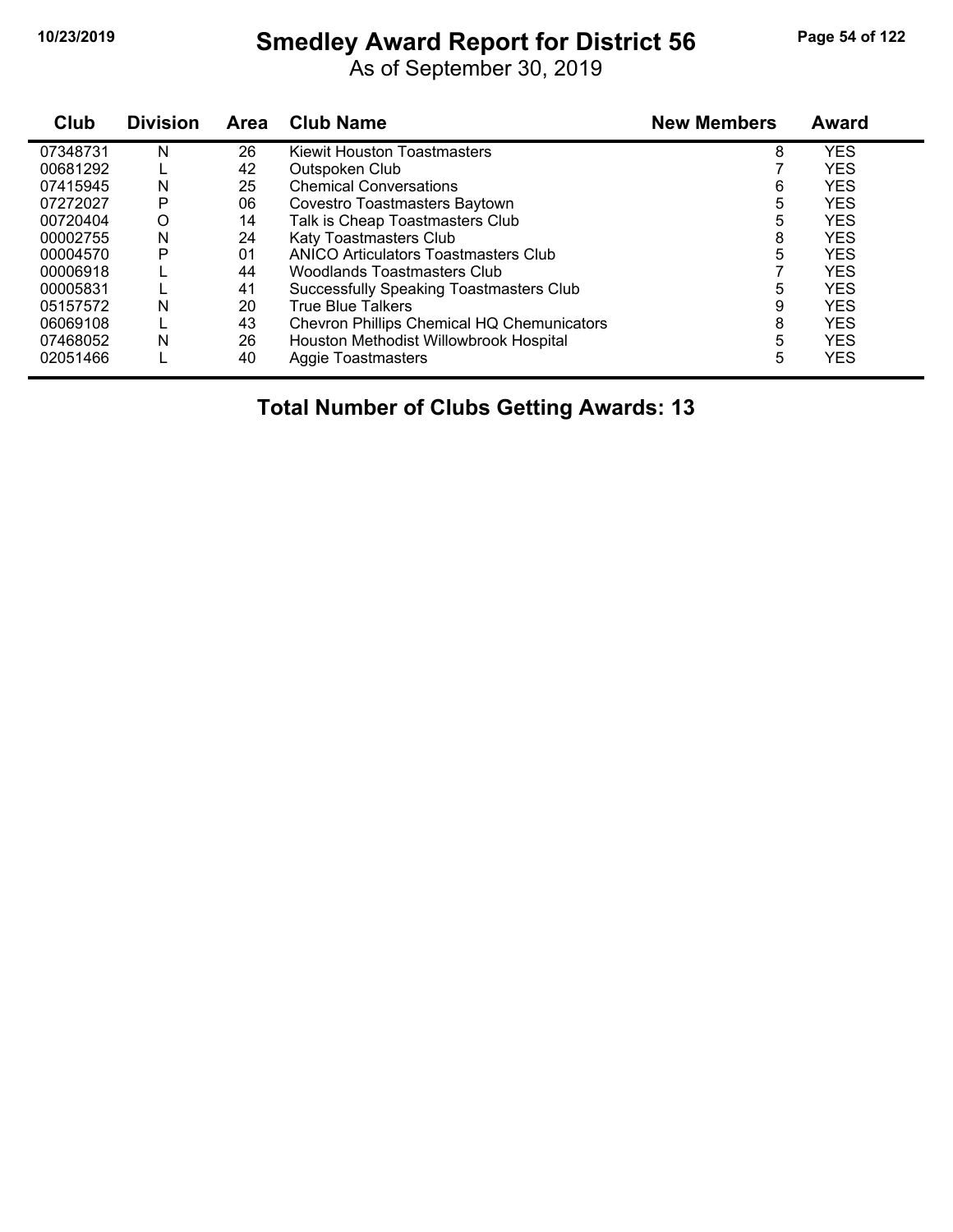# Smedley Award Report for District 56

As of September 30, 2019

| Club | Division | Area | Club Name | New Members | Award |
|---|---|---|---|---|---|
| 07348731 | N | 26 | Kiewit Houston Toastmasters | 8 | YES |
| 00681292 | L | 42 | Outspoken Club | 7 | YES |
| 07415945 | N | 25 | Chemical Conversations | 6 | YES |
| 07272027 | P | 06 | Covestro Toastmasters Baytown | 5 | YES |
| 00720404 | O | 14 | Talk is Cheap Toastmasters Club | 5 | YES |
| 00002755 | N | 24 | Katy Toastmasters Club | 8 | YES |
| 00004570 | P | 01 | ANICO Articulators Toastmasters Club | 5 | YES |
| 00006918 | L | 44 | Woodlands Toastmasters Club | 7 | YES |
| 00005831 | L | 41 | Successfully Speaking Toastmasters Club | 5 | YES |
| 05157572 | N | 20 | True Blue Talkers | 9 | YES |
| 06069108 | L | 43 | Chevron Phillips Chemical HQ Chemunicators | 8 | YES |
| 07468052 | N | 26 | Houston Methodist Willowbrook Hospital | 5 | YES |
| 02051466 | L | 40 | Aggie Toastmasters | 5 | YES |

**Total Number of Clubs Getting Awards: 13**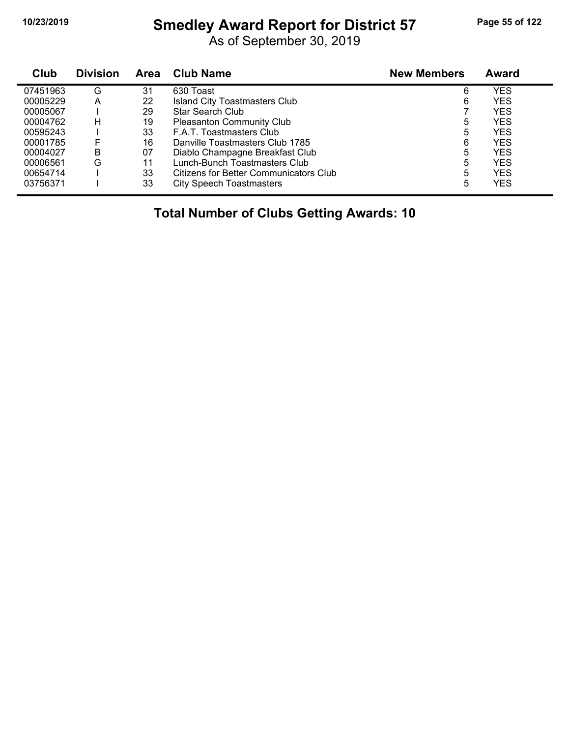# Smedley Award Report for District 57

As of September 30, 2019

| Club | Division | Area | Club Name | New Members | Award |
|---|---|---|---|---|---|
| 07451963 | G | 31 | 630 Toast | 6 | YES |
| 00005229 | A | 22 | Island City Toastmasters Club | 6 | YES |
| 00005067 | I | 29 | Star Search Club | 7 | YES |
| 00004762 | H | 19 | Pleasanton Community Club | 5 | YES |
| 00595243 | I | 33 | F.A.T. Toastmasters Club | 5 | YES |
| 00001785 | F | 16 | Danville Toastmasters Club 1785 | 6 | YES |
| 00004027 | B | 07 | Diablo Champagne Breakfast Club | 5 | YES |
| 00006561 | G | 11 | Lunch-Bunch Toastmasters Club | 5 | YES |
| 00654714 | I | 33 | Citizens for Better Communicators Club | 5 | YES |
| 03756371 | I | 33 | City Speech Toastmasters | 5 | YES |

## Total Number of Clubs Getting Awards: 10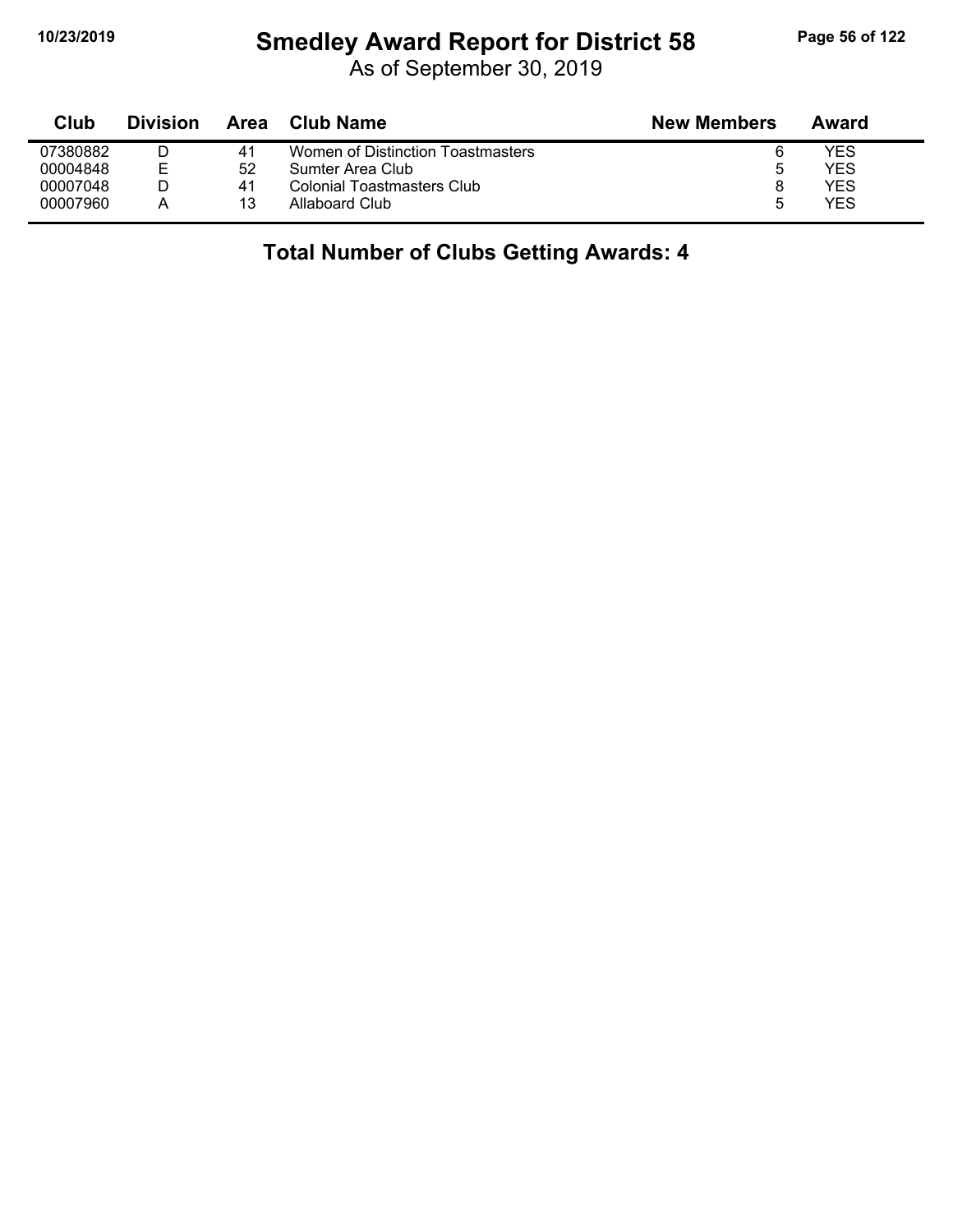# Smedley Award Report for District 58

As of September 30, 2019

| Club | Division | Area | Club Name | New Members | Award |
|---|---|---|---|---|---|
| 07380882 | D | 41 | Women of Distinction Toastmasters | 6 | YES |
| 00004848 | E | 52 | Sumter Area Club | 5 | YES |
| 00007048 | D | 41 | Colonial Toastmasters Club | 8 | YES |
| 00007960 | A | 13 | Allaboard Club | 5 | YES |

**Total Number of Clubs Getting Awards: 4**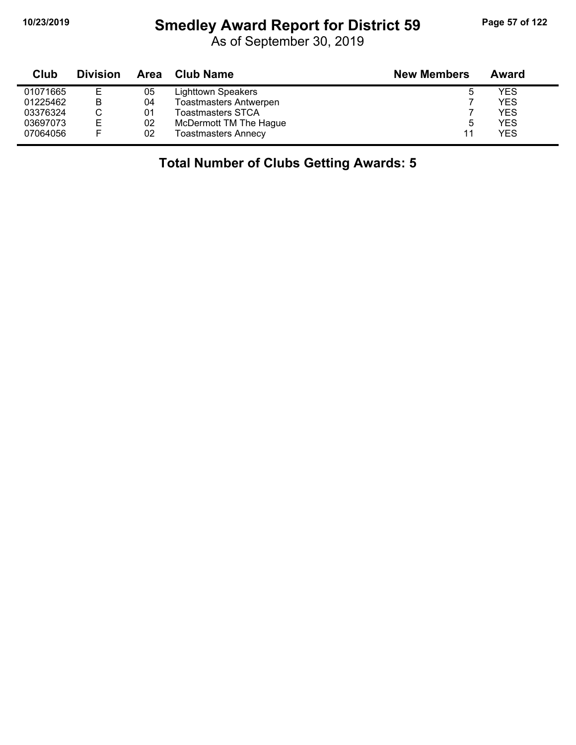# Smedley Award Report for District 59

As of September 30, 2019

| Club | Division | Area | Club Name | New Members | Award |
|---|---|---|---|---|---|
| 01071665 | E | 05 | Lighttown Speakers | 5 | YES |
| 01225462 | B | 04 | Toastmasters Antwerpen | 7 | YES |
| 03376324 | C | 01 | Toastmasters STCA | 7 | YES |
| 03697073 | E | 02 | McDermott TM The Hague | 5 | YES |
| 07064056 | F | 02 | Toastmasters Annecy | 11 | YES |

## Total Number of Clubs Getting Awards: 5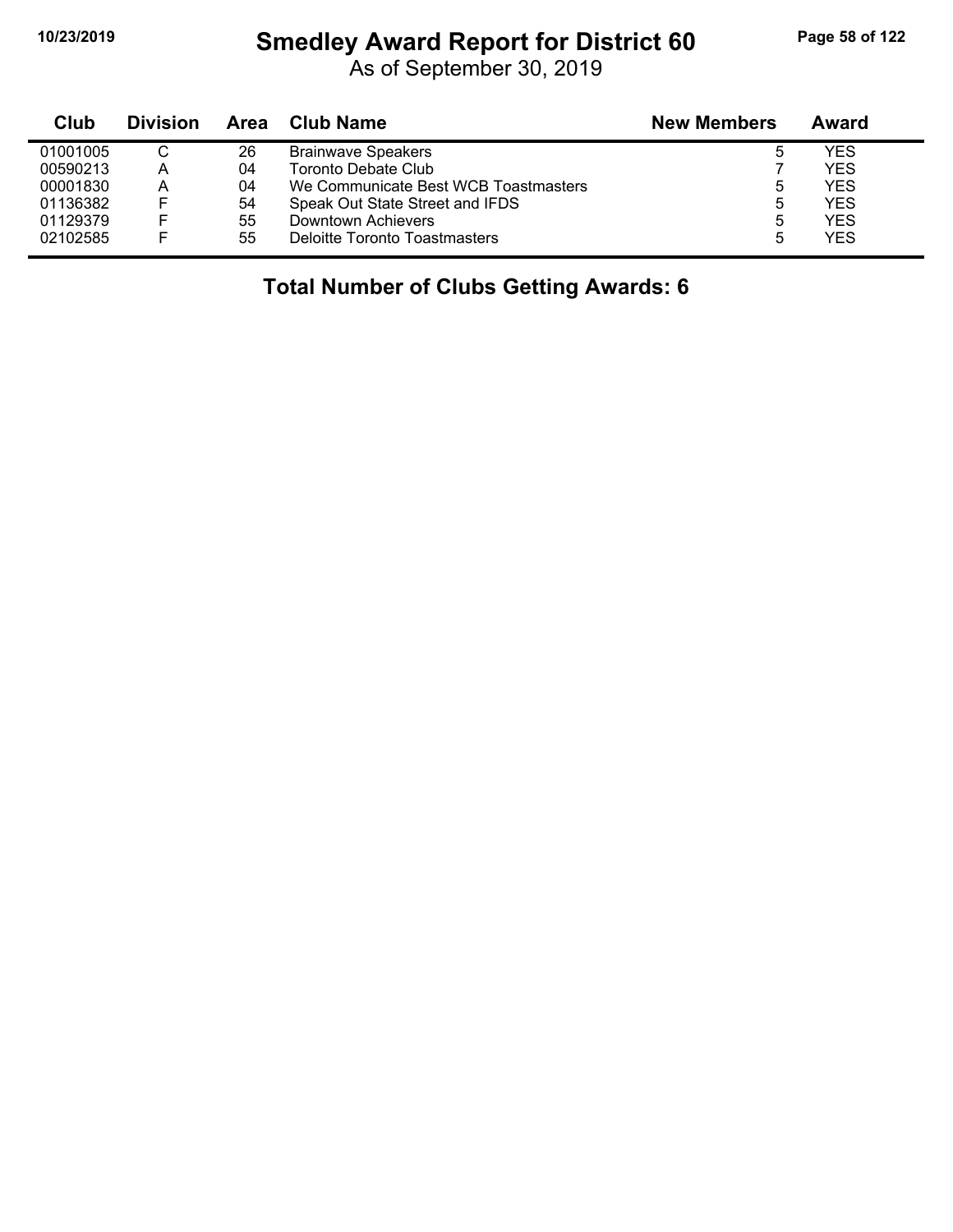# Smedley Award Report for District 60

As of September 30, 2019

| Club | Division | Area | Club Name | New Members | Award |
|---|---|---|---|---|---|
| 01001005 | C | 26 | Brainwave Speakers | 5 | YES |
| 00590213 | A | 04 | Toronto Debate Club | 7 | YES |
| 00001830 | A | 04 | We Communicate Best WCB Toastmasters | 5 | YES |
| 01136382 | F | 54 | Speak Out State Street and IFDS | 5 | YES |
| 01129379 | F | 55 | Downtown Achievers | 5 | YES |
| 02102585 | F | 55 | Deloitte Toronto Toastmasters | 5 | YES |

**Total Number of Clubs Getting Awards: 6**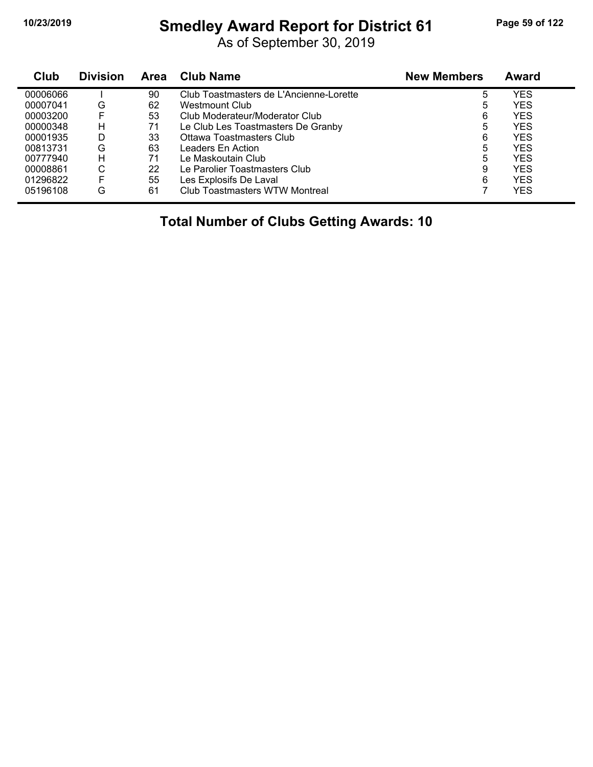# Smedley Award Report for District 61

As of September 30, 2019

| Club | Division | Area | Club Name | New Members | Award |
|---|---|---|---|---|---|
| 00006066 | I | 90 | Club Toastmasters de L'Ancienne-Lorette | 5 | YES |
| 00007041 | G | 62 | Westmount Club | 5 | YES |
| 00003200 | F | 53 | Club Moderateur/Moderator Club | 6 | YES |
| 00000348 | H | 71 | Le Club Les Toastmasters De Granby | 5 | YES |
| 00001935 | D | 33 | Ottawa Toastmasters Club | 6 | YES |
| 00813731 | G | 63 | Leaders En Action | 5 | YES |
| 00777940 | H | 71 | Le Maskoutain Club | 5 | YES |
| 00008861 | C | 22 | Le Parolier Toastmasters Club | 9 | YES |
| 01296822 | F | 55 | Les Explosifs De Laval | 6 | YES |
| 05196108 | G | 61 | Club Toastmasters WTW Montreal | 7 | YES |

**Total Number of Clubs Getting Awards: 10**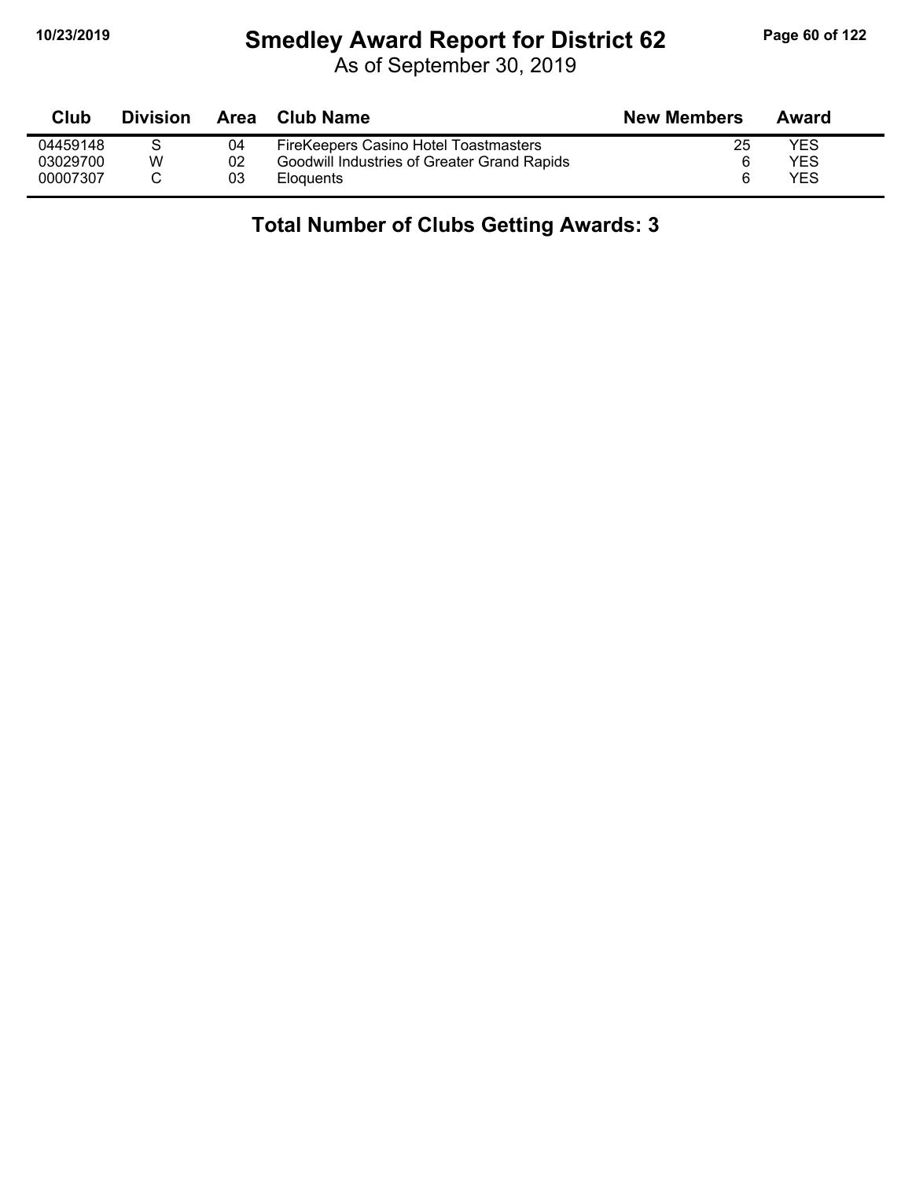# Smedley Award Report for District 62

As of September 30, 2019

| Club | Division | Area | Club Name | New Members | Award |
|---|---|---|---|---|---|
| 04459148 | S | 04 | FireKeepers Casino Hotel Toastmasters | 25 | YES |
| 03029700 | W | 02 | Goodwill Industries of Greater Grand Rapids | 6 | YES |
| 00007307 | C | 03 | Eloquents | 6 | YES |

## Total Number of Clubs Getting Awards: 3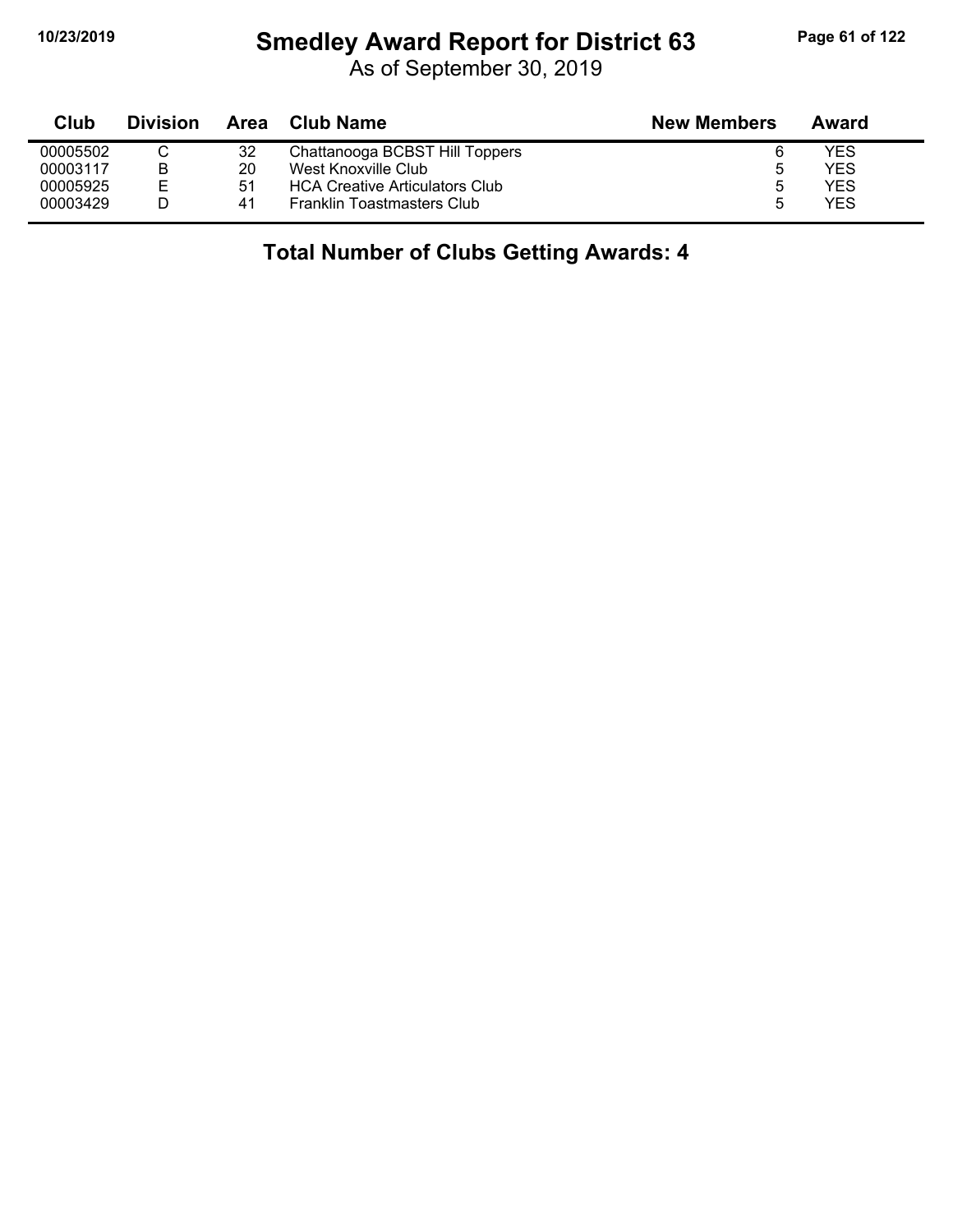# Smedley Award Report for District 63

As of September 30, 2019

| Club | Division | Area | Club Name | New Members | Award |
|---|---|---|---|---|---|
| 00005502 | C | 32 | Chattanooga BCBST Hill Toppers | 6 | YES |
| 00003117 | B | 20 | West Knoxville Club | 5 | YES |
| 00005925 | E | 51 | HCA Creative Articulators Club | 5 | YES |
| 00003429 | D | 41 | Franklin Toastmasters Club | 5 | YES |

## Total Number of Clubs Getting Awards: 4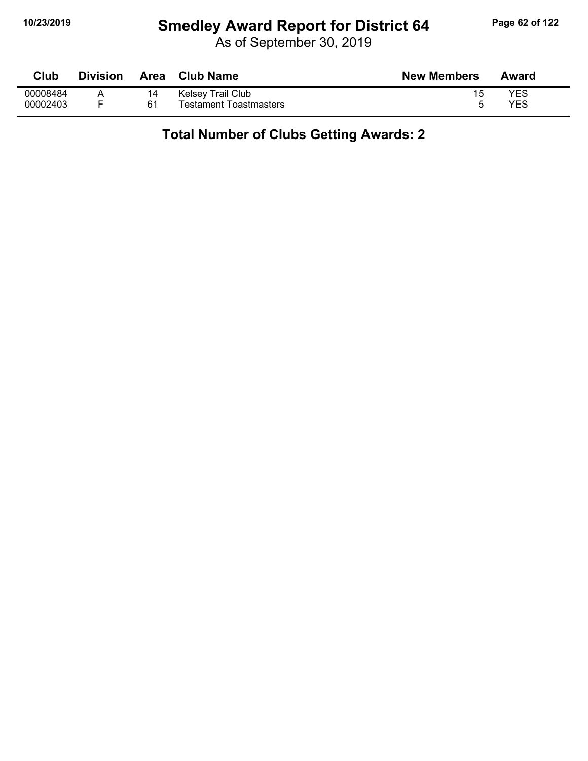# Smedley Award Report for District 64

As of September 30, 2019

| Club | Division | Area | Club Name | New Members | Award |
|---|---|---|---|---|---|
| 00008484 | A | 14 | Kelsey Trail Club | 15 | YES |
| 00002403 | F | 61 | Testament Toastmasters | 5 | YES |

## Total Number of Clubs Getting Awards: 2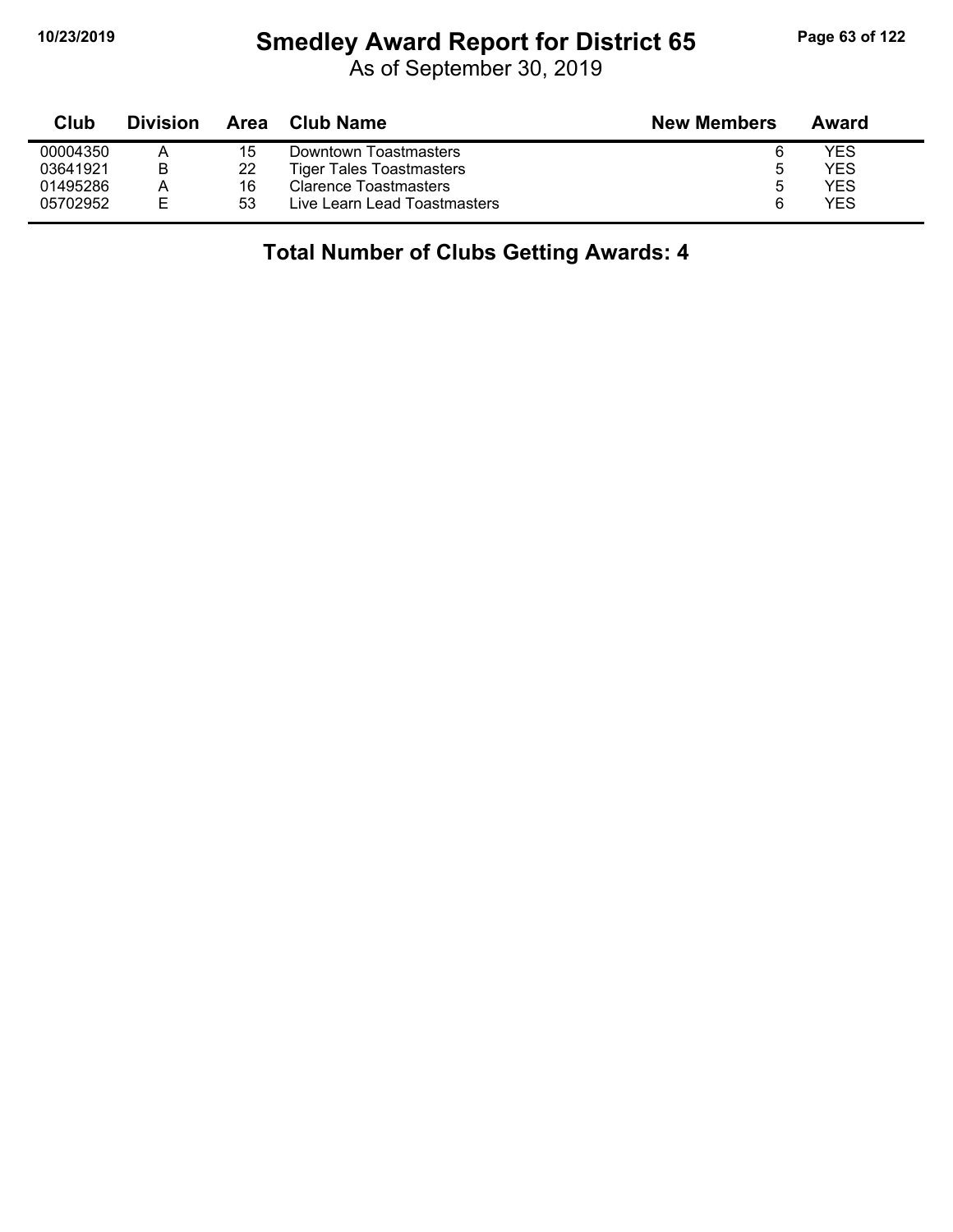# Smedley Award Report for District 65

As of September 30, 2019

| Club | Division | Area | Club Name | New Members | Award |
|---|---|---|---|---|---|
| 00004350 | A | 15 | Downtown Toastmasters | 6 | YES |
| 03641921 | B | 22 | Tiger Tales Toastmasters | 5 | YES |
| 01495286 | A | 16 | Clarence Toastmasters | 5 | YES |
| 05702952 | E | 53 | Live Learn Lead Toastmasters | 6 | YES |

## Total Number of Clubs Getting Awards: 4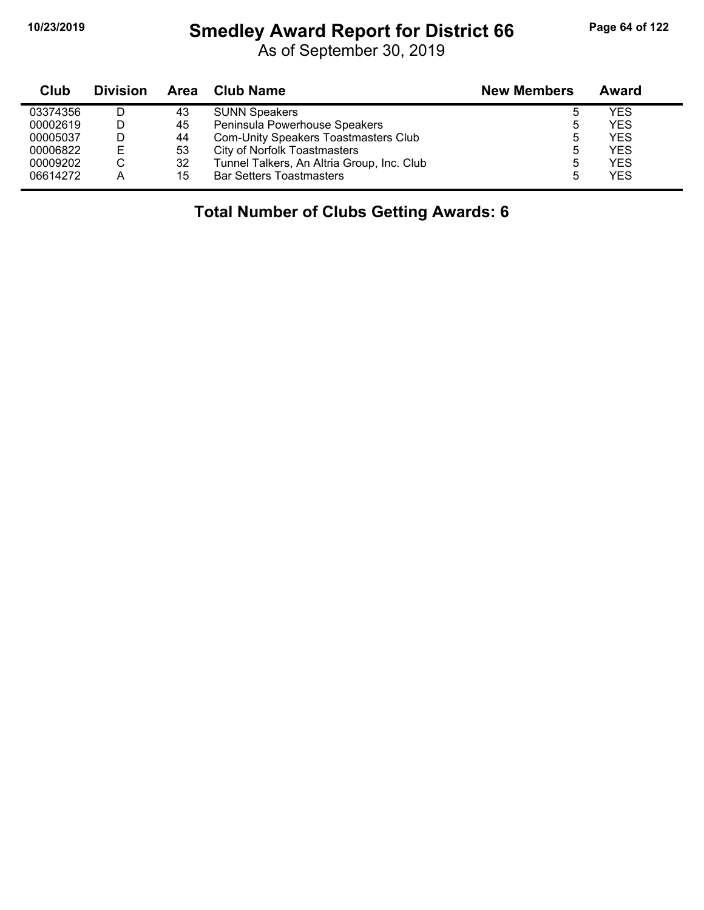# Smedley Award Report for District 66

As of September 30, 2019

| Club | Division | Area | Club Name | New Members | Award |
|---|---|---|---|---|---|
| 03374356 | D | 43 | SUNN Speakers | 5 | YES |
| 00002619 | D | 45 | Peninsula Powerhouse Speakers | 5 | YES |
| 00005037 | D | 44 | Com-Unity Speakers Toastmasters Club | 5 | YES |
| 00006822 | E | 53 | City of Norfolk Toastmasters | 5 | YES |
| 00009202 | C | 32 | Tunnel Talkers, An Altria Group, Inc. Club | 5 | YES |
| 06614272 | A | 15 | Bar Setters Toastmasters | 5 | YES |

**Total Number of Clubs Getting Awards: 6**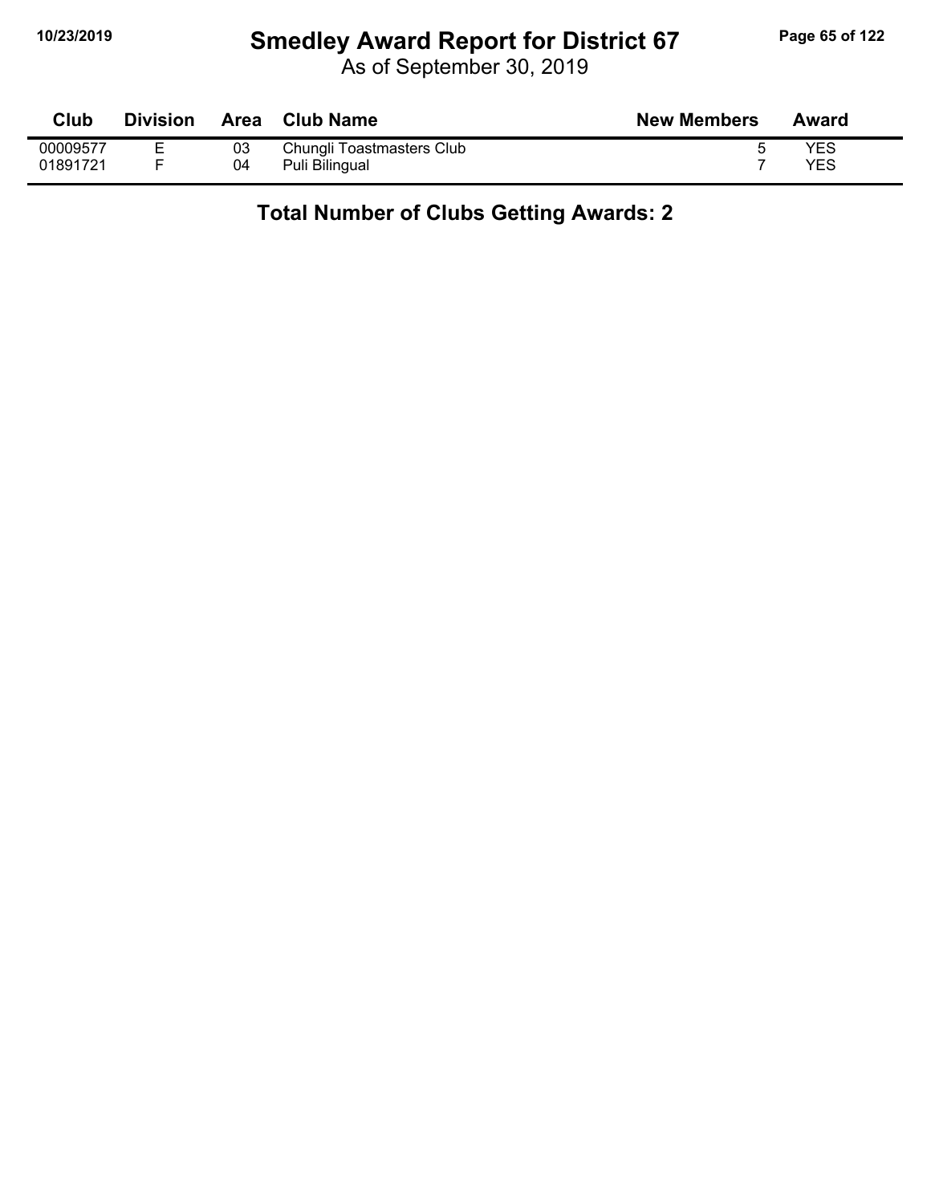# Smedley Award Report for District 67

As of September 30, 2019

| Club | Division | Area | Club Name | New Members | Award |
|---|---|---|---|---|---|
| 00009577 | E | 03 | Chungli Toastmasters Club | 5 | YES |
| 01891721 | F | 04 | Puli Bilingual | 7 | YES |

## Total Number of Clubs Getting Awards: 2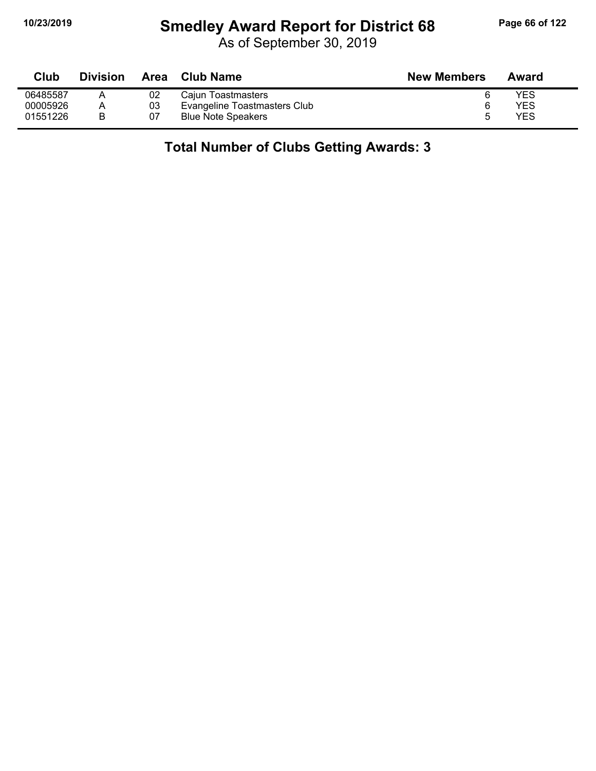# Smedley Award Report for District 68

As of September 30, 2019

| Club | Division | Area | Club Name | New Members | Award |
|---|---|---|---|---|---|
| 06485587 | A | 02 | Cajun Toastmasters | 6 | YES |
| 00005926 | A | 03 | Evangeline Toastmasters Club | 6 | YES |
| 01551226 | B | 07 | Blue Note Speakers | 5 | YES |

## Total Number of Clubs Getting Awards: 3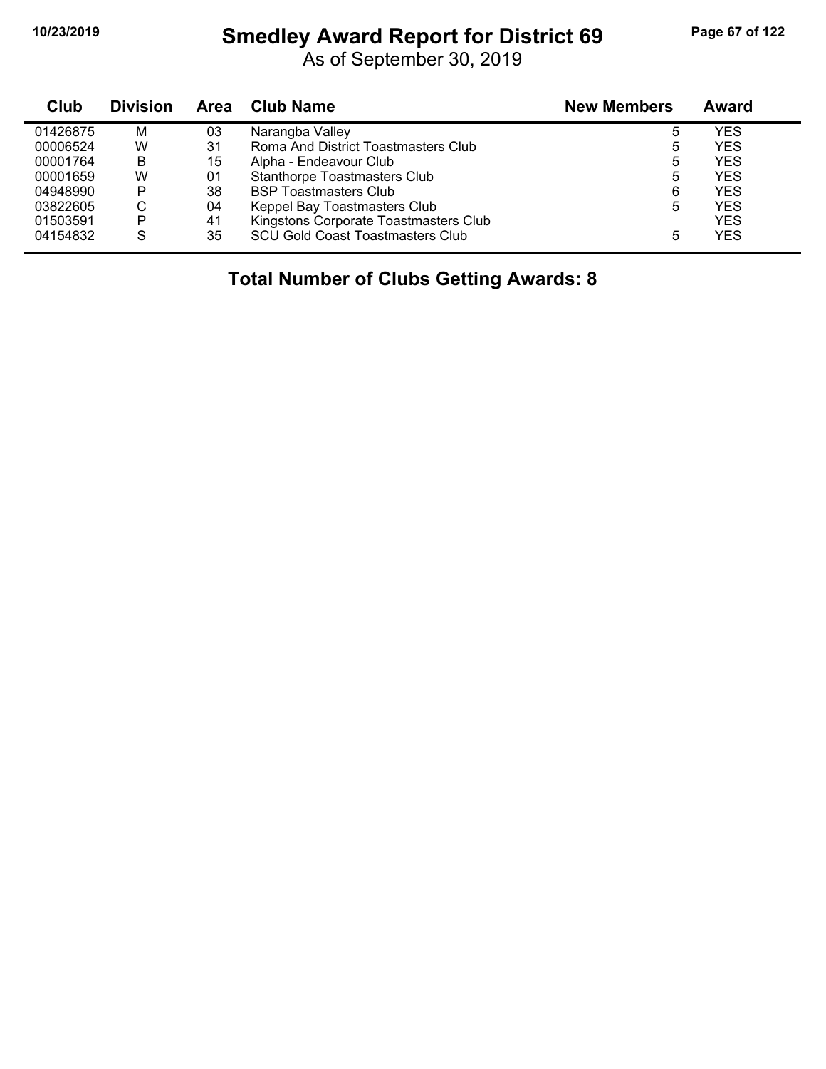# Smedley Award Report for District 69

As of September 30, 2019

| Club | Division | Area | Club Name | New Members | Award |
|---|---|---|---|---|---|
| 01426875 | M | 03 | Narangba Valley | 5 | YES |
| 00006524 | W | 31 | Roma And District Toastmasters Club | 5 | YES |
| 00001764 | B | 15 | Alpha - Endeavour Club | 5 | YES |
| 00001659 | W | 01 | Stanthorpe Toastmasters Club | 5 | YES |
| 04948990 | P | 38 | BSP Toastmasters Club | 6 | YES |
| 03822605 | C | 04 | Keppel Bay Toastmasters Club | 5 | YES |
| 01503591 | P | 41 | Kingstons Corporate Toastmasters Club | | YES |
| 04154832 | S | 35 | SCU Gold Coast Toastmasters Club | 5 | YES |

**Total Number of Clubs Getting Awards: 8**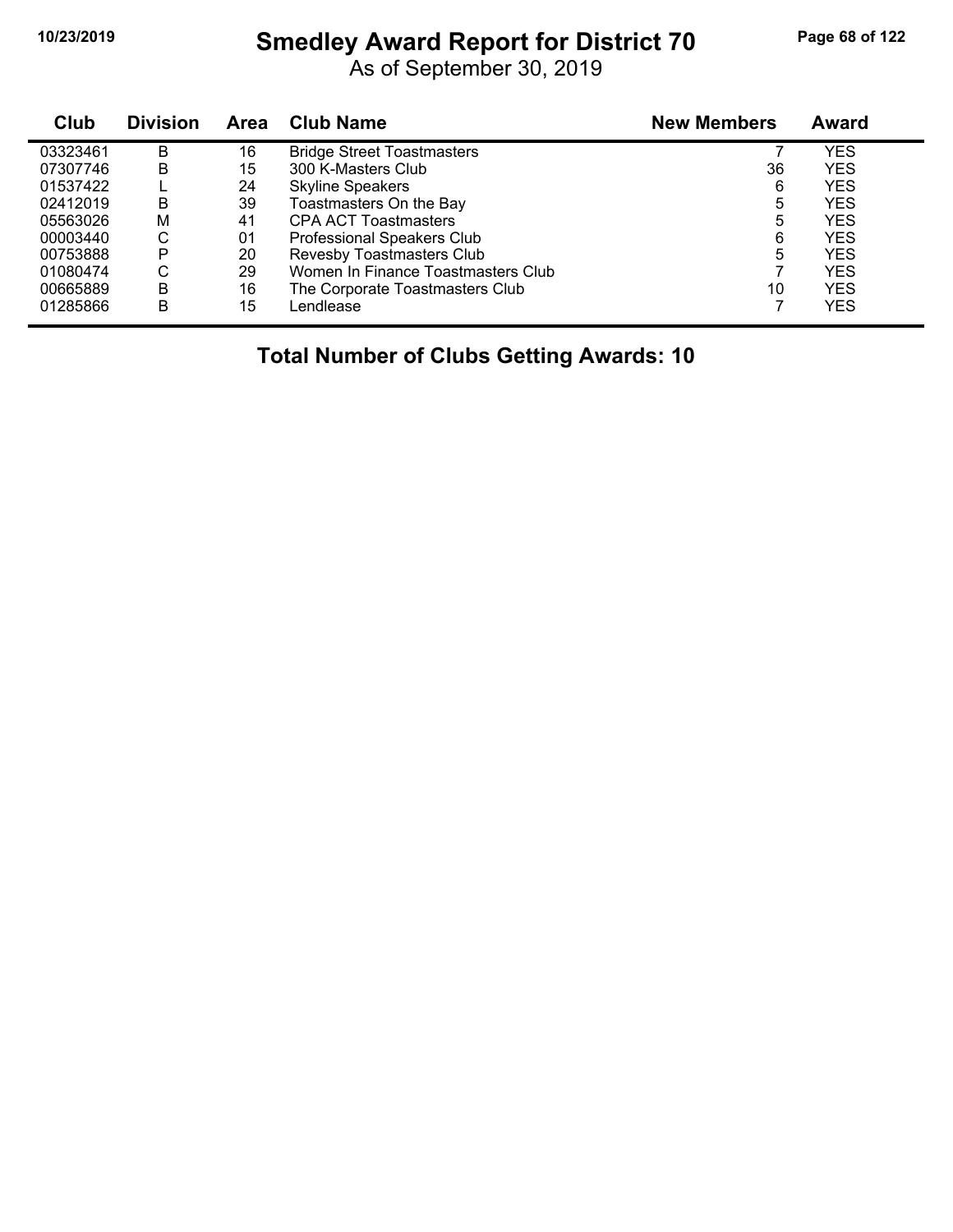# Smedley Award Report for District 70

As of September 30, 2019

| Club | Division | Area | Club Name | New Members | Award |
|---|---|---|---|---|---|
| 03323461 | B | 16 | Bridge Street Toastmasters | 7 | YES |
| 07307746 | B | 15 | 300 K-Masters Club | 36 | YES |
| 01537422 | L | 24 | Skyline Speakers | 6 | YES |
| 02412019 | B | 39 | Toastmasters On the Bay | 5 | YES |
| 05563026 | M | 41 | CPA ACT Toastmasters | 5 | YES |
| 00003440 | C | 01 | Professional Speakers Club | 6 | YES |
| 00753888 | P | 20 | Revesby Toastmasters Club | 5 | YES |
| 01080474 | C | 29 | Women In Finance Toastmasters Club | 7 | YES |
| 00665889 | B | 16 | The Corporate Toastmasters Club | 10 | YES |
| 01285866 | B | 15 | Lendlease | 7 | YES |

## Total Number of Clubs Getting Awards: 10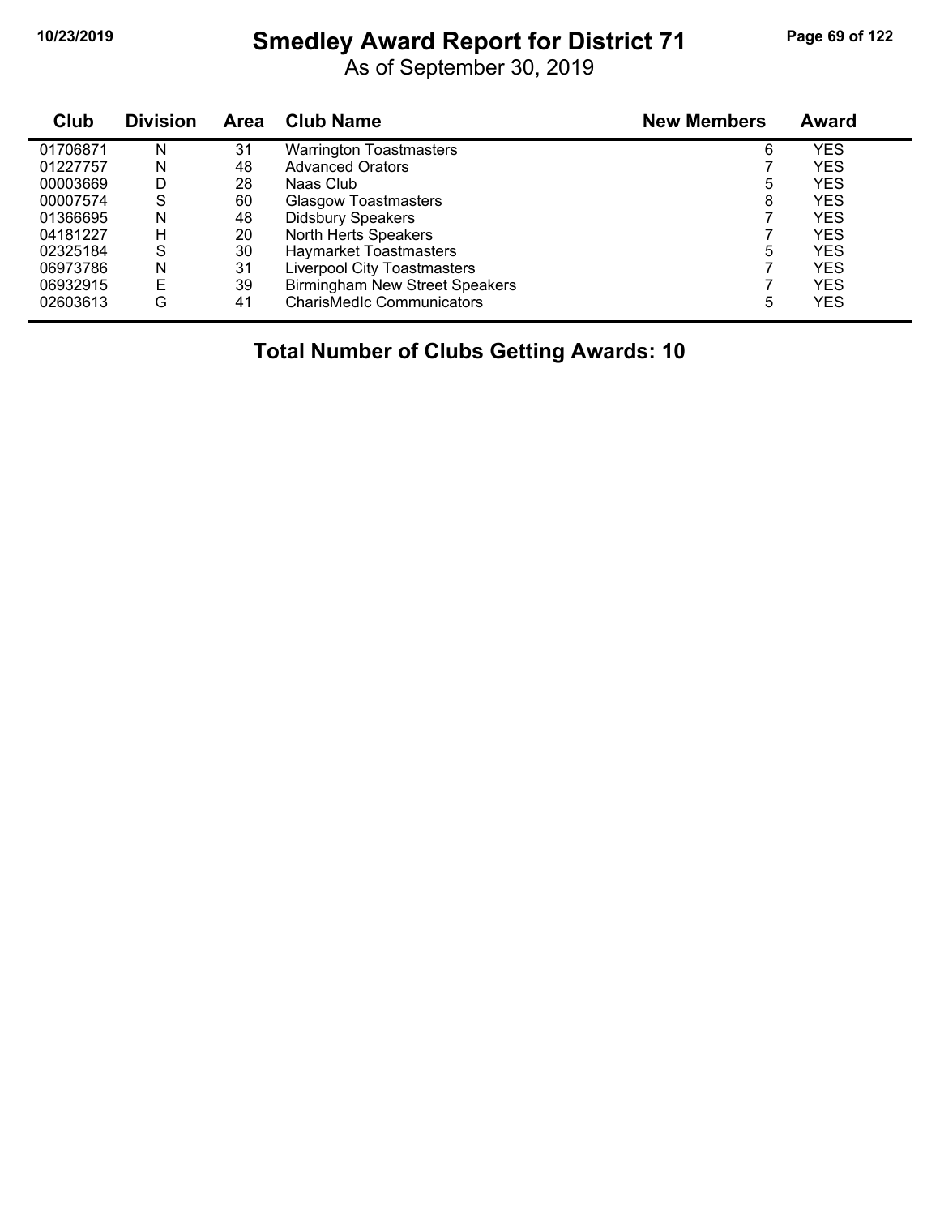# Smedley Award Report for District 71

As of September 30, 2019

| Club | Division | Area | Club Name | New Members | Award |
|---|---|---|---|---|---|
| 01706871 | N | 31 | Warrington Toastmasters | 6 | YES |
| 01227757 | N | 48 | Advanced Orators | 7 | YES |
| 00003669 | D | 28 | Naas Club | 5 | YES |
| 00007574 | S | 60 | Glasgow Toastmasters | 8 | YES |
| 01366695 | N | 48 | Didsbury Speakers | 7 | YES |
| 04181227 | H | 20 | North Herts Speakers | 7 | YES |
| 02325184 | S | 30 | Haymarket Toastmasters | 5 | YES |
| 06973786 | N | 31 | Liverpool City Toastmasters | 7 | YES |
| 06932915 | E | 39 | Birmingham New Street Speakers | 7 | YES |
| 02603613 | G | 41 | CharisMedIc Communicators | 5 | YES |

**Total Number of Clubs Getting Awards: 10**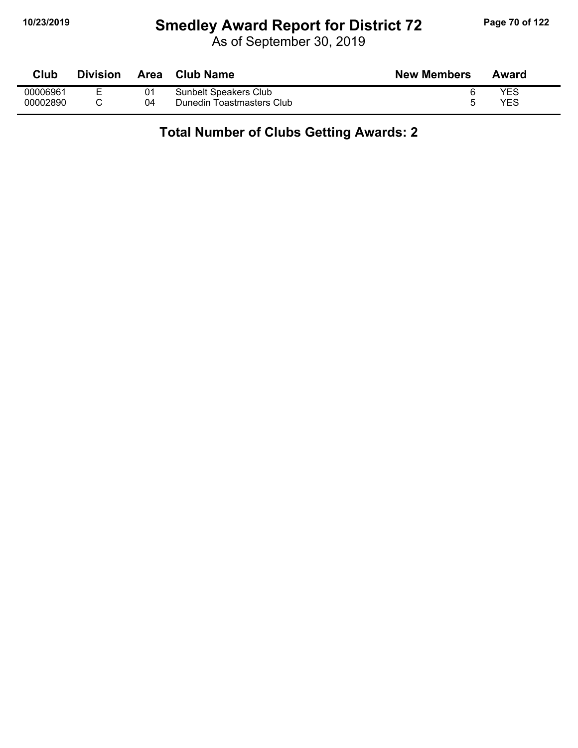# Smedley Award Report for District 72

As of September 30, 2019

| Club | Division | Area | Club Name | New Members | Award |
|---|---|---|---|---|---|
| 00006961 | E | 01 | Sunbelt Speakers Club | 6 | YES |
| 00002890 | C | 04 | Dunedin Toastmasters Club | 5 | YES |

**Total Number of Clubs Getting Awards: 2**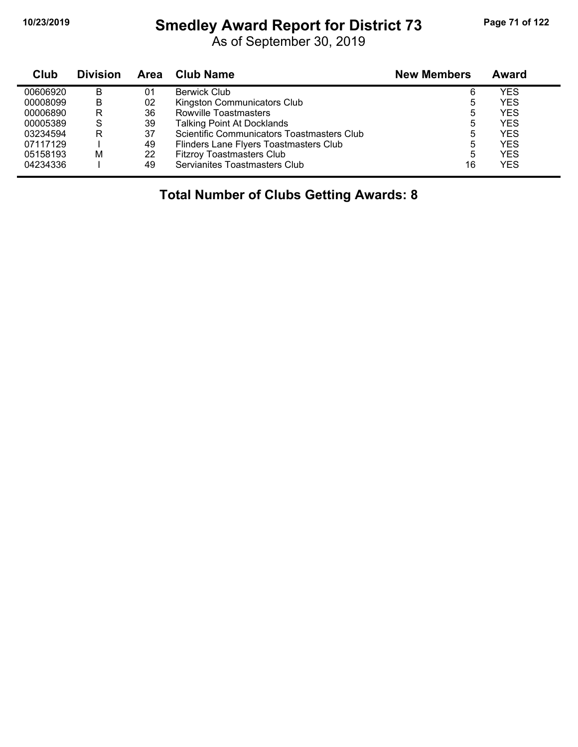# Smedley Award Report for District 73

As of September 30, 2019

| Club | Division | Area | Club Name | New Members | Award |
|---|---|---|---|---|---|
| 00606920 | B | 01 | Berwick Club | 6 | YES |
| 00008099 | B | 02 | Kingston Communicators Club | 5 | YES |
| 00006890 | R | 36 | Rowville Toastmasters | 5 | YES |
| 00005389 | S | 39 | Talking Point At Docklands | 5 | YES |
| 03234594 | R | 37 | Scientific Communicators Toastmasters Club | 5 | YES |
| 07117129 | I | 49 | Flinders Lane Flyers Toastmasters Club | 5 | YES |
| 05158193 | M | 22 | Fitzroy Toastmasters Club | 5 | YES |
| 04234336 | I | 49 | Servianites Toastmasters Club | 16 | YES |

## Total Number of Clubs Getting Awards: 8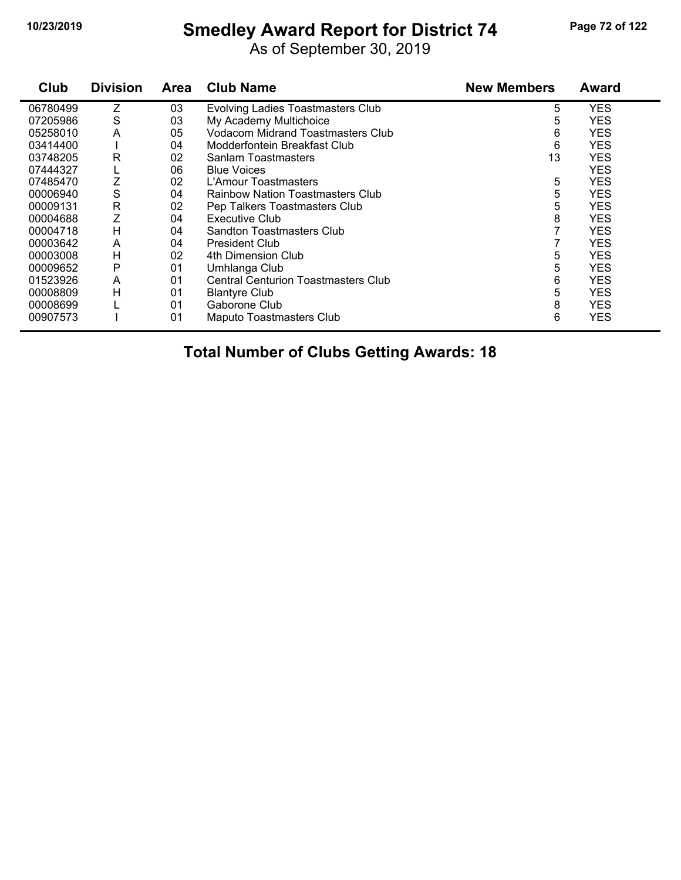# Smedley Award Report for District 74

As of September 30, 2019

| Club | Division | Area | Club Name | New Members | Award |
|---|---|---|---|---|---|
| 06780499 | Z | 03 | Evolving Ladies Toastmasters Club | 5 | YES |
| 07205986 | S | 03 | My Academy Multichoice | 5 | YES |
| 05258010 | A | 05 | Vodacom Midrand Toastmasters Club | 6 | YES |
| 03414400 | I | 04 | Modderfontein Breakfast Club | 6 | YES |
| 03748205 | R | 02 | Sanlam Toastmasters | 13 | YES |
| 07444327 | L | 06 | Blue Voices | | YES |
| 07485470 | Z | 02 | L'Amour Toastmasters | 5 | YES |
| 00006940 | S | 04 | Rainbow Nation Toastmasters Club | 5 | YES |
| 00009131 | R | 02 | Pep Talkers Toastmasters Club | 5 | YES |
| 00004688 | Z | 04 | Executive Club | 8 | YES |
| 00004718 | H | 04 | Sandton Toastmasters Club | 7 | YES |
| 00003642 | A | 04 | President Club | 7 | YES |
| 00003008 | H | 02 | 4th Dimension Club | 5 | YES |
| 00009652 | P | 01 | Umhlanga Club | 5 | YES |
| 01523926 | A | 01 | Central Centurion Toastmasters Club | 6 | YES |
| 00008809 | H | 01 | Blantyre Club | 5 | YES |
| 00008699 | L | 01 | Gaborone Club | 8 | YES |
| 00907573 | I | 01 | Maputo Toastmasters Club | 6 | YES |

**Total Number of Clubs Getting Awards: 18**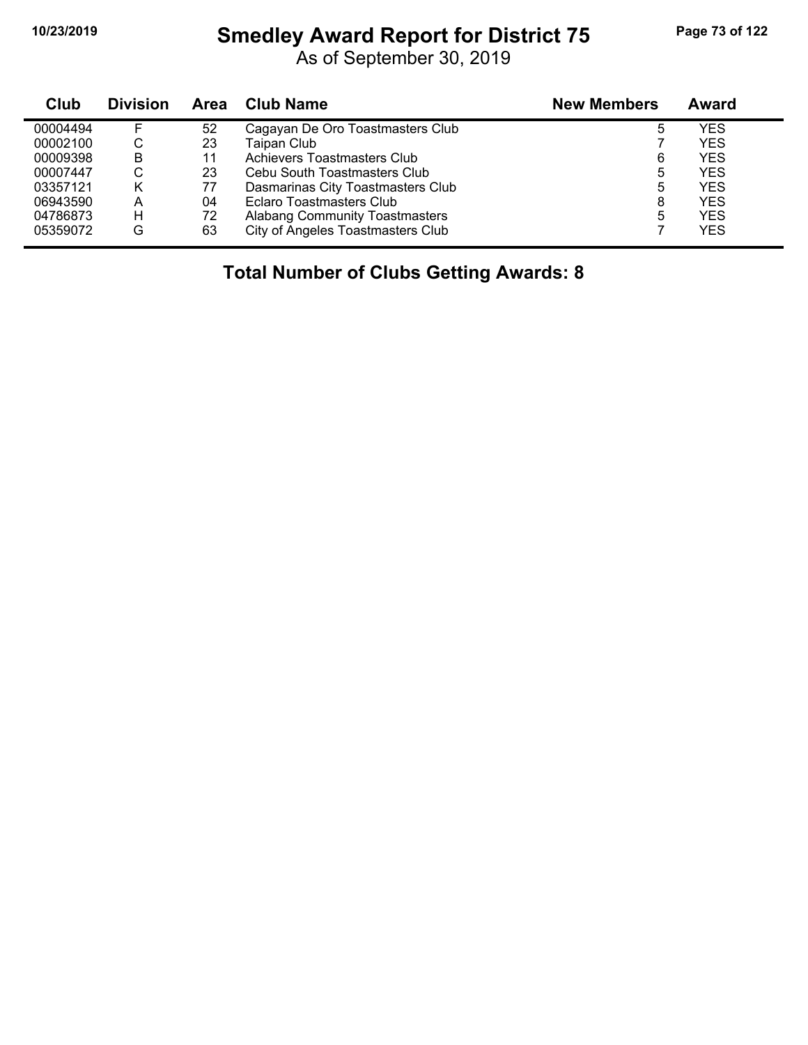# Smedley Award Report for District 75

As of September 30, 2019

| Club | Division | Area | Club Name | New Members | Award |
|---|---|---|---|---|---|
| 00004494 | F | 52 | Cagayan De Oro Toastmasters Club | 5 | YES |
| 00002100 | C | 23 | Taipan Club | 7 | YES |
| 00009398 | B | 11 | Achievers Toastmasters Club | 6 | YES |
| 00007447 | C | 23 | Cebu South Toastmasters Club | 5 | YES |
| 03357121 | K | 77 | Dasmarinas City Toastmasters Club | 5 | YES |
| 06943590 | A | 04 | Eclaro Toastmasters Club | 8 | YES |
| 04786873 | H | 72 | Alabang Community Toastmasters | 5 | YES |
| 05359072 | G | 63 | City of Angeles Toastmasters Club | 7 | YES |

## Total Number of Clubs Getting Awards: 8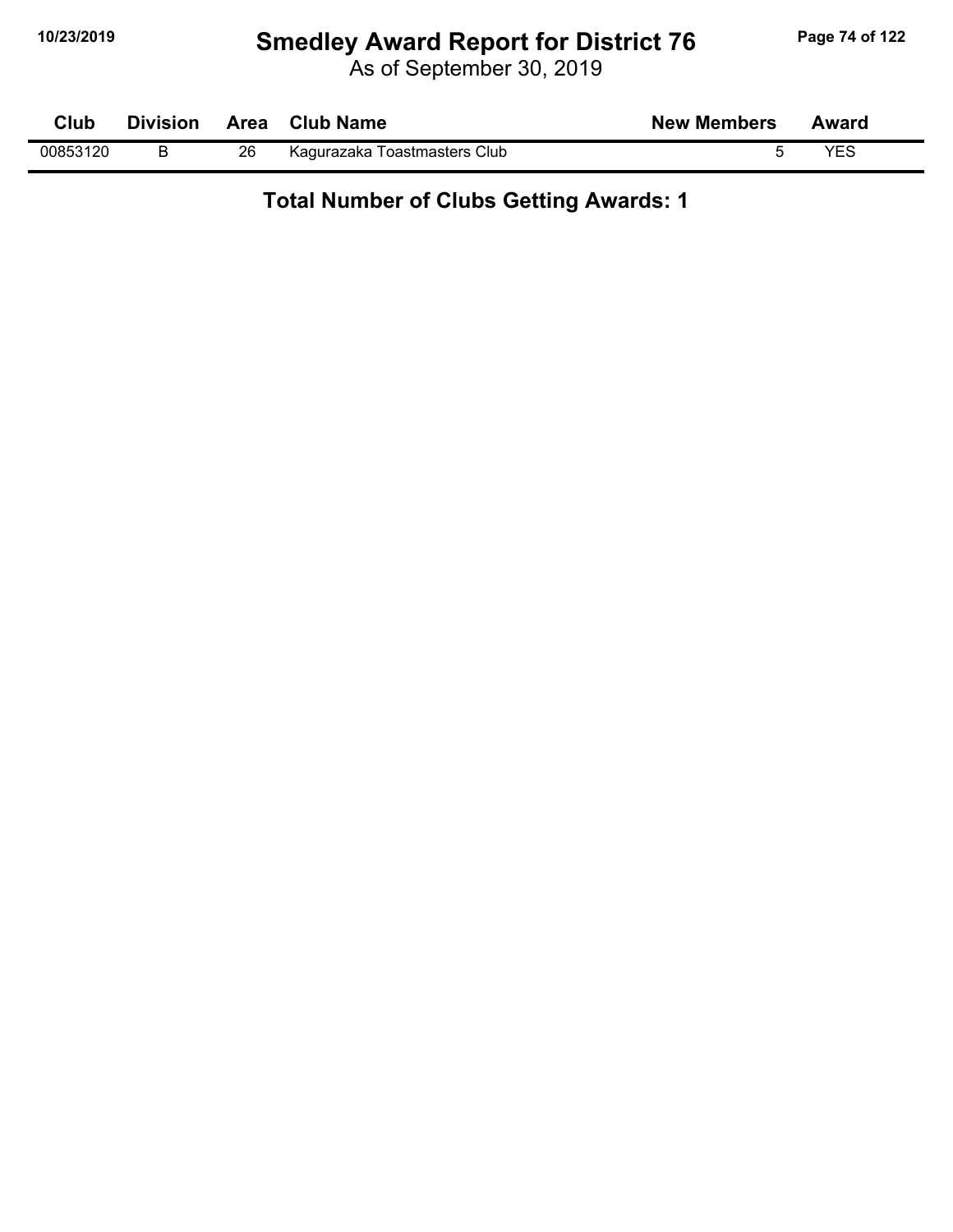# Smedley Award Report for District 76

As of September 30, 2019

| Club | Division | Area | Club Name | New Members | Award |
|---|---|---|---|---|---|
| 00853120 | B | 26 | Kagurazaka Toastmasters Club | 5 | YES |

**Total Number of Clubs Getting Awards: 1**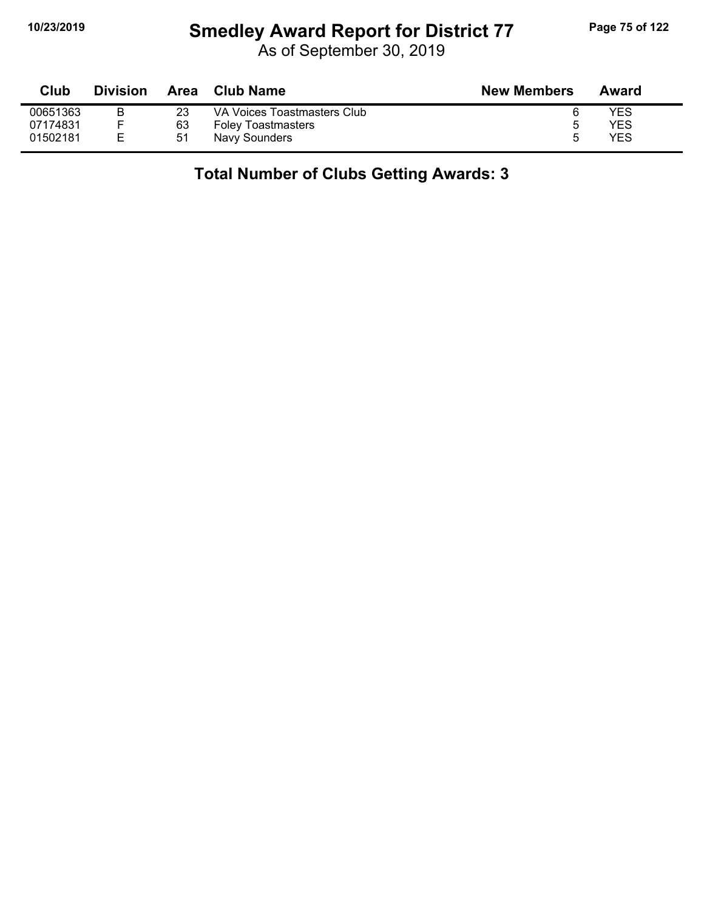# Smedley Award Report for District 77

As of September 30, 2019

| Club | Division | Area | Club Name | New Members | Award |
|---|---|---|---|---|---|
| 00651363 | B | 23 | VA Voices Toastmasters Club | 6 | YES |
| 07174831 | F | 63 | Foley Toastmasters | 5 | YES |
| 01502181 | E | 51 | Navy Sounders | 5 | YES |

**Total Number of Clubs Getting Awards: 3**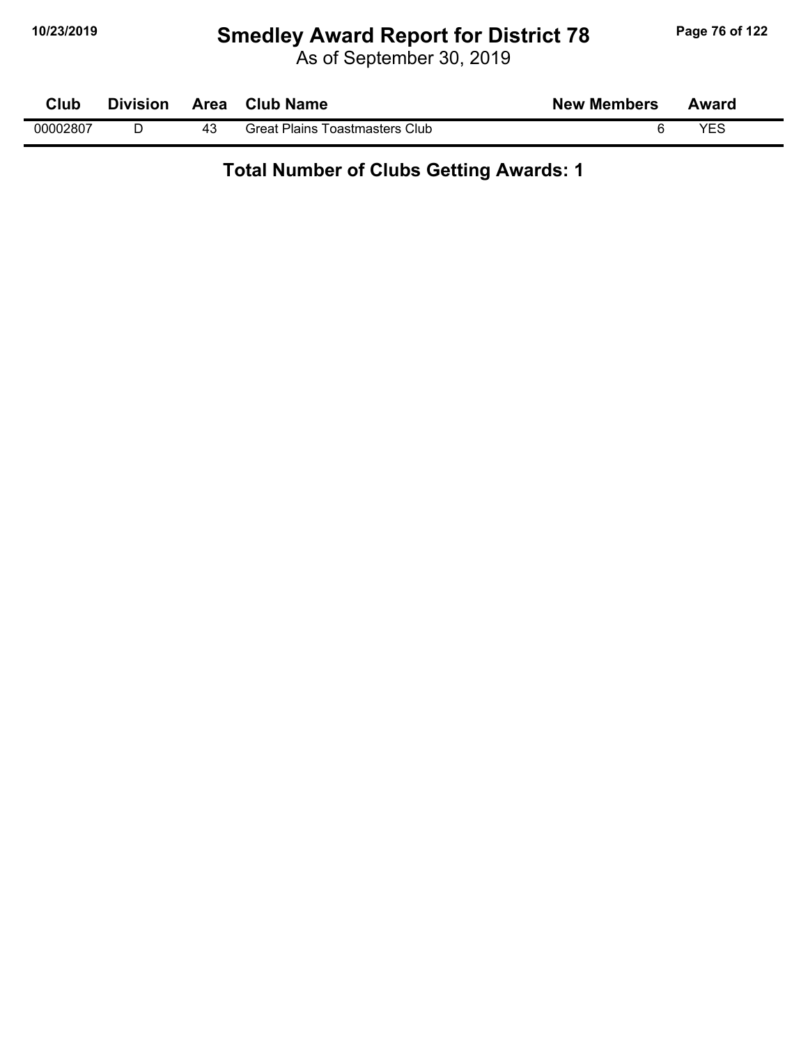# Smedley Award Report for District 78

As of September 30, 2019

| Club | Division | Area | Club Name | New Members | Award |
|---|---|---|---|---|---|
| 00002807 | D | 43 | Great Plains Toastmasters Club | 6 | YES |

**Total Number of Clubs Getting Awards: 1**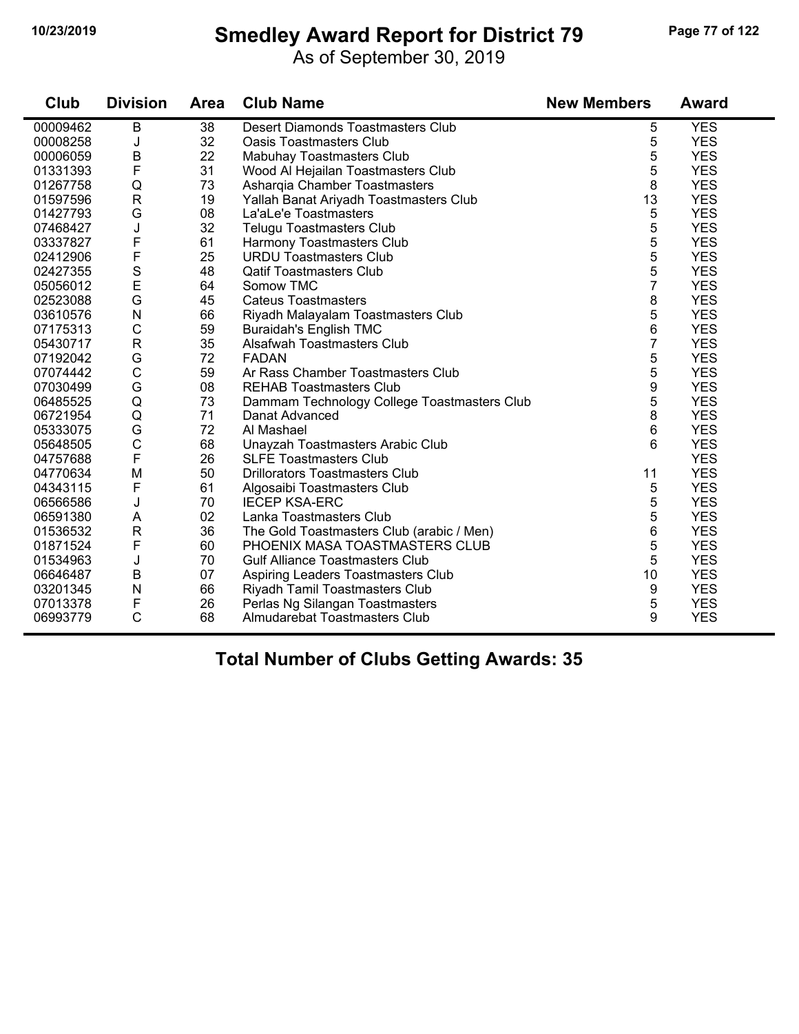# Smedley Award Report for District 79

As of September 30, 2019

| Club | Division | Area | Club Name | New Members | Award |
|---|---|---|---|---|---|
| 00009462 | B | 38 | Desert Diamonds Toastmasters Club | 5 | YES |
| 00008258 | J | 32 | Oasis Toastmasters Club | 5 | YES |
| 00006059 | B | 22 | Mabuhay Toastmasters Club | 5 | YES |
| 01331393 | F | 31 | Wood Al Hejailan Toastmasters Club | 5 | YES |
| 01267758 | Q | 73 | Asharqia Chamber Toastmasters | 8 | YES |
| 01597596 | R | 19 | Yallah Banat Ariyadh Toastmasters Club | 13 | YES |
| 01427793 | G | 08 | La'aLe'e Toastmasters | 5 | YES |
| 07468427 | J | 32 | Telugu Toastmasters Club | 5 | YES |
| 03337827 | F | 61 | Harmony Toastmasters Club | 5 | YES |
| 02412906 | F | 25 | URDU Toastmasters Club | 5 | YES |
| 02427355 | S | 48 | Qatif Toastmasters Club | 5 | YES |
| 05056012 | E | 64 | Somow TMC | 7 | YES |
| 02523088 | G | 45 | Cateus Toastmasters | 8 | YES |
| 03610576 | N | 66 | Riyadh Malayalam Toastmasters Club | 5 | YES |
| 07175313 | C | 59 | Buraidah's English TMC | 6 | YES |
| 05430717 | R | 35 | Alsafwah Toastmasters Club | 7 | YES |
| 07192042 | G | 72 | FADAN | 5 | YES |
| 07074442 | C | 59 | Ar Rass Chamber Toastmasters Club | 5 | YES |
| 07030499 | G | 08 | REHAB Toastmasters Club | 9 | YES |
| 06485525 | Q | 73 | Dammam Technology College Toastmasters Club | 5 | YES |
| 06721954 | Q | 71 | Danat Advanced | 8 | YES |
| 05333075 | G | 72 | Al Mashael | 6 | YES |
| 05648505 | C | 68 | Unayzah Toastmasters Arabic Club | 6 | YES |
| 04757688 | F | 26 | SLFE Toastmasters Club | | YES |
| 04770634 | M | 50 | Drillorators Toastmasters Club | 11 | YES |
| 04343115 | F | 61 | Algosaibi Toastmasters Club | 5 | YES |
| 06566586 | J | 70 | IECEP KSA-ERC | 5 | YES |
| 06591380 | A | 02 | Lanka Toastmasters Club | 5 | YES |
| 01536532 | R | 36 | The Gold Toastmasters Club (arabic / Men) | 6 | YES |
| 01871524 | F | 60 | PHOENIX MASA TOASTMASTERS CLUB | 5 | YES |
| 01534963 | J | 70 | Gulf Alliance Toastmasters Club | 5 | YES |
| 06646487 | B | 07 | Aspiring Leaders Toastmasters Club | 10 | YES |
| 03201345 | N | 66 | Riyadh Tamil Toastmasters Club | 9 | YES |
| 07013378 | F | 26 | Perlas Ng Silangan Toastmasters | 5 | YES |
| 06993779 | C | 68 | Almudarebat Toastmasters Club | 9 | YES |

## Total Number of Clubs Getting Awards: 35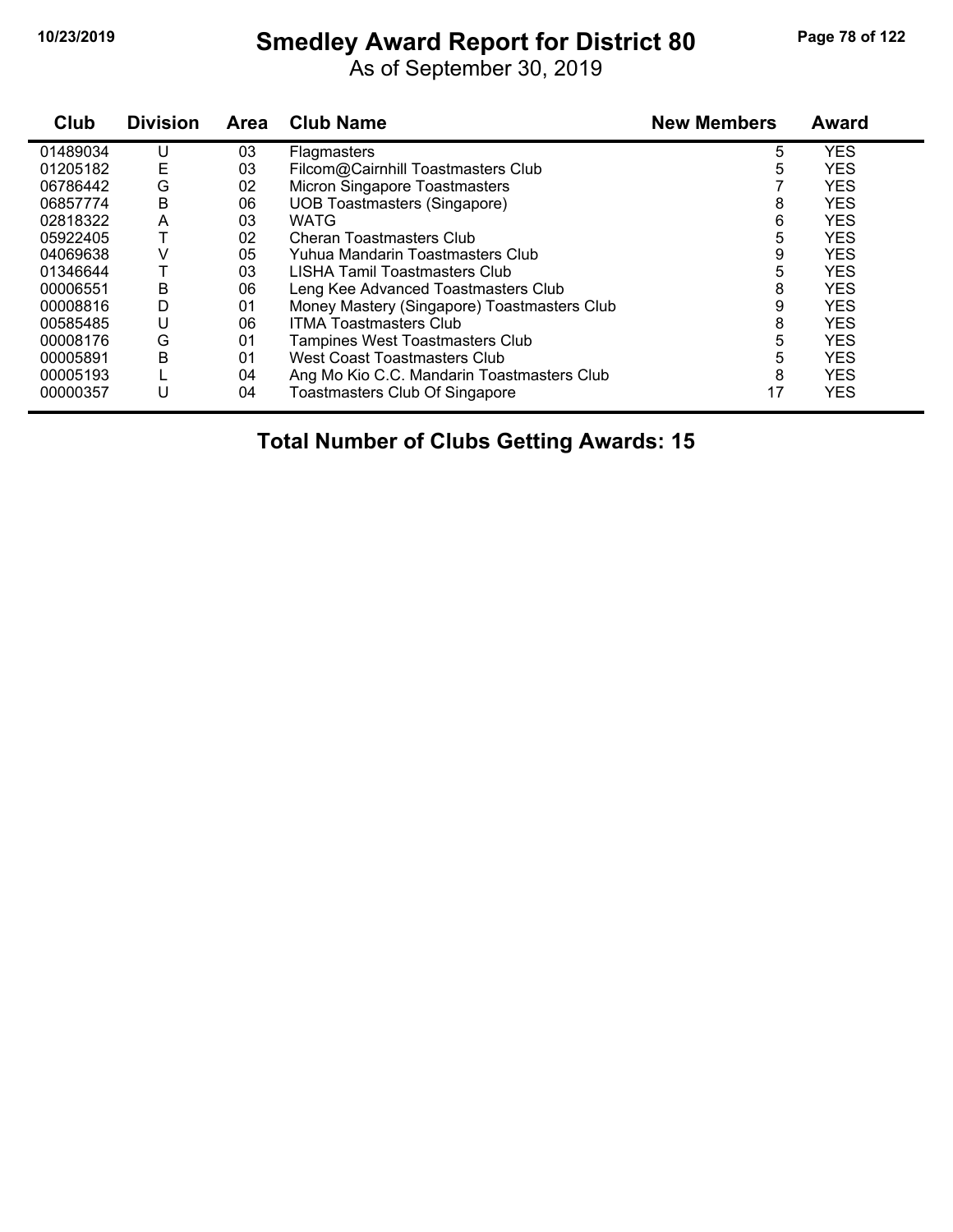# Smedley Award Report for District 80

As of September 30, 2019

| Club | Division | Area | Club Name | New Members | Award |
|---|---|---|---|---|---|
| 01489034 | U | 03 | Flagmasters | 5 | YES |
| 01205182 | E | 03 | Filcom@Cairnhill Toastmasters Club | 5 | YES |
| 06786442 | G | 02 | Micron Singapore Toastmasters | 7 | YES |
| 06857774 | B | 06 | UOB Toastmasters (Singapore) | 8 | YES |
| 02818322 | A | 03 | WATG | 6 | YES |
| 05922405 | T | 02 | Cheran Toastmasters Club | 5 | YES |
| 04069638 | V | 05 | Yuhua Mandarin Toastmasters Club | 9 | YES |
| 01346644 | T | 03 | LISHA Tamil Toastmasters Club | 5 | YES |
| 00006551 | B | 06 | Leng Kee Advanced Toastmasters Club | 8 | YES |
| 00008816 | D | 01 | Money Mastery (Singapore) Toastmasters Club | 9 | YES |
| 00585485 | U | 06 | ITMA Toastmasters Club | 8 | YES |
| 00008176 | G | 01 | Tampines West Toastmasters Club | 5 | YES |
| 00005891 | B | 01 | West Coast Toastmasters Club | 5 | YES |
| 00005193 | L | 04 | Ang Mo Kio C.C. Mandarin Toastmasters Club | 8 | YES |
| 00000357 | U | 04 | Toastmasters Club Of Singapore | 17 | YES |

**Total Number of Clubs Getting Awards: 15**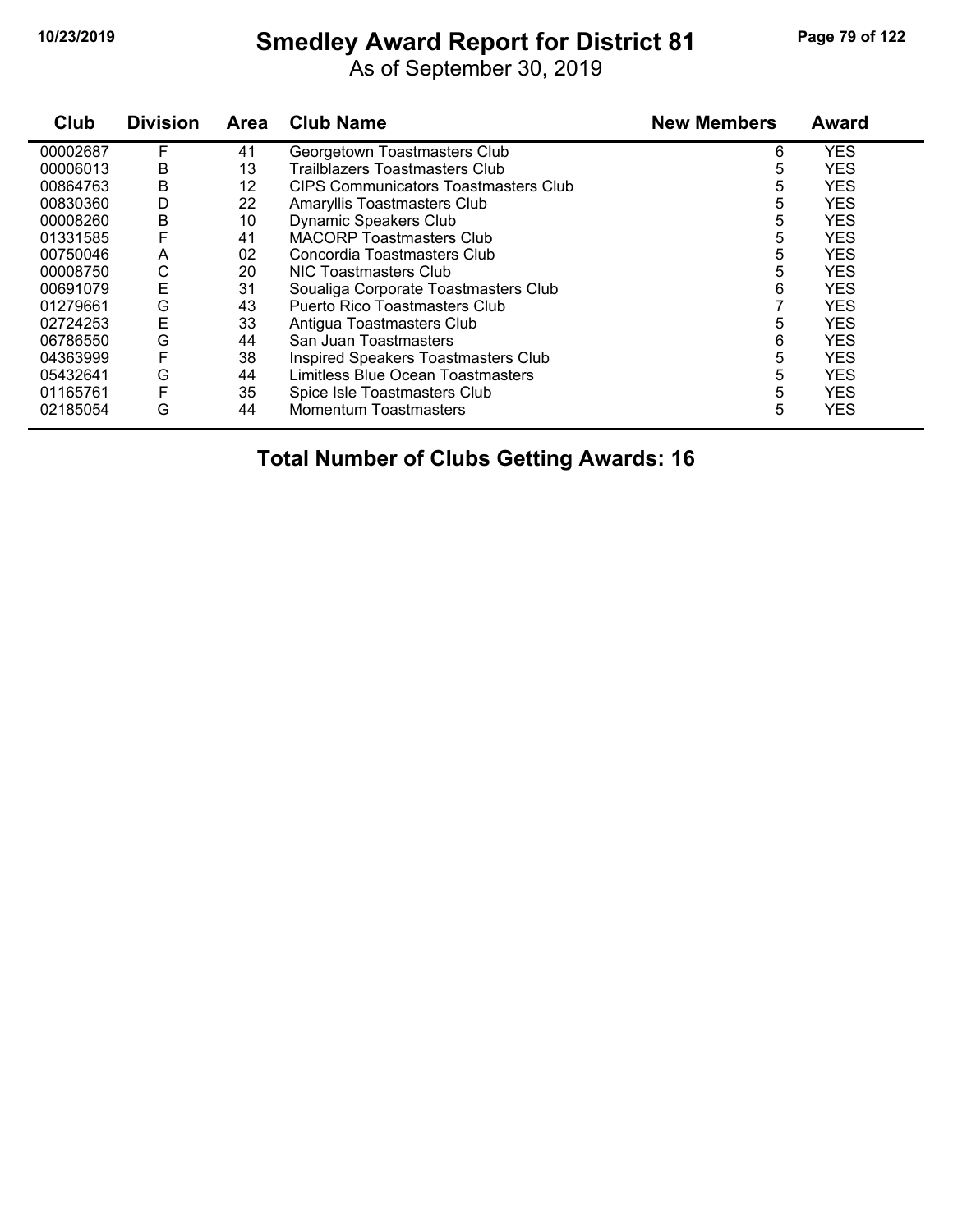# Smedley Award Report for District 81

As of September 30, 2019

| Club | Division | Area | Club Name | New Members | Award |
|---|---|---|---|---|---|
| 00002687 | F | 41 | Georgetown Toastmasters Club | 6 | YES |
| 00006013 | B | 13 | Trailblazers Toastmasters Club | 5 | YES |
| 00864763 | B | 12 | CIPS Communicators Toastmasters Club | 5 | YES |
| 00830360 | D | 22 | Amaryllis Toastmasters Club | 5 | YES |
| 00008260 | B | 10 | Dynamic Speakers Club | 5 | YES |
| 01331585 | F | 41 | MACORP Toastmasters Club | 5 | YES |
| 00750046 | A | 02 | Concordia Toastmasters Club | 5 | YES |
| 00008750 | C | 20 | NIC Toastmasters Club | 5 | YES |
| 00691079 | E | 31 | Soualiga Corporate Toastmasters Club | 6 | YES |
| 01279661 | G | 43 | Puerto Rico Toastmasters Club | 7 | YES |
| 02724253 | E | 33 | Antigua Toastmasters Club | 5 | YES |
| 06786550 | G | 44 | San Juan Toastmasters | 6 | YES |
| 04363999 | F | 38 | Inspired Speakers Toastmasters Club | 5 | YES |
| 05432641 | G | 44 | Limitless Blue Ocean Toastmasters | 5 | YES |
| 01165761 | F | 35 | Spice Isle Toastmasters Club | 5 | YES |
| 02185054 | G | 44 | Momentum Toastmasters | 5 | YES |

**Total Number of Clubs Getting Awards: 16**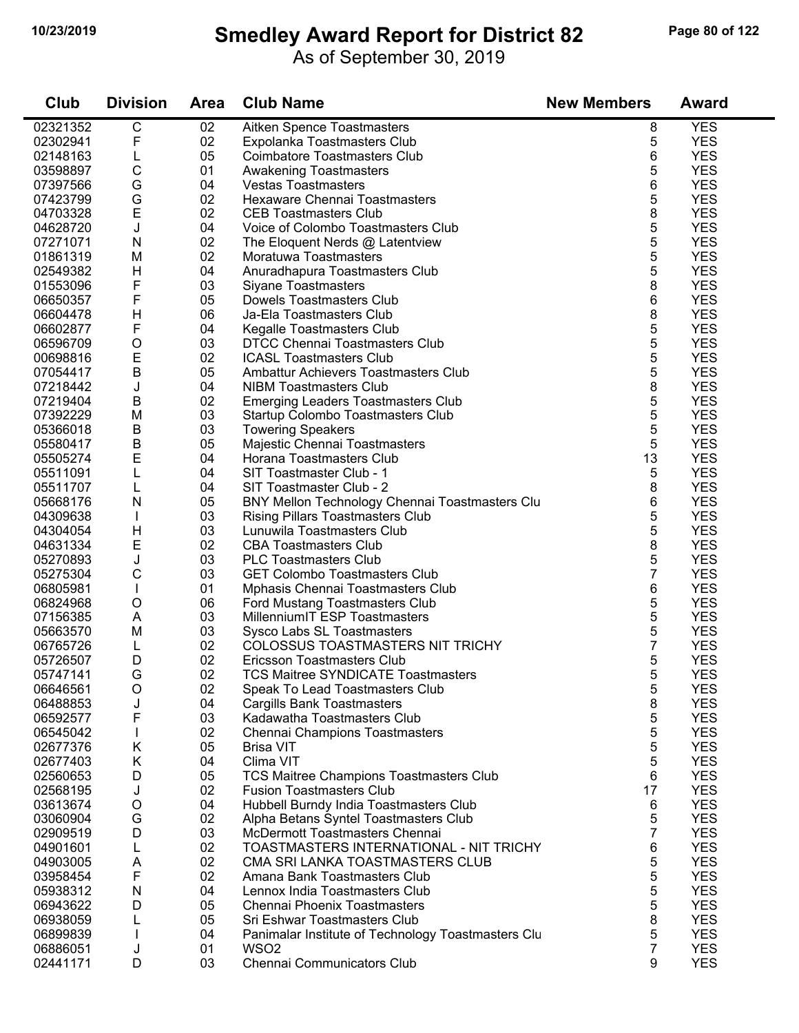# Smedley Award Report for District 82

As of September 30, 2019

| Club | Division | Area | Club Name | New Members | Award |
|---|---|---|---|---|---|
| 02321352 | C | 02 | Aitken Spence Toastmasters | 8 | YES |
| 02302941 | F | 02 | Expolanka Toastmasters Club | 5 | YES |
| 02148163 | L | 05 | Coimbatore Toastmasters Club | 6 | YES |
| 03598897 | C | 01 | Awakening Toastmasters | 5 | YES |
| 07397566 | G | 04 | Vestas Toastmasters | 6 | YES |
| 07423799 | G | 02 | Hexaware Chennai Toastmasters | 5 | YES |
| 04703328 | E | 02 | CEB Toastmasters Club | 8 | YES |
| 04628720 | J | 04 | Voice of Colombo Toastmasters Club | 5 | YES |
| 07271071 | N | 02 | The Eloquent Nerds @ Latentview | 5 | YES |
| 01861319 | M | 02 | Moratuwa Toastmasters | 5 | YES |
| 02549382 | H | 04 | Anuradhapura Toastmasters Club | 5 | YES |
| 01553096 | F | 03 | Siyane Toastmasters | 8 | YES |
| 06650357 | F | 05 | Dowels Toastmasters Club | 6 | YES |
| 06604478 | H | 06 | Ja-Ela Toastmasters Club | 8 | YES |
| 06602877 | F | 04 | Kegalle Toastmasters Club | 5 | YES |
| 06596709 | O | 03 | DTCC Chennai Toastmasters Club | 5 | YES |
| 00698816 | E | 02 | ICASL Toastmasters Club | 5 | YES |
| 07054417 | B | 05 | Ambattur Achievers Toastmasters Club | 5 | YES |
| 07218442 | J | 04 | NIBM Toastmasters Club | 8 | YES |
| 07219404 | B | 02 | Emerging Leaders Toastmasters Club | 5 | YES |
| 07392229 | M | 03 | Startup Colombo Toastmasters Club | 5 | YES |
| 05366018 | B | 03 | Towering Speakers | 5 | YES |
| 05580417 | B | 05 | Majestic Chennai Toastmasters | 5 | YES |
| 05505274 | E | 04 | Horana Toastmasters Club | 13 | YES |
| 05511091 | L | 04 | SIT Toastmaster Club - 1 | 5 | YES |
| 05511707 | L | 04 | SIT Toastmaster Club - 2 | 8 | YES |
| 05668176 | N | 05 | BNY Mellon Technology Chennai Toastmasters Clu | 6 | YES |
| 04309638 | I | 03 | Rising Pillars Toastmasters Club | 5 | YES |
| 04304054 | H | 03 | Lunuwila Toastmasters Club | 5 | YES |
| 04631334 | E | 02 | CBA Toastmasters Club | 8 | YES |
| 05270893 | J | 03 | PLC Toastmasters Club | 5 | YES |
| 05275304 | C | 03 | GET Colombo Toastmasters Club | 7 | YES |
| 06805981 | I | 01 | Mphasis Chennai Toastmasters Club | 6 | YES |
| 06824968 | O | 06 | Ford Mustang Toastmasters Club | 5 | YES |
| 07156385 | A | 03 | MillenniumIT ESP Toastmasters | 5 | YES |
| 05663570 | M | 03 | Sysco Labs SL Toastmasters | 5 | YES |
| 06765726 | L | 02 | COLOSSUS TOASTMASTERS NIT TRICHY | 7 | YES |
| 05726507 | D | 02 | Ericsson Toastmasters Club | 5 | YES |
| 05747141 | G | 02 | TCS Maitree SYNDICATE Toastmasters | 5 | YES |
| 06646561 | O | 02 | Speak To Lead Toastmasters Club | 5 | YES |
| 06488853 | J | 04 | Cargills Bank Toastmasters | 8 | YES |
| 06592577 | F | 03 | Kadawatha Toastmasters Club | 5 | YES |
| 06545042 | I | 02 | Chennai Champions Toastmasters | 5 | YES |
| 02677376 | K | 05 | Brisa VIT | 5 | YES |
| 02677403 | K | 04 | Clima VIT | 5 | YES |
| 02560653 | D | 05 | TCS Maitree Champions Toastmasters Club | 6 | YES |
| 02568195 | J | 02 | Fusion Toastmasters Club | 17 | YES |
| 03613674 | O | 04 | Hubbell Burndy India Toastmasters Club | 6 | YES |
| 03060904 | G | 02 | Alpha Betans Syntel Toastmasters Club | 5 | YES |
| 02909519 | D | 03 | McDermott Toastmasters Chennai | 7 | YES |
| 04901601 | L | 02 | TOASTMASTERS INTERNATIONAL - NIT TRICHY | 6 | YES |
| 04903005 | A | 02 | CMA SRI LANKA TOASTMASTERS CLUB | 5 | YES |
| 03958454 | F | 02 | Amana Bank Toastmasters Club | 5 | YES |
| 05938312 | N | 04 | Lennox India Toastmasters Club | 5 | YES |
| 06943622 | D | 05 | Chennai Phoenix Toastmasters | 5 | YES |
| 06938059 | L | 05 | Sri Eshwar Toastmasters Club | 8 | YES |
| 06899839 | I | 04 | Panimalar Institute of Technology Toastmasters Clu | 5 | YES |
| 06886051 | J | 01 | WSO2 | 7 | YES |
| 02441171 | D | 03 | Chennai Communicators Club | 9 | YES |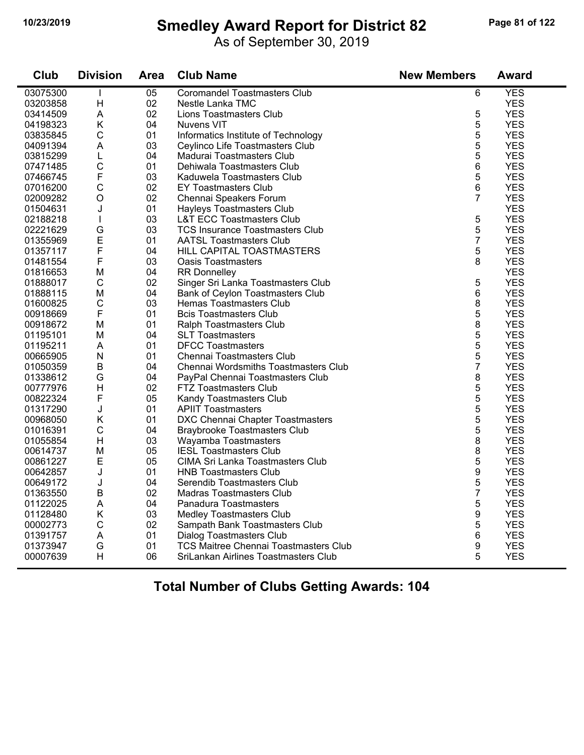# Smedley Award Report for District 82

As of September 30, 2019

| Club | Division | Area | Club Name | New Members | Award |
|---|---|---|---|---|---|
| 03075300 | I | 05 | Coromandel Toastmasters Club | 6 | YES |
| 03203858 | H | 02 | Nestle Lanka TMC | | YES |
| 03414509 | A | 02 | Lions Toastmasters Club | 5 | YES |
| 04198323 | K | 04 | Nuvens VIT | 5 | YES |
| 03835845 | C | 01 | Informatics Institute of Technology | 5 | YES |
| 04091394 | A | 03 | Ceylinco Life Toastmasters Club | 5 | YES |
| 03815299 | L | 04 | Madurai Toastmasters Club | 5 | YES |
| 07471485 | C | 01 | Dehiwala Toastmasters Club | 6 | YES |
| 07466745 | F | 03 | Kaduwela Toastmasters Club | 5 | YES |
| 07016200 | C | 02 | EY Toastmasters Club | 6 | YES |
| 02009282 | O | 02 | Chennai Speakers Forum | 7 | YES |
| 01504631 | J | 01 | Hayleys Toastmasters Club | | YES |
| 02188218 | I | 03 | L&T ECC Toastmasters Club | 5 | YES |
| 02221629 | G | 03 | TCS Insurance Toastmasters Club | 5 | YES |
| 01355969 | E | 01 | AATSL Toastmasters Club | 7 | YES |
| 01357117 | F | 04 | HILL CAPITAL TOASTMASTERS | 5 | YES |
| 01481554 | F | 03 | Oasis Toastmasters | 8 | YES |
| 01816653 | M | 04 | RR Donnelley | | YES |
| 01888017 | C | 02 | Singer Sri Lanka Toastmasters Club | 5 | YES |
| 01888115 | M | 04 | Bank of Ceylon Toastmasters Club | 6 | YES |
| 01600825 | C | 03 | Hemas Toastmasters Club | 8 | YES |
| 00918669 | F | 01 | Bcis Toastmasters Club | 5 | YES |
| 00918672 | M | 01 | Ralph Toastmasters Club | 8 | YES |
| 01195101 | M | 04 | SLT Toastmasters | 5 | YES |
| 01195211 | A | 01 | DFCC Toastmasters | 5 | YES |
| 00665905 | N | 01 | Chennai Toastmasters Club | 5 | YES |
| 01050359 | B | 04 | Chennai Wordsmiths Toastmasters Club | 7 | YES |
| 01338612 | G | 04 | PayPal Chennai Toastmasters Club | 8 | YES |
| 00777976 | H | 02 | FTZ Toastmasters Club | 5 | YES |
| 00822324 | F | 05 | Kandy Toastmasters Club | 5 | YES |
| 01317290 | J | 01 | APIIT Toastmasters | 5 | YES |
| 00968050 | K | 01 | DXC Chennai Chapter Toastmasters | 5 | YES |
| 01016391 | C | 04 | Braybrooke Toastmasters Club | 5 | YES |
| 01055854 | H | 03 | Wayamba Toastmasters | 8 | YES |
| 00614737 | M | 05 | IESL Toastmasters Club | 8 | YES |
| 00861227 | E | 05 | CIMA Sri Lanka Toastmasters Club | 5 | YES |
| 00642857 | J | 01 | HNB Toastmasters Club | 9 | YES |
| 00649172 | J | 04 | Serendib Toastmasters Club | 5 | YES |
| 01363550 | B | 02 | Madras Toastmasters Club | 7 | YES |
| 01122025 | A | 04 | Panadura Toastmasters | 5 | YES |
| 01128480 | K | 03 | Medley Toastmasters Club | 9 | YES |
| 00002773 | C | 02 | Sampath Bank Toastmasters Club | 5 | YES |
| 01391757 | A | 01 | Dialog Toastmasters Club | 6 | YES |
| 01373947 | G | 01 | TCS Maitree Chennai Toastmasters Club | 9 | YES |
| 00007639 | H | 06 | SriLankan Airlines Toastmasters Club | 5 | YES |

## Total Number of Clubs Getting Awards: 104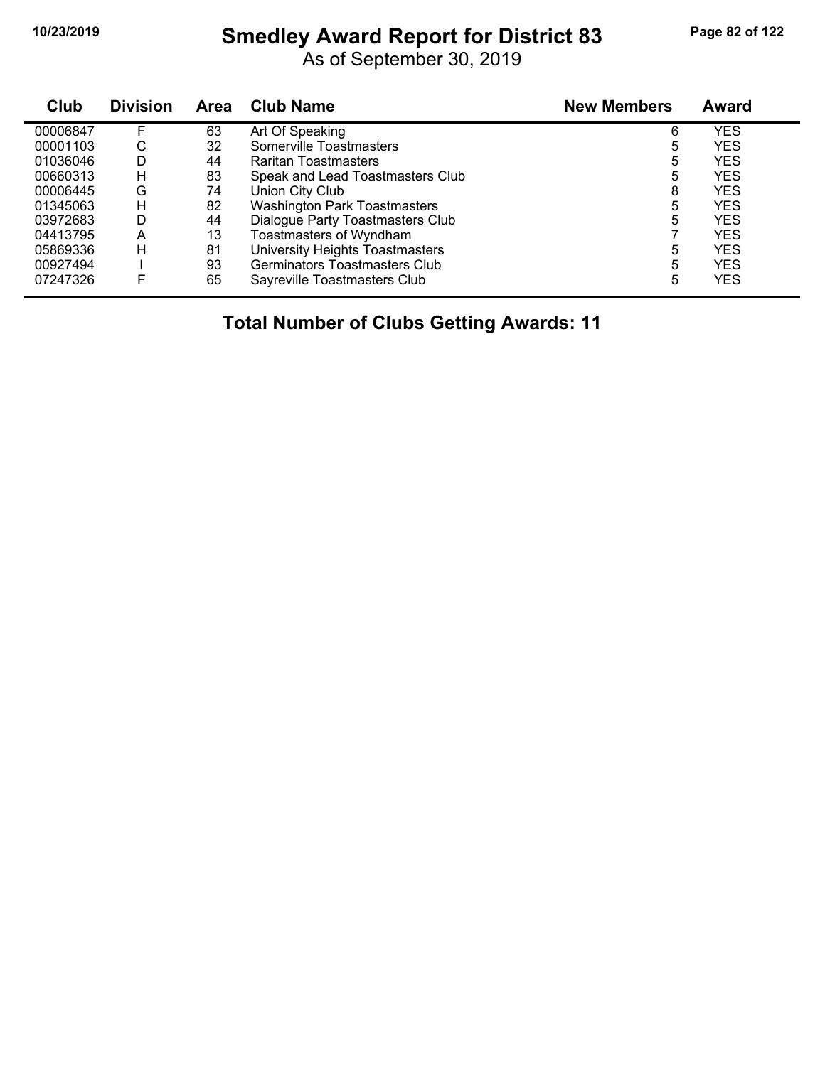# Smedley Award Report for District 83

As of September 30, 2019

| Club | Division | Area | Club Name | New Members | Award |
|---|---|---|---|---|---|
| 00006847 | F | 63 | Art Of Speaking | 6 | YES |
| 00001103 | C | 32 | Somerville Toastmasters | 5 | YES |
| 01036046 | D | 44 | Raritan Toastmasters | 5 | YES |
| 00660313 | H | 83 | Speak and Lead Toastmasters Club | 5 | YES |
| 00006445 | G | 74 | Union City Club | 8 | YES |
| 01345063 | H | 82 | Washington Park Toastmasters | 5 | YES |
| 03972683 | D | 44 | Dialogue Party Toastmasters Club | 5 | YES |
| 04413795 | A | 13 | Toastmasters of Wyndham | 7 | YES |
| 05869336 | H | 81 | University Heights Toastmasters | 5 | YES |
| 00927494 | I | 93 | Germinators Toastmasters Club | 5 | YES |
| 07247326 | F | 65 | Sayreville Toastmasters Club | 5 | YES |

**Total Number of Clubs Getting Awards: 11**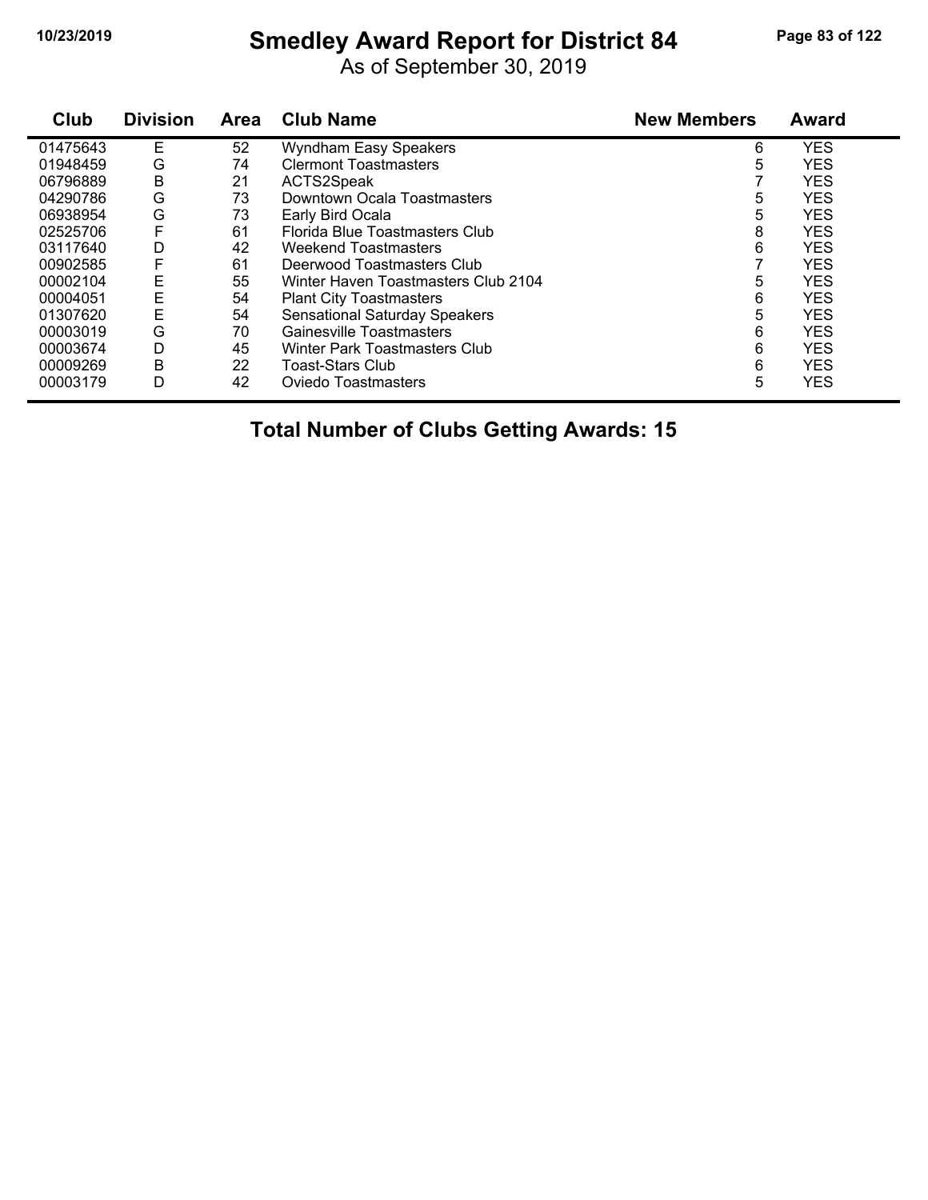# Smedley Award Report for District 84

As of September 30, 2019

| Club | Division | Area | Club Name | New Members | Award |
|---|---|---|---|---|---|
| 01475643 | E | 52 | Wyndham Easy Speakers | 6 | YES |
| 01948459 | G | 74 | Clermont Toastmasters | 5 | YES |
| 06796889 | B | 21 | ACTS2Speak | 7 | YES |
| 04290786 | G | 73 | Downtown Ocala Toastmasters | 5 | YES |
| 06938954 | G | 73 | Early Bird Ocala | 5 | YES |
| 02525706 | F | 61 | Florida Blue Toastmasters Club | 8 | YES |
| 03117640 | D | 42 | Weekend Toastmasters | 6 | YES |
| 00902585 | F | 61 | Deerwood Toastmasters Club | 7 | YES |
| 00002104 | E | 55 | Winter Haven Toastmasters Club 2104 | 5 | YES |
| 00004051 | E | 54 | Plant City Toastmasters | 6 | YES |
| 01307620 | E | 54 | Sensational Saturday Speakers | 5 | YES |
| 00003019 | G | 70 | Gainesville Toastmasters | 6 | YES |
| 00003674 | D | 45 | Winter Park Toastmasters Club | 6 | YES |
| 00009269 | B | 22 | Toast-Stars Club | 6 | YES |
| 00003179 | D | 42 | Oviedo Toastmasters | 5 | YES |

**Total Number of Clubs Getting Awards: 15**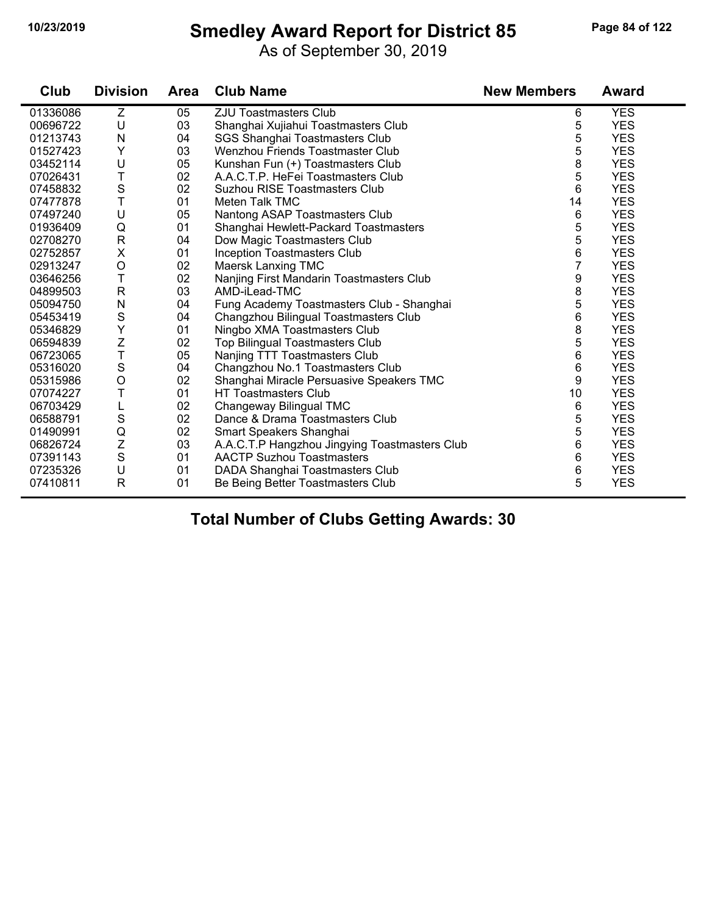# Smedley Award Report for District 85

As of September 30, 2019

| Club | Division | Area | Club Name | New Members | Award |
|---|---|---|---|---|---|
| 01336086 | Z | 05 | ZJU Toastmasters Club | 6 | YES |
| 00696722 | U | 03 | Shanghai Xujiahui Toastmasters Club | 5 | YES |
| 01213743 | N | 04 | SGS Shanghai Toastmasters Club | 5 | YES |
| 01527423 | Y | 03 | Wenzhou Friends Toastmaster Club | 5 | YES |
| 03452114 | U | 05 | Kunshan Fun (+) Toastmasters Club | 8 | YES |
| 07026431 | T | 02 | A.A.C.T.P. HeFei Toastmasters Club | 5 | YES |
| 07458832 | S | 02 | Suzhou RISE Toastmasters Club | 6 | YES |
| 07477878 | T | 01 | Meten Talk TMC | 14 | YES |
| 07497240 | U | 05 | Nantong ASAP Toastmasters Club | 6 | YES |
| 01936409 | Q | 01 | Shanghai Hewlett-Packard Toastmasters | 5 | YES |
| 02708270 | R | 04 | Dow Magic Toastmasters Club | 5 | YES |
| 02752857 | X | 01 | Inception Toastmasters Club | 6 | YES |
| 02913247 | O | 02 | Maersk Lanxing TMC | 7 | YES |
| 03646256 | T | 02 | Nanjing First Mandarin Toastmasters Club | 9 | YES |
| 04899503 | R | 03 | AMD-iLead-TMC | 8 | YES |
| 05094750 | N | 04 | Fung Academy Toastmasters Club - Shanghai | 5 | YES |
| 05453419 | S | 04 | Changzhou Bilingual Toastmasters Club | 6 | YES |
| 05346829 | Y | 01 | Ningbo XMA Toastmasters Club | 8 | YES |
| 06594839 | Z | 02 | Top Bilingual Toastmasters Club | 5 | YES |
| 06723065 | T | 05 | Nanjing TTT Toastmasters Club | 6 | YES |
| 05316020 | S | 04 | Changzhou No.1 Toastmasters Club | 6 | YES |
| 05315986 | O | 02 | Shanghai Miracle Persuasive Speakers TMC | 9 | YES |
| 07074227 | T | 01 | HT Toastmasters Club | 10 | YES |
| 06703429 | L | 02 | Changeway Bilingual TMC | 6 | YES |
| 06588791 | S | 02 | Dance & Drama Toastmasters Club | 5 | YES |
| 01490991 | Q | 02 | Smart Speakers Shanghai | 5 | YES |
| 06826724 | Z | 03 | A.A.C.T.P Hangzhou Jingying Toastmasters Club | 6 | YES |
| 07391143 | S | 01 | AACTP Suzhou Toastmasters | 6 | YES |
| 07235326 | U | 01 | DADA Shanghai Toastmasters Club | 6 | YES |
| 07410811 | R | 01 | Be Being Better Toastmasters Club | 5 | YES |

## Total Number of Clubs Getting Awards: 30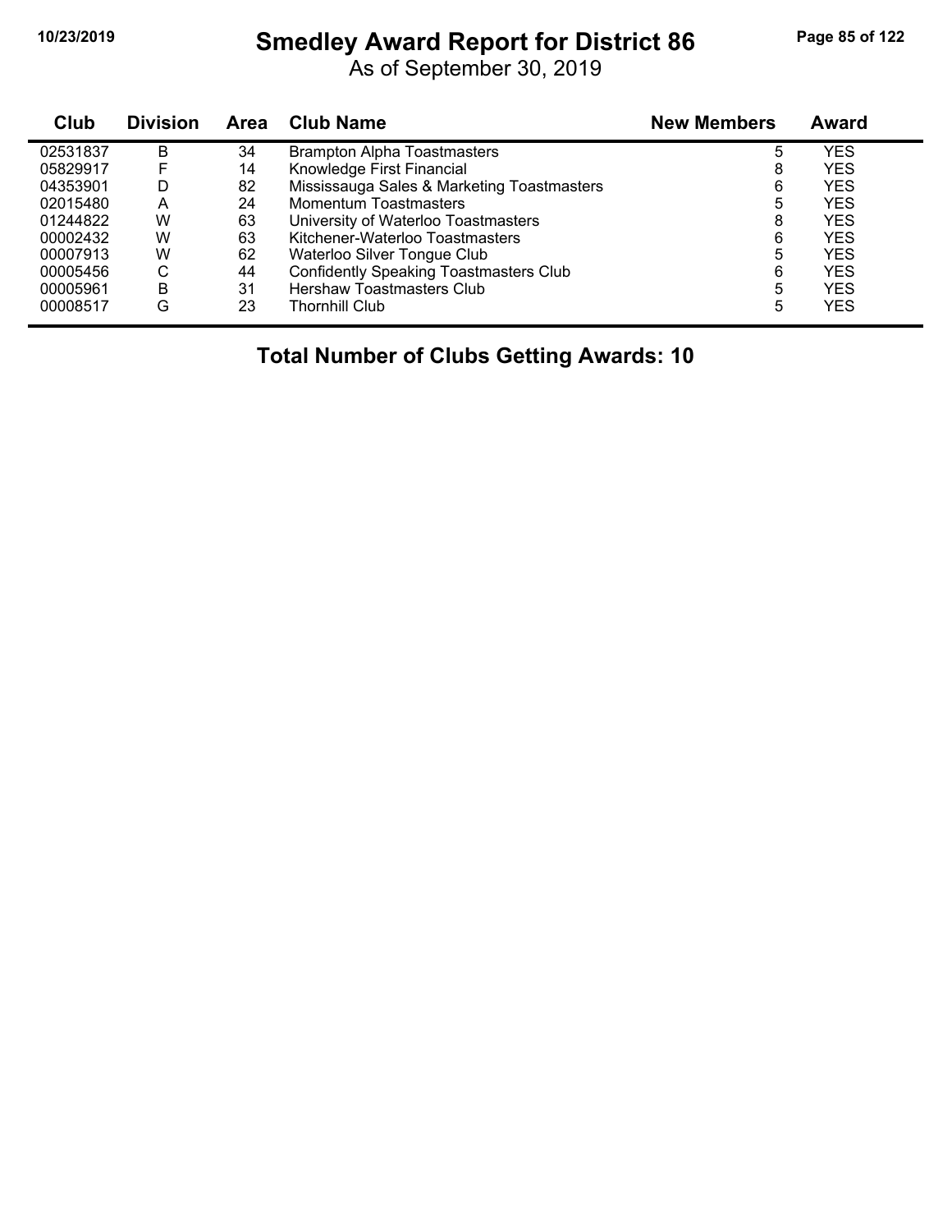# Smedley Award Report for District 86

As of September 30, 2019

| Club | Division | Area | Club Name | New Members | Award |
|---|---|---|---|---|---|
| 02531837 | B | 34 | Brampton Alpha Toastmasters | 5 | YES |
| 05829917 | F | 14 | Knowledge First Financial | 8 | YES |
| 04353901 | D | 82 | Mississauga Sales & Marketing Toastmasters | 6 | YES |
| 02015480 | A | 24 | Momentum Toastmasters | 5 | YES |
| 01244822 | W | 63 | University of Waterloo Toastmasters | 8 | YES |
| 00002432 | W | 63 | Kitchener-Waterloo Toastmasters | 6 | YES |
| 00007913 | W | 62 | Waterloo Silver Tongue Club | 5 | YES |
| 00005456 | C | 44 | Confidently Speaking Toastmasters Club | 6 | YES |
| 00005961 | B | 31 | Hershaw Toastmasters Club | 5 | YES |
| 00008517 | G | 23 | Thornhill Club | 5 | YES |

## Total Number of Clubs Getting Awards: 10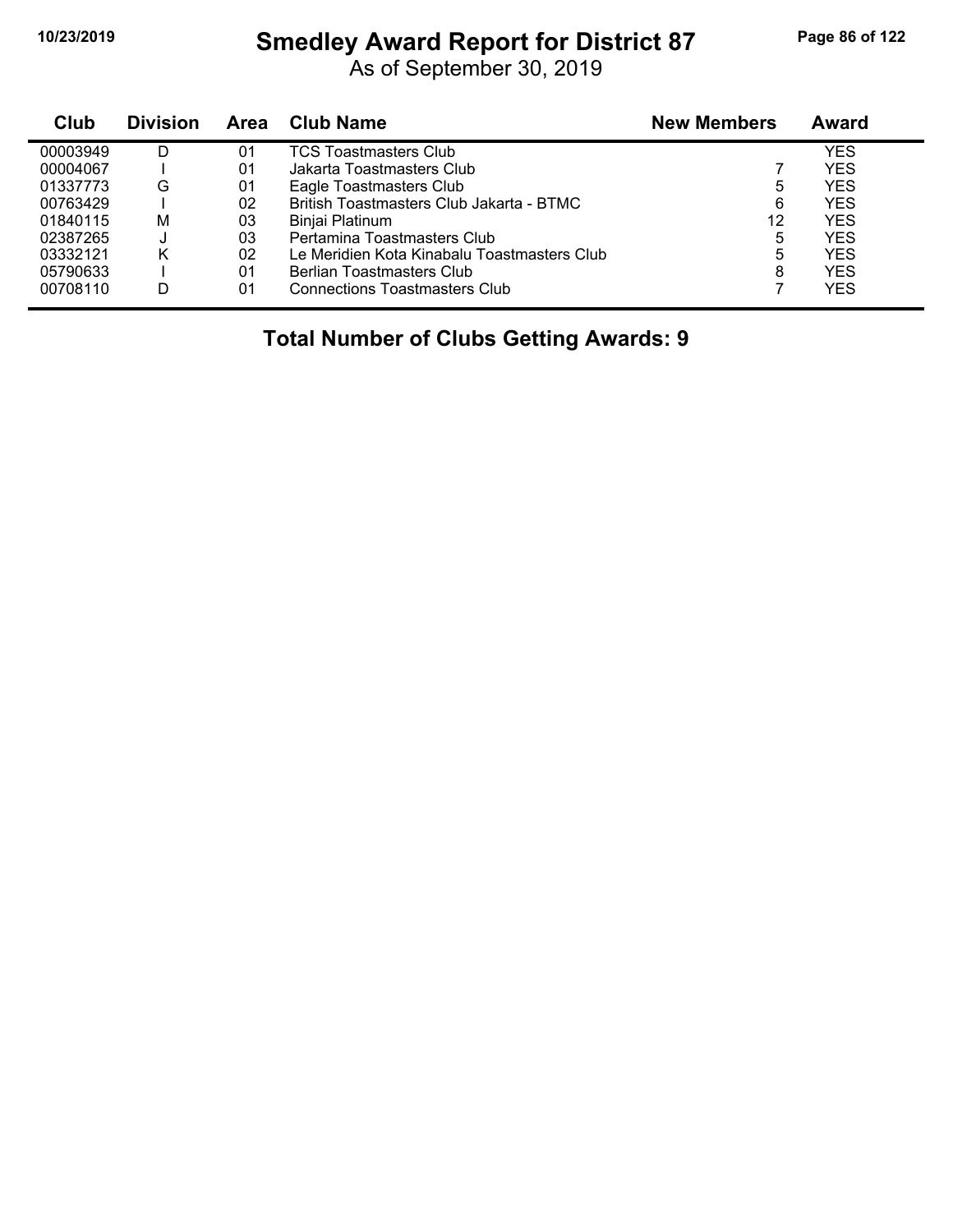# Smedley Award Report for District 87

As of September 30, 2019

| Club | Division | Area | Club Name | New Members | Award |
|---|---|---|---|---|---|
| 00003949 | D | 01 | TCS Toastmasters Club | | YES |
| 00004067 | I | 01 | Jakarta Toastmasters Club | 7 | YES |
| 01337773 | G | 01 | Eagle Toastmasters Club | 5 | YES |
| 00763429 | I | 02 | British Toastmasters Club Jakarta - BTMC | 6 | YES |
| 01840115 | M | 03 | Binjai Platinum | 12 | YES |
| 02387265 | J | 03 | Pertamina Toastmasters Club | 5 | YES |
| 03332121 | K | 02 | Le Meridien Kota Kinabalu Toastmasters Club | 5 | YES |
| 05790633 | I | 01 | Berlian Toastmasters Club | 8 | YES |
| 00708110 | D | 01 | Connections Toastmasters Club | 7 | YES |

**Total Number of Clubs Getting Awards: 9**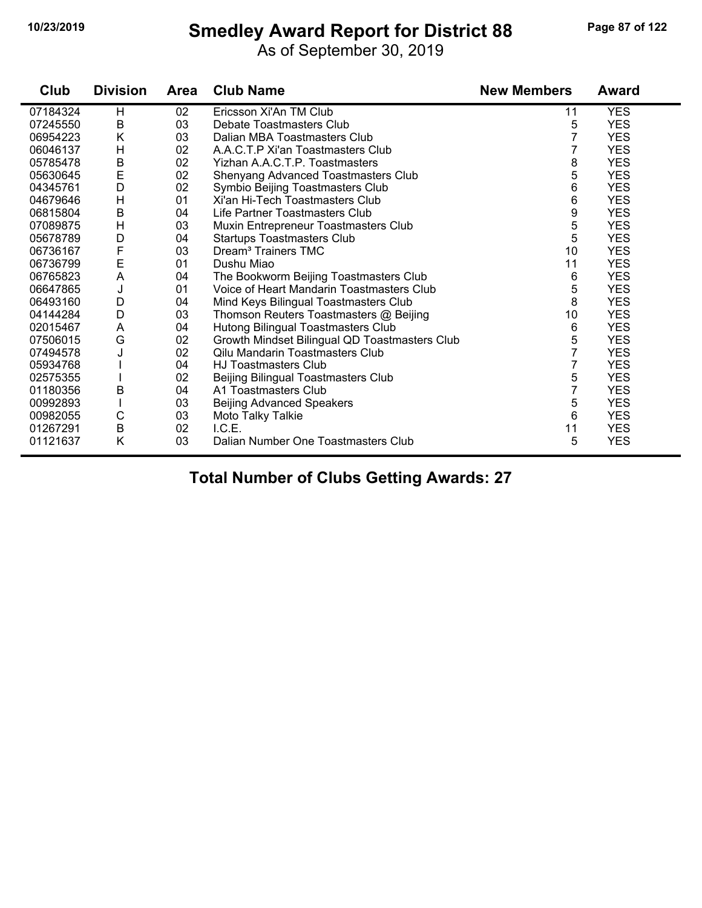# Smedley Award Report for District 88

As of September 30, 2019

| Club | Division | Area | Club Name | New Members | Award |
|---|---|---|---|---|---|
| 07184324 | H | 02 | Ericsson Xi'An TM Club | 11 | YES |
| 07245550 | B | 03 | Debate Toastmasters Club | 5 | YES |
| 06954223 | K | 03 | Dalian MBA Toastmasters Club | 7 | YES |
| 06046137 | H | 02 | A.A.C.T.P Xi'an Toastmasters Club | 7 | YES |
| 05785478 | B | 02 | Yizhan A.A.C.T.P. Toastmasters | 8 | YES |
| 05630645 | E | 02 | Shenyang Advanced Toastmasters Club | 5 | YES |
| 04345761 | D | 02 | Symbio Beijing Toastmasters Club | 6 | YES |
| 04679646 | H | 01 | Xi'an Hi-Tech Toastmasters Club | 6 | YES |
| 06815804 | B | 04 | Life Partner Toastmasters Club | 9 | YES |
| 07089875 | H | 03 | Muxin Entrepreneur Toastmasters Club | 5 | YES |
| 05678789 | D | 04 | Startups Toastmasters Club | 5 | YES |
| 06736167 | F | 03 | Dream³ Trainers TMC | 10 | YES |
| 06736799 | E | 01 | Dushu Miao | 11 | YES |
| 06765823 | A | 04 | The Bookworm Beijing Toastmasters Club | 6 | YES |
| 06647865 | J | 01 | Voice of Heart Mandarin Toastmasters Club | 5 | YES |
| 06493160 | D | 04 | Mind Keys Bilingual Toastmasters Club | 8 | YES |
| 04144284 | D | 03 | Thomson Reuters Toastmasters @ Beijing | 10 | YES |
| 02015467 | A | 04 | Hutong Bilingual Toastmasters Club | 6 | YES |
| 07506015 | G | 02 | Growth Mindset Bilingual QD Toastmasters Club | 5 | YES |
| 07494578 | J | 02 | Qilu Mandarin Toastmasters Club | 7 | YES |
| 05934768 | I | 04 | HJ Toastmasters Club | 7 | YES |
| 02575355 | I | 02 | Beijing Bilingual Toastmasters Club | 5 | YES |
| 01180356 | B | 04 | A1 Toastmasters Club | 7 | YES |
| 00992893 | I | 03 | Beijing Advanced Speakers | 5 | YES |
| 00982055 | C | 03 | Moto Talky Talkie | 6 | YES |
| 01267291 | B | 02 | I.C.E. | 11 | YES |
| 01121637 | K | 03 | Dalian Number One Toastmasters Club | 5 | YES |

**Total Number of Clubs Getting Awards: 27**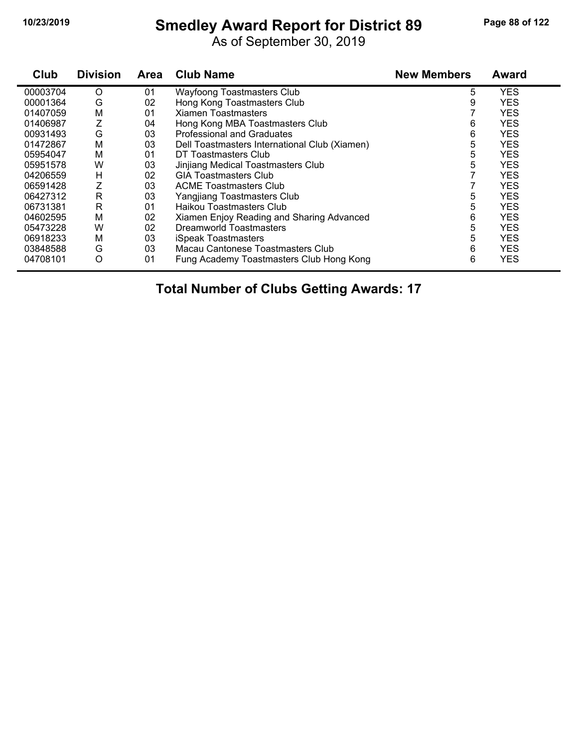# Smedley Award Report for District 89

As of September 30, 2019

| Club | Division | Area | Club Name | New Members | Award |
|---|---|---|---|---|---|
| 00003704 | O | 01 | Wayfoong Toastmasters Club | 5 | YES |
| 00001364 | G | 02 | Hong Kong Toastmasters Club | 9 | YES |
| 01407059 | M | 01 | Xiamen Toastmasters | 7 | YES |
| 01406987 | Z | 04 | Hong Kong MBA Toastmasters Club | 6 | YES |
| 00931493 | G | 03 | Professional and Graduates | 6 | YES |
| 01472867 | M | 03 | Dell Toastmasters International Club (Xiamen) | 5 | YES |
| 05954047 | M | 01 | DT Toastmasters Club | 5 | YES |
| 05951578 | W | 03 | Jinjiang Medical Toastmasters Club | 5 | YES |
| 04206559 | H | 02 | GIA Toastmasters Club | 7 | YES |
| 06591428 | Z | 03 | ACME Toastmasters Club | 7 | YES |
| 06427312 | R | 03 | Yangjiang Toastmasters Club | 5 | YES |
| 06731381 | R | 01 | Haikou Toastmasters Club | 5 | YES |
| 04602595 | M | 02 | Xiamen Enjoy Reading and Sharing Advanced | 6 | YES |
| 05473228 | W | 02 | Dreamworld Toastmasters | 5 | YES |
| 06918233 | M | 03 | iSpeak Toastmasters | 5 | YES |
| 03848588 | G | 03 | Macau Cantonese Toastmasters Club | 6 | YES |
| 04708101 | O | 01 | Fung Academy Toastmasters Club Hong Kong | 6 | YES |

**Total Number of Clubs Getting Awards: 17**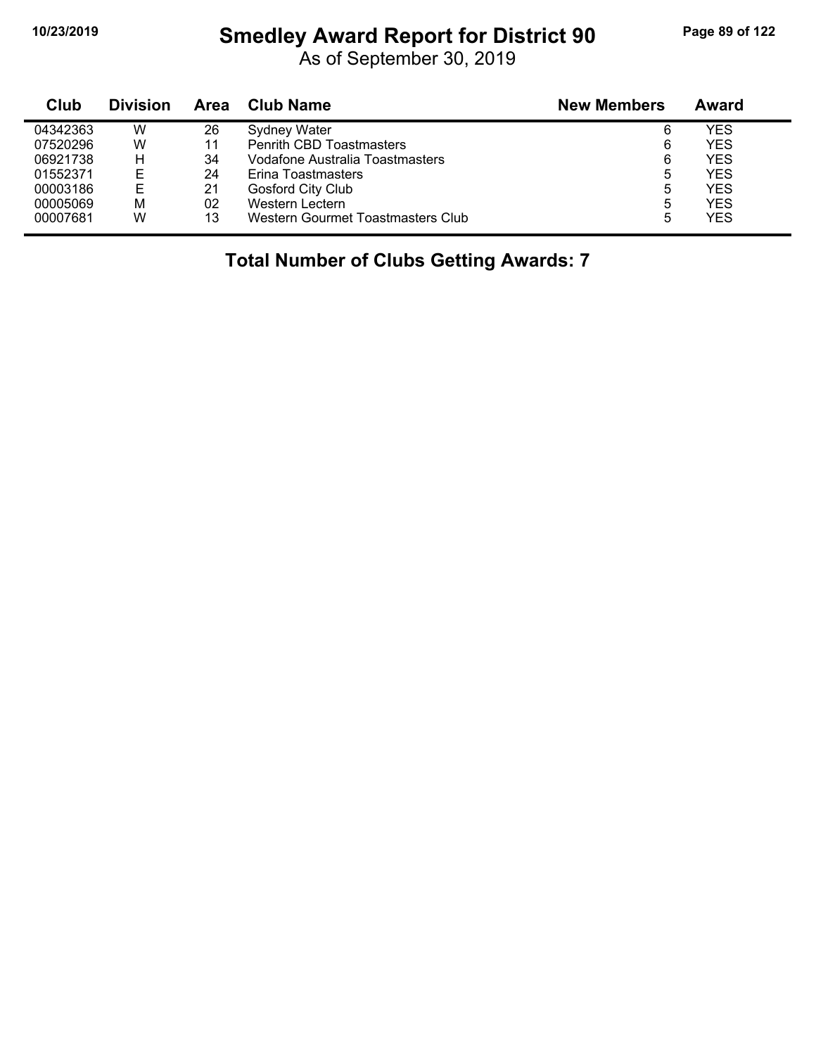# Smedley Award Report for District 90

As of September 30, 2019

| Club | Division | Area | Club Name | New Members | Award |
|---|---|---|---|---|---|
| 04342363 | W | 26 | Sydney Water | 6 | YES |
| 07520296 | W | 11 | Penrith CBD Toastmasters | 6 | YES |
| 06921738 | H | 34 | Vodafone Australia Toastmasters | 6 | YES |
| 01552371 | E | 24 | Erina Toastmasters | 5 | YES |
| 00003186 | E | 21 | Gosford City Club | 5 | YES |
| 00005069 | M | 02 | Western Lectern | 5 | YES |
| 00007681 | W | 13 | Western Gourmet Toastmasters Club | 5 | YES |

**Total Number of Clubs Getting Awards: 7**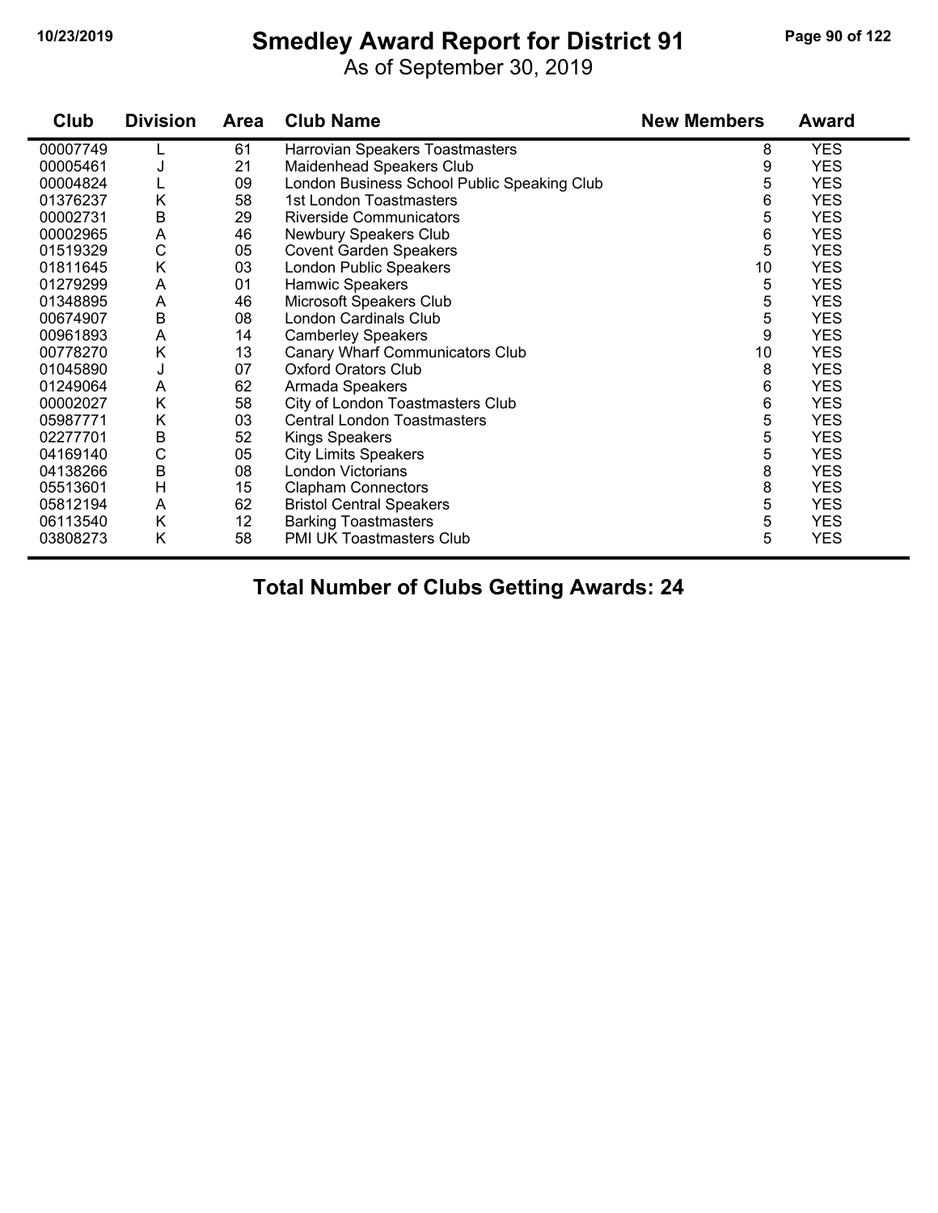# Smedley Award Report for District 91

As of September 30, 2019

| Club | Division | Area | Club Name | New Members | Award |
|---|---|---|---|---|---|
| 00007749 | L | 61 | Harrovian Speakers Toastmasters | 8 | YES |
| 00005461 | J | 21 | Maidenhead Speakers Club | 9 | YES |
| 00004824 | L | 09 | London Business School Public Speaking Club | 5 | YES |
| 01376237 | K | 58 | 1st London Toastmasters | 6 | YES |
| 00002731 | B | 29 | Riverside Communicators | 5 | YES |
| 00002965 | A | 46 | Newbury Speakers Club | 6 | YES |
| 01519329 | C | 05 | Covent Garden Speakers | 5 | YES |
| 01811645 | K | 03 | London Public Speakers | 10 | YES |
| 01279299 | A | 01 | Hamwic Speakers | 5 | YES |
| 01348895 | A | 46 | Microsoft Speakers Club | 5 | YES |
| 00674907 | B | 08 | London Cardinals Club | 5 | YES |
| 00961893 | A | 14 | Camberley Speakers | 9 | YES |
| 00778270 | K | 13 | Canary Wharf Communicators Club | 10 | YES |
| 01045890 | J | 07 | Oxford Orators Club | 8 | YES |
| 01249064 | A | 62 | Armada Speakers | 6 | YES |
| 00002027 | K | 58 | City of London Toastmasters Club | 6 | YES |
| 05987771 | K | 03 | Central London Toastmasters | 5 | YES |
| 02277701 | B | 52 | Kings Speakers | 5 | YES |
| 04169140 | C | 05 | City Limits Speakers | 5 | YES |
| 04138266 | B | 08 | London Victorians | 8 | YES |
| 05513601 | H | 15 | Clapham Connectors | 8 | YES |
| 05812194 | A | 62 | Bristol Central Speakers | 5 | YES |
| 06113540 | K | 12 | Barking Toastmasters | 5 | YES |
| 03808273 | K | 58 | PMI UK Toastmasters Club | 5 | YES |

**Total Number of Clubs Getting Awards: 24**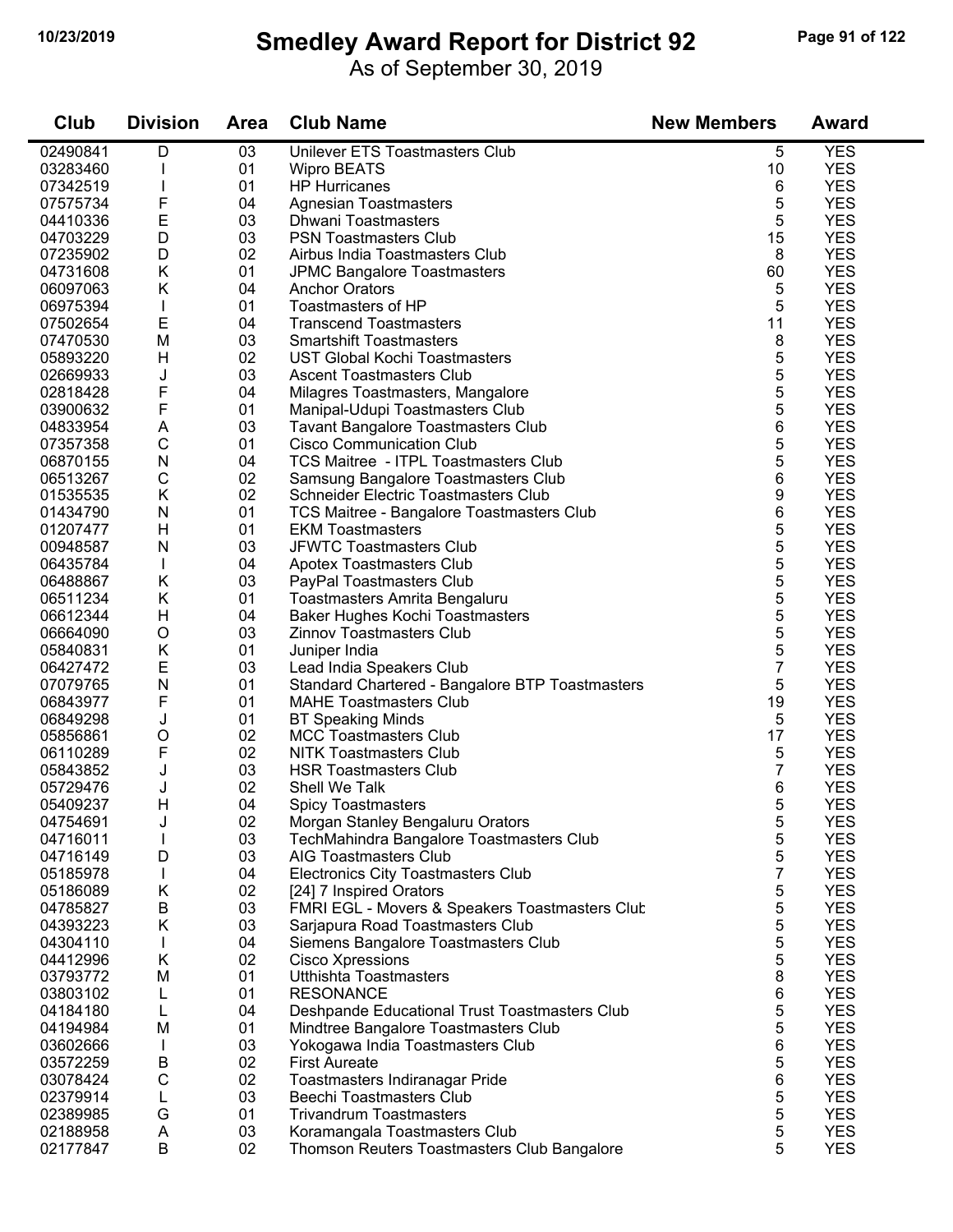# Smedley Award Report for District 92

As of September 30, 2019

| Club | Division | Area | Club Name | New Members | Award |
|---|---|---|---|---|---|
| 02490841 | D | 03 | Unilever ETS Toastmasters Club | 5 | YES |
| 03283460 | I | 01 | Wipro BEATS | 10 | YES |
| 07342519 | I | 01 | HP Hurricanes | 6 | YES |
| 07575734 | F | 04 | Agnesian Toastmasters | 5 | YES |
| 04410336 | E | 03 | Dhwani Toastmasters | 5 | YES |
| 04703229 | D | 03 | PSN Toastmasters Club | 15 | YES |
| 07235902 | D | 02 | Airbus India Toastmasters Club | 8 | YES |
| 04731608 | K | 01 | JPMC Bangalore Toastmasters | 60 | YES |
| 06097063 | K | 04 | Anchor Orators | 5 | YES |
| 06975394 | I | 01 | Toastmasters of HP | 5 | YES |
| 07502654 | E | 04 | Transcend Toastmasters | 11 | YES |
| 07470530 | M | 03 | Smartshift Toastmasters | 8 | YES |
| 05893220 | H | 02 | UST Global Kochi Toastmasters | 5 | YES |
| 02669933 | J | 03 | Ascent Toastmasters Club | 5 | YES |
| 02818428 | F | 04 | Milagres Toastmasters, Mangalore | 5 | YES |
| 03900632 | F | 01 | Manipal-Udupi Toastmasters Club | 5 | YES |
| 04833954 | A | 03 | Tavant Bangalore Toastmasters Club | 6 | YES |
| 07357358 | C | 01 | Cisco Communication Club | 5 | YES |
| 06870155 | N | 04 | TCS Maitree - ITPL Toastmasters Club | 5 | YES |
| 06513267 | C | 02 | Samsung Bangalore Toastmasters Club | 6 | YES |
| 01535535 | K | 02 | Schneider Electric Toastmasters Club | 9 | YES |
| 01434790 | N | 01 | TCS Maitree - Bangalore Toastmasters Club | 6 | YES |
| 01207477 | H | 01 | EKM Toastmasters | 5 | YES |
| 00948587 | N | 03 | JFWTC Toastmasters Club | 5 | YES |
| 06435784 | I | 04 | Apotex Toastmasters Club | 5 | YES |
| 06488867 | K | 03 | PayPal Toastmasters Club | 5 | YES |
| 06511234 | K | 01 | Toastmasters Amrita Bengaluru | 5 | YES |
| 06612344 | H | 04 | Baker Hughes Kochi Toastmasters | 5 | YES |
| 06664090 | O | 03 | Zinnov Toastmasters Club | 5 | YES |
| 05840831 | K | 01 | Juniper India | 5 | YES |
| 06427472 | E | 03 | Lead India Speakers Club | 7 | YES |
| 07079765 | N | 01 | Standard Chartered - Bangalore BTP Toastmasters | 5 | YES |
| 06843977 | F | 01 | MAHE Toastmasters Club | 19 | YES |
| 06849298 | J | 01 | BT Speaking Minds | 5 | YES |
| 05856861 | O | 02 | MCC Toastmasters Club | 17 | YES |
| 06110289 | F | 02 | NITK Toastmasters Club | 5 | YES |
| 05843852 | J | 03 | HSR Toastmasters Club | 7 | YES |
| 05729476 | J | 02 | Shell We Talk | 6 | YES |
| 05409237 | H | 04 | Spicy Toastmasters | 5 | YES |
| 04754691 | J | 02 | Morgan Stanley Bengaluru Orators | 5 | YES |
| 04716011 | I | 03 | TechMahindra Bangalore Toastmasters Club | 5 | YES |
| 04716149 | D | 03 | AIG Toastmasters Club | 5 | YES |
| 05185978 | I | 04 | Electronics City Toastmasters Club | 7 | YES |
| 05186089 | K | 02 | [24] 7 Inspired Orators | 5 | YES |
| 04785827 | B | 03 | FMRI EGL - Movers & Speakers Toastmasters Club | 5 | YES |
| 04393223 | K | 03 | Sarjapura Road Toastmasters Club | 5 | YES |
| 04304110 | I | 04 | Siemens Bangalore Toastmasters Club | 5 | YES |
| 04412996 | K | 02 | Cisco Xpressions | 5 | YES |
| 03793772 | M | 01 | Utthishta Toastmasters | 8 | YES |
| 03803102 | L | 01 | RESONANCE | 6 | YES |
| 04184180 | L | 04 | Deshpande Educational Trust Toastmasters Club | 5 | YES |
| 04194984 | M | 01 | Mindtree Bangalore Toastmasters Club | 5 | YES |
| 03602666 | I | 03 | Yokogawa India Toastmasters Club | 6 | YES |
| 03572259 | B | 02 | First Aureate | 5 | YES |
| 03078424 | C | 02 | Toastmasters Indiranagar Pride | 6 | YES |
| 02379914 | L | 03 | Beechi Toastmasters Club | 5 | YES |
| 02389985 | G | 01 | Trivandrum Toastmasters | 5 | YES |
| 02188958 | A | 03 | Koramangala Toastmasters Club | 5 | YES |
| 02177847 | B | 02 | Thomson Reuters Toastmasters Club Bangalore | 5 | YES |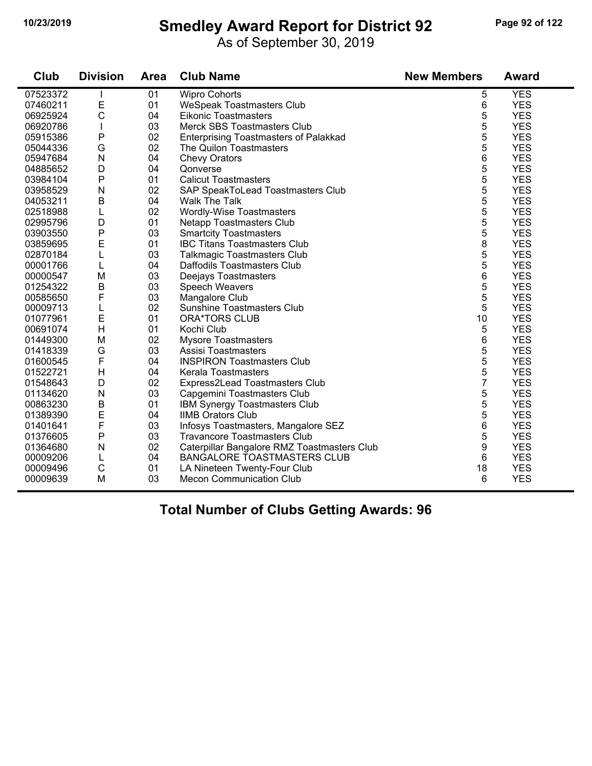# Smedley Award Report for District 92

As of September 30, 2019

| Club | Division | Area | Club Name | New Members | Award |
|---|---|---|---|---|---|
| 07523372 | I | 01 | Wipro Cohorts | 5 | YES |
| 07460211 | E | 01 | WeSpeak Toastmasters Club | 6 | YES |
| 06925924 | C | 04 | Eikonic Toastmasters | 5 | YES |
| 06920786 | I | 03 | Merck SBS Toastmasters Club | 5 | YES |
| 05915386 | P | 02 | Enterprising Toastmasters of Palakkad | 5 | YES |
| 05044336 | G | 02 | The Quilon Toastmasters | 5 | YES |
| 05947684 | N | 04 | Chevy Orators | 6 | YES |
| 04885652 | D | 04 | Qonverse | 5 | YES |
| 03984104 | P | 01 | Calicut Toastmasters | 5 | YES |
| 03958529 | N | 02 | SAP SpeakToLead Toastmasters Club | 5 | YES |
| 04053211 | B | 04 | Walk The Talk | 5 | YES |
| 02518988 | L | 02 | Wordly-Wise Toastmasters | 5 | YES |
| 02995796 | D | 01 | Netapp Toastmasters Club | 5 | YES |
| 03903550 | P | 03 | Smartcity Toastmasters | 5 | YES |
| 03859695 | E | 01 | IBC Titans Toastmasters Club | 8 | YES |
| 02870184 | L | 03 | Talkmagic Toastmasters Club | 5 | YES |
| 00001766 | L | 04 | Daffodils Toastmasters Club | 5 | YES |
| 00000547 | M | 03 | Deejays Toastmasters | 6 | YES |
| 01254322 | B | 03 | Speech Weavers | 5 | YES |
| 00585650 | F | 03 | Mangalore Club | 5 | YES |
| 00009713 | L | 02 | Sunshine Toastmasters Club | 5 | YES |
| 01077961 | E | 01 | ORA*TORS CLUB | 10 | YES |
| 00691074 | H | 01 | Kochi Club | 5 | YES |
| 01449300 | M | 02 | Mysore Toastmasters | 6 | YES |
| 01418339 | G | 03 | Assisi Toastmasters | 5 | YES |
| 01600545 | F | 04 | INSPIRON Toastmasters Club | 5 | YES |
| 01522721 | H | 04 | Kerala Toastmasters | 5 | YES |
| 01548643 | D | 02 | Express2Lead Toastmasters Club | 7 | YES |
| 01134620 | N | 03 | Capgemini Toastmasters Club | 5 | YES |
| 00863230 | B | 01 | IBM Synergy Toastmasters Club | 5 | YES |
| 01389390 | E | 04 | IIMB Orators Club | 5 | YES |
| 01401641 | F | 03 | Infosys Toastmasters, Mangalore SEZ | 6 | YES |
| 01376605 | P | 03 | Travancore Toastmasters Club | 5 | YES |
| 01364680 | N | 02 | Caterpillar Bangalore RMZ Toastmasters Club | 9 | YES |
| 00009206 | L | 04 | BANGALORE TOASTMASTERS CLUB | 6 | YES |
| 00009496 | C | 01 | LA Nineteen Twenty-Four Club | 18 | YES |
| 00009639 | M | 03 | Mecon Communication Club | 6 | YES |

## Total Number of Clubs Getting Awards: 96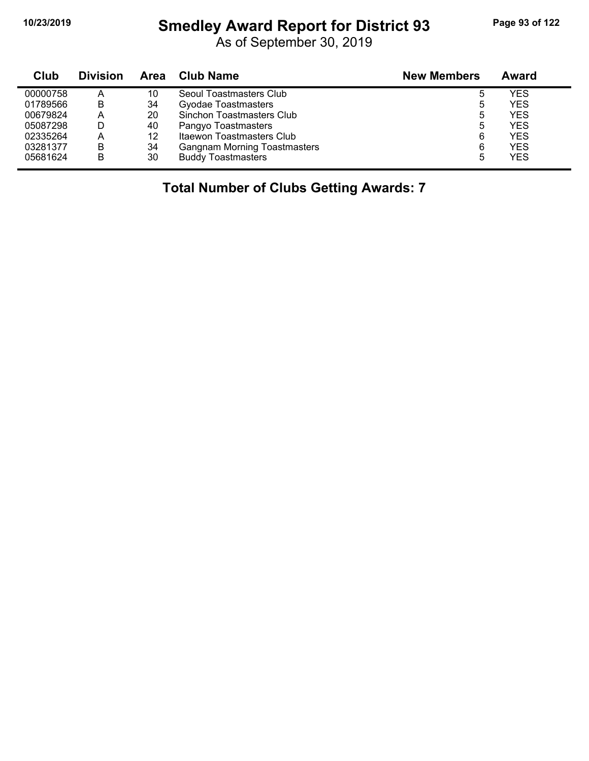# Smedley Award Report for District 93

As of September 30, 2019

| Club | Division | Area | Club Name | New Members | Award |
|---|---|---|---|---|---|
| 00000758 | A | 10 | Seoul Toastmasters Club | 5 | YES |
| 01789566 | B | 34 | Gyodae Toastmasters | 5 | YES |
| 00679824 | A | 20 | Sinchon Toastmasters Club | 5 | YES |
| 05087298 | D | 40 | Pangyo Toastmasters | 5 | YES |
| 02335264 | A | 12 | Itaewon Toastmasters Club | 6 | YES |
| 03281377 | B | 34 | Gangnam Morning Toastmasters | 6 | YES |
| 05681624 | B | 30 | Buddy Toastmasters | 5 | YES |

**Total Number of Clubs Getting Awards: 7**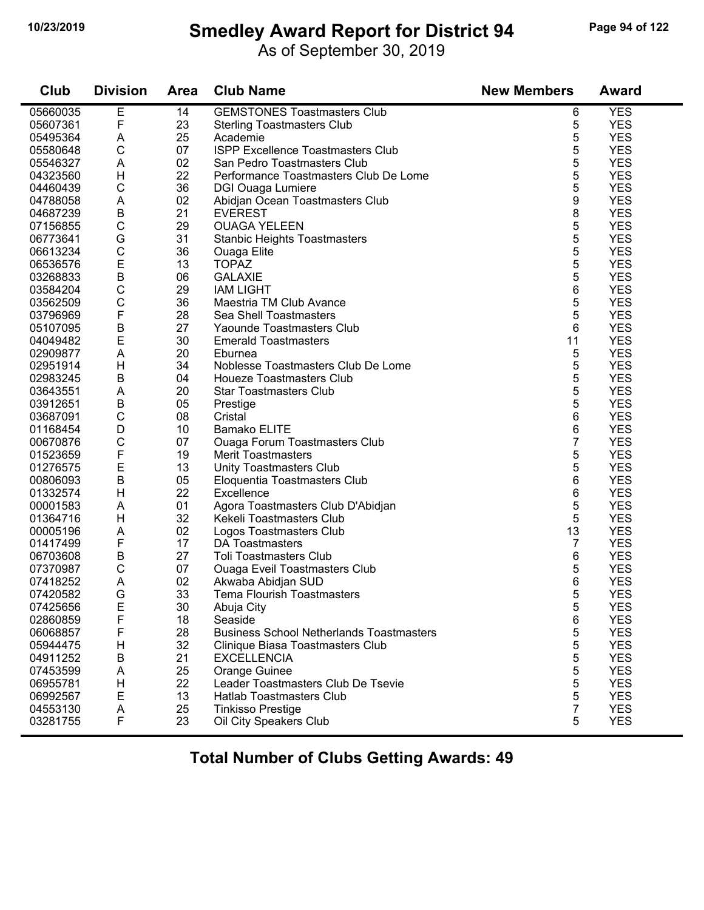# Smedley Award Report for District 94

As of September 30, 2019

| Club | Division | Area | Club Name | New Members | Award |
|---|---|---|---|---|---|
| 05660035 | E | 14 | GEMSTONES Toastmasters Club | 6 | YES |
| 05607361 | F | 23 | Sterling Toastmasters Club | 5 | YES |
| 05495364 | A | 25 | Academie | 5 | YES |
| 05580648 | C | 07 | ISPP Excellence Toastmasters Club | 5 | YES |
| 05546327 | A | 02 | San Pedro Toastmasters Club | 5 | YES |
| 04323560 | H | 22 | Performance Toastmasters Club De Lome | 5 | YES |
| 04460439 | C | 36 | DGI Ouaga Lumiere | 5 | YES |
| 04788058 | A | 02 | Abidjan Ocean Toastmasters Club | 9 | YES |
| 04687239 | B | 21 | EVEREST | 8 | YES |
| 07156855 | C | 29 | OUAGA YELEEN | 5 | YES |
| 06773641 | G | 31 | Stanbic Heights Toastmasters | 5 | YES |
| 06613234 | C | 36 | Ouaga Elite | 5 | YES |
| 06536576 | E | 13 | TOPAZ | 5 | YES |
| 03268833 | B | 06 | GALAXIE | 5 | YES |
| 03584204 | C | 29 | IAM LIGHT | 6 | YES |
| 03562509 | C | 36 | Maestria TM Club Avance | 5 | YES |
| 03796969 | F | 28 | Sea Shell Toastmasters | 5 | YES |
| 05107095 | B | 27 | Yaounde Toastmasters Club | 6 | YES |
| 04049482 | E | 30 | Emerald Toastmasters | 11 | YES |
| 02909877 | A | 20 | Eburnea | 5 | YES |
| 02951914 | H | 34 | Noblesse Toastmasters Club De Lome | 5 | YES |
| 02983245 | B | 04 | Houeze Toastmasters Club | 5 | YES |
| 03643551 | A | 20 | Star Toastmasters Club | 5 | YES |
| 03912651 | B | 05 | Prestige | 5 | YES |
| 03687091 | C | 08 | Cristal | 6 | YES |
| 01168454 | D | 10 | Bamako ELITE | 6 | YES |
| 00670876 | C | 07 | Ouaga Forum Toastmasters Club | 7 | YES |
| 01523659 | F | 19 | Merit Toastmasters | 5 | YES |
| 01276575 | E | 13 | Unity Toastmasters Club | 5 | YES |
| 00806093 | B | 05 | Eloquentia Toastmasters Club | 6 | YES |
| 01332574 | H | 22 | Excellence | 6 | YES |
| 00001583 | A | 01 | Agora Toastmasters Club D'Abidjan | 5 | YES |
| 01364716 | H | 32 | Kekeli Toastmasters Club | 5 | YES |
| 00005196 | A | 02 | Logos Toastmasters Club | 13 | YES |
| 01417499 | F | 17 | DA Toastmasters | 7 | YES |
| 06703608 | B | 27 | Toli Toastmasters Club | 6 | YES |
| 07370987 | C | 07 | Ouaga Eveil Toastmasters Club | 5 | YES |
| 07418252 | A | 02 | Akwaba Abidjan SUD | 6 | YES |
| 07420582 | G | 33 | Tema Flourish Toastmasters | 5 | YES |
| 07425656 | E | 30 | Abuja City | 5 | YES |
| 02860859 | F | 18 | Seaside | 6 | YES |
| 06068857 | F | 28 | Business School Netherlands Toastmasters | 5 | YES |
| 05944475 | H | 32 | Clinique Biasa Toastmasters Club | 5 | YES |
| 04911252 | B | 21 | EXCELLENCIA | 5 | YES |
| 07453599 | A | 25 | Orange Guinee | 5 | YES |
| 06955781 | H | 22 | Leader Toastmasters Club De Tsevie | 5 | YES |
| 06992567 | E | 13 | Hatlab Toastmasters Club | 5 | YES |
| 04553130 | A | 25 | Tinkisso Prestige | 7 | YES |
| 03281755 | F | 23 | Oil City Speakers Club | 5 | YES |

**Total Number of Clubs Getting Awards: 49**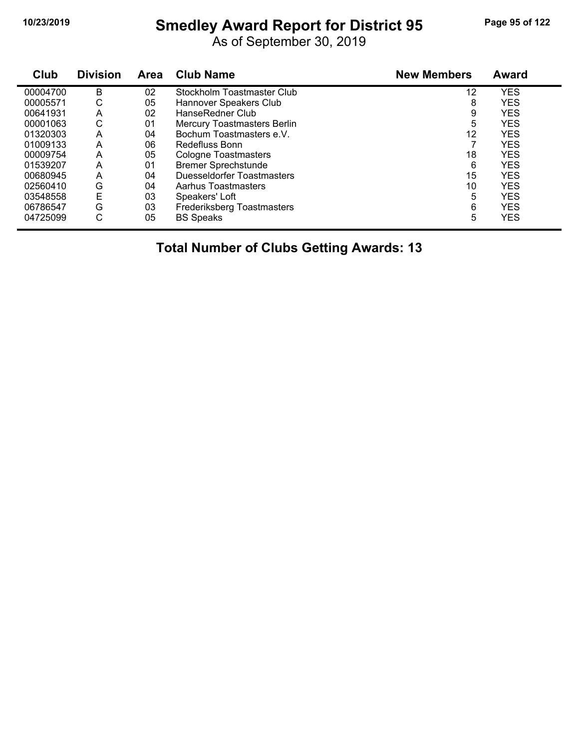# Smedley Award Report for District 95

As of September 30, 2019

| Club | Division | Area | Club Name | New Members | Award |
|---|---|---|---|---|---|
| 00004700 | B | 02 | Stockholm Toastmaster Club | 12 | YES |
| 00005571 | C | 05 | Hannover Speakers Club | 8 | YES |
| 00641931 | A | 02 | HanseRedner Club | 9 | YES |
| 00001063 | C | 01 | Mercury Toastmasters Berlin | 5 | YES |
| 01320303 | A | 04 | Bochum Toastmasters e.V. | 12 | YES |
| 01009133 | A | 06 | Redefluss Bonn | 7 | YES |
| 00009754 | A | 05 | Cologne Toastmasters | 18 | YES |
| 01539207 | A | 01 | Bremer Sprechstunde | 6 | YES |
| 00680945 | A | 04 | Duesseldorfer Toastmasters | 15 | YES |
| 02560410 | G | 04 | Aarhus Toastmasters | 10 | YES |
| 03548558 | E | 03 | Speakers' Loft | 5 | YES |
| 06786547 | G | 03 | Frederiksberg Toastmasters | 6 | YES |
| 04725099 | C | 05 | BS Speaks | 5 | YES |

**Total Number of Clubs Getting Awards: 13**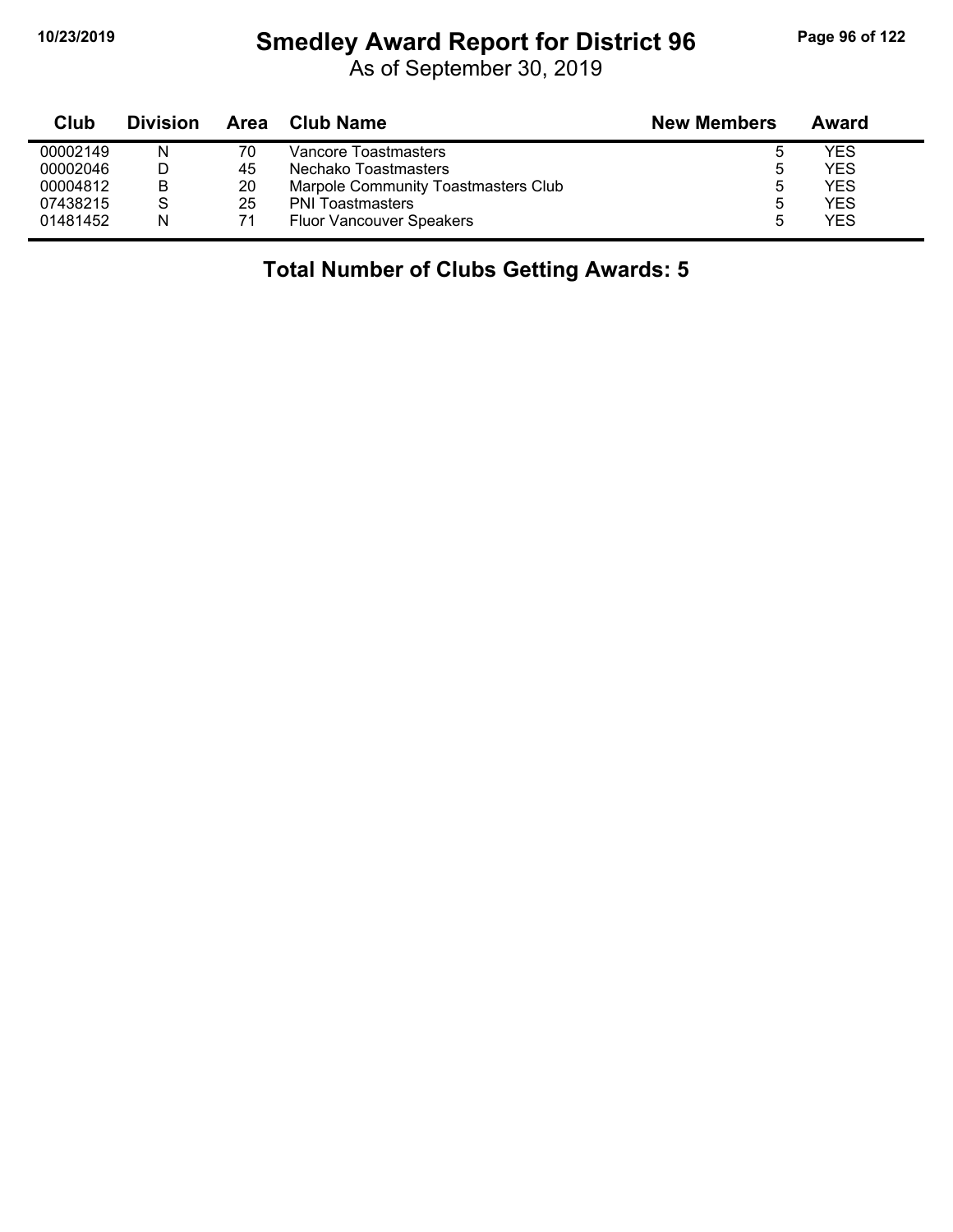# Smedley Award Report for District 96

As of September 30, 2019

| Club | Division | Area | Club Name | New Members | Award |
|---|---|---|---|---|---|
| 00002149 | N | 70 | Vancore Toastmasters | 5 | YES |
| 00002046 | D | 45 | Nechako Toastmasters | 5 | YES |
| 00004812 | B | 20 | Marpole Community Toastmasters Club | 5 | YES |
| 07438215 | S | 25 | PNI Toastmasters | 5 | YES |
| 01481452 | N | 71 | Fluor Vancouver Speakers | 5 | YES |

## Total Number of Clubs Getting Awards: 5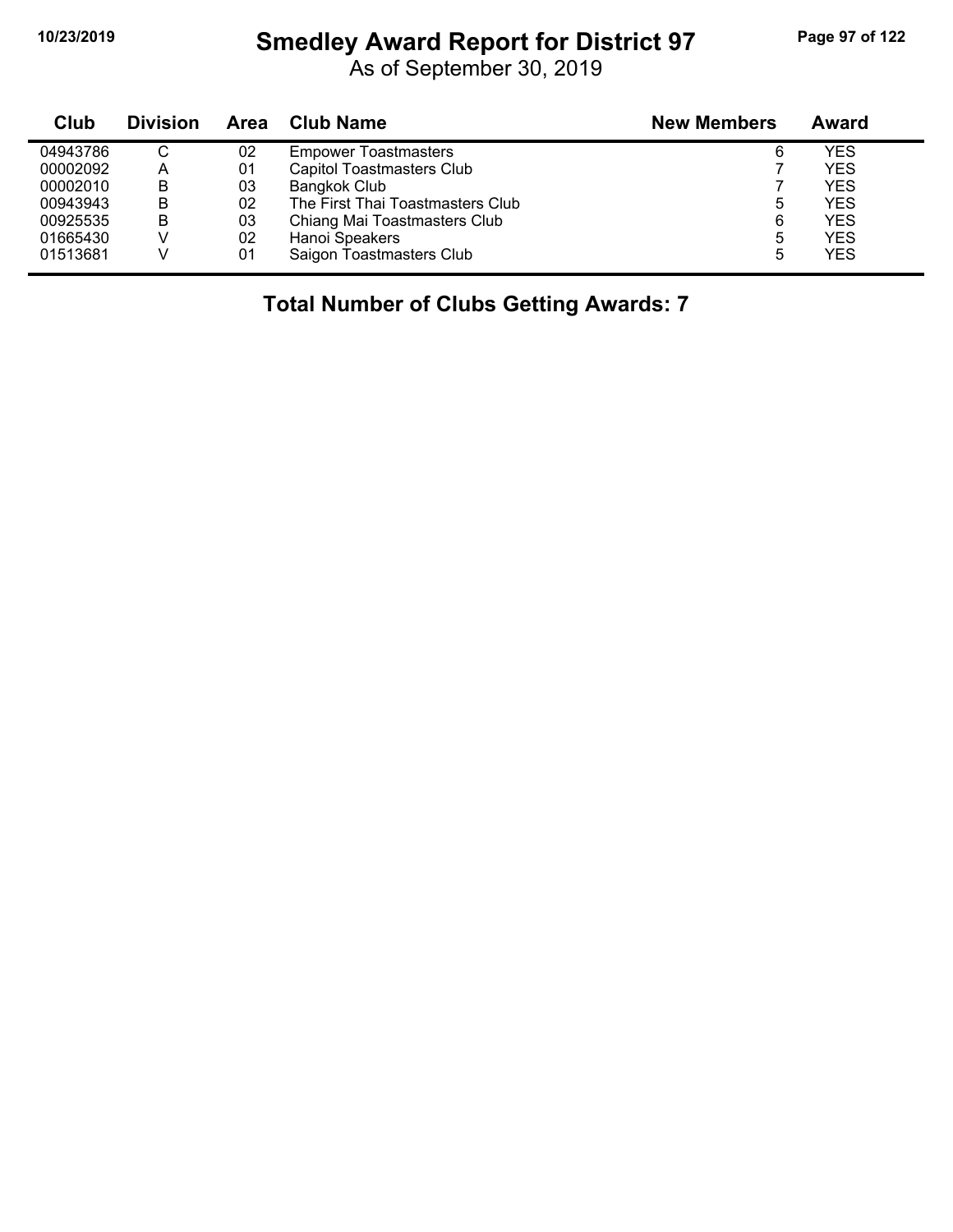# Smedley Award Report for District 97

As of September 30, 2019

| Club | Division | Area | Club Name | New Members | Award |
|---|---|---|---|---|---|
| 04943786 | C | 02 | Empower Toastmasters | 6 | YES |
| 00002092 | A | 01 | Capitol Toastmasters Club | 7 | YES |
| 00002010 | B | 03 | Bangkok Club | 7 | YES |
| 00943943 | B | 02 | The First Thai Toastmasters Club | 5 | YES |
| 00925535 | B | 03 | Chiang Mai Toastmasters Club | 6 | YES |
| 01665430 | V | 02 | Hanoi Speakers | 5 | YES |
| 01513681 | V | 01 | Saigon Toastmasters Club | 5 | YES |

**Total Number of Clubs Getting Awards: 7**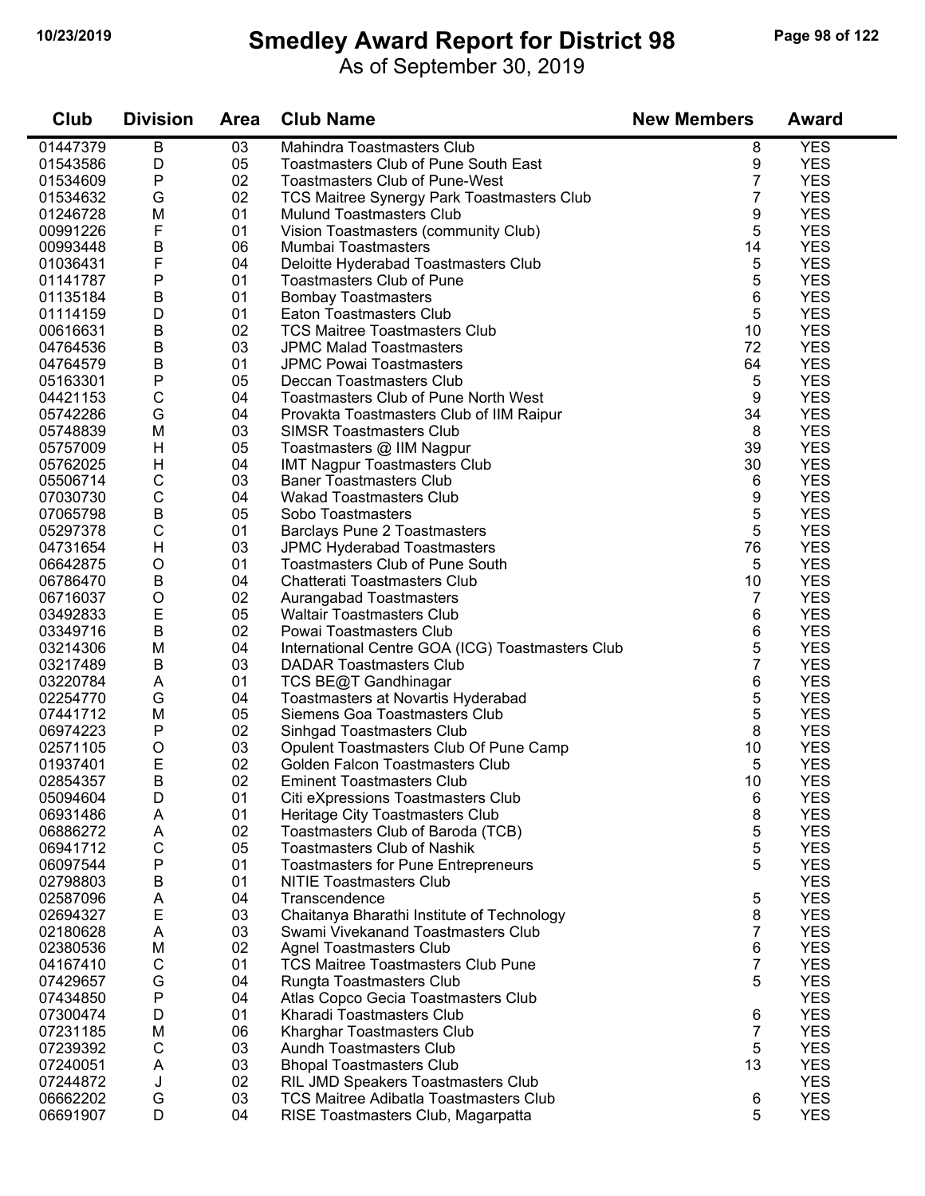# Smedley Award Report for District 98

As of September 30, 2019

| Club | Division | Area | Club Name | New Members | Award |
|---|---|---|---|---|---|
| 01447379 | B | 03 | Mahindra Toastmasters Club | 8 | YES |
| 01543586 | D | 05 | Toastmasters Club of Pune South East | 9 | YES |
| 01534609 | P | 02 | Toastmasters Club of Pune-West | 7 | YES |
| 01534632 | G | 02 | TCS Maitree Synergy Park Toastmasters Club | 7 | YES |
| 01246728 | M | 01 | Mulund Toastmasters Club | 9 | YES |
| 00991226 | F | 01 | Vision Toastmasters (community Club) | 5 | YES |
| 00993448 | B | 06 | Mumbai Toastmasters | 14 | YES |
| 01036431 | F | 04 | Deloitte Hyderabad Toastmasters Club | 5 | YES |
| 01141787 | P | 01 | Toastmasters Club of Pune | 5 | YES |
| 01135184 | B | 01 | Bombay Toastmasters | 6 | YES |
| 01114159 | D | 01 | Eaton Toastmasters Club | 5 | YES |
| 00616631 | B | 02 | TCS Maitree Toastmasters Club | 10 | YES |
| 04764536 | B | 03 | JPMC Malad Toastmasters | 72 | YES |
| 04764579 | B | 01 | JPMC Powai Toastmasters | 64 | YES |
| 05163301 | P | 05 | Deccan Toastmasters Club | 5 | YES |
| 04421153 | C | 04 | Toastmasters Club of Pune North West | 9 | YES |
| 05742286 | G | 04 | Provakta Toastmasters Club of IIM Raipur | 34 | YES |
| 05748839 | M | 03 | SIMSR Toastmasters Club | 8 | YES |
| 05757009 | H | 05 | Toastmasters @ IIM Nagpur | 39 | YES |
| 05762025 | H | 04 | IMT Nagpur Toastmasters Club | 30 | YES |
| 05506714 | C | 03 | Baner Toastmasters Club | 6 | YES |
| 07030730 | C | 04 | Wakad Toastmasters Club | 9 | YES |
| 07065798 | B | 05 | Sobo Toastmasters | 5 | YES |
| 05297378 | C | 01 | Barclays Pune 2 Toastmasters | 5 | YES |
| 04731654 | H | 03 | JPMC Hyderabad Toastmasters | 76 | YES |
| 06642875 | O | 01 | Toastmasters Club of Pune South | 5 | YES |
| 06786470 | B | 04 | Chatterati Toastmasters Club | 10 | YES |
| 06716037 | O | 02 | Aurangabad Toastmasters | 7 | YES |
| 03492833 | E | 05 | Waltair Toastmasters Club | 6 | YES |
| 03349716 | B | 02 | Powai Toastmasters Club | 6 | YES |
| 03214306 | M | 04 | International Centre GOA (ICG) Toastmasters Club | 5 | YES |
| 03217489 | B | 03 | DADAR Toastmasters Club | 7 | YES |
| 03220784 | A | 01 | TCS BE@T Gandhinagar | 6 | YES |
| 02254770 | G | 04 | Toastmasters at Novartis Hyderabad | 5 | YES |
| 07441712 | M | 05 | Siemens Goa Toastmasters Club | 5 | YES |
| 06974223 | P | 02 | Sinhgad Toastmasters Club | 8 | YES |
| 02571105 | O | 03 | Opulent Toastmasters Club Of Pune Camp | 10 | YES |
| 01937401 | E | 02 | Golden Falcon Toastmasters Club | 5 | YES |
| 02854357 | B | 02 | Eminent Toastmasters Club | 10 | YES |
| 05094604 | D | 01 | Citi eXpressions Toastmasters Club | 6 | YES |
| 06931486 | A | 01 | Heritage City Toastmasters Club | 8 | YES |
| 06886272 | A | 02 | Toastmasters Club of Baroda (TCB) | 5 | YES |
| 06941712 | C | 05 | Toastmasters Club of Nashik | 5 | YES |
| 06097544 | P | 01 | Toastmasters for Pune Entrepreneurs | 5 | YES |
| 02798803 | B | 01 | NITIE Toastmasters Club | | YES |
| 02587096 | A | 04 | Transcendence | 5 | YES |
| 02694327 | E | 03 | Chaitanya Bharathi Institute of Technology | 8 | YES |
| 02180628 | A | 03 | Swami Vivekanand Toastmasters Club | 7 | YES |
| 02380536 | M | 02 | Agnel Toastmasters Club | 6 | YES |
| 04167410 | C | 01 | TCS Maitree Toastmasters Club Pune | 7 | YES |
| 07429657 | G | 04 | Rungta Toastmasters Club | 5 | YES |
| 07434850 | P | 04 | Atlas Copco Gecia Toastmasters Club | | YES |
| 07300474 | D | 01 | Kharadi Toastmasters Club | 6 | YES |
| 07231185 | M | 06 | Kharghar Toastmasters Club | 7 | YES |
| 07239392 | C | 03 | Aundh Toastmasters Club | 5 | YES |
| 07240051 | A | 03 | Bhopal Toastmasters Club | 13 | YES |
| 07244872 | J | 02 | RIL JMD Speakers Toastmasters Club | | YES |
| 06662202 | G | 03 | TCS Maitree Adibatla Toastmasters Club | 6 | YES |
| 06691907 | D | 04 | RISE Toastmasters Club, Magarpatta | 5 | YES |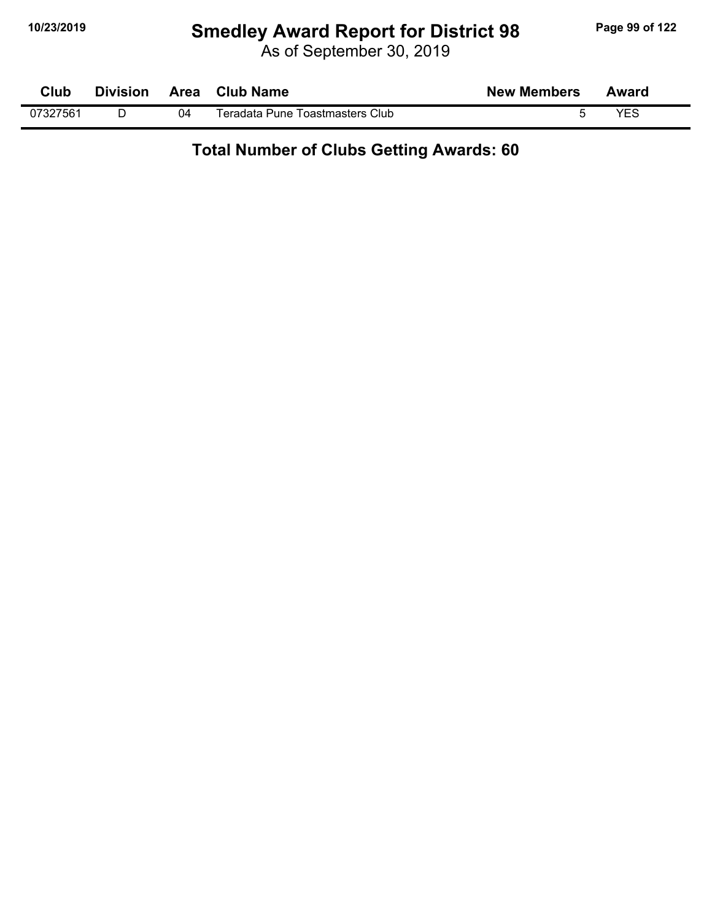| Club | Division | Area | Club Name | New Members | Award |
|---|---|---|---|---|---|
| 07327561 | D | 04 | Teradata Pune Toastmasters Club | 5 | YES |

**Total Number of Clubs Getting Awards: 60**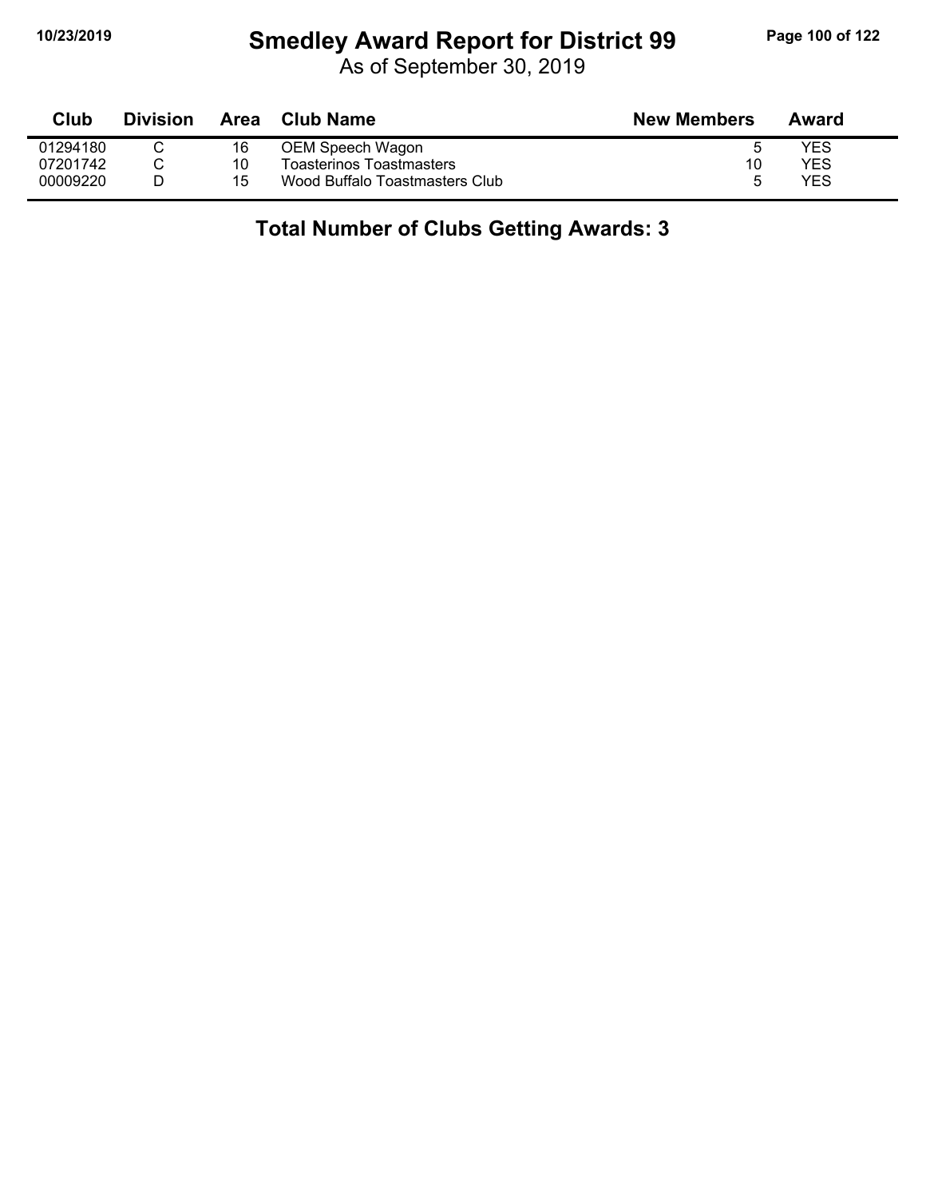# Smedley Award Report for District 99

As of September 30, 2019

| Club | Division | Area | Club Name | New Members | Award |
|---|---|---|---|---|---|
| 01294180 | C | 16 | OEM Speech Wagon | 5 | YES |
| 07201742 | C | 10 | Toasterinos Toastmasters | 10 | YES |
| 00009220 | D | 15 | Wood Buffalo Toastmasters Club | 5 | YES |

**Total Number of Clubs Getting Awards: 3**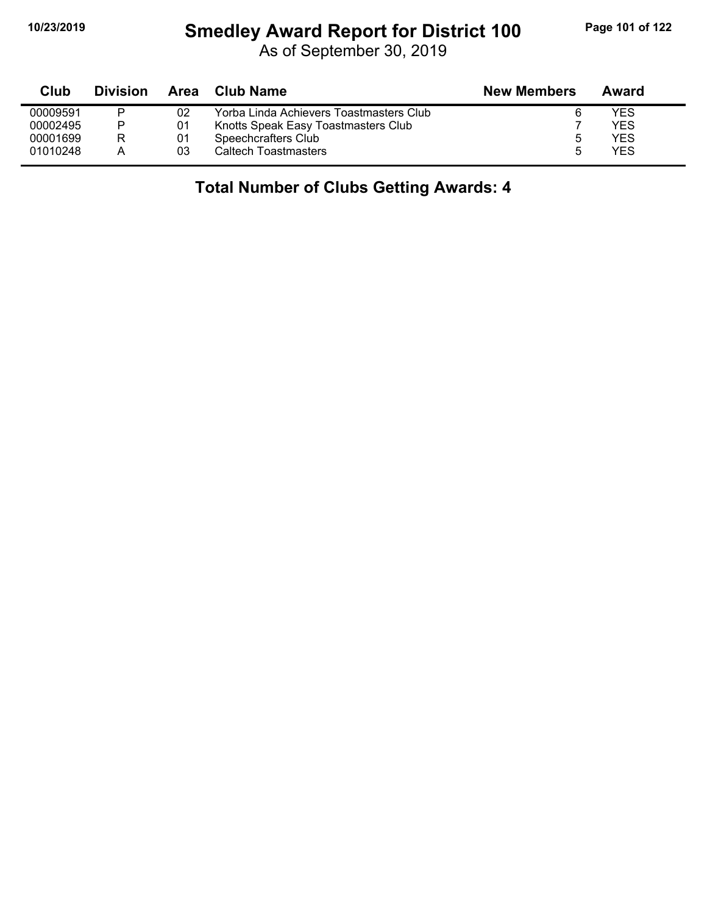# Smedley Award Report for District 100

As of September 30, 2019

| Club | Division | Area | Club Name | New Members | Award |
|---|---|---|---|---|---|
| 00009591 | P | 02 | Yorba Linda Achievers Toastmasters Club | 6 | YES |
| 00002495 | P | 01 | Knotts Speak Easy Toastmasters Club | 7 | YES |
| 00001699 | R | 01 | Speechcrafters Club | 5 | YES |
| 01010248 | A | 03 | Caltech Toastmasters | 5 | YES |

## Total Number of Clubs Getting Awards: 4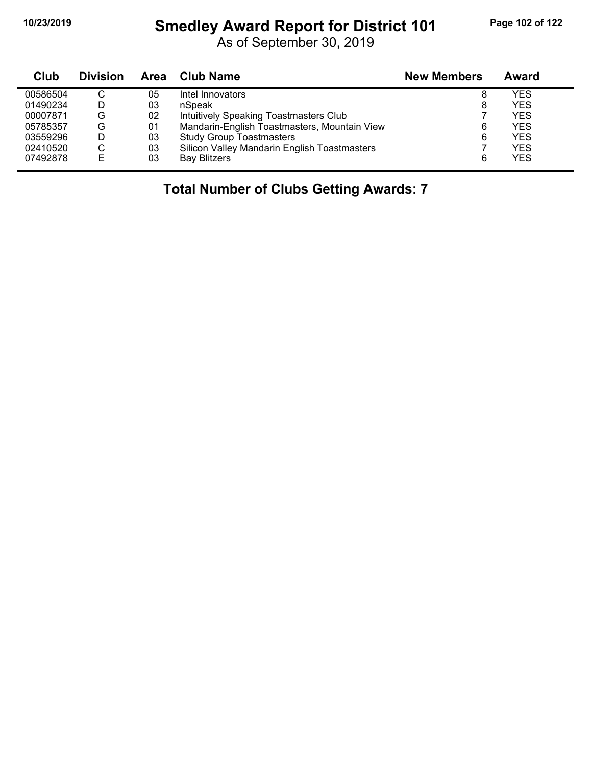# Smedley Award Report for District 101

As of September 30, 2019

| Club | Division | Area | Club Name | New Members | Award |
|---|---|---|---|---|---|
| 00586504 | C | 05 | Intel Innovators | 8 | YES |
| 01490234 | D | 03 | nSpeak | 8 | YES |
| 00007871 | G | 02 | Intuitively Speaking Toastmasters Club | 7 | YES |
| 05785357 | G | 01 | Mandarin-English Toastmasters, Mountain View | 6 | YES |
| 03559296 | D | 03 | Study Group Toastmasters | 6 | YES |
| 02410520 | C | 03 | Silicon Valley Mandarin English Toastmasters | 7 | YES |
| 07492878 | E | 03 | Bay Blitzers | 6 | YES |

## Total Number of Clubs Getting Awards: 7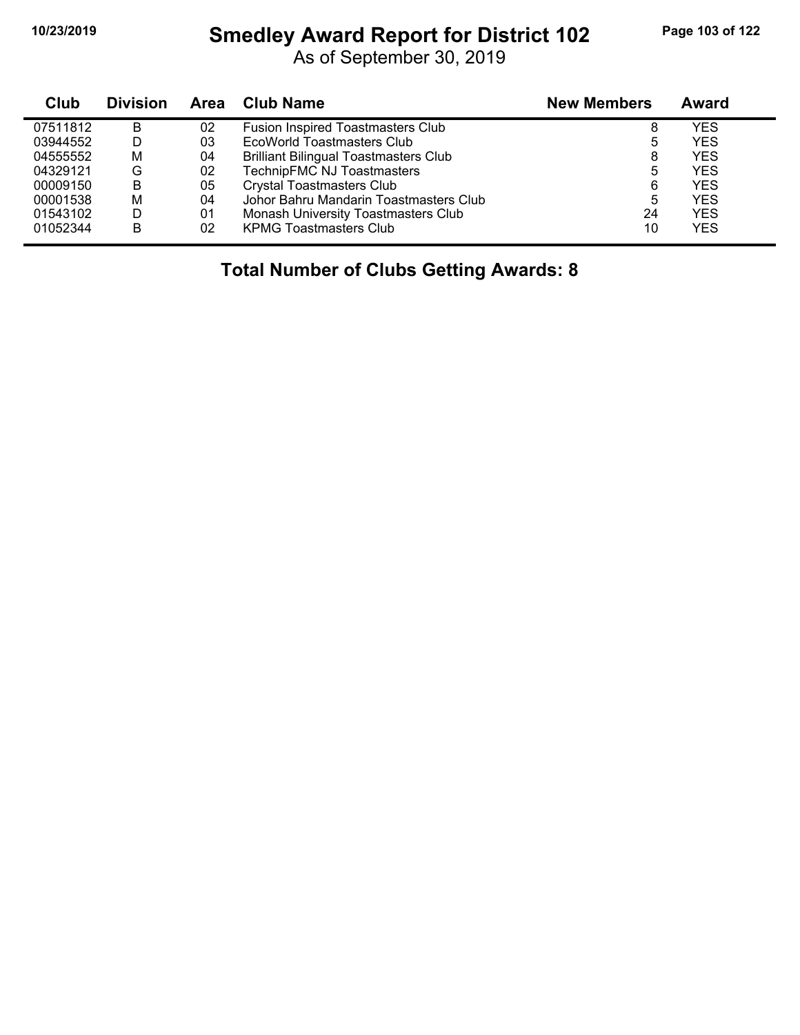# Smedley Award Report for District 102

As of September 30, 2019

| Club | Division | Area | Club Name | New Members | Award |
|---|---|---|---|---|---|
| 07511812 | B | 02 | Fusion Inspired Toastmasters Club | 8 | YES |
| 03944552 | D | 03 | EcoWorld Toastmasters Club | 5 | YES |
| 04555552 | M | 04 | Brilliant Bilingual Toastmasters Club | 8 | YES |
| 04329121 | G | 02 | TechnipFMC NJ Toastmasters | 5 | YES |
| 00009150 | B | 05 | Crystal Toastmasters Club | 6 | YES |
| 00001538 | M | 04 | Johor Bahru Mandarin Toastmasters Club | 5 | YES |
| 01543102 | D | 01 | Monash University Toastmasters Club | 24 | YES |
| 01052344 | B | 02 | KPMG Toastmasters Club | 10 | YES |

## Total Number of Clubs Getting Awards: 8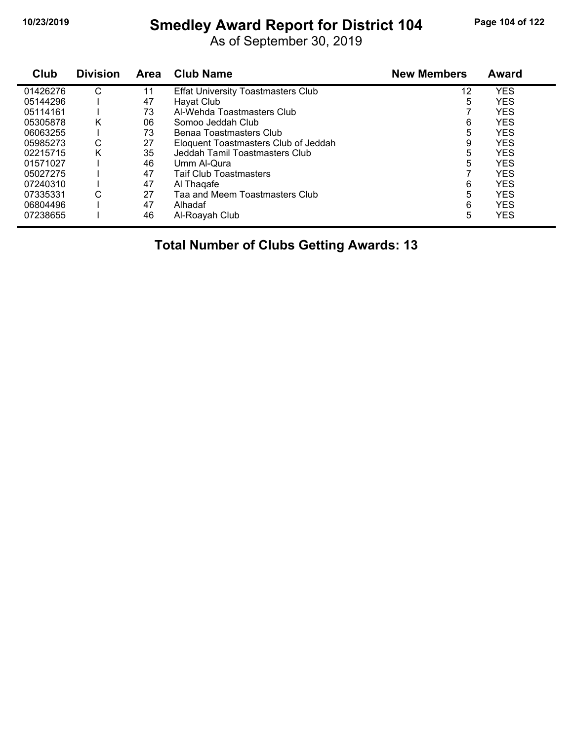# Smedley Award Report for District 104

As of September 30, 2019

| Club | Division | Area | Club Name | New Members | Award |
|---|---|---|---|---|---|
| 01426276 | C | 11 | Effat University Toastmasters Club | 12 | YES |
| 05144296 | I | 47 | Hayat Club | 5 | YES |
| 05114161 | I | 73 | Al-Wehda Toastmasters Club | 7 | YES |
| 05305878 | K | 06 | Somoo Jeddah Club | 6 | YES |
| 06063255 | I | 73 | Benaa Toastmasters Club | 5 | YES |
| 05985273 | C | 27 | Eloquent Toastmasters Club of Jeddah | 9 | YES |
| 02215715 | K | 35 | Jeddah Tamil Toastmasters Club | 5 | YES |
| 01571027 | I | 46 | Umm Al-Qura | 5 | YES |
| 05027275 | I | 47 | Taif Club Toastmasters | 7 | YES |
| 07240310 | I | 47 | Al Thaqafe | 6 | YES |
| 07335331 | C | 27 | Taa and Meem Toastmasters Club | 5 | YES |
| 06804496 | I | 47 | Alhadaf | 6 | YES |
| 07238655 | I | 46 | Al-Roayah Club | 5 | YES |

**Total Number of Clubs Getting Awards: 13**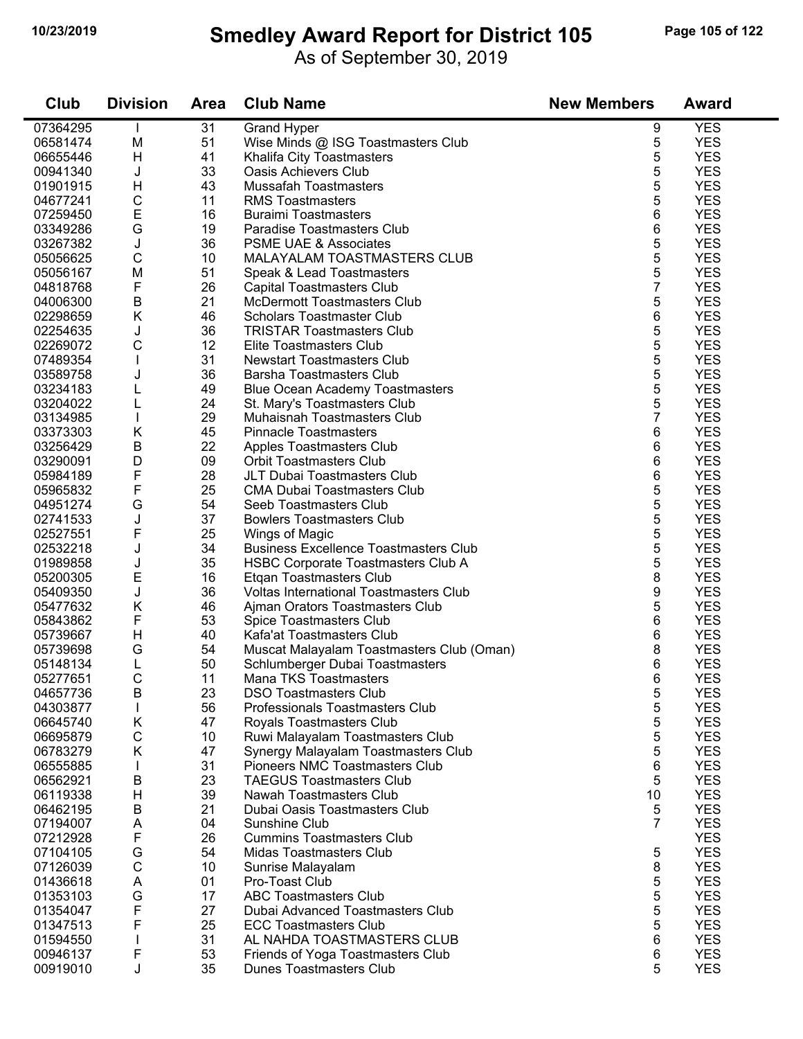# Smedley Award Report for District 105

As of September 30, 2019

| Club | Division | Area | Club Name | New Members | Award |
|---|---|---|---|---|---|
| 07364295 | I | 31 | Grand Hyper | 9 | YES |
| 06581474 | M | 51 | Wise Minds @ ISG Toastmasters Club | 5 | YES |
| 06655446 | H | 41 | Khalifa City Toastmasters | 5 | YES |
| 00941340 | J | 33 | Oasis Achievers Club | 5 | YES |
| 01901915 | H | 43 | Mussafah Toastmasters | 5 | YES |
| 04677241 | C | 11 | RMS Toastmasters | 5 | YES |
| 07259450 | E | 16 | Buraimi Toastmasters | 6 | YES |
| 03349286 | G | 19 | Paradise Toastmasters Club | 6 | YES |
| 03267382 | J | 36 | PSME UAE & Associates | 5 | YES |
| 05056625 | C | 10 | MALAYALAM TOASTMASTERS CLUB | 5 | YES |
| 05056167 | M | 51 | Speak & Lead Toastmasters | 5 | YES |
| 04818768 | F | 26 | Capital Toastmasters Club | 7 | YES |
| 04006300 | B | 21 | McDermott Toastmasters Club | 5 | YES |
| 02298659 | K | 46 | Scholars Toastmaster Club | 6 | YES |
| 02254635 | J | 36 | TRISTAR Toastmasters Club | 5 | YES |
| 02269072 | C | 12 | Elite Toastmasters Club | 5 | YES |
| 07489354 | I | 31 | Newstart Toastmasters Club | 5 | YES |
| 03589758 | J | 36 | Barsha Toastmasters Club | 5 | YES |
| 03234183 | L | 49 | Blue Ocean Academy Toastmasters | 5 | YES |
| 03204022 | L | 24 | St. Mary's Toastmasters Club | 5 | YES |
| 03134985 | I | 29 | Muhaisnah Toastmasters Club | 7 | YES |
| 03373303 | K | 45 | Pinnacle Toastmasters | 6 | YES |
| 03256429 | B | 22 | Apples Toastmasters Club | 6 | YES |
| 03290091 | D | 09 | Orbit Toastmasters Club | 6 | YES |
| 05984189 | F | 28 | JLT Dubai Toastmasters Club | 6 | YES |
| 05965832 | F | 25 | CMA Dubai Toastmasters Club | 5 | YES |
| 04951274 | G | 54 | Seeb Toastmasters Club | 5 | YES |
| 02741533 | J | 37 | Bowlers Toastmasters Club | 5 | YES |
| 02527551 | F | 25 | Wings of Magic | 5 | YES |
| 02532218 | J | 34 | Business Excellence Toastmasters Club | 5 | YES |
| 01989858 | J | 35 | HSBC Corporate Toastmasters Club A | 5 | YES |
| 05200305 | E | 16 | Etqan Toastmasters Club | 8 | YES |
| 05409350 | J | 36 | Voltas International Toastmasters Club | 9 | YES |
| 05477632 | K | 46 | Ajman Orators Toastmasters Club | 5 | YES |
| 05843862 | F | 53 | Spice Toastmasters Club | 6 | YES |
| 05739667 | H | 40 | Kafa'at Toastmasters Club | 6 | YES |
| 05739698 | G | 54 | Muscat Malayalam Toastmasters Club (Oman) | 8 | YES |
| 05148134 | L | 50 | Schlumberger Dubai Toastmasters | 6 | YES |
| 05277651 | C | 11 | Mana TKS Toastmasters | 6 | YES |
| 04657736 | B | 23 | DSO Toastmasters Club | 5 | YES |
| 04303877 | I | 56 | Professionals Toastmasters Club | 5 | YES |
| 06645740 | K | 47 | Royals Toastmasters Club | 5 | YES |
| 06695879 | C | 10 | Ruwi Malayalam Toastmasters Club | 5 | YES |
| 06783279 | K | 47 | Synergy Malayalam Toastmasters Club | 5 | YES |
| 06555885 | I | 31 | Pioneers NMC Toastmasters Club | 6 | YES |
| 06562921 | B | 23 | TAEGUS Toastmasters Club | 5 | YES |
| 06119338 | H | 39 | Nawah Toastmasters Club | 10 | YES |
| 06462195 | B | 21 | Dubai Oasis Toastmasters Club | 5 | YES |
| 07194007 | A | 04 | Sunshine Club | 7 | YES |
| 07212928 | F | 26 | Cummins Toastmasters Club | | YES |
| 07104105 | G | 54 | Midas Toastmasters Club | 5 | YES |
| 07126039 | C | 10 | Sunrise Malayalam | 8 | YES |
| 01436618 | A | 01 | Pro-Toast Club | 5 | YES |
| 01353103 | G | 17 | ABC Toastmasters Club | 5 | YES |
| 01354047 | F | 27 | Dubai Advanced Toastmasters Club | 5 | YES |
| 01347513 | F | 25 | ECC Toastmasters Club | 5 | YES |
| 01594550 | I | 31 | AL NAHDA TOASTMASTERS CLUB | 6 | YES |
| 00946137 | F | 53 | Friends of Yoga Toastmasters Club | 6 | YES |
| 00919010 | J | 35 | Dunes Toastmasters Club | 5 | YES |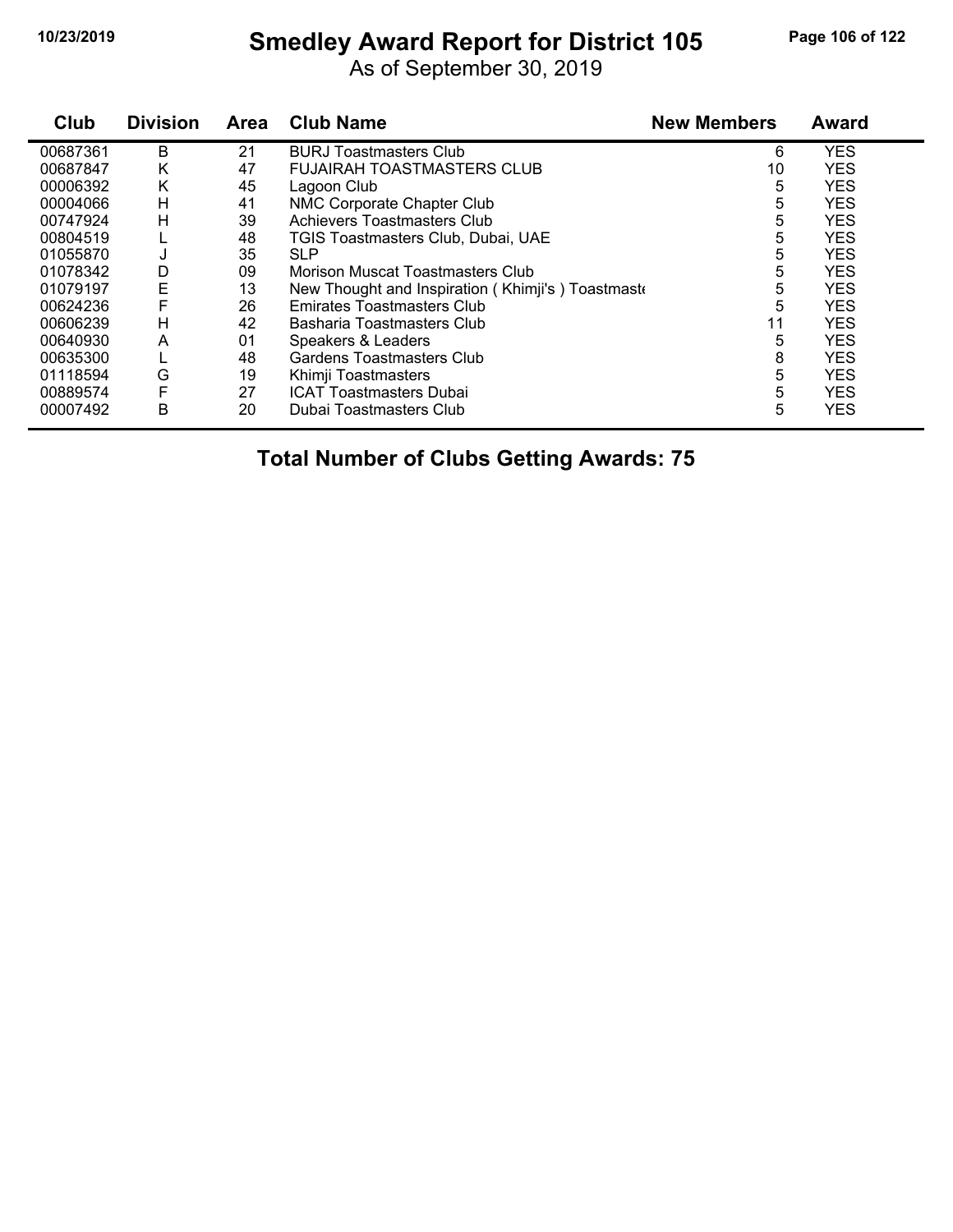# Smedley Award Report for District 105

As of September 30, 2019

| Club | Division | Area | Club Name | New Members | Award |
|---|---|---|---|---|---|
| 00687361 | B | 21 | BURJ Toastmasters Club | 6 | YES |
| 00687847 | K | 47 | FUJAIRAH TOASTMASTERS CLUB | 10 | YES |
| 00006392 | K | 45 | Lagoon Club | 5 | YES |
| 00004066 | H | 41 | NMC Corporate Chapter Club | 5 | YES |
| 00747924 | H | 39 | Achievers Toastmasters Club | 5 | YES |
| 00804519 | L | 48 | TGIS Toastmasters Club, Dubai, UAE | 5 | YES |
| 01055870 | J | 35 | SLP | 5 | YES |
| 01078342 | D | 09 | Morison Muscat Toastmasters Club | 5 | YES |
| 01079197 | E | 13 | New Thought and Inspiration ( Khimji's ) Toastmaste | 5 | YES |
| 00624236 | F | 26 | Emirates Toastmasters Club | 5 | YES |
| 00606239 | H | 42 | Basharia Toastmasters Club | 11 | YES |
| 00640930 | A | 01 | Speakers & Leaders | 5 | YES |
| 00635300 | L | 48 | Gardens Toastmasters Club | 8 | YES |
| 01118594 | G | 19 | Khimji Toastmasters | 5 | YES |
| 00889574 | F | 27 | ICAT Toastmasters Dubai | 5 | YES |
| 00007492 | B | 20 | Dubai Toastmasters Club | 5 | YES |

**Total Number of Clubs Getting Awards: 75**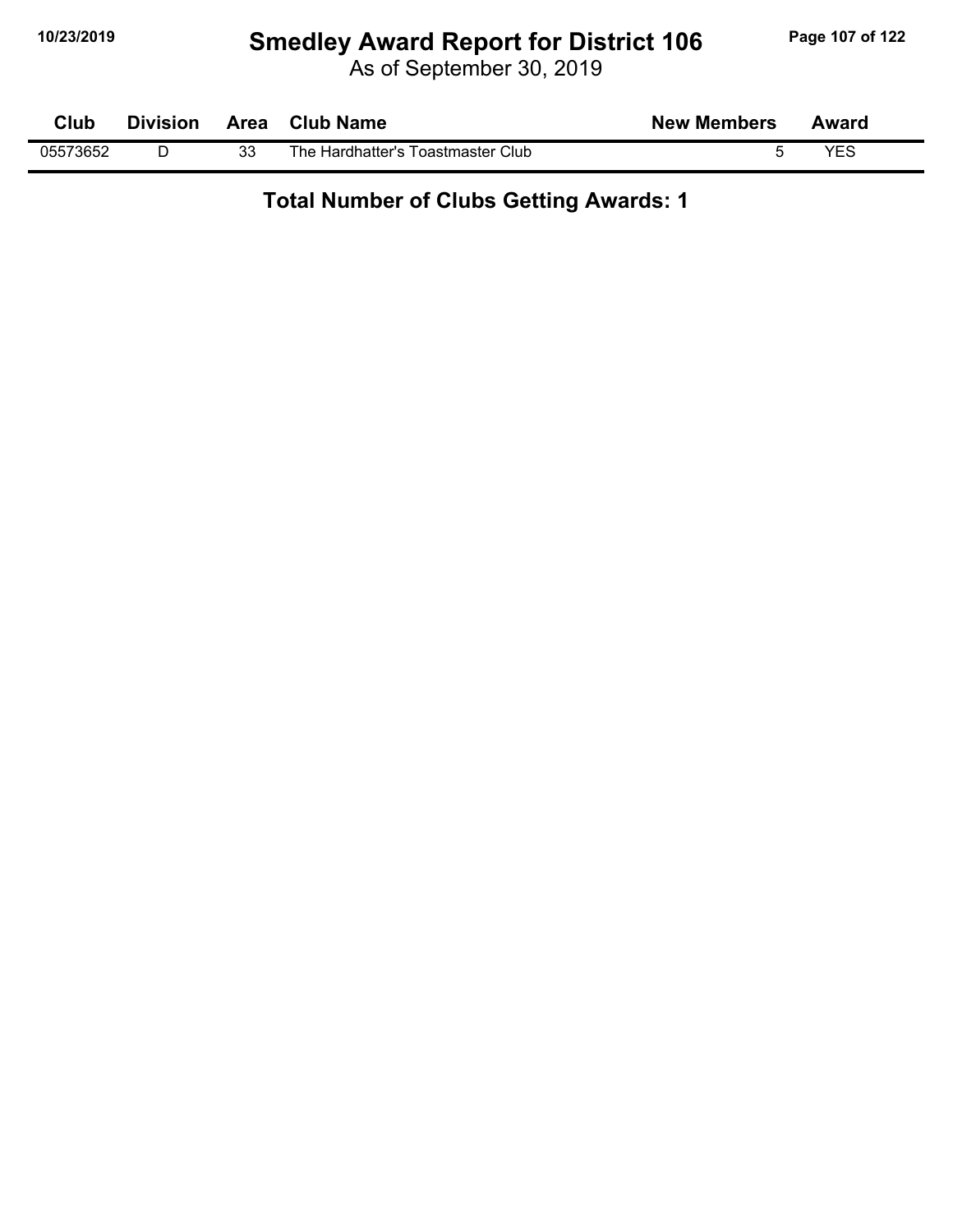# Smedley Award Report for District 106

As of September 30, 2019

| Club | Division | Area | Club Name | New Members | Award |
|---|---|---|---|---|---|
| 05573652 | D | 33 | The Hardhatter's Toastmaster Club | 5 | YES |

**Total Number of Clubs Getting Awards: 1**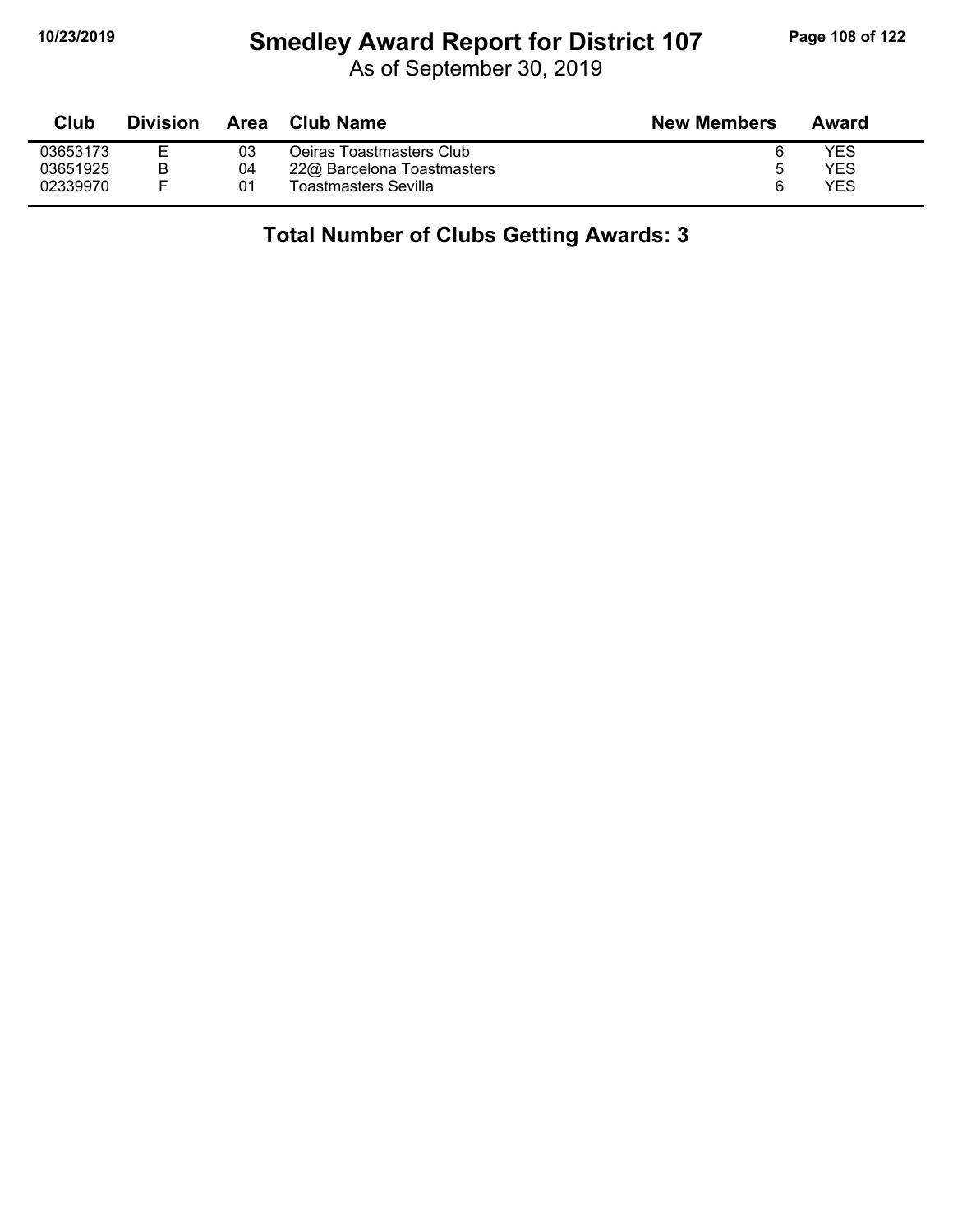# Smedley Award Report for District 107

As of September 30, 2019

| Club | Division | Area | Club Name | New Members | Award |
|---|---|---|---|---|---|
| 03653173 | E | 03 | Oeiras Toastmasters Club | 6 | YES |
| 03651925 | B | 04 | 22@ Barcelona Toastmasters | 5 | YES |
| 02339970 | F | 01 | Toastmasters Sevilla | 6 | YES |

**Total Number of Clubs Getting Awards: 3**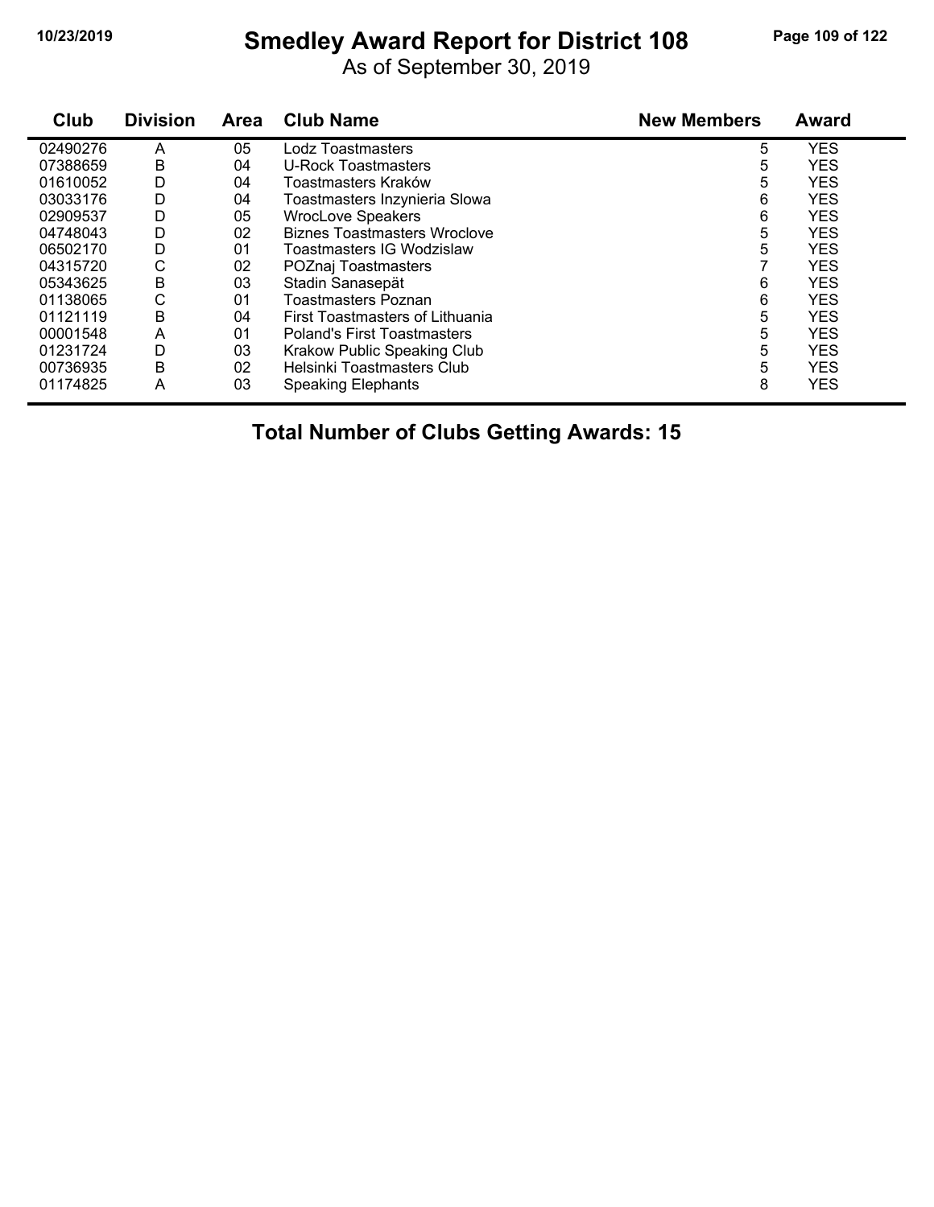# Smedley Award Report for District 108

As of September 30, 2019

| Club | Division | Area | Club Name | New Members | Award |
|---|---|---|---|---|---|
| 02490276 | A | 05 | Lodz Toastmasters | 5 | YES |
| 07388659 | B | 04 | U-Rock Toastmasters | 5 | YES |
| 01610052 | D | 04 | Toastmasters Kraków | 5 | YES |
| 03033176 | D | 04 | Toastmasters Inzynieria Slowa | 6 | YES |
| 02909537 | D | 05 | WrocLove Speakers | 6 | YES |
| 04748043 | D | 02 | Biznes Toastmasters Wroclove | 5 | YES |
| 06502170 | D | 01 | Toastmasters IG Wodzislaw | 5 | YES |
| 04315720 | C | 02 | POZnaj Toastmasters | 7 | YES |
| 05343625 | B | 03 | Stadin Sanasepät | 6 | YES |
| 01138065 | C | 01 | Toastmasters Poznan | 6 | YES |
| 01121119 | B | 04 | First Toastmasters of Lithuania | 5 | YES |
| 00001548 | A | 01 | Poland's First Toastmasters | 5 | YES |
| 01231724 | D | 03 | Krakow Public Speaking Club | 5 | YES |
| 00736935 | B | 02 | Helsinki Toastmasters Club | 5 | YES |
| 01174825 | A | 03 | Speaking Elephants | 8 | YES |

**Total Number of Clubs Getting Awards: 15**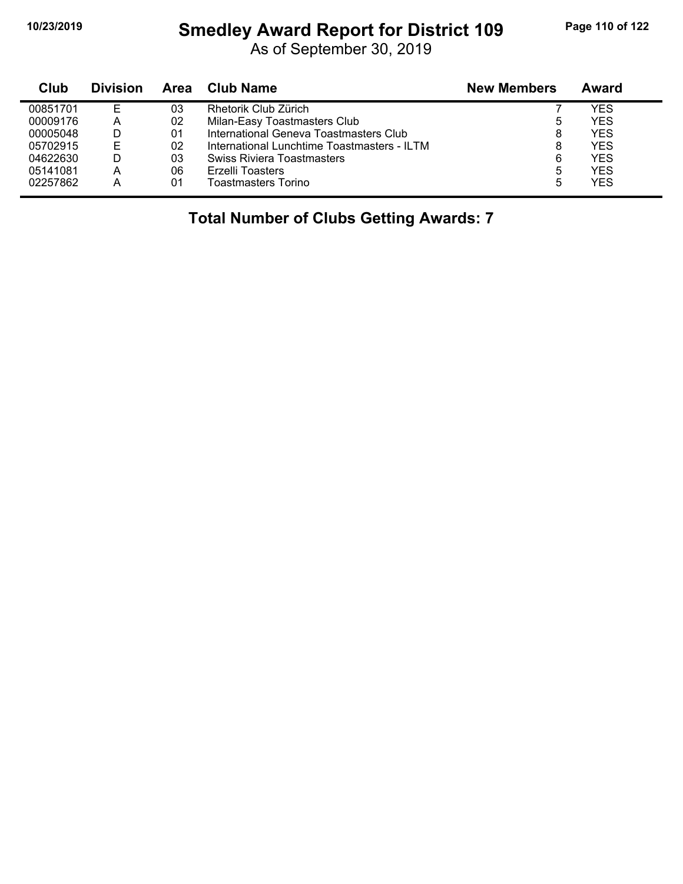# Smedley Award Report for District 109

As of September 30, 2019

| Club | Division | Area | Club Name | New Members | Award |
|---|---|---|---|---|---|
| 00851701 | E | 03 | Rhetorik Club Zürich | 7 | YES |
| 00009176 | A | 02 | Milan-Easy Toastmasters Club | 5 | YES |
| 00005048 | D | 01 | International Geneva Toastmasters Club | 8 | YES |
| 05702915 | E | 02 | International Lunchtime Toastmasters - ILTM | 8 | YES |
| 04622630 | D | 03 | Swiss Riviera Toastmasters | 6 | YES |
| 05141081 | A | 06 | Erzelli Toasters | 5 | YES |
| 02257862 | A | 01 | Toastmasters Torino | 5 | YES |

**Total Number of Clubs Getting Awards: 7**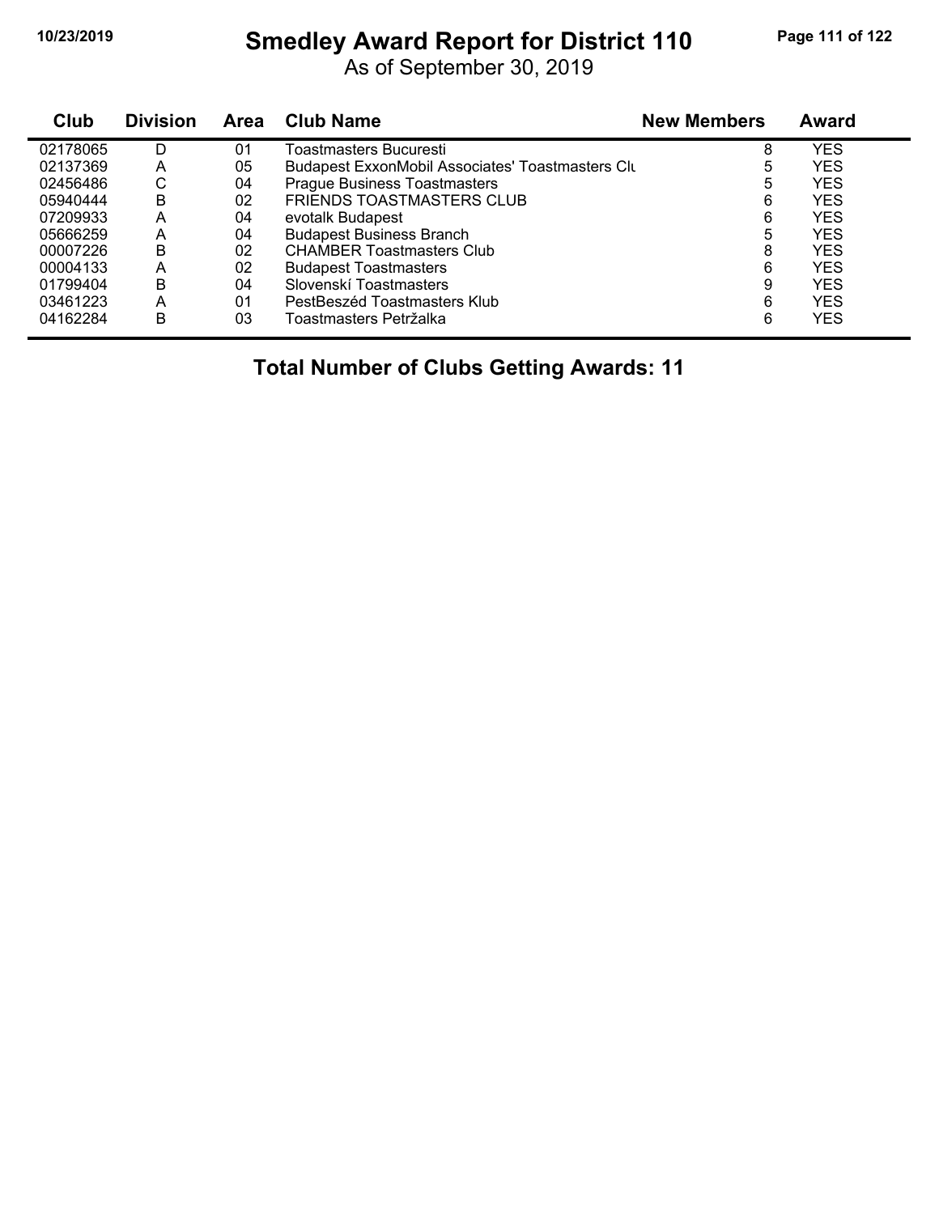# Smedley Award Report for District 110

As of September 30, 2019

| Club | Division | Area | Club Name | New Members | Award |
|---|---|---|---|---|---|
| 02178065 | D | 01 | Toastmasters Bucuresti | 8 | YES |
| 02137369 | A | 05 | Budapest ExxonMobil Associates' Toastmasters Clu | 5 | YES |
| 02456486 | C | 04 | Prague Business Toastmasters | 5 | YES |
| 05940444 | B | 02 | FRIENDS TOASTMASTERS CLUB | 6 | YES |
| 07209933 | A | 04 | evotalk Budapest | 6 | YES |
| 05666259 | A | 04 | Budapest Business Branch | 5 | YES |
| 00007226 | B | 02 | CHAMBER Toastmasters Club | 8 | YES |
| 00004133 | A | 02 | Budapest Toastmasters | 6 | YES |
| 01799404 | B | 04 | Slovenskí Toastmasters | 9 | YES |
| 03461223 | A | 01 | PestBeszéd Toastmasters Klub | 6 | YES |
| 04162284 | B | 03 | Toastmasters Petržalka | 6 | YES |

**Total Number of Clubs Getting Awards: 11**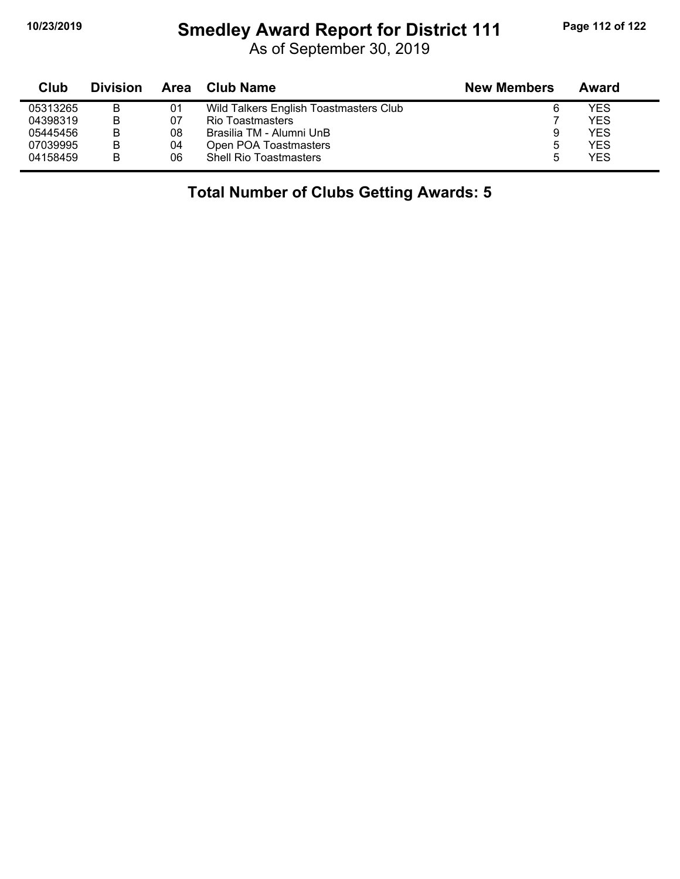# Smedley Award Report for District 111

As of September 30, 2019

| Club | Division | Area | Club Name | New Members | Award |
|---|---|---|---|---|---|
| 05313265 | B | 01 | Wild Talkers English Toastmasters Club | 6 | YES |
| 04398319 | B | 07 | Rio Toastmasters | 7 | YES |
| 05445456 | B | 08 | Brasilia TM - Alumni UnB | 9 | YES |
| 07039995 | B | 04 | Open POA Toastmasters | 5 | YES |
| 04158459 | B | 06 | Shell Rio Toastmasters | 5 | YES |

**Total Number of Clubs Getting Awards: 5**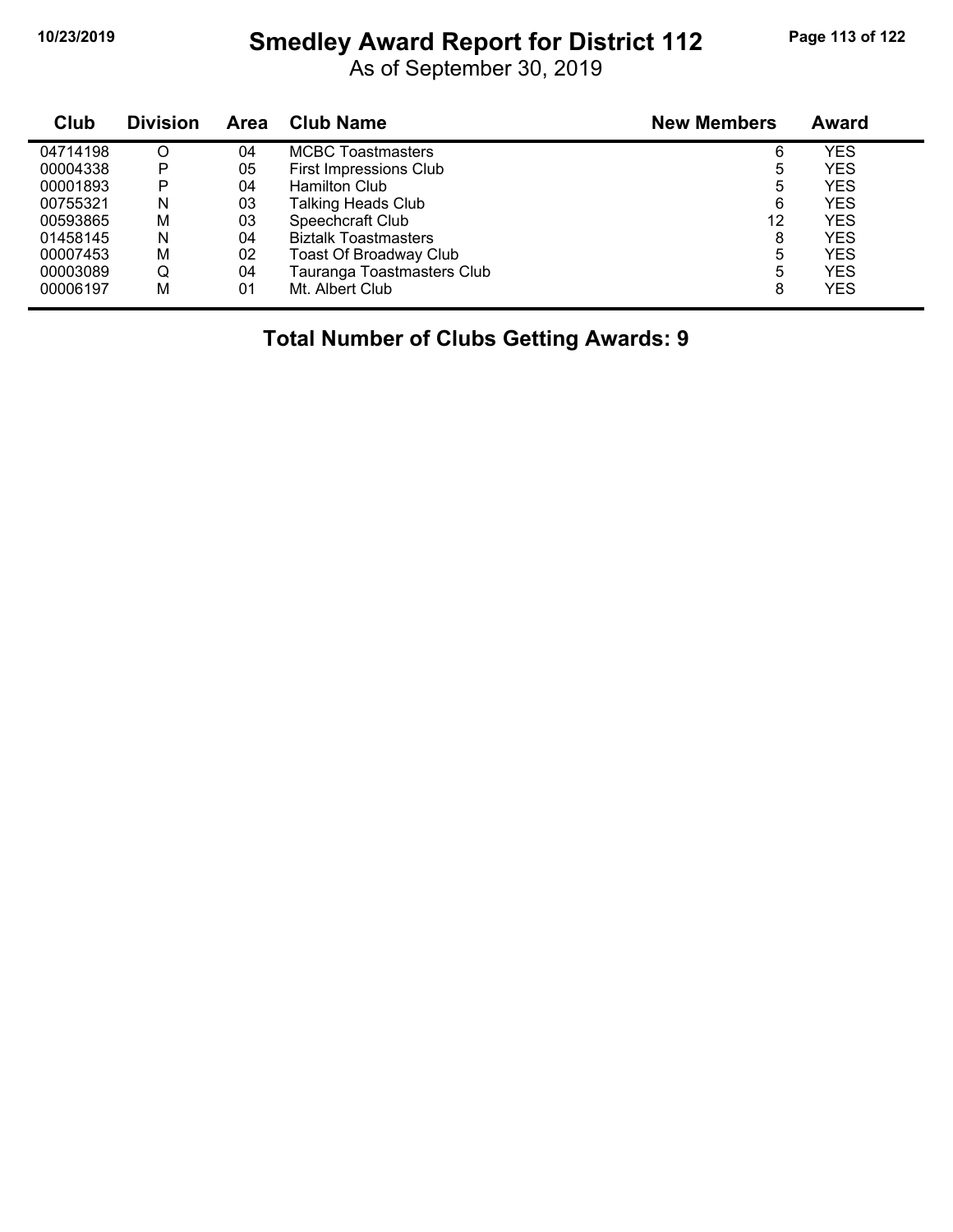# Smedley Award Report for District 112

As of September 30, 2019

| Club | Division | Area | Club Name | New Members | Award |
|---|---|---|---|---|---|
| 04714198 | O | 04 | MCBC Toastmasters | 6 | YES |
| 00004338 | P | 05 | First Impressions Club | 5 | YES |
| 00001893 | P | 04 | Hamilton Club | 5 | YES |
| 00755321 | N | 03 | Talking Heads Club | 6 | YES |
| 00593865 | M | 03 | Speechcraft Club | 12 | YES |
| 01458145 | N | 04 | Biztalk Toastmasters | 8 | YES |
| 00007453 | M | 02 | Toast Of Broadway Club | 5 | YES |
| 00003089 | Q | 04 | Tauranga Toastmasters Club | 5 | YES |
| 00006197 | M | 01 | Mt. Albert Club | 8 | YES |

**Total Number of Clubs Getting Awards: 9**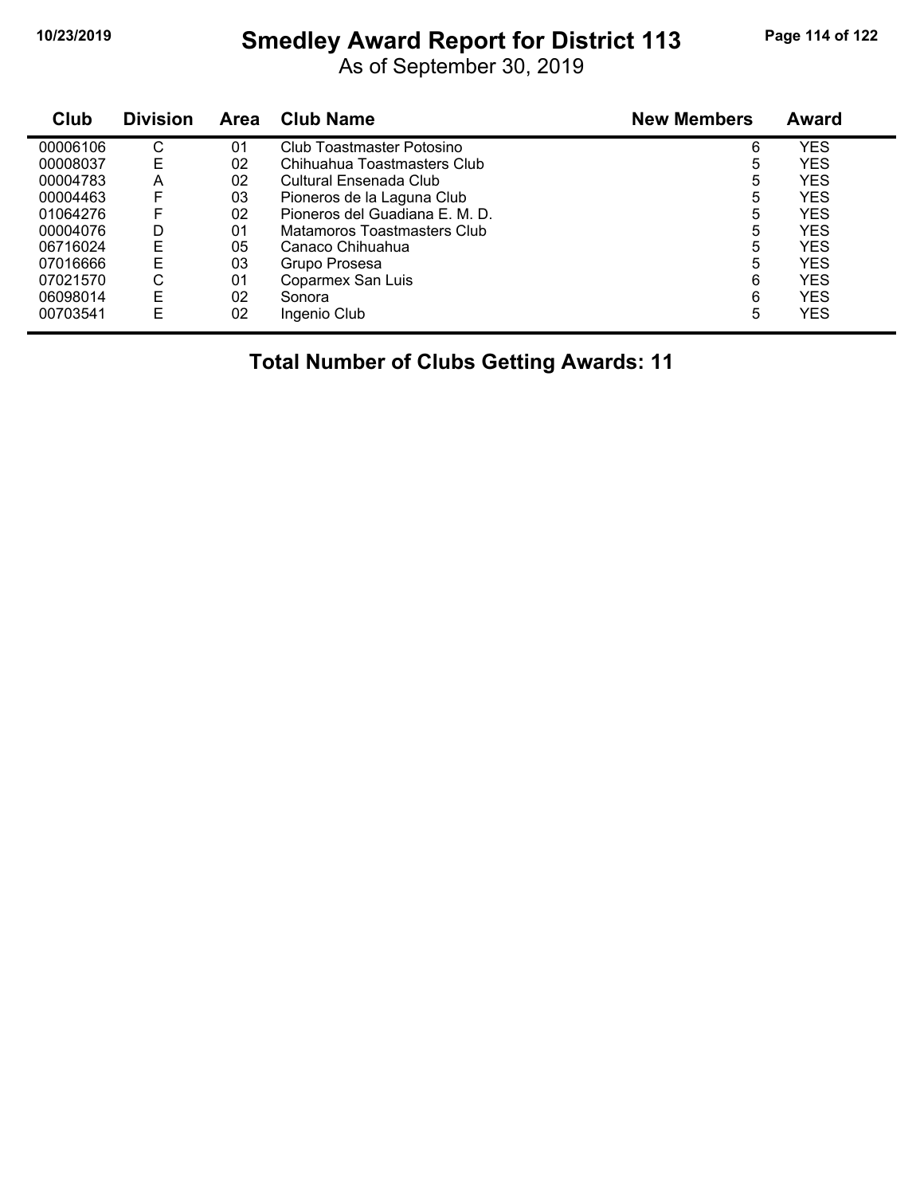# Smedley Award Report for District 113

As of September 30, 2019

| Club | Division | Area | Club Name | New Members | Award |
|---|---|---|---|---|---|
| 00006106 | C | 01 | Club Toastmaster Potosino | 6 | YES |
| 00008037 | E | 02 | Chihuahua Toastmasters Club | 5 | YES |
| 00004783 | A | 02 | Cultural Ensenada Club | 5 | YES |
| 00004463 | F | 03 | Pioneros de la Laguna Club | 5 | YES |
| 01064276 | F | 02 | Pioneros del Guadiana E. M. D. | 5 | YES |
| 00004076 | D | 01 | Matamoros Toastmasters Club | 5 | YES |
| 06716024 | E | 05 | Canaco Chihuahua | 5 | YES |
| 07016666 | E | 03 | Grupo Prosesa | 5 | YES |
| 07021570 | C | 01 | Coparmex San Luis | 6 | YES |
| 06098014 | E | 02 | Sonora | 6 | YES |
| 00703541 | E | 02 | Ingenio Club | 5 | YES |

**Total Number of Clubs Getting Awards: 11**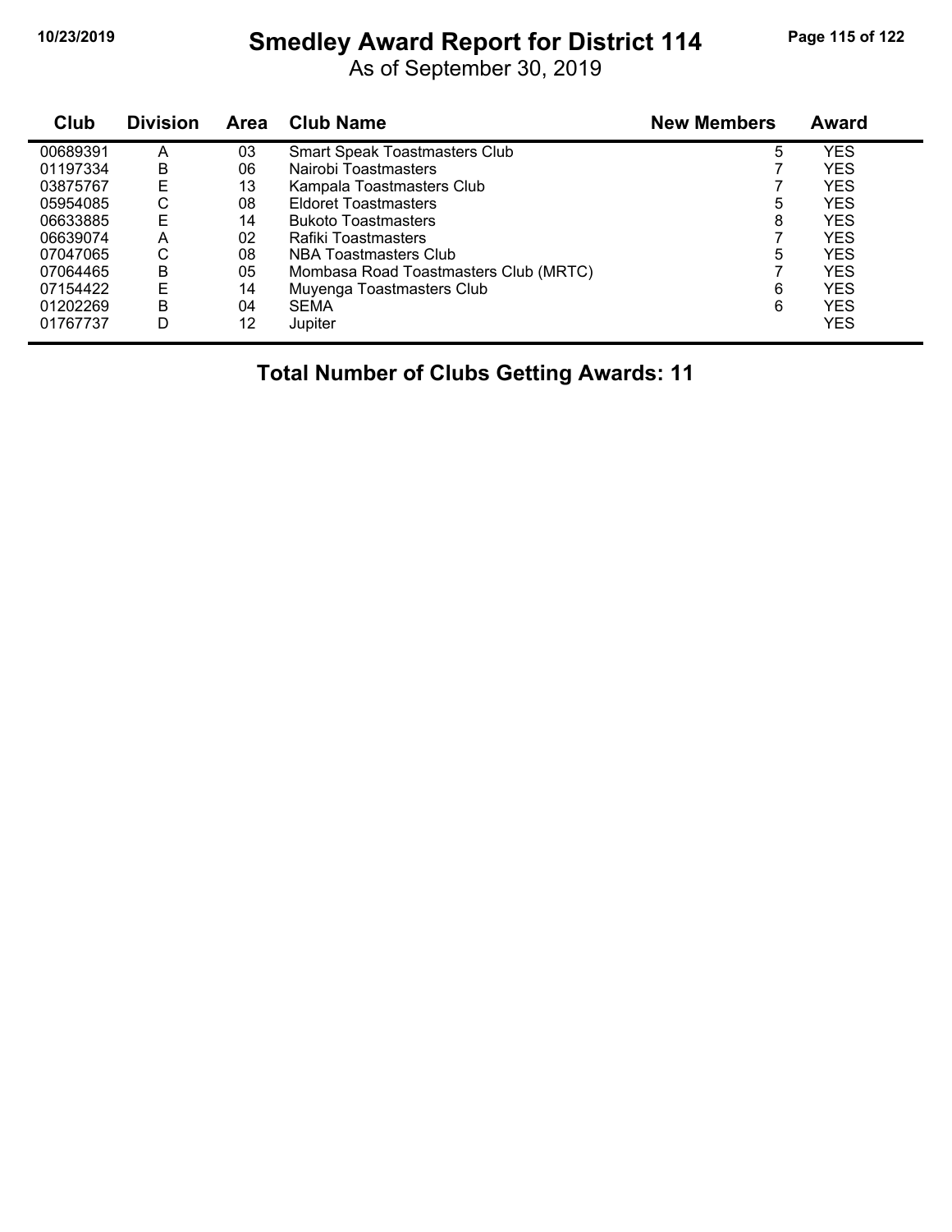# Smedley Award Report for District 114

As of September 30, 2019

| Club | Division | Area | Club Name | New Members | Award |
|---|---|---|---|---|---|
| 00689391 | A | 03 | Smart Speak Toastmasters Club | 5 | YES |
| 01197334 | B | 06 | Nairobi Toastmasters | 7 | YES |
| 03875767 | E | 13 | Kampala Toastmasters Club | 7 | YES |
| 05954085 | C | 08 | Eldoret Toastmasters | 5 | YES |
| 06633885 | E | 14 | Bukoto Toastmasters | 8 | YES |
| 06639074 | A | 02 | Rafiki Toastmasters | 7 | YES |
| 07047065 | C | 08 | NBA Toastmasters Club | 5 | YES |
| 07064465 | B | 05 | Mombasa Road Toastmasters Club (MRTC) | 7 | YES |
| 07154422 | E | 14 | Muyenga Toastmasters Club | 6 | YES |
| 01202269 | B | 04 | SEMA | 6 | YES |
| 01767737 | D | 12 | Jupiter | | YES |

**Total Number of Clubs Getting Awards: 11**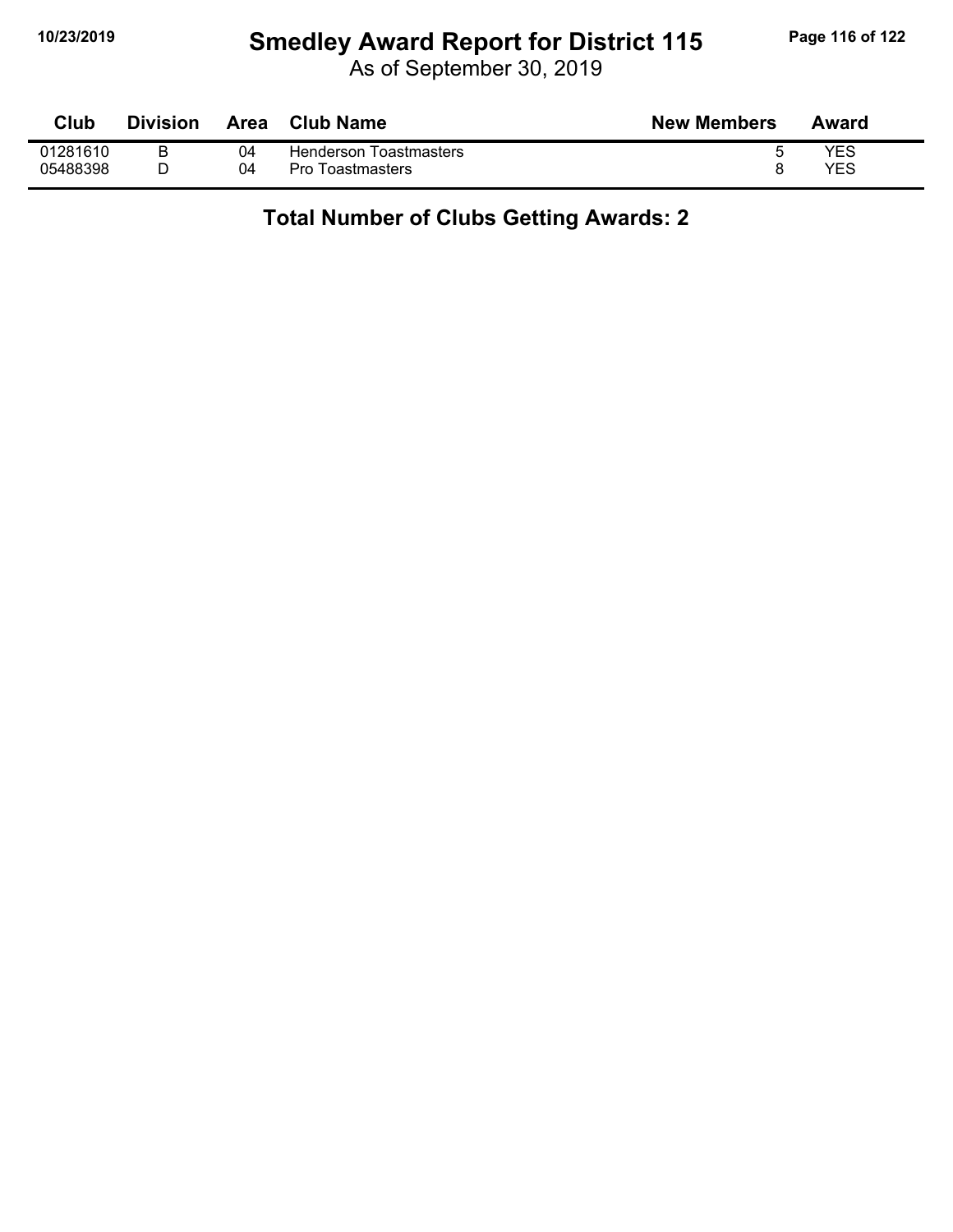# Smedley Award Report for District 115

As of September 30, 2019

| Club | Division | Area | Club Name | New Members | Award |
|---|---|---|---|---|---|
| 01281610 | B | 04 | Henderson Toastmasters | 5 | YES |
| 05488398 | D | 04 | Pro Toastmasters | 8 | YES |

**Total Number of Clubs Getting Awards: 2**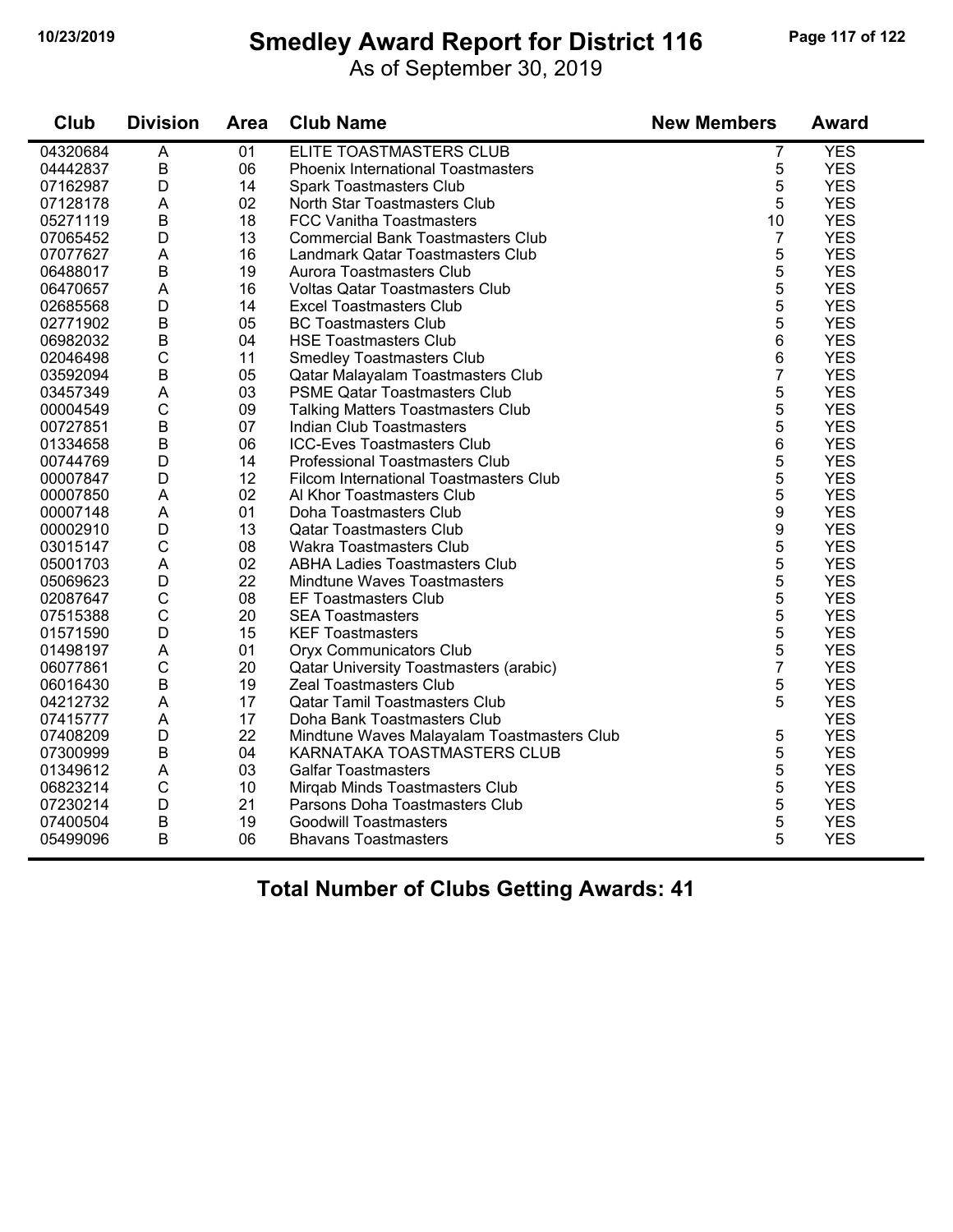# Smedley Award Report for District 116

As of September 30, 2019

| Club | Division | Area | Club Name | New Members | Award |
|---|---|---|---|---|---|
| 04320684 | A | 01 | ELITE TOASTMASTERS CLUB | 7 | YES |
| 04442837 | B | 06 | Phoenix International Toastmasters | 5 | YES |
| 07162987 | D | 14 | Spark Toastmasters Club | 5 | YES |
| 07128178 | A | 02 | North Star Toastmasters Club | 5 | YES |
| 05271119 | B | 18 | FCC Vanitha Toastmasters | 10 | YES |
| 07065452 | D | 13 | Commercial Bank Toastmasters Club | 7 | YES |
| 07077627 | A | 16 | Landmark Qatar Toastmasters Club | 5 | YES |
| 06488017 | B | 19 | Aurora Toastmasters Club | 5 | YES |
| 06470657 | A | 16 | Voltas Qatar Toastmasters Club | 5 | YES |
| 02685568 | D | 14 | Excel Toastmasters Club | 5 | YES |
| 02771902 | B | 05 | BC Toastmasters Club | 5 | YES |
| 06982032 | B | 04 | HSE Toastmasters Club | 6 | YES |
| 02046498 | C | 11 | Smedley Toastmasters Club | 6 | YES |
| 03592094 | B | 05 | Qatar Malayalam Toastmasters Club | 7 | YES |
| 03457349 | A | 03 | PSME Qatar Toastmasters Club | 5 | YES |
| 00004549 | C | 09 | Talking Matters Toastmasters Club | 5 | YES |
| 00727851 | B | 07 | Indian Club Toastmasters | 5 | YES |
| 01334658 | B | 06 | ICC-Eves Toastmasters Club | 6 | YES |
| 00744769 | D | 14 | Professional Toastmasters Club | 5 | YES |
| 00007847 | D | 12 | Filcom International Toastmasters Club | 5 | YES |
| 00007850 | A | 02 | Al Khor Toastmasters Club | 5 | YES |
| 00007148 | A | 01 | Doha Toastmasters Club | 9 | YES |
| 00002910 | D | 13 | Qatar Toastmasters Club | 9 | YES |
| 03015147 | C | 08 | Wakra Toastmasters Club | 5 | YES |
| 05001703 | A | 02 | ABHA Ladies Toastmasters Club | 5 | YES |
| 05069623 | D | 22 | Mindtune Waves Toastmasters | 5 | YES |
| 02087647 | C | 08 | EF Toastmasters Club | 5 | YES |
| 07515388 | C | 20 | SEA Toastmasters | 5 | YES |
| 01571590 | D | 15 | KEF Toastmasters | 5 | YES |
| 01498197 | A | 01 | Oryx Communicators Club | 5 | YES |
| 06077861 | C | 20 | Qatar University Toastmasters (arabic) | 7 | YES |
| 06016430 | B | 19 | Zeal Toastmasters Club | 5 | YES |
| 04212732 | A | 17 | Qatar Tamil Toastmasters Club | 5 | YES |
| 07415777 | A | 17 | Doha Bank Toastmasters Club | | YES |
| 07408209 | D | 22 | Mindtune Waves Malayalam Toastmasters Club | 5 | YES |
| 07300999 | B | 04 | KARNATAKA TOASTMASTERS CLUB | 5 | YES |
| 01349612 | A | 03 | Galfar Toastmasters | 5 | YES |
| 06823214 | C | 10 | Mirqab Minds Toastmasters Club | 5 | YES |
| 07230214 | D | 21 | Parsons Doha Toastmasters Club | 5 | YES |
| 07400504 | B | 19 | Goodwill Toastmasters | 5 | YES |
| 05499096 | B | 06 | Bhavans Toastmasters | 5 | YES |

## Total Number of Clubs Getting Awards: 41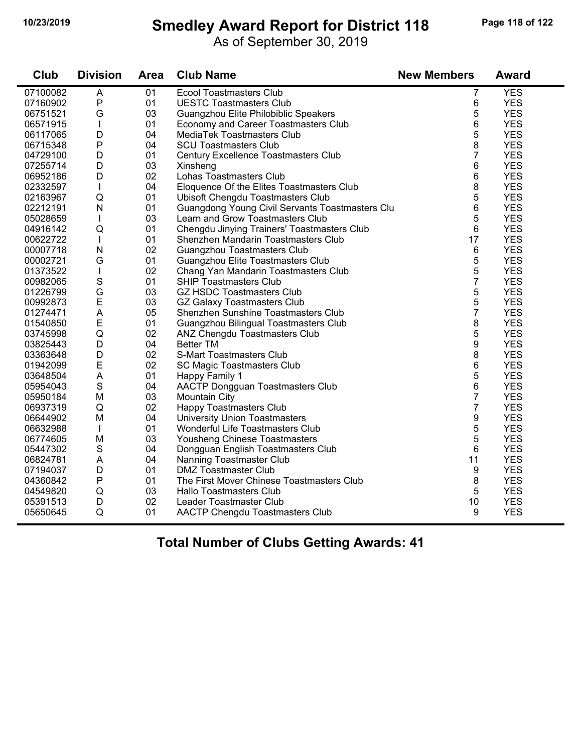# Smedley Award Report for District 118

As of September 30, 2019

| Club | Division | Area | Club Name | New Members | Award |
|---|---|---|---|---|---|
| 07100082 | A | 01 | Ecool Toastmasters Club | 7 | YES |
| 07160902 | P | 01 | UESTC Toastmasters Club | 6 | YES |
| 06751521 | G | 03 | Guangzhou Elite Philobiblic Speakers | 5 | YES |
| 06571915 | I | 01 | Economy and Career Toastmasters Club | 6 | YES |
| 06117065 | D | 04 | MediaTek Toastmasters Club | 5 | YES |
| 06715348 | P | 04 | SCU Toastmasters Club | 8 | YES |
| 04729100 | D | 01 | Century Excellence Toastmasters Club | 7 | YES |
| 07255714 | D | 03 | Xinsheng | 6 | YES |
| 06952186 | D | 02 | Lohas Toastmasters Club | 6 | YES |
| 02332597 | I | 04 | Eloquence Of the Elites Toastmasters Club | 8 | YES |
| 02163967 | Q | 01 | Ubisoft Chengdu Toastmasters Club | 5 | YES |
| 02212191 | N | 01 | Guangdong Young Civil Servants Toastmasters Clu | 6 | YES |
| 05028659 | I | 03 | Learn and Grow Toastmasters Club | 5 | YES |
| 04916142 | Q | 01 | Chengdu Jinying Trainers' Toastmasters Club | 6 | YES |
| 00622722 | I | 01 | Shenzhen Mandarin Toastmasters Club | 17 | YES |
| 00007718 | N | 02 | Guangzhou Toastmasters Club | 6 | YES |
| 00002721 | G | 01 | Guangzhou Elite Toastmasters Club | 5 | YES |
| 01373522 | I | 02 | Chang Yan Mandarin Toastmasters Club | 5 | YES |
| 00982065 | S | 01 | SHIP Toastmasters Club | 7 | YES |
| 01226799 | G | 03 | GZ HSDC Toastmasters Club | 5 | YES |
| 00992873 | E | 03 | GZ Galaxy Toastmasters Club | 5 | YES |
| 01274471 | A | 05 | Shenzhen Sunshine Toastmasters Club | 7 | YES |
| 01540850 | E | 01 | Guangzhou Bilingual Toastmasters Club | 8 | YES |
| 03745998 | Q | 02 | ANZ Chengdu Toastmasters Club | 5 | YES |
| 03825443 | D | 04 | Better TM | 9 | YES |
| 03363648 | D | 02 | S-Mart Toastmasters Club | 8 | YES |
| 01942099 | E | 02 | SC Magic Toastmasters Club | 6 | YES |
| 03648504 | A | 01 | Happy Family 1 | 5 | YES |
| 05954043 | S | 04 | AACTP Dongguan Toastmasters Club | 6 | YES |
| 05950184 | M | 03 | Mountain City | 7 | YES |
| 06937319 | Q | 02 | Happy Toastmasters Club | 7 | YES |
| 06644902 | M | 04 | University Union Toastmasters | 9 | YES |
| 06632988 | I | 01 | Wonderful Life Toastmasters Club | 5 | YES |
| 06774605 | M | 03 | Yousheng Chinese Toastmasters | 5 | YES |
| 05447302 | S | 04 | Dongguan English Toastmasters Club | 6 | YES |
| 06824781 | A | 04 | Nanning Toastmaster Club | 11 | YES |
| 07194037 | D | 01 | DMZ Toastmaster Club | 9 | YES |
| 04360842 | P | 01 | The First Mover Chinese Toastmasters Club | 8 | YES |
| 04549820 | Q | 03 | Hallo Toastmasters Club | 5 | YES |
| 05391513 | D | 02 | Leader Toastmaster Club | 10 | YES |
| 05650645 | Q | 01 | AACTP Chengdu Toastmasters Club | 9 | YES |

**Total Number of Clubs Getting Awards: 41**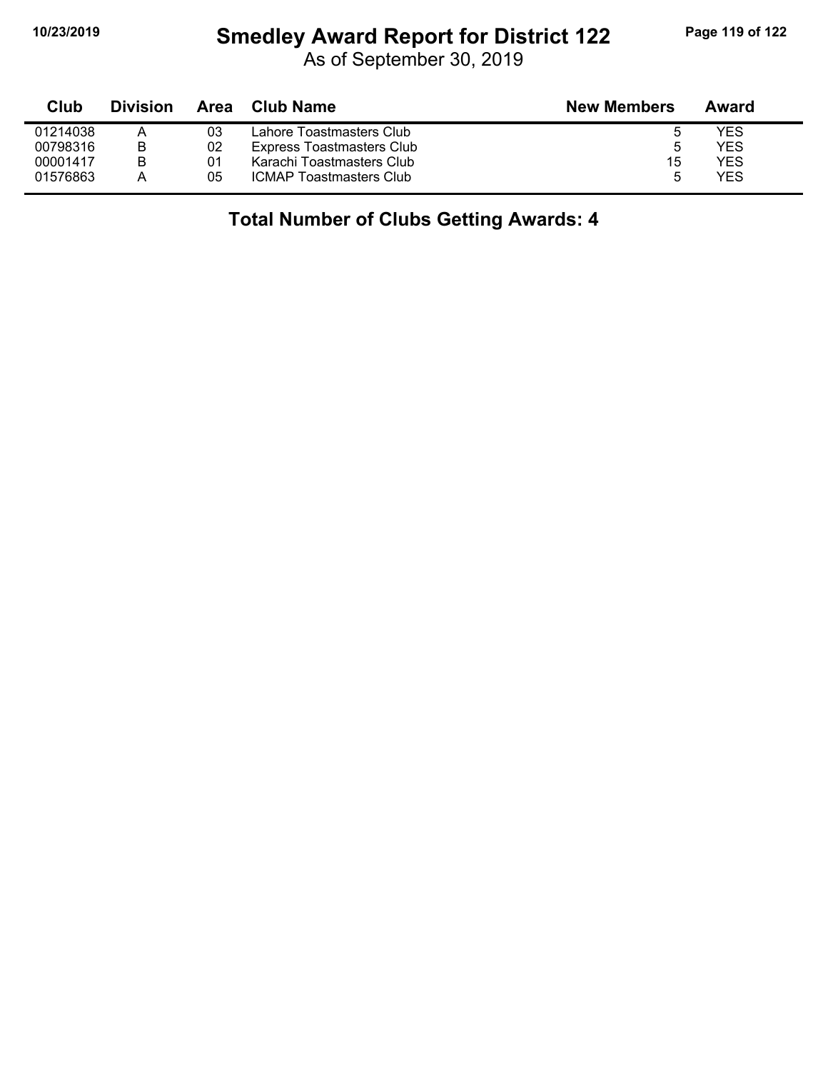# Smedley Award Report for District 122

As of September 30, 2019

| Club | Division | Area | Club Name | New Members | Award |
|---|---|---|---|---|---|
| 01214038 | A | 03 | Lahore Toastmasters Club | 5 | YES |
| 00798316 | B | 02 | Express Toastmasters Club | 5 | YES |
| 00001417 | B | 01 | Karachi Toastmasters Club | 15 | YES |
| 01576863 | A | 05 | ICMAP Toastmasters Club | 5 | YES |

**Total Number of Clubs Getting Awards: 4**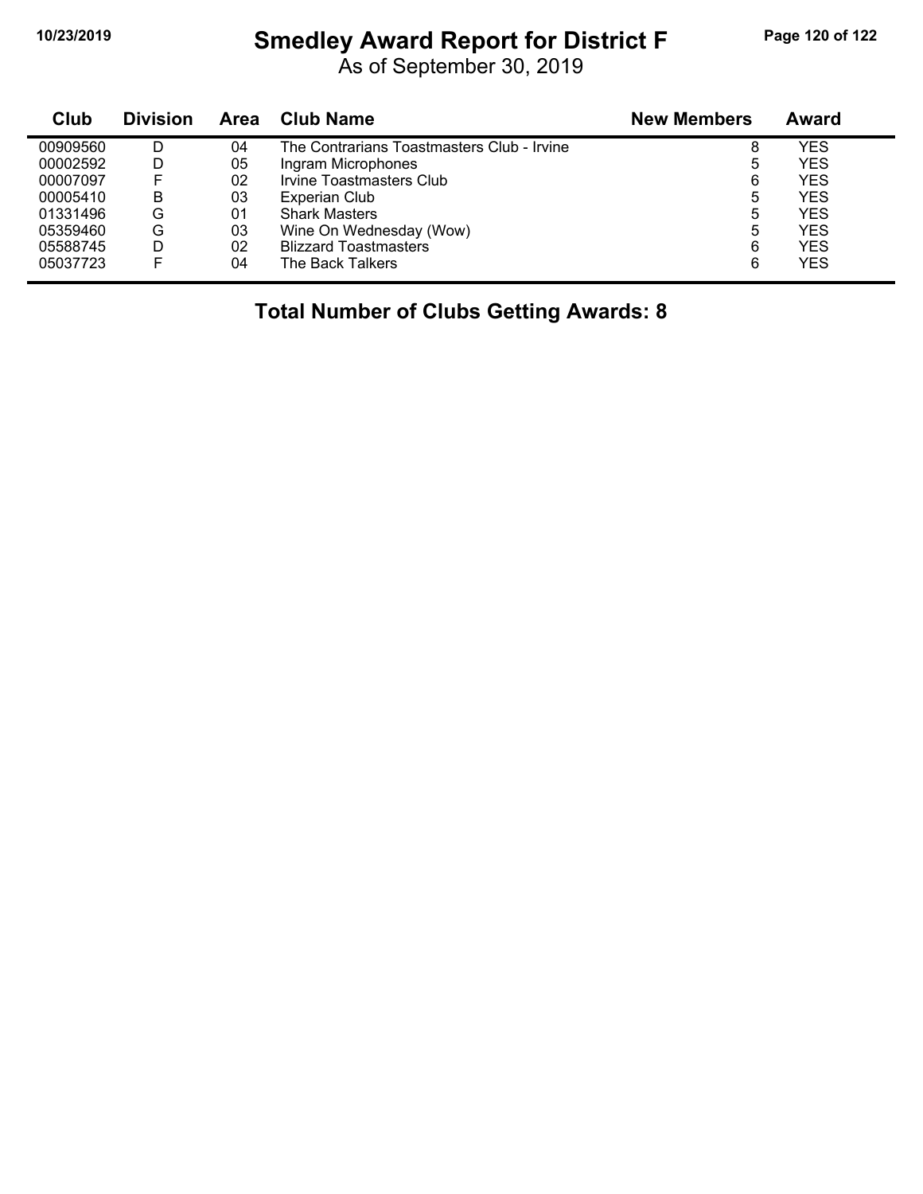# Smedley Award Report for District F

As of September 30, 2019

| Club | Division | Area | Club Name | New Members | Award |
|---|---|---|---|---|---|
| 00909560 | D | 04 | The Contrarians Toastmasters Club - Irvine | 8 | YES |
| 00002592 | D | 05 | Ingram Microphones | 5 | YES |
| 00007097 | F | 02 | Irvine Toastmasters Club | 6 | YES |
| 00005410 | B | 03 | Experian Club | 5 | YES |
| 01331496 | G | 01 | Shark Masters | 5 | YES |
| 05359460 | G | 03 | Wine On Wednesday (Wow) | 5 | YES |
| 05588745 | D | 02 | Blizzard Toastmasters | 6 | YES |
| 05037723 | F | 04 | The Back Talkers | 6 | YES |

**Total Number of Clubs Getting Awards: 8**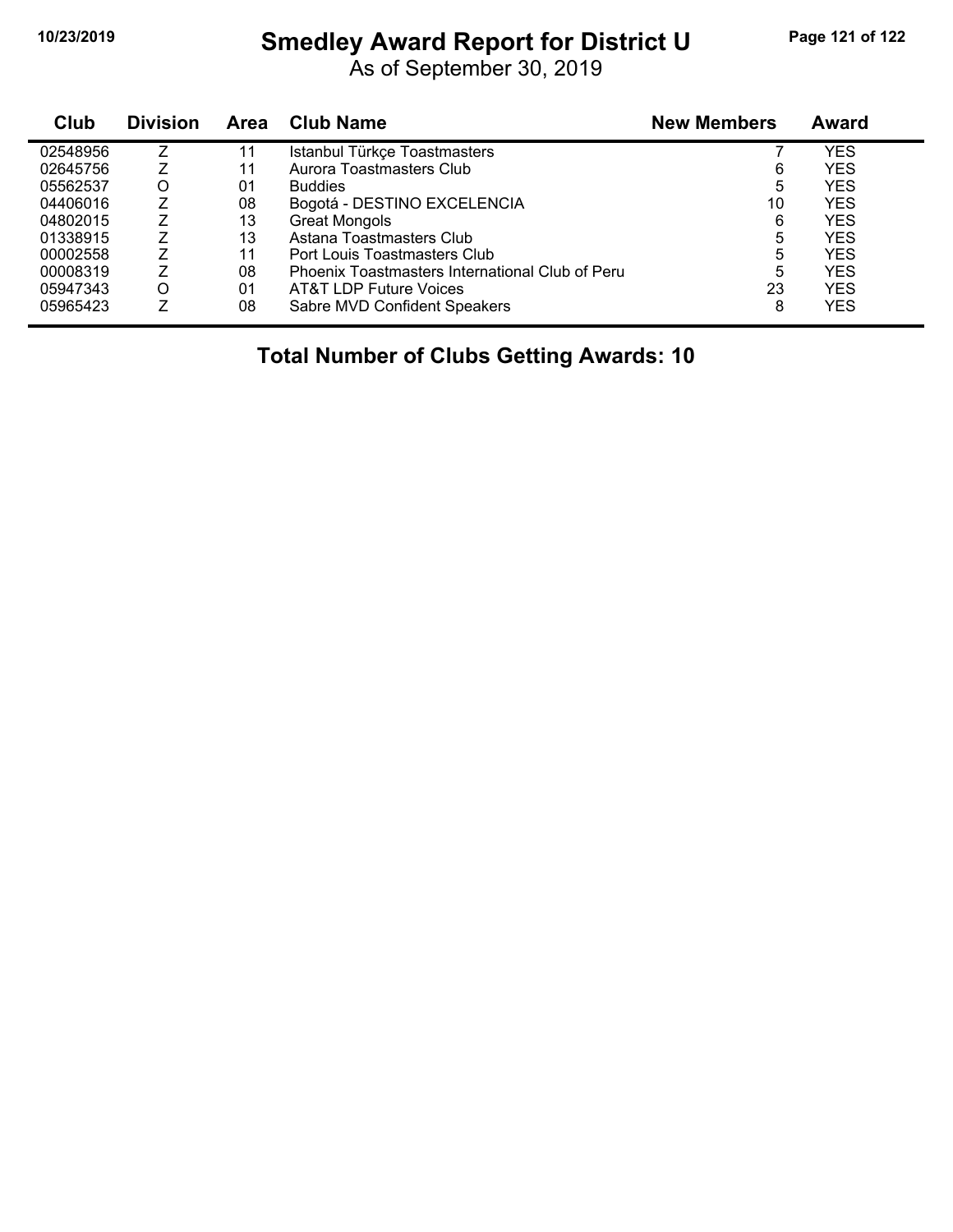# Smedley Award Report for District U

As of September 30, 2019

| Club | Division | Area | Club Name | New Members | Award |
|---|---|---|---|---|---|
| 02548956 | Z | 11 | Istanbul Türkçe Toastmasters | 7 | YES |
| 02645756 | Z | 11 | Aurora Toastmasters Club | 6 | YES |
| 05562537 | O | 01 | Buddies | 5 | YES |
| 04406016 | Z | 08 | Bogotá - DESTINO EXCELENCIA | 10 | YES |
| 04802015 | Z | 13 | Great Mongols | 6 | YES |
| 01338915 | Z | 13 | Astana Toastmasters Club | 5 | YES |
| 00002558 | Z | 11 | Port Louis Toastmasters Club | 5 | YES |
| 00008319 | Z | 08 | Phoenix Toastmasters International Club of Peru | 5 | YES |
| 05947343 | O | 01 | AT&T LDP Future Voices | 23 | YES |
| 05965423 | Z | 08 | Sabre MVD Confident Speakers | 8 | YES |

## Total Number of Clubs Getting Awards: 10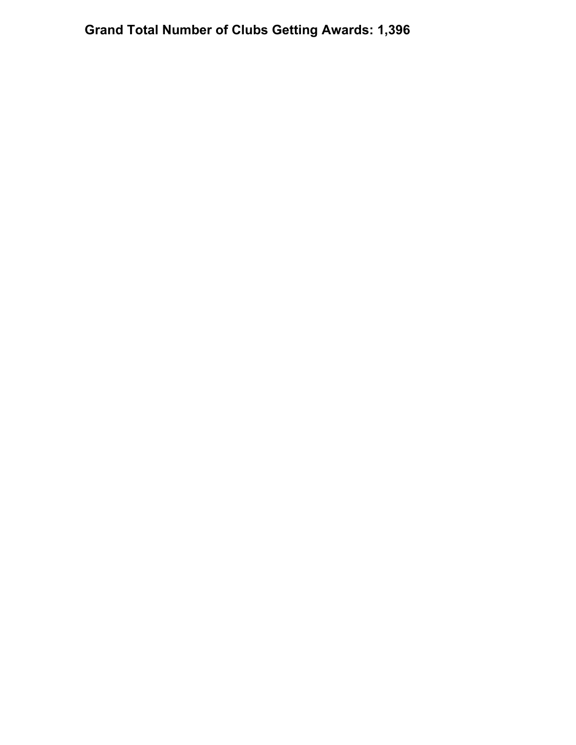**Grand Total Number of Clubs Getting Awards: 1,396**